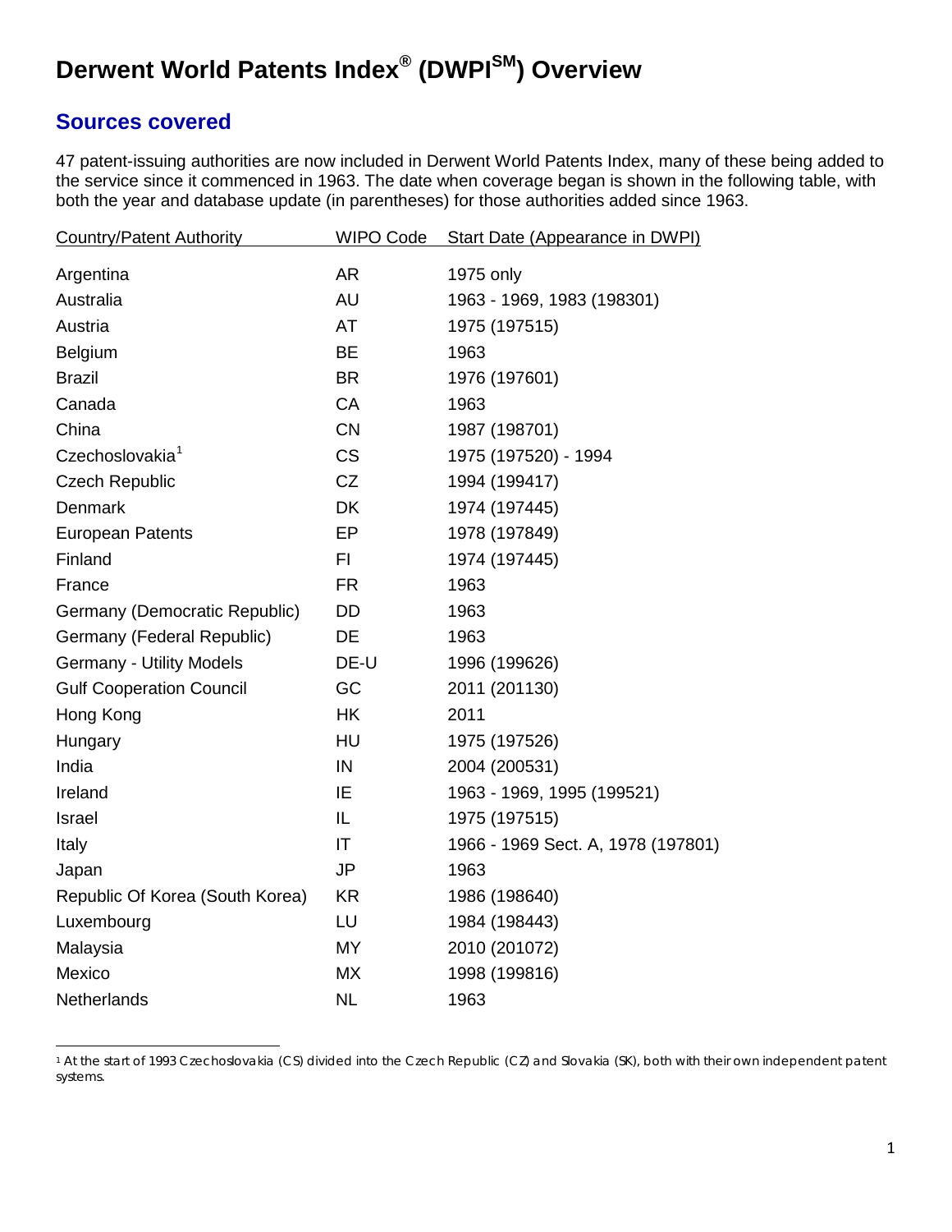# Derwent World Patents Index® (DWPI℠) Overview

## Sources covered

47 patent-issuing authorities are now included in Derwent World Patents Index, many of these being added to the service since it commenced in 1963. The date when coverage began is shown in the following table, with both the year and database update (in parentheses) for those authorities added since 1963.

| Country/Patent Authority | WIPO Code | Start Date (Appearance in DWPI) |
| --- | --- | --- |
| Argentina | AR | 1975 only |
| Australia | AU | 1963 - 1969, 1983 (198301) |
| Austria | AT | 1975 (197515) |
| Belgium | BE | 1963 |
| Brazil | BR | 1976 (197601) |
| Canada | CA | 1963 |
| China | CN | 1987 (198701) |
| Czechoslovakia[1] | CS | 1975 (197520) - 1994 |
| Czech Republic | CZ | 1994 (199417) |
| Denmark | DK | 1974 (197445) |
| European Patents | EP | 1978 (197849) |
| Finland | FI | 1974 (197445) |
| France | FR | 1963 |
| Germany (Democratic Republic) | DD | 1963 |
| Germany (Federal Republic) | DE | 1963 |
| Germany - Utility Models | DE-U | 1996 (199626) |
| Gulf Cooperation Council | GC | 2011 (201130) |
| Hong Kong | HK | 2011 |
| Hungary | HU | 1975 (197526) |
| India | IN | 2004 (200531) |
| Ireland | IE | 1963 - 1969, 1995 (199521) |
| Israel | IL | 1975 (197515) |
| Italy | IT | 1966 - 1969 Sect. A, 1978 (197801) |
| Japan | JP | 1963 |
| Republic Of Korea (South Korea) | KR | 1986 (198640) |
| Luxembourg | LU | 1984 (198443) |
| Malaysia | MY | 2010 (201072) |
| Mexico | MX | 1998 (199816) |
| Netherlands | NL | 1963 |

[1] At the start of 1993 Czechoslovakia (CS) divided into the Czech Republic (CZ) and Slovakia (SK), both with their own independent patent systems.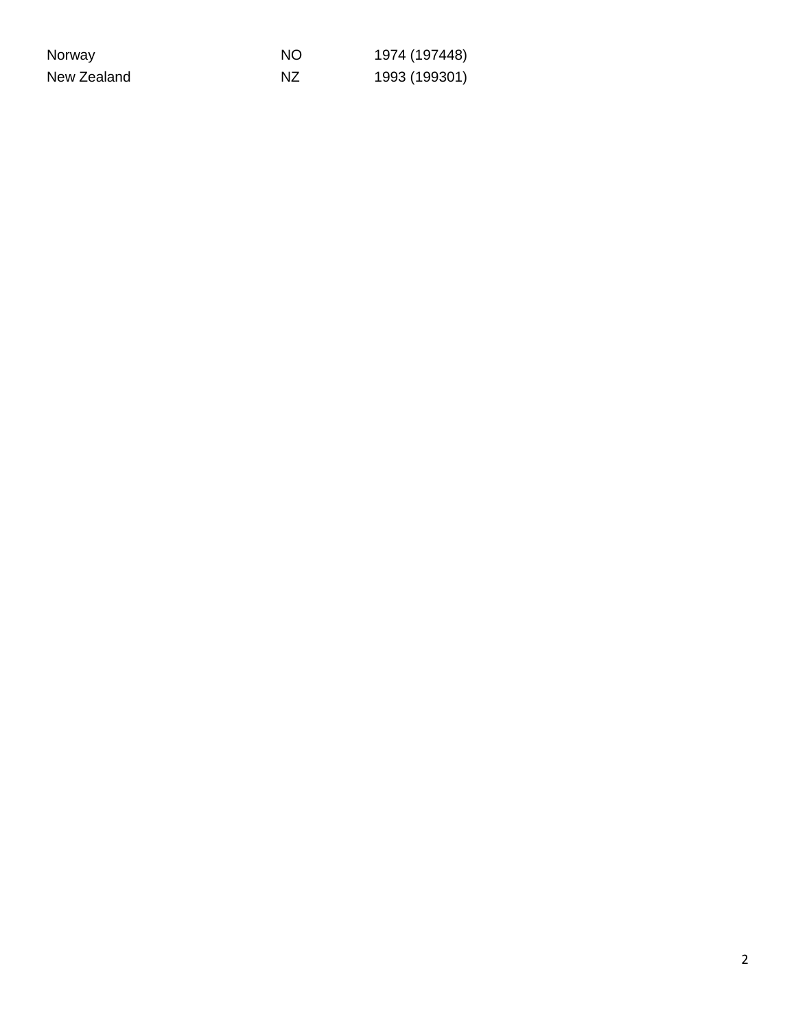| | | |
|---|---|---|
| Norway | NO | 1974 (197448) |
| New Zealand | NZ | 1993 (199301) |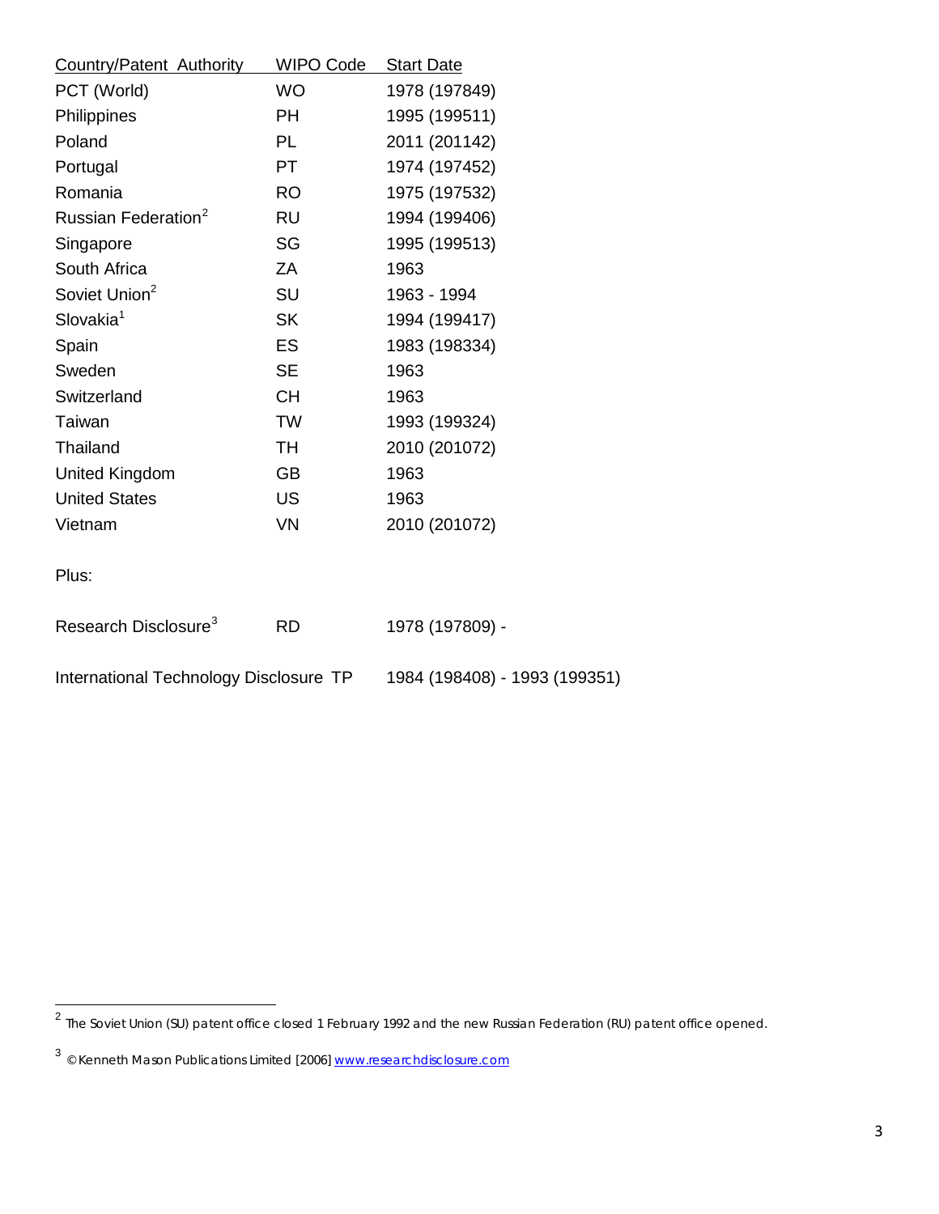| Country/Patent Authority | WIPO Code | Start Date |
|---|---|---|
| PCT (World) | WO | 1978 (197849) |
| Philippines | PH | 1995 (199511) |
| Poland | PL | 2011 (201142) |
| Portugal | PT | 1974 (197452) |
| Romania | RO | 1975 (197532) |
| Russian Federation[2] | RU | 1994 (199406) |
| Singapore | SG | 1995 (199513) |
| South Africa | ZA | 1963 |
| Soviet Union[2] | SU | 1963 - 1994 |
| Slovakia[1] | SK | 1994 (199417) |
| Spain | ES | 1983 (198334) |
| Sweden | SE | 1963 |
| Switzerland | CH | 1963 |
| Taiwan | TW | 1993 (199324) |
| Thailand | TH | 2010 (201072) |
| United Kingdom | GB | 1963 |
| United States | US | 1963 |
| Vietnam | VN | 2010 (201072) |

Plus:

| | | |
|---|---|---|
| Research Disclosure[3] | RD | 1978 (197809) - |
| International Technology Disclosure | TP | 1984 (198408) - 1993 (199351) |

---

[2] The Soviet Union (SU) patent office closed 1 February 1992 and the new Russian Federation (RU) patent office opened.

[3] © Kenneth Mason Publications Limited [2006] www.researchdisclosure.com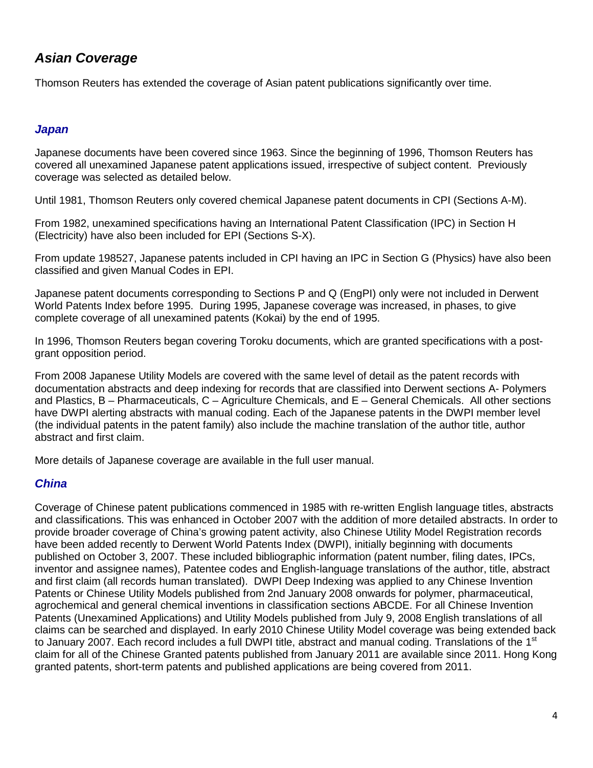## *Asian Coverage*

Thomson Reuters has extended the coverage of Asian patent publications significantly over time.

### *Japan*

Japanese documents have been covered since 1963. Since the beginning of 1996, Thomson Reuters has covered all unexamined Japanese patent applications issued, irrespective of subject content. Previously coverage was selected as detailed below.

Until 1981, Thomson Reuters only covered chemical Japanese patent documents in CPI (Sections A-M).

From 1982, unexamined specifications having an International Patent Classification (IPC) in Section H (Electricity) have also been included for EPI (Sections S-X).

From update 198527, Japanese patents included in CPI having an IPC in Section G (Physics) have also been classified and given Manual Codes in EPI.

Japanese patent documents corresponding to Sections P and Q (EngPI) only were not included in Derwent World Patents Index before 1995. During 1995, Japanese coverage was increased, in phases, to give complete coverage of all unexamined patents (Kokai) by the end of 1995.

In 1996, Thomson Reuters began covering Toroku documents, which are granted specifications with a post-grant opposition period.

From 2008 Japanese Utility Models are covered with the same level of detail as the patent records with documentation abstracts and deep indexing for records that are classified into Derwent sections A- Polymers and Plastics, B – Pharmaceuticals, C – Agriculture Chemicals, and E – General Chemicals. All other sections have DWPI alerting abstracts with manual coding. Each of the Japanese patents in the DWPI member level (the individual patents in the patent family) also include the machine translation of the author title, author abstract and first claim.

More details of Japanese coverage are available in the full user manual.

### *China*

Coverage of Chinese patent publications commenced in 1985 with re-written English language titles, abstracts and classifications. This was enhanced in October 2007 with the addition of more detailed abstracts. In order to provide broader coverage of China's growing patent activity, also Chinese Utility Model Registration records have been added recently to Derwent World Patents Index (DWPI), initially beginning with documents published on October 3, 2007. These included bibliographic information (patent number, filing dates, IPCs, inventor and assignee names), Patentee codes and English-language translations of the author, title, abstract and first claim (all records human translated). DWPI Deep Indexing was applied to any Chinese Invention Patents or Chinese Utility Models published from 2nd January 2008 onwards for polymer, pharmaceutical, agrochemical and general chemical inventions in classification sections ABCDE. For all Chinese Invention Patents (Unexamined Applications) and Utility Models published from July 9, 2008 English translations of all claims can be searched and displayed. In early 2010 Chinese Utility Model coverage was being extended back to January 2007. Each record includes a full DWPI title, abstract and manual coding. Translations of the 1st claim for all of the Chinese Granted patents published from January 2011 are available since 2011. Hong Kong granted patents, short-term patents and published applications are being covered from 2011.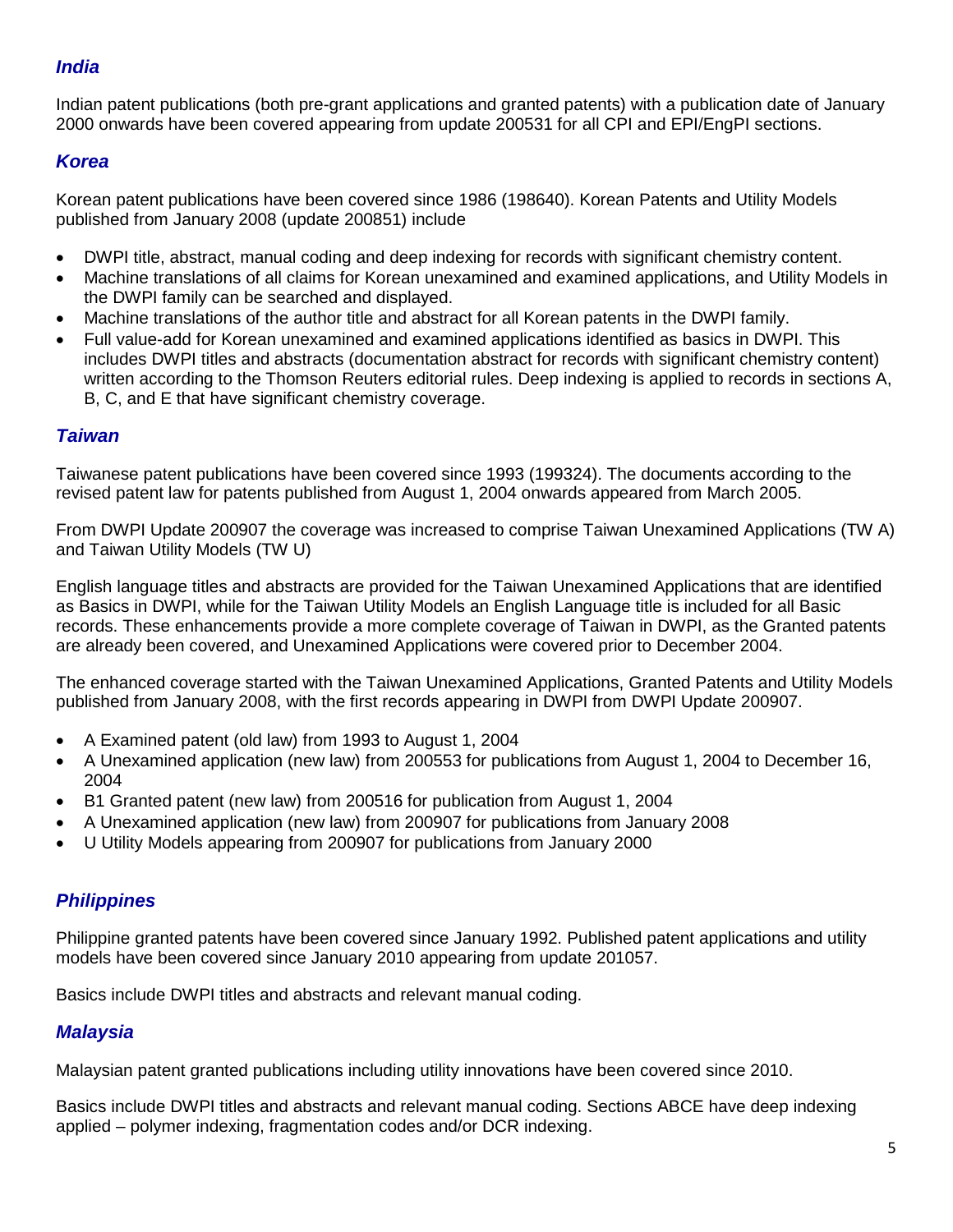## *India*

Indian patent publications (both pre-grant applications and granted patents) with a publication date of January 2000 onwards have been covered appearing from update 200531 for all CPI and EPI/EngPI sections.

## *Korea*

Korean patent publications have been covered since 1986 (198640). Korean Patents and Utility Models published from January 2008 (update 200851) include

- DWPI title, abstract, manual coding and deep indexing for records with significant chemistry content.
- Machine translations of all claims for Korean unexamined and examined applications, and Utility Models in the DWPI family can be searched and displayed.
- Machine translations of the author title and abstract for all Korean patents in the DWPI family.
- Full value-add for Korean unexamined and examined applications identified as basics in DWPI. This includes DWPI titles and abstracts (documentation abstract for records with significant chemistry content) written according to the Thomson Reuters editorial rules. Deep indexing is applied to records in sections A, B, C, and E that have significant chemistry coverage.

## *Taiwan*

Taiwanese patent publications have been covered since 1993 (199324). The documents according to the revised patent law for patents published from August 1, 2004 onwards appeared from March 2005.

From DWPI Update 200907 the coverage was increased to comprise Taiwan Unexamined Applications (TW A) and Taiwan Utility Models (TW U)

English language titles and abstracts are provided for the Taiwan Unexamined Applications that are identified as Basics in DWPI, while for the Taiwan Utility Models an English Language title is included for all Basic records. These enhancements provide a more complete coverage of Taiwan in DWPI, as the Granted patents are already been covered, and Unexamined Applications were covered prior to December 2004.

The enhanced coverage started with the Taiwan Unexamined Applications, Granted Patents and Utility Models published from January 2008, with the first records appearing in DWPI from DWPI Update 200907.

- A Examined patent (old law) from 1993 to August 1, 2004
- A Unexamined application (new law) from 200553 for publications from August 1, 2004 to December 16, 2004
- B1 Granted patent (new law) from 200516 for publication from August 1, 2004
- A Unexamined application (new law) from 200907 for publications from January 2008
- U Utility Models appearing from 200907 for publications from January 2000

## *Philippines*

Philippine granted patents have been covered since January 1992. Published patent applications and utility models have been covered since January 2010 appearing from update 201057.

Basics include DWPI titles and abstracts and relevant manual coding.

## *Malaysia*

Malaysian patent granted publications including utility innovations have been covered since 2010.

Basics include DWPI titles and abstracts and relevant manual coding. Sections ABCE have deep indexing applied – polymer indexing, fragmentation codes and/or DCR indexing.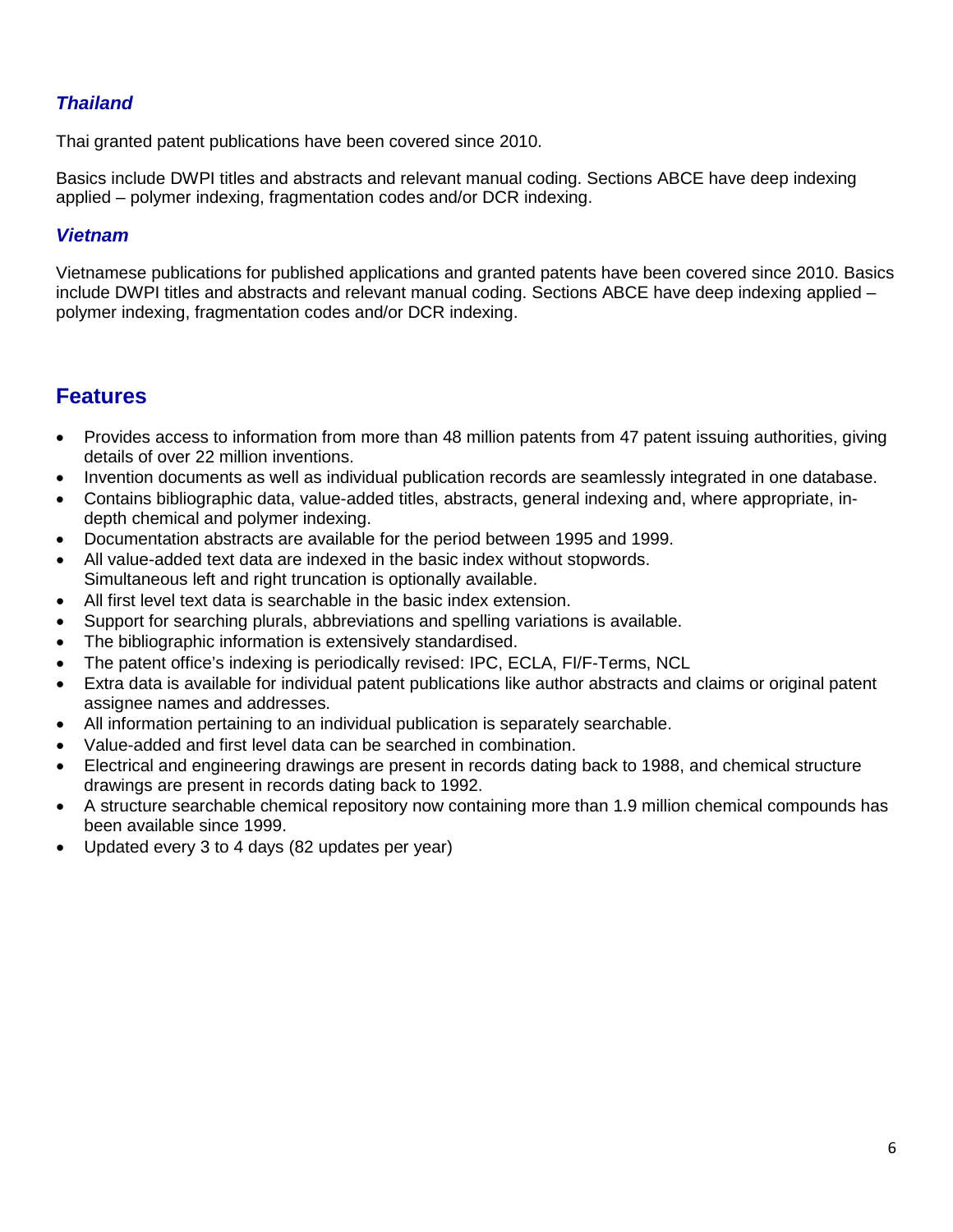### *Thailand*

Thai granted patent publications have been covered since 2010.

Basics include DWPI titles and abstracts and relevant manual coding. Sections ABCE have deep indexing applied – polymer indexing, fragmentation codes and/or DCR indexing.

### *Vietnam*

Vietnamese publications for published applications and granted patents have been covered since 2010. Basics include DWPI titles and abstracts and relevant manual coding. Sections ABCE have deep indexing applied – polymer indexing, fragmentation codes and/or DCR indexing.

## Features

- Provides access to information from more than 48 million patents from 47 patent issuing authorities, giving details of over 22 million inventions.
- Invention documents as well as individual publication records are seamlessly integrated in one database.
- Contains bibliographic data, value-added titles, abstracts, general indexing and, where appropriate, in-depth chemical and polymer indexing.
- Documentation abstracts are available for the period between 1995 and 1999.
- All value-added text data are indexed in the basic index without stopwords.
  Simultaneous left and right truncation is optionally available.
- All first level text data is searchable in the basic index extension.
- Support for searching plurals, abbreviations and spelling variations is available.
- The bibliographic information is extensively standardised.
- The patent office's indexing is periodically revised: IPC, ECLA, FI/F-Terms, NCL
- Extra data is available for individual patent publications like author abstracts and claims or original patent assignee names and addresses.
- All information pertaining to an individual publication is separately searchable.
- Value-added and first level data can be searched in combination.
- Electrical and engineering drawings are present in records dating back to 1988, and chemical structure drawings are present in records dating back to 1992.
- A structure searchable chemical repository now containing more than 1.9 million chemical compounds has been available since 1999.
- Updated every 3 to 4 days (82 updates per year)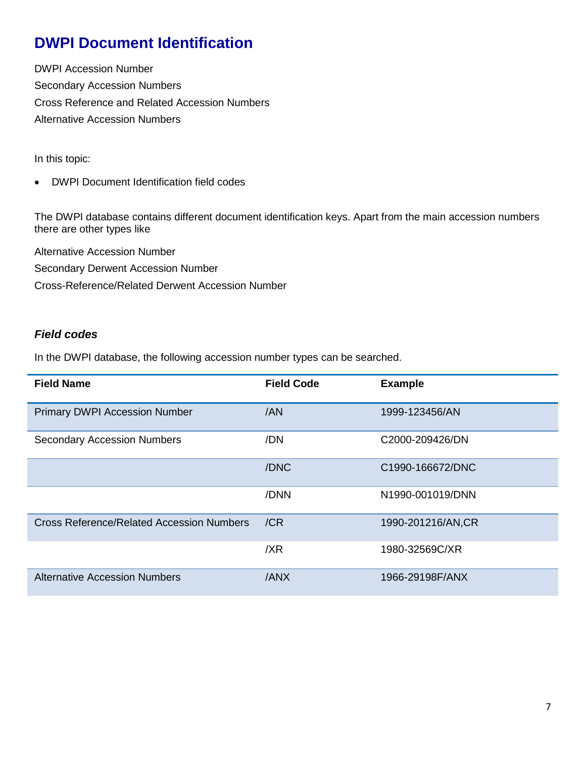# DWPI Document Identification

DWPI Accession Number

Secondary Accession Numbers

Cross Reference and Related Accession Numbers

Alternative Accession Numbers

In this topic:

- DWPI Document Identification field codes

The DWPI database contains different document identification keys. Apart from the main accession numbers there are other types like

Alternative Accession Number

Secondary Derwent Accession Number

Cross-Reference/Related Derwent Accession Number

### *Field codes*

In the DWPI database, the following accession number types can be searched.

| Field Name | Field Code | Example |
|---|---|---|
| Primary DWPI Accession Number | /AN | 1999-123456/AN |
| Secondary Accession Numbers | /DN | C2000-209426/DN |
| | /DNC | C1990-166672/DNC |
| | /DNN | N1990-001019/DNN |
| Cross Reference/Related Accession Numbers | /CR | 1990-201216/AN,CR |
| | /XR | 1980-32569C/XR |
| Alternative Accession Numbers | /ANX | 1966-29198F/ANX |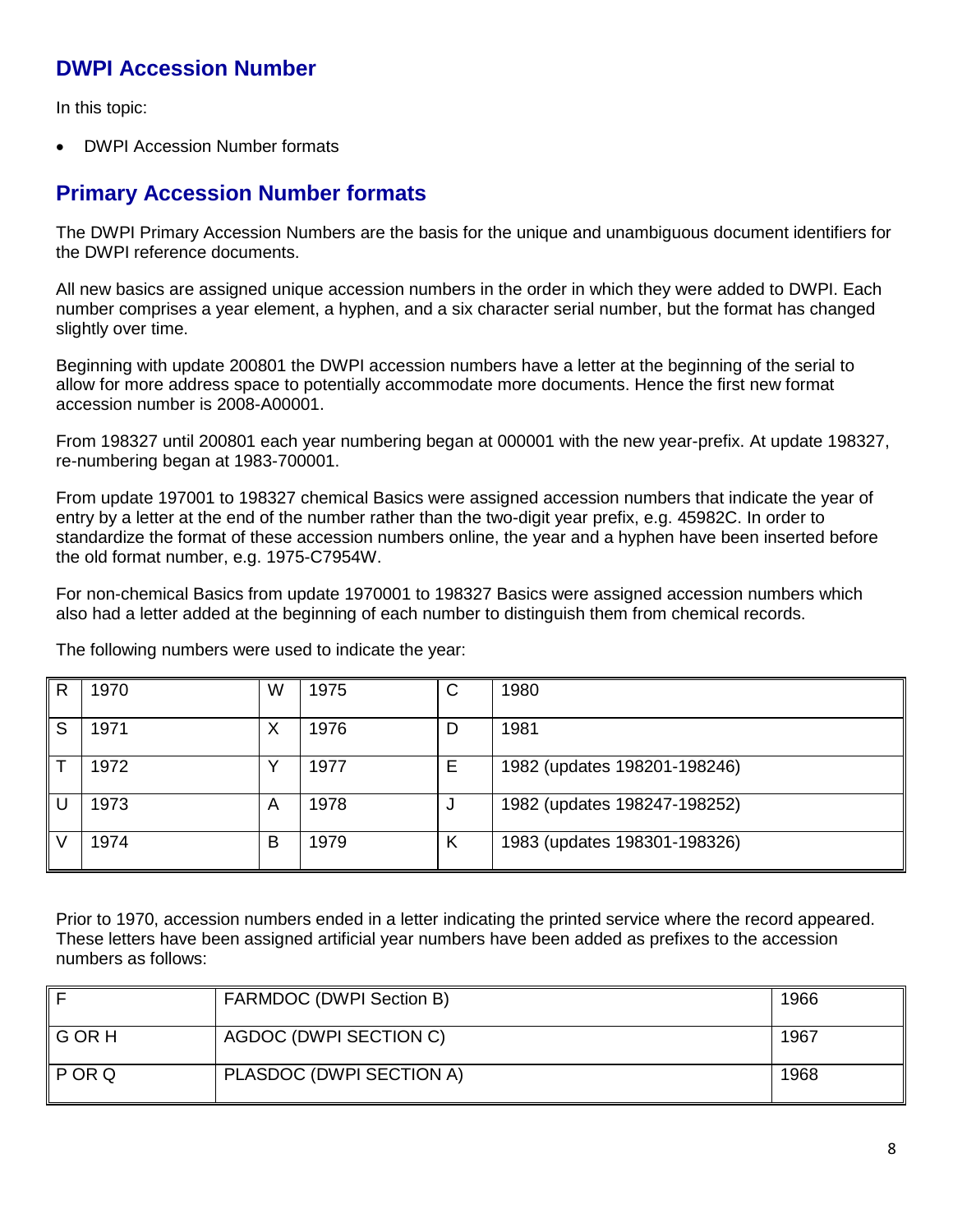## DWPI Accession Number

In this topic:

- DWPI Accession Number formats

## Primary Accession Number formats

The DWPI Primary Accession Numbers are the basis for the unique and unambiguous document identifiers for the DWPI reference documents.

All new basics are assigned unique accession numbers in the order in which they were added to DWPI. Each number comprises a year element, a hyphen, and a six character serial number, but the format has changed slightly over time.

Beginning with update 200801 the DWPI accession numbers have a letter at the beginning of the serial to allow for more address space to potentially accommodate more documents. Hence the first new format accession number is 2008-A00001.

From 198327 until 200801 each year numbering began at 000001 with the new year-prefix. At update 198327, re-numbering began at 1983-700001.

From update 197001 to 198327 chemical Basics were assigned accession numbers that indicate the year of entry by a letter at the end of the number rather than the two-digit year prefix, e.g. 45982C. In order to standardize the format of these accession numbers online, the year and a hyphen have been inserted before the old format number, e.g. 1975-C7954W.

For non-chemical Basics from update 1970001 to 198327 Basics were assigned accession numbers which also had a letter added at the beginning of each number to distinguish them from chemical records.

The following numbers were used to indicate the year:

| | | | | | |
|---|---|---|---|---|---|
| R | 1970 | W | 1975 | C | 1980 |
| S | 1971 | X | 1976 | D | 1981 |
| T | 1972 | Y | 1977 | E | 1982 (updates 198201-198246) |
| U | 1973 | A | 1978 | J | 1982 (updates 198247-198252) |
| V | 1974 | B | 1979 | K | 1983 (updates 198301-198326) |

Prior to 1970, accession numbers ended in a letter indicating the printed service where the record appeared. These letters have been assigned artificial year numbers have been added as prefixes to the accession numbers as follows:

| | | |
|---|---|---|
| F | FARMDOC (DWPI Section B) | 1966 |
| G OR H | AGDOC (DWPI SECTION C) | 1967 |
| P OR Q | PLASDOC (DWPI SECTION A) | 1968 |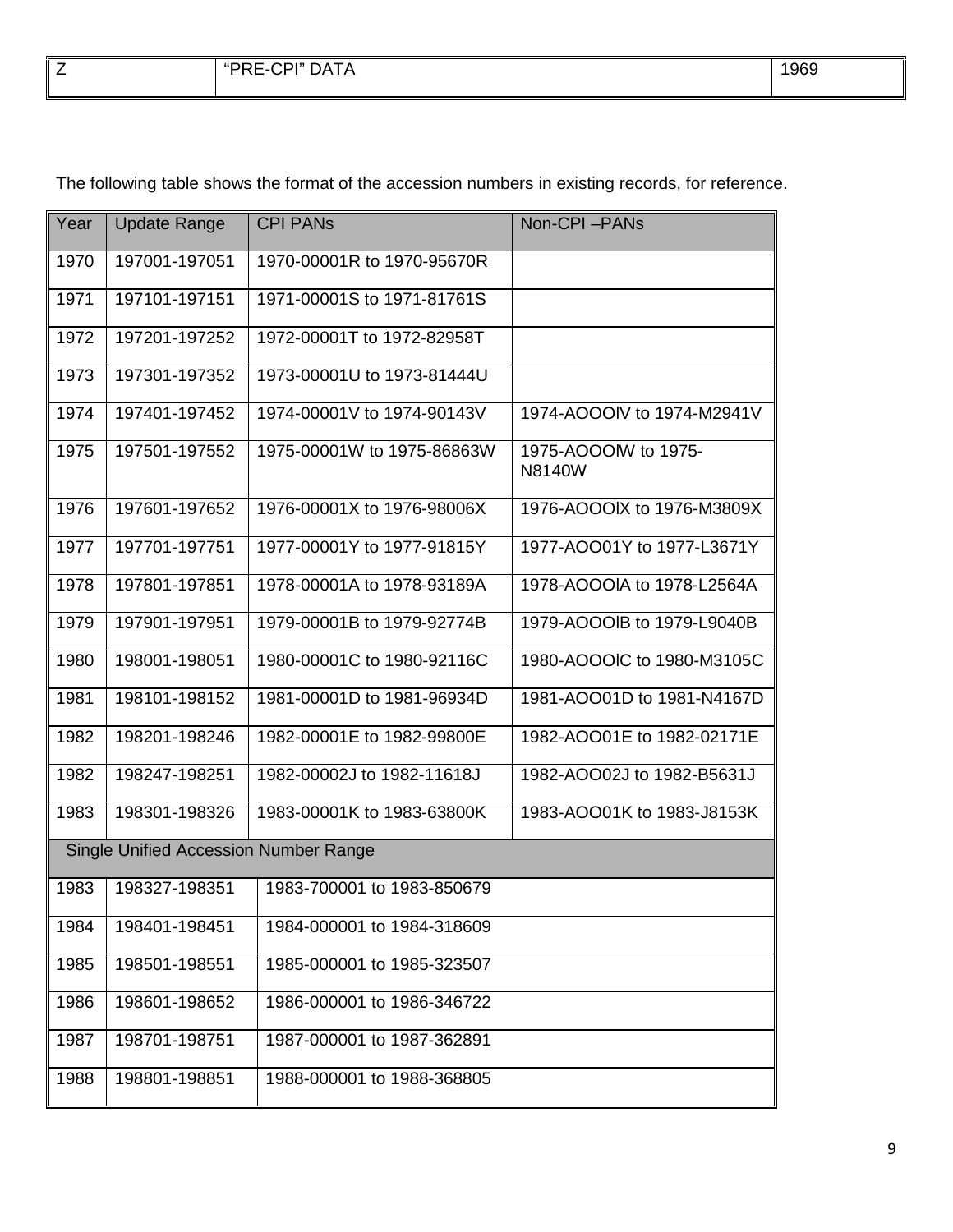| Z | "PRE-CPI" DATA | 1969 |
|---|---|---|

The following table shows the format of the accession numbers in existing records, for reference.

| Year | Update Range | CPI PANs | Non-CPI –PANs |
|---|---|---|---|
| 1970 | 197001-197051 | 1970-00001R to 1970-95670R | |
| 1971 | 197101-197151 | 1971-00001S to 1971-81761S | |
| 1972 | 197201-197252 | 1972-00001T to 1972-82958T | |
| 1973 | 197301-197352 | 1973-00001U to 1973-81444U | |
| 1974 | 197401-197452 | 1974-00001V to 1974-90143V | 1974-AOOOlV to 1974-M2941V |
| 1975 | 197501-197552 | 1975-00001W to 1975-86863W | 1975-AOOOlW to 1975-N8140W |
| 1976 | 197601-197652 | 1976-00001X to 1976-98006X | 1976-AOOOlX to 1976-M3809X |
| 1977 | 197701-197751 | 1977-00001Y to 1977-91815Y | 1977-AOO01Y to 1977-L3671Y |
| 1978 | 197801-197851 | 1978-00001A to 1978-93189A | 1978-AOOOlA to 1978-L2564A |
| 1979 | 197901-197951 | 1979-00001B to 1979-92774B | 1979-AOOOlB to 1979-L9040B |
| 1980 | 198001-198051 | 1980-00001C to 1980-92116C | 1980-AOOOlC to 1980-M3105C |
| 1981 | 198101-198152 | 1981-00001D to 1981-96934D | 1981-AOO01D to 1981-N4167D |
| 1982 | 198201-198246 | 1982-00001E to 1982-99800E | 1982-AOO01E to 1982-02171E |
| 1982 | 198247-198251 | 1982-00002J to 1982-11618J | 1982-AOO02J to 1982-B5631J |
| 1983 | 198301-198326 | 1983-00001K to 1983-63800K | 1983-AOO01K to 1983-J8153K |
| Single Unified Accession Number Range | | | |
| 1983 | 198327-198351 | 1983-700001 to 1983-850679 | |
| 1984 | 198401-198451 | 1984-000001 to 1984-318609 | |
| 1985 | 198501-198551 | 1985-000001 to 1985-323507 | |
| 1986 | 198601-198652 | 1986-000001 to 1986-346722 | |
| 1987 | 198701-198751 | 1987-000001 to 1987-362891 | |
| 1988 | 198801-198851 | 1988-000001 to 1988-368805 | |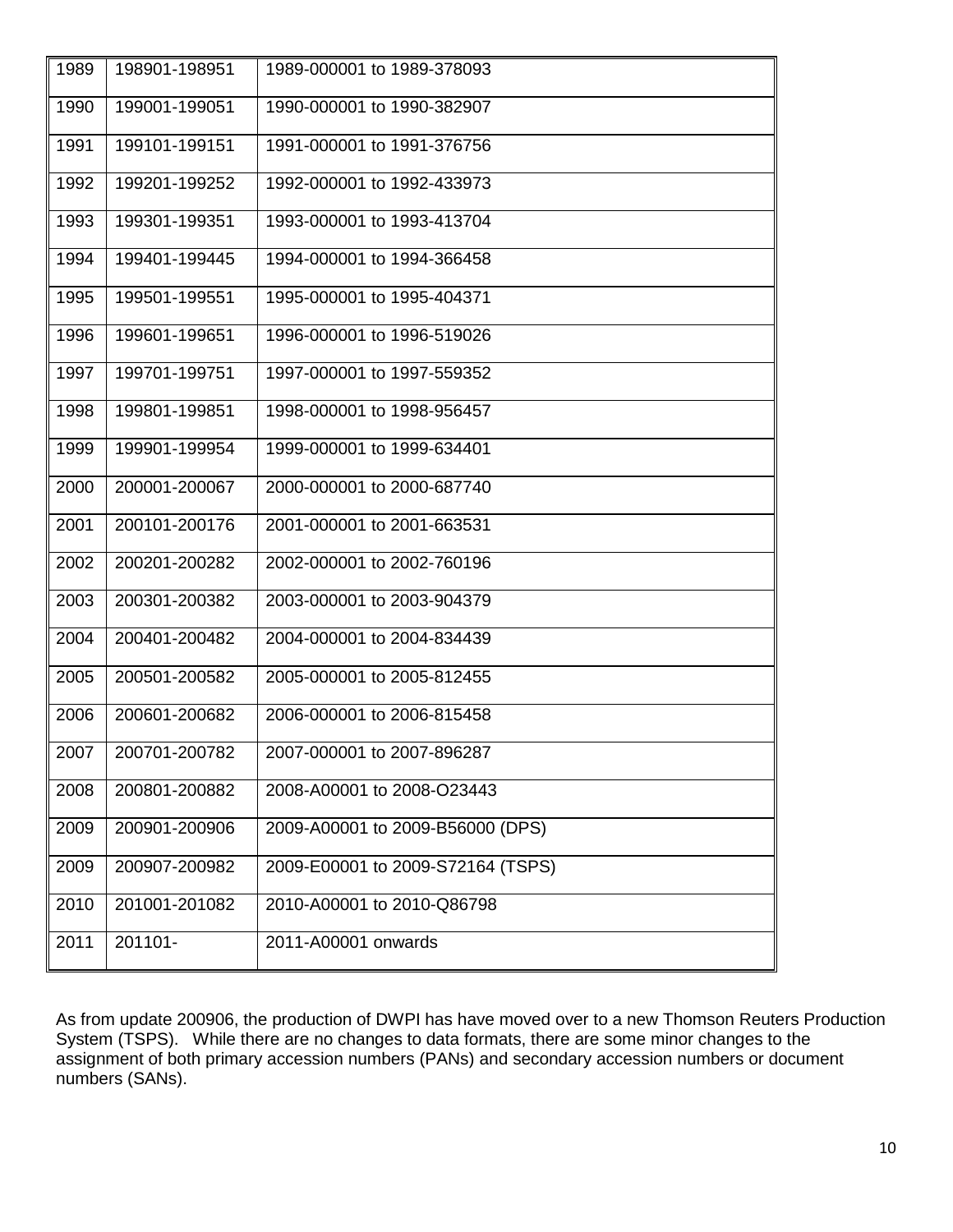| 1989 | 198901-198951 | 1989-000001 to 1989-378093 |
|---|---|---|
| 1990 | 199001-199051 | 1990-000001 to 1990-382907 |
| 1991 | 199101-199151 | 1991-000001 to 1991-376756 |
| 1992 | 199201-199252 | 1992-000001 to 1992-433973 |
| 1993 | 199301-199351 | 1993-000001 to 1993-413704 |
| 1994 | 199401-199445 | 1994-000001 to 1994-366458 |
| 1995 | 199501-199551 | 1995-000001 to 1995-404371 |
| 1996 | 199601-199651 | 1996-000001 to 1996-519026 |
| 1997 | 199701-199751 | 1997-000001 to 1997-559352 |
| 1998 | 199801-199851 | 1998-000001 to 1998-956457 |
| 1999 | 199901-199954 | 1999-000001 to 1999-634401 |
| 2000 | 200001-200067 | 2000-000001 to 2000-687740 |
| 2001 | 200101-200176 | 2001-000001 to 2001-663531 |
| 2002 | 200201-200282 | 2002-000001 to 2002-760196 |
| 2003 | 200301-200382 | 2003-000001 to 2003-904379 |
| 2004 | 200401-200482 | 2004-000001 to 2004-834439 |
| 2005 | 200501-200582 | 2005-000001 to 2005-812455 |
| 2006 | 200601-200682 | 2006-000001 to 2006-815458 |
| 2007 | 200701-200782 | 2007-000001 to 2007-896287 |
| 2008 | 200801-200882 | 2008-A00001 to 2008-O23443 |
| 2009 | 200901-200906 | 2009-A00001 to 2009-B56000 (DPS) |
| 2009 | 200907-200982 | 2009-E00001 to 2009-S72164 (TSPS) |
| 2010 | 201001-201082 | 2010-A00001 to 2010-Q86798 |
| 2011 | 201101- | 2011-A00001 onwards |

As from update 200906, the production of DWPI has have moved over to a new Thomson Reuters Production System (TSPS). While there are no changes to data formats, there are some minor changes to the assignment of both primary accession numbers (PANs) and secondary accession numbers or document numbers (SANs).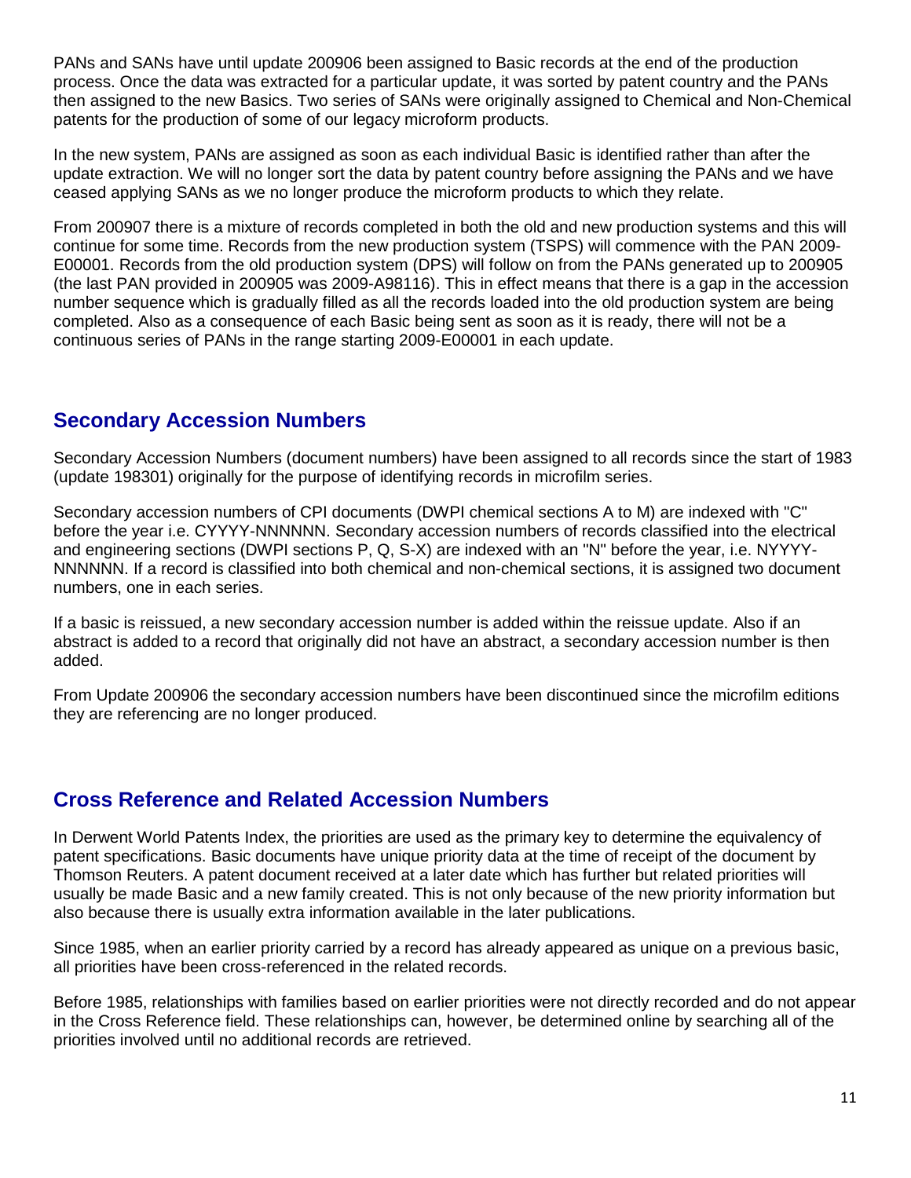PANs and SANs have until update 200906 been assigned to Basic records at the end of the production process. Once the data was extracted for a particular update, it was sorted by patent country and the PANs then assigned to the new Basics. Two series of SANs were originally assigned to Chemical and Non-Chemical patents for the production of some of our legacy microform products.

In the new system, PANs are assigned as soon as each individual Basic is identified rather than after the update extraction. We will no longer sort the data by patent country before assigning the PANs and we have ceased applying SANs as we no longer produce the microform products to which they relate.

From 200907 there is a mixture of records completed in both the old and new production systems and this will continue for some time. Records from the new production system (TSPS) will commence with the PAN 2009-E00001. Records from the old production system (DPS) will follow on from the PANs generated up to 200905 (the last PAN provided in 200905 was 2009-A98116). This in effect means that there is a gap in the accession number sequence which is gradually filled as all the records loaded into the old production system are being completed. Also as a consequence of each Basic being sent as soon as it is ready, there will not be a continuous series of PANs in the range starting 2009-E00001 in each update.

## Secondary Accession Numbers

Secondary Accession Numbers (document numbers) have been assigned to all records since the start of 1983 (update 198301) originally for the purpose of identifying records in microfilm series.

Secondary accession numbers of CPI documents (DWPI chemical sections A to M) are indexed with "C" before the year i.e. CYYYY-NNNNNN. Secondary accession numbers of records classified into the electrical and engineering sections (DWPI sections P, Q, S-X) are indexed with an "N" before the year, i.e. NYYYY-NNNNNN. If a record is classified into both chemical and non-chemical sections, it is assigned two document numbers, one in each series.

If a basic is reissued, a new secondary accession number is added within the reissue update. Also if an abstract is added to a record that originally did not have an abstract, a secondary accession number is then added.

From Update 200906 the secondary accession numbers have been discontinued since the microfilm editions they are referencing are no longer produced.

## Cross Reference and Related Accession Numbers

In Derwent World Patents Index, the priorities are used as the primary key to determine the equivalency of patent specifications. Basic documents have unique priority data at the time of receipt of the document by Thomson Reuters. A patent document received at a later date which has further but related priorities will usually be made Basic and a new family created. This is not only because of the new priority information but also because there is usually extra information available in the later publications.

Since 1985, when an earlier priority carried by a record has already appeared as unique on a previous basic, all priorities have been cross-referenced in the related records.

Before 1985, relationships with families based on earlier priorities were not directly recorded and do not appear in the Cross Reference field. These relationships can, however, be determined online by searching all of the priorities involved until no additional records are retrieved.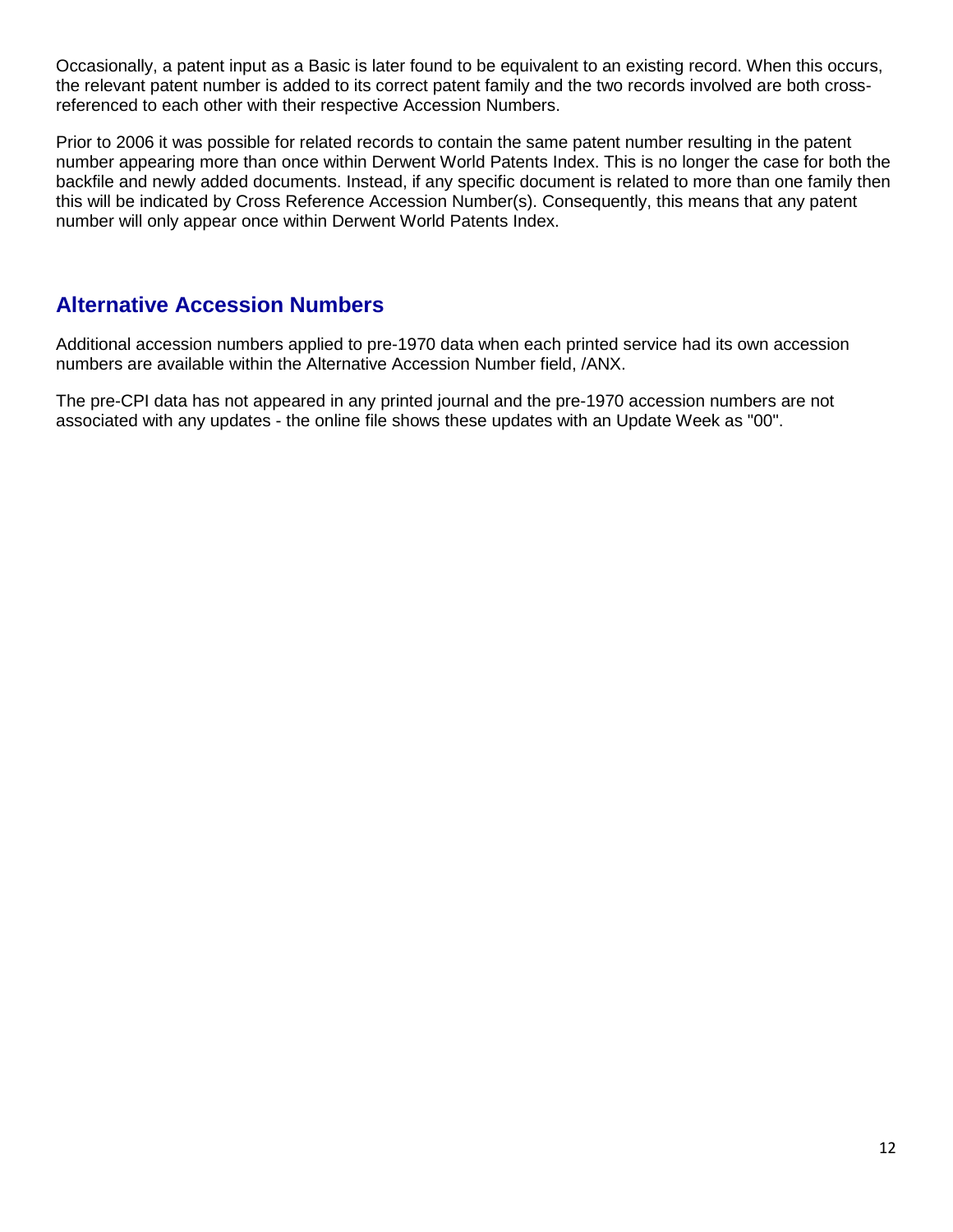Occasionally, a patent input as a Basic is later found to be equivalent to an existing record. When this occurs, the relevant patent number is added to its correct patent family and the two records involved are both cross-referenced to each other with their respective Accession Numbers.

Prior to 2006 it was possible for related records to contain the same patent number resulting in the patent number appearing more than once within Derwent World Patents Index. This is no longer the case for both the backfile and newly added documents. Instead, if any specific document is related to more than one family then this will be indicated by Cross Reference Accession Number(s). Consequently, this means that any patent number will only appear once within Derwent World Patents Index.

## Alternative Accession Numbers

Additional accession numbers applied to pre-1970 data when each printed service had its own accession numbers are available within the Alternative Accession Number field, /ANX.

The pre-CPI data has not appeared in any printed journal and the pre-1970 accession numbers are not associated with any updates - the online file shows these updates with an Update Week as "00".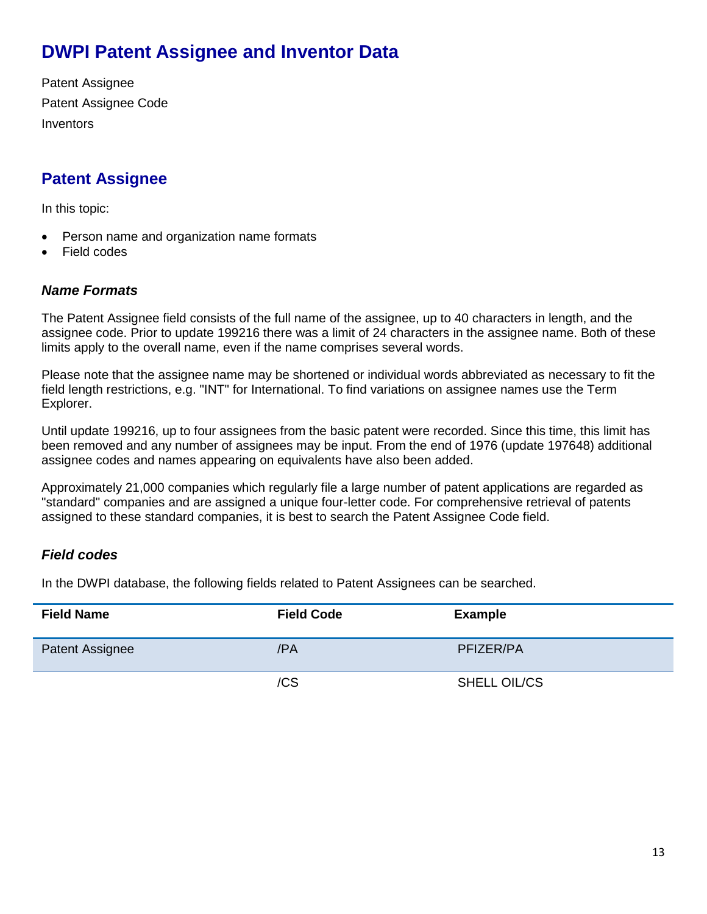# DWPI Patent Assignee and Inventor Data

Patent Assignee

Patent Assignee Code

Inventors

## Patent Assignee

In this topic:

- Person name and organization name formats
- Field codes

### *Name Formats*

The Patent Assignee field consists of the full name of the assignee, up to 40 characters in length, and the assignee code. Prior to update 199216 there was a limit of 24 characters in the assignee name. Both of these limits apply to the overall name, even if the name comprises several words.

Please note that the assignee name may be shortened or individual words abbreviated as necessary to fit the field length restrictions, e.g. "INT" for International. To find variations on assignee names use the Term Explorer.

Until update 199216, up to four assignees from the basic patent were recorded. Since this time, this limit has been removed and any number of assignees may be input. From the end of 1976 (update 197648) additional assignee codes and names appearing on equivalents have also been added.

Approximately 21,000 companies which regularly file a large number of patent applications are regarded as "standard" companies and are assigned a unique four-letter code. For comprehensive retrieval of patents assigned to these standard companies, it is best to search the Patent Assignee Code field.

### *Field codes*

In the DWPI database, the following fields related to Patent Assignees can be searched.

| Field Name | Field Code | Example |
|---|---|---|
| Patent Assignee | /PA | PFIZER/PA |
| | /CS | SHELL OIL/CS |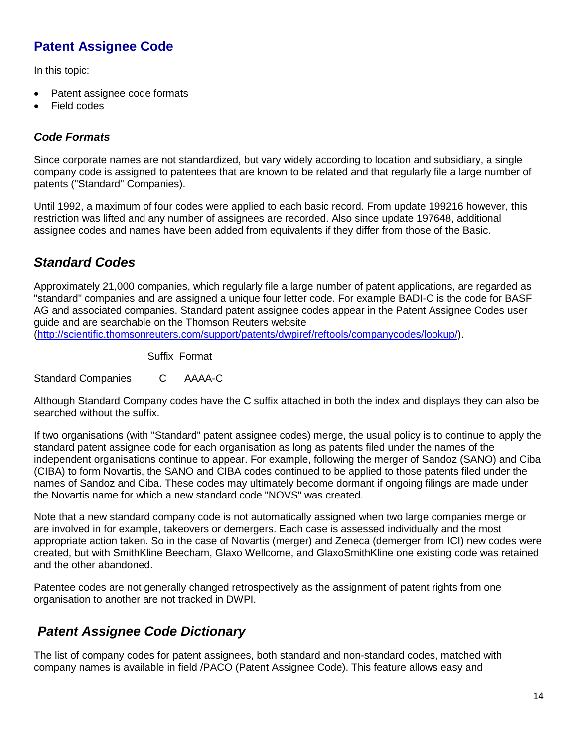## Patent Assignee Code

In this topic:

- Patent assignee code formats
- Field codes

### *Code Formats*

Since corporate names are not standardized, but vary widely according to location and subsidiary, a single company code is assigned to patentees that are known to be related and that regularly file a large number of patents ("Standard" Companies).

Until 1992, a maximum of four codes were applied to each basic record. From update 199216 however, this restriction was lifted and any number of assignees are recorded. Also since update 197648, additional assignee codes and names have been added from equivalents if they differ from those of the Basic.

## *Standard Codes*

Approximately 21,000 companies, which regularly file a large number of patent applications, are regarded as "standard" companies and are assigned a unique four letter code. For example BADI-C is the code for BASF AG and associated companies. Standard patent assignee codes appear in the Patent Assignee Codes user guide and are searchable on the Thomson Reuters website (http://scientific.thomsonreuters.com/support/patents/dwpiref/reftools/companycodes/lookup/).

| | Suffix | Format |
|---|---|---|
| Standard Companies | C | AAAA-C |

Although Standard Company codes have the C suffix attached in both the index and displays they can also be searched without the suffix.

If two organisations (with "Standard" patent assignee codes) merge, the usual policy is to continue to apply the standard patent assignee code for each organisation as long as patents filed under the names of the independent organisations continue to appear. For example, following the merger of Sandoz (SANO) and Ciba (CIBA) to form Novartis, the SANO and CIBA codes continued to be applied to those patents filed under the names of Sandoz and Ciba. These codes may ultimately become dormant if ongoing filings are made under the Novartis name for which a new standard code "NOVS" was created.

Note that a new standard company code is not automatically assigned when two large companies merge or are involved in for example, takeovers or demergers. Each case is assessed individually and the most appropriate action taken. So in the case of Novartis (merger) and Zeneca (demerger from ICI) new codes were created, but with SmithKline Beecham, Glaxo Wellcome, and GlaxoSmithKline one existing code was retained and the other abandoned.

Patentee codes are not generally changed retrospectively as the assignment of patent rights from one organisation to another are not tracked in DWPI.

## *Patent Assignee Code Dictionary*

The list of company codes for patent assignees, both standard and non-standard codes, matched with company names is available in field /PACO (Patent Assignee Code). This feature allows easy and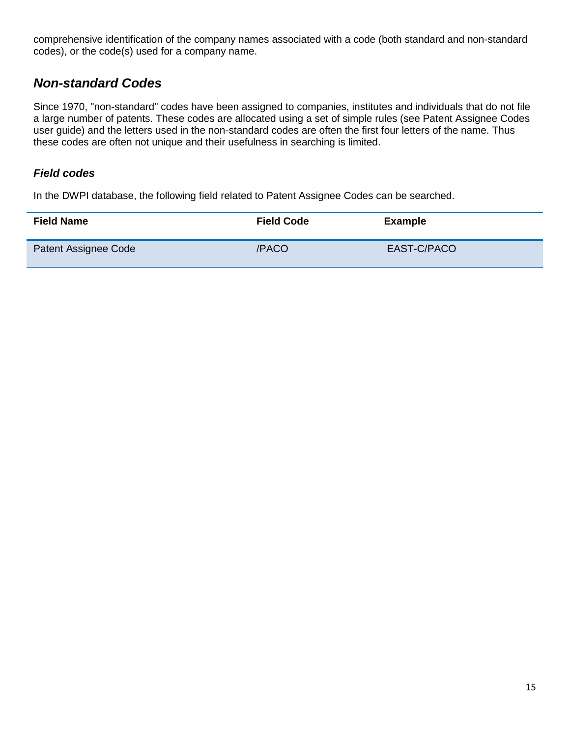comprehensive identification of the company names associated with a code (both standard and non-standard codes), or the code(s) used for a company name.

## *Non-standard Codes*

Since 1970, "non-standard" codes have been assigned to companies, institutes and individuals that do not file a large number of patents. These codes are allocated using a set of simple rules (see Patent Assignee Codes user guide) and the letters used in the non-standard codes are often the first four letters of the name. Thus these codes are often not unique and their usefulness in searching is limited.

### *Field codes*

In the DWPI database, the following field related to Patent Assignee Codes can be searched.

| Field Name | Field Code | Example |
|---|---|---|
| Patent Assignee Code | /PACO | EAST-C/PACO |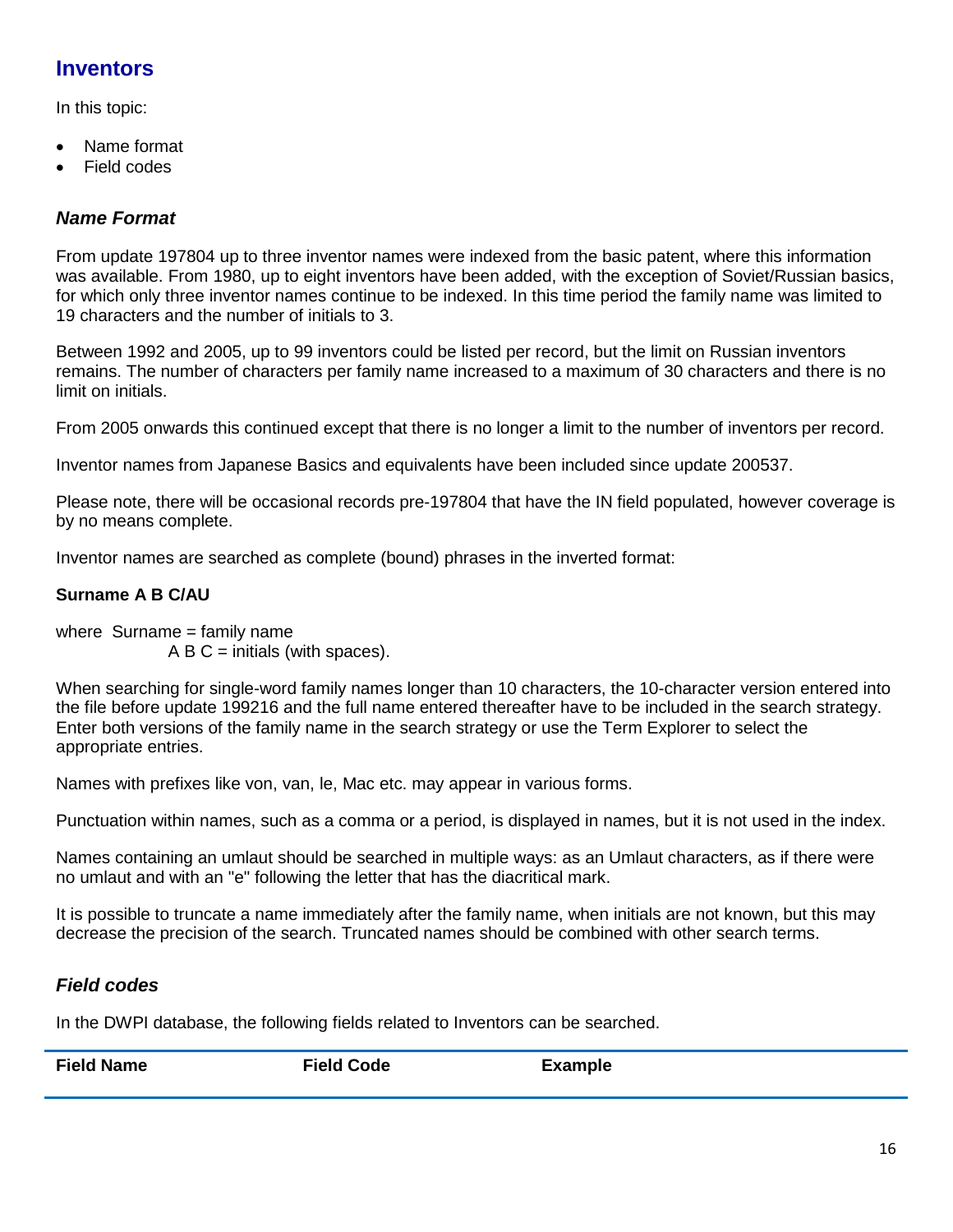## Inventors

In this topic:

- Name format
- Field codes

### *Name Format*

From update 197804 up to three inventor names were indexed from the basic patent, where this information was available. From 1980, up to eight inventors have been added, with the exception of Soviet/Russian basics, for which only three inventor names continue to be indexed. In this time period the family name was limited to 19 characters and the number of initials to 3.

Between 1992 and 2005, up to 99 inventors could be listed per record, but the limit on Russian inventors remains. The number of characters per family name increased to a maximum of 30 characters and there is no limit on initials.

From 2005 onwards this continued except that there is no longer a limit to the number of inventors per record.

Inventor names from Japanese Basics and equivalents have been included since update 200537.

Please note, there will be occasional records pre-197804 that have the IN field populated, however coverage is by no means complete.

Inventor names are searched as complete (bound) phrases in the inverted format:

**Surname A B C/AU**

where Surname = family name
A B C = initials (with spaces).

When searching for single-word family names longer than 10 characters, the 10-character version entered into the file before update 199216 and the full name entered thereafter have to be included in the search strategy. Enter both versions of the family name in the search strategy or use the Term Explorer to select the appropriate entries.

Names with prefixes like von, van, le, Mac etc. may appear in various forms.

Punctuation within names, such as a comma or a period, is displayed in names, but it is not used in the index.

Names containing an umlaut should be searched in multiple ways: as an Umlaut characters, as if there were no umlaut and with an "e" following the letter that has the diacritical mark.

It is possible to truncate a name immediately after the family name, when initials are not known, but this may decrease the precision of the search. Truncated names should be combined with other search terms.

### *Field codes*

In the DWPI database, the following fields related to Inventors can be searched.

| Field Name | Field Code | Example |
|---|---|---|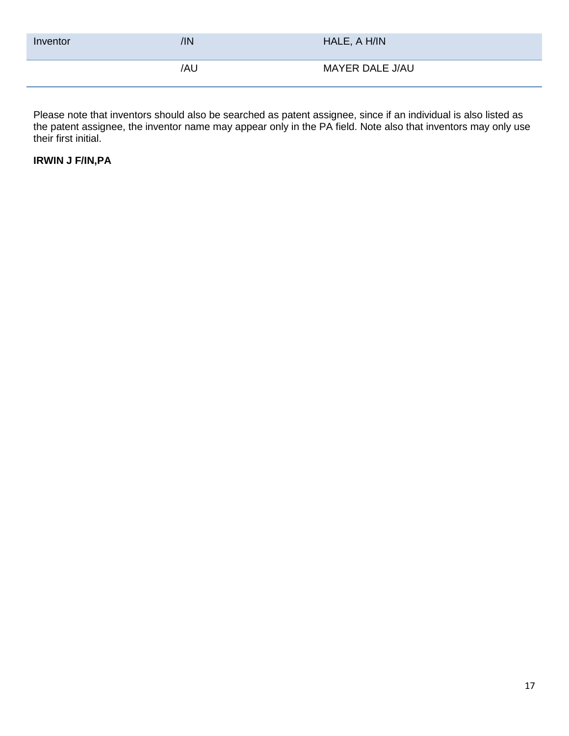| Inventor | /IN | HALE, A H/IN |
| --- | --- | --- |
| | /AU | MAYER DALE J/AU |

Please note that inventors should also be searched as patent assignee, since if an individual is also listed as the patent assignee, the inventor name may appear only in the PA field. Note also that inventors may only use their first initial.

**IRWIN J F/IN,PA**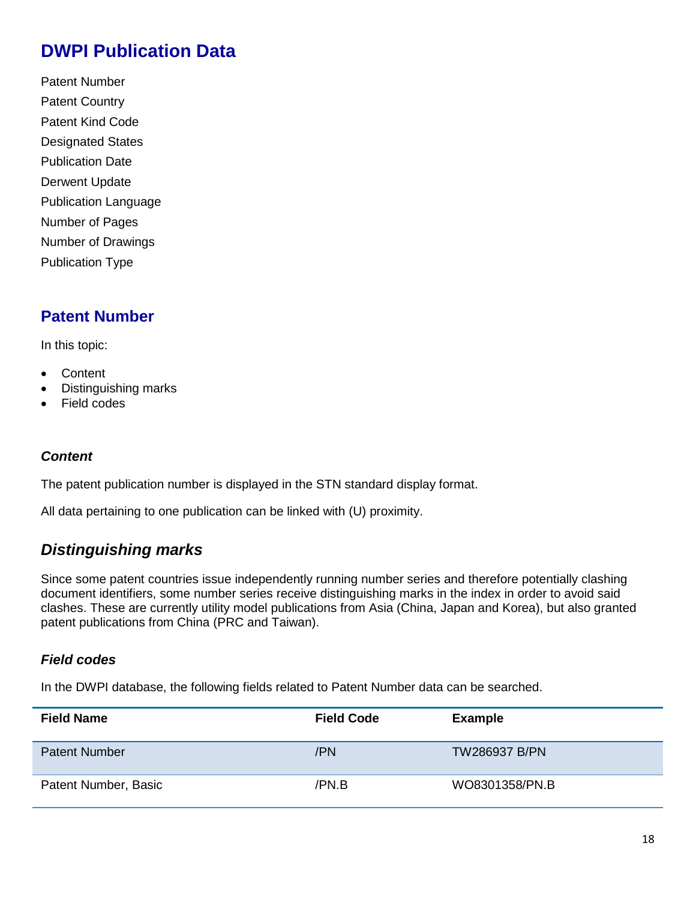# DWPI Publication Data

Patent Number

Patent Country

Patent Kind Code

Designated States

Publication Date

Derwent Update

Publication Language

Number of Pages

Number of Drawings

Publication Type

## Patent Number

In this topic:

- Content
- Distinguishing marks
- Field codes

### *Content*

The patent publication number is displayed in the STN standard display format.

All data pertaining to one publication can be linked with (U) proximity.

## *Distinguishing marks*

Since some patent countries issue independently running number series and therefore potentially clashing document identifiers, some number series receive distinguishing marks in the index in order to avoid said clashes. These are currently utility model publications from Asia (China, Japan and Korea), but also granted patent publications from China (PRC and Taiwan).

### *Field codes*

In the DWPI database, the following fields related to Patent Number data can be searched.

| Field Name | Field Code | Example |
| --- | --- | --- |
| Patent Number | /PN | TW286937 B/PN |
| Patent Number, Basic | /PN.B | WO8301358/PN.B |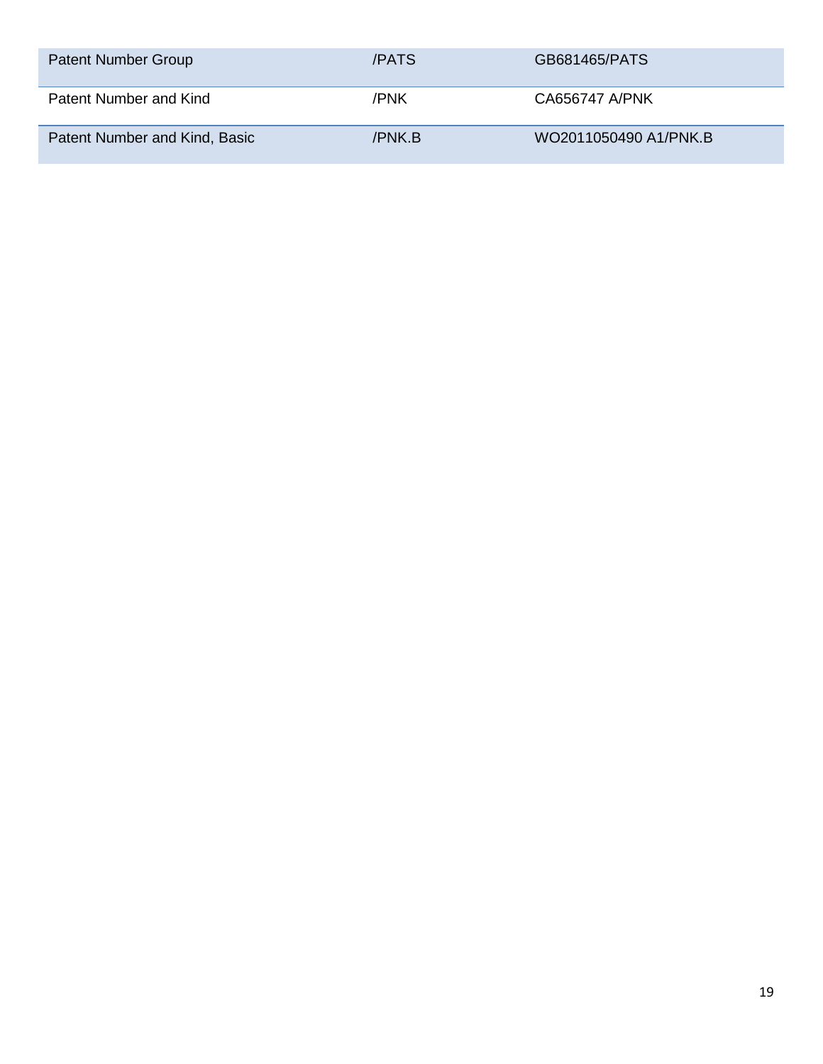| | | |
|---|---|---|
| Patent Number Group | /PATS | GB681465/PATS |
| Patent Number and Kind | /PNK | CA656747 A/PNK |
| Patent Number and Kind, Basic | /PNK.B | WO2011050490 A1/PNK.B |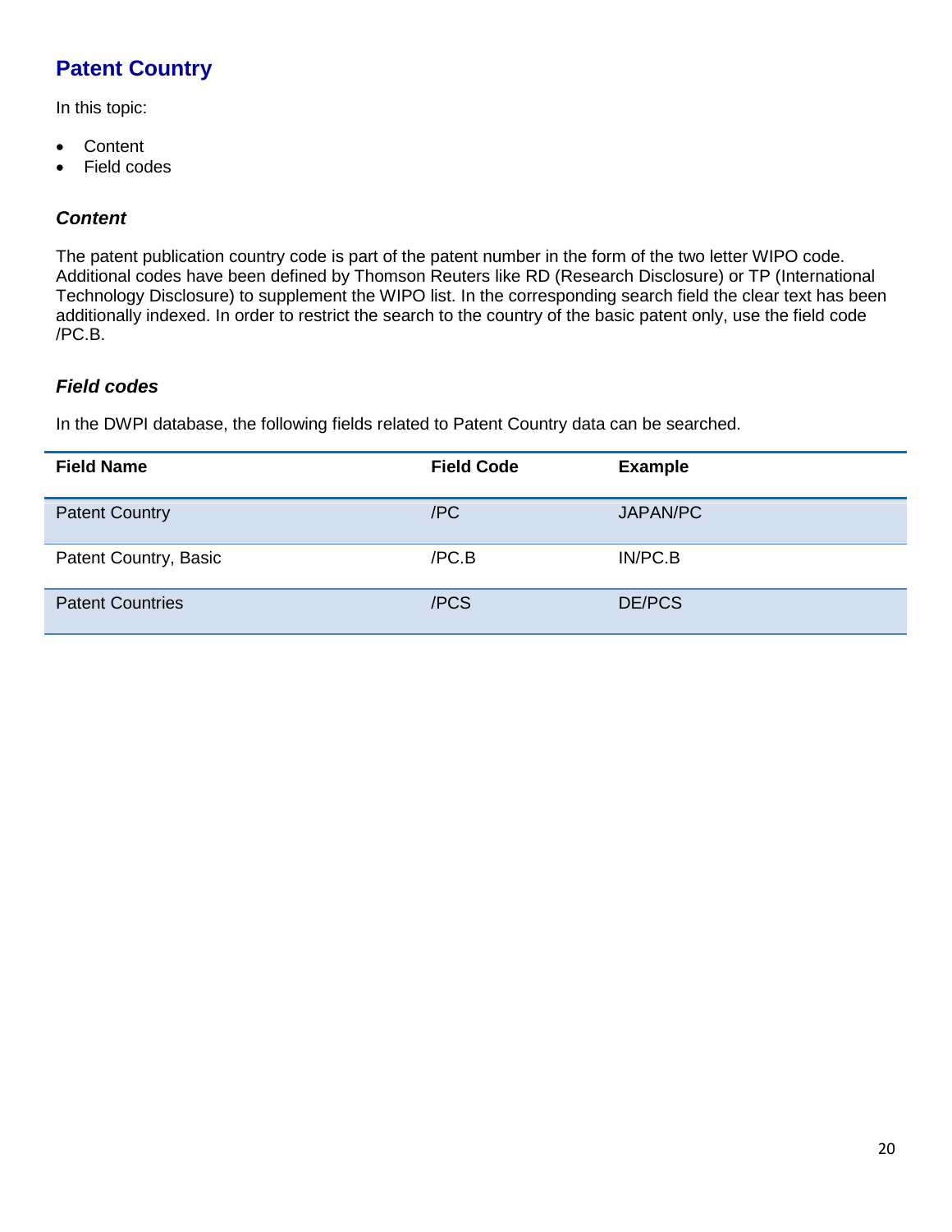## Patent Country

In this topic:

- Content
- Field codes

### *Content*

The patent publication country code is part of the patent number in the form of the two letter WIPO code. Additional codes have been defined by Thomson Reuters like RD (Research Disclosure) or TP (International Technology Disclosure) to supplement the WIPO list. In the corresponding search field the clear text has been additionally indexed. In order to restrict the search to the country of the basic patent only, use the field code /PC.B.

### *Field codes*

In the DWPI database, the following fields related to Patent Country data can be searched.

| Field Name | Field Code | Example |
|---|---|---|
| Patent Country | /PC | JAPAN/PC |
| Patent Country, Basic | /PC.B | IN/PC.B |
| Patent Countries | /PCS | DE/PCS |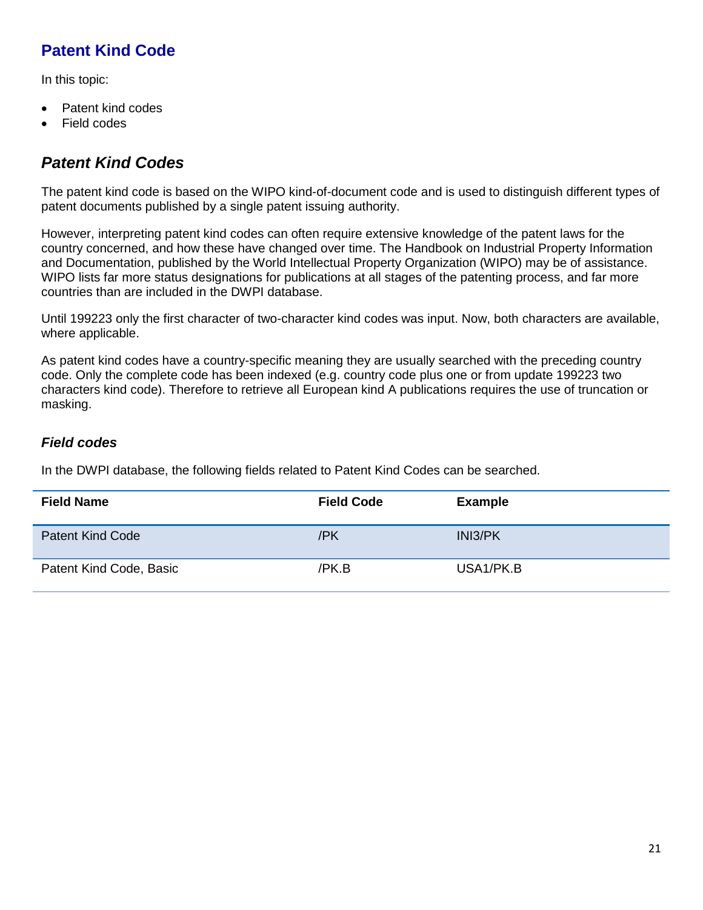# Patent Kind Code

In this topic:

- Patent kind codes
- Field codes

## *Patent Kind Codes*

The patent kind code is based on the WIPO kind-of-document code and is used to distinguish different types of patent documents published by a single patent issuing authority.

However, interpreting patent kind codes can often require extensive knowledge of the patent laws for the country concerned, and how these have changed over time. The Handbook on Industrial Property Information and Documentation, published by the World Intellectual Property Organization (WIPO) may be of assistance. WIPO lists far more status designations for publications at all stages of the patenting process, and far more countries than are included in the DWPI database.

Until 199223 only the first character of two-character kind codes was input. Now, both characters are available, where applicable.

As patent kind codes have a country-specific meaning they are usually searched with the preceding country code. Only the complete code has been indexed (e.g. country code plus one or from update 199223 two characters kind code). Therefore to retrieve all European kind A publications requires the use of truncation or masking.

### *Field codes*

In the DWPI database, the following fields related to Patent Kind Codes can be searched.

| Field Name | Field Code | Example |
|---|---|---|
| Patent Kind Code | /PK | INI3/PK |
| Patent Kind Code, Basic | /PK.B | USA1/PK.B |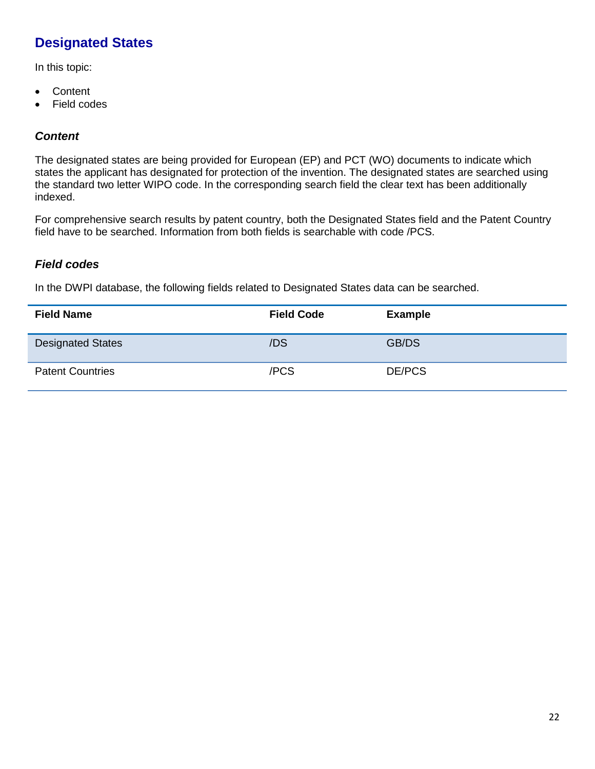## Designated States

In this topic:

- Content
- Field codes

### *Content*

The designated states are being provided for European (EP) and PCT (WO) documents to indicate which states the applicant has designated for protection of the invention. The designated states are searched using the standard two letter WIPO code. In the corresponding search field the clear text has been additionally indexed.

For comprehensive search results by patent country, both the Designated States field and the Patent Country field have to be searched. Information from both fields is searchable with code /PCS.

### *Field codes*

In the DWPI database, the following fields related to Designated States data can be searched.

| Field Name | Field Code | Example |
| --- | --- | --- |
| Designated States | /DS | GB/DS |
| Patent Countries | /PCS | DE/PCS |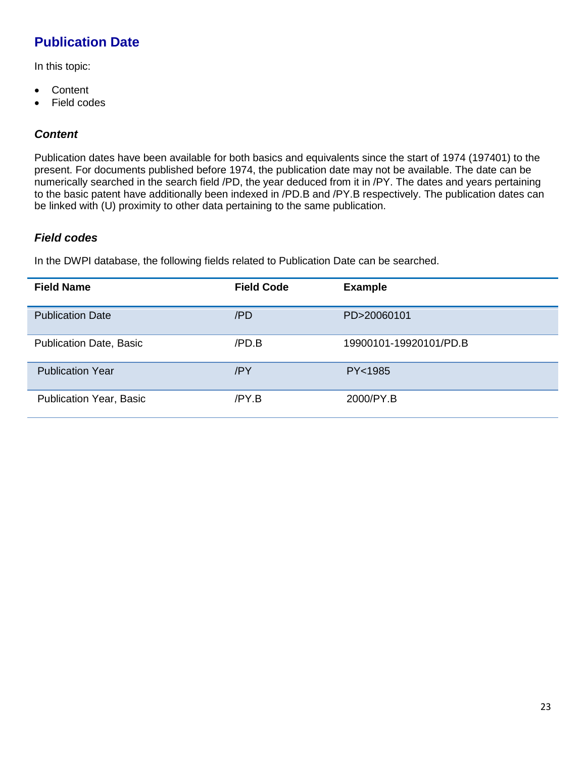## Publication Date

In this topic:

- Content
- Field codes

### *Content*

Publication dates have been available for both basics and equivalents since the start of 1974 (197401) to the present. For documents published before 1974, the publication date may not be available. The date can be numerically searched in the search field /PD, the year deduced from it in /PY. The dates and years pertaining to the basic patent have additionally been indexed in /PD.B and /PY.B respectively. The publication dates can be linked with (U) proximity to other data pertaining to the same publication.

### *Field codes*

In the DWPI database, the following fields related to Publication Date can be searched.

| Field Name | Field Code | Example |
|---|---|---|
| Publication Date | /PD | PD>20060101 |
| Publication Date, Basic | /PD.B | 19900101-19920101/PD.B |
| Publication Year | /PY | PY<1985 |
| Publication Year, Basic | /PY.B | 2000/PY.B |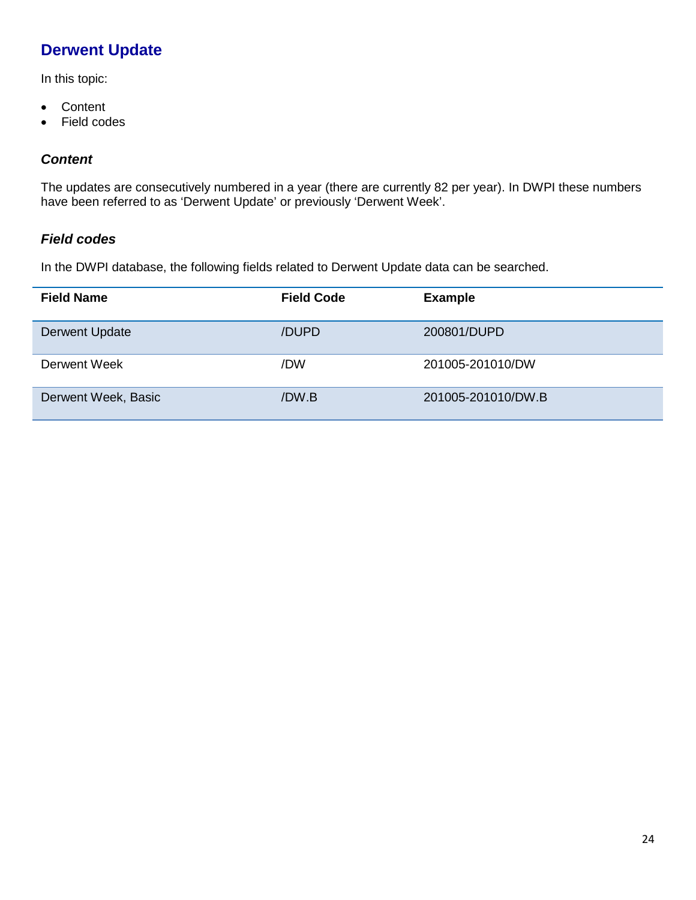## Derwent Update

In this topic:

- Content
- Field codes

### *Content*

The updates are consecutively numbered in a year (there are currently 82 per year). In DWPI these numbers have been referred to as 'Derwent Update' or previously 'Derwent Week'.

### *Field codes*

In the DWPI database, the following fields related to Derwent Update data can be searched.

| Field Name | Field Code | Example |
|---|---|---|
| Derwent Update | /DUPD | 200801/DUPD |
| Derwent Week | /DW | 201005-201010/DW |
| Derwent Week, Basic | /DW.B | 201005-201010/DW.B |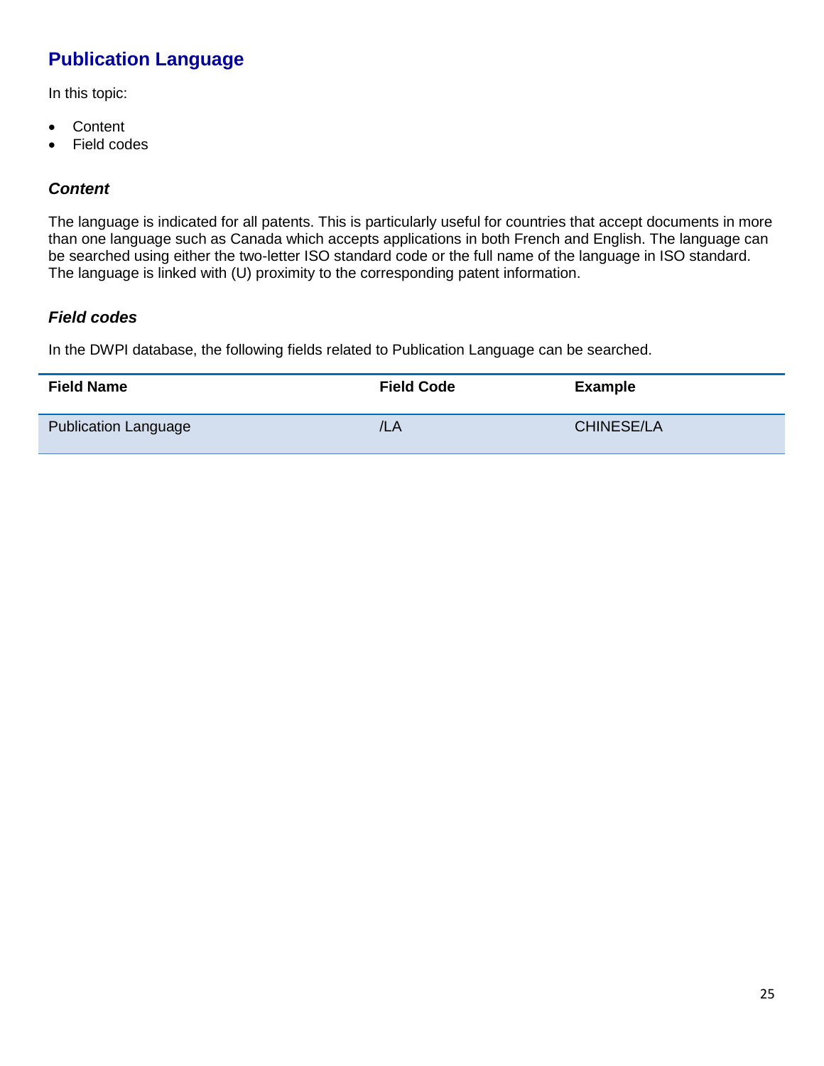## Publication Language

In this topic:

- Content
- Field codes

### *Content*

The language is indicated for all patents. This is particularly useful for countries that accept documents in more than one language such as Canada which accepts applications in both French and English. The language can be searched using either the two-letter ISO standard code or the full name of the language in ISO standard. The language is linked with (U) proximity to the corresponding patent information.

### *Field codes*

In the DWPI database, the following fields related to Publication Language can be searched.

| Field Name | Field Code | Example |
|---|---|---|
| Publication Language | /LA | CHINESE/LA |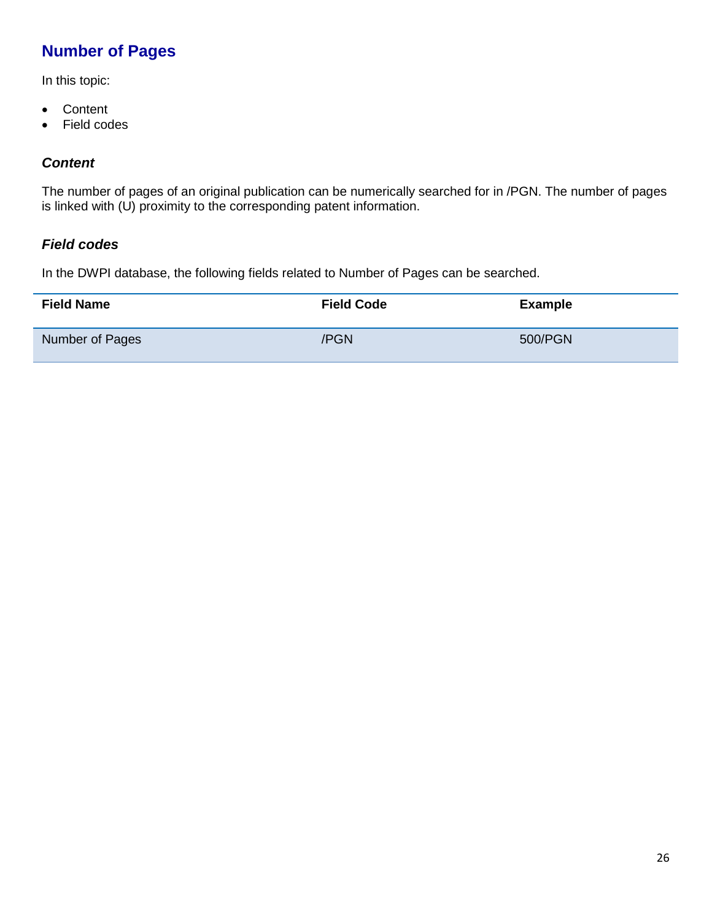## Number of Pages

In this topic:

- Content
- Field codes

### *Content*

The number of pages of an original publication can be numerically searched for in /PGN. The number of pages is linked with (U) proximity to the corresponding patent information.

### *Field codes*

In the DWPI database, the following fields related to Number of Pages can be searched.

| Field Name | Field Code | Example |
|---|---|---|
| Number of Pages | /PGN | 500/PGN |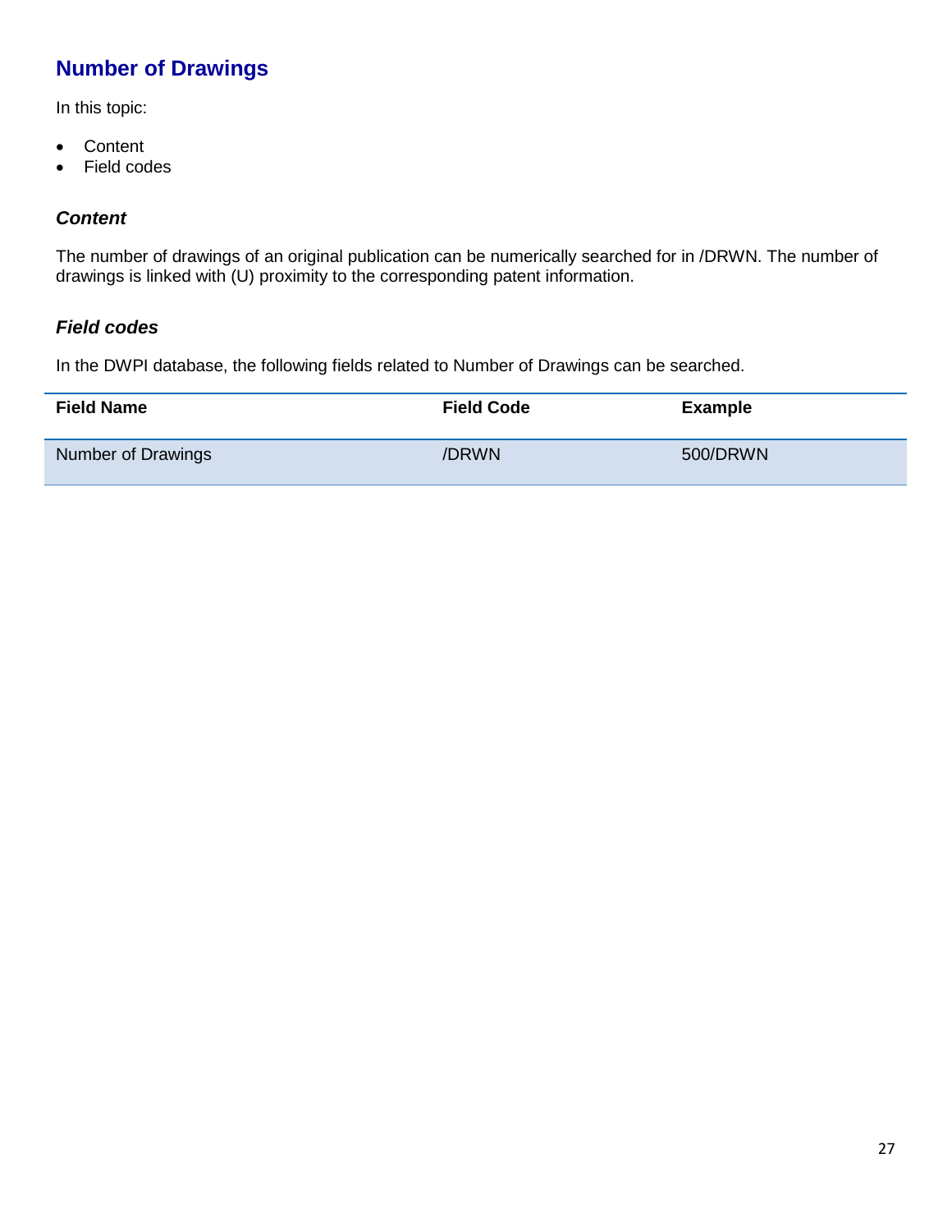## Number of Drawings

In this topic:

- Content
- Field codes

### *Content*

The number of drawings of an original publication can be numerically searched for in /DRWN. The number of drawings is linked with (U) proximity to the corresponding patent information.

### *Field codes*

In the DWPI database, the following fields related to Number of Drawings can be searched.

| Field Name | Field Code | Example |
|---|---|---|
| Number of Drawings | /DRWN | 500/DRWN |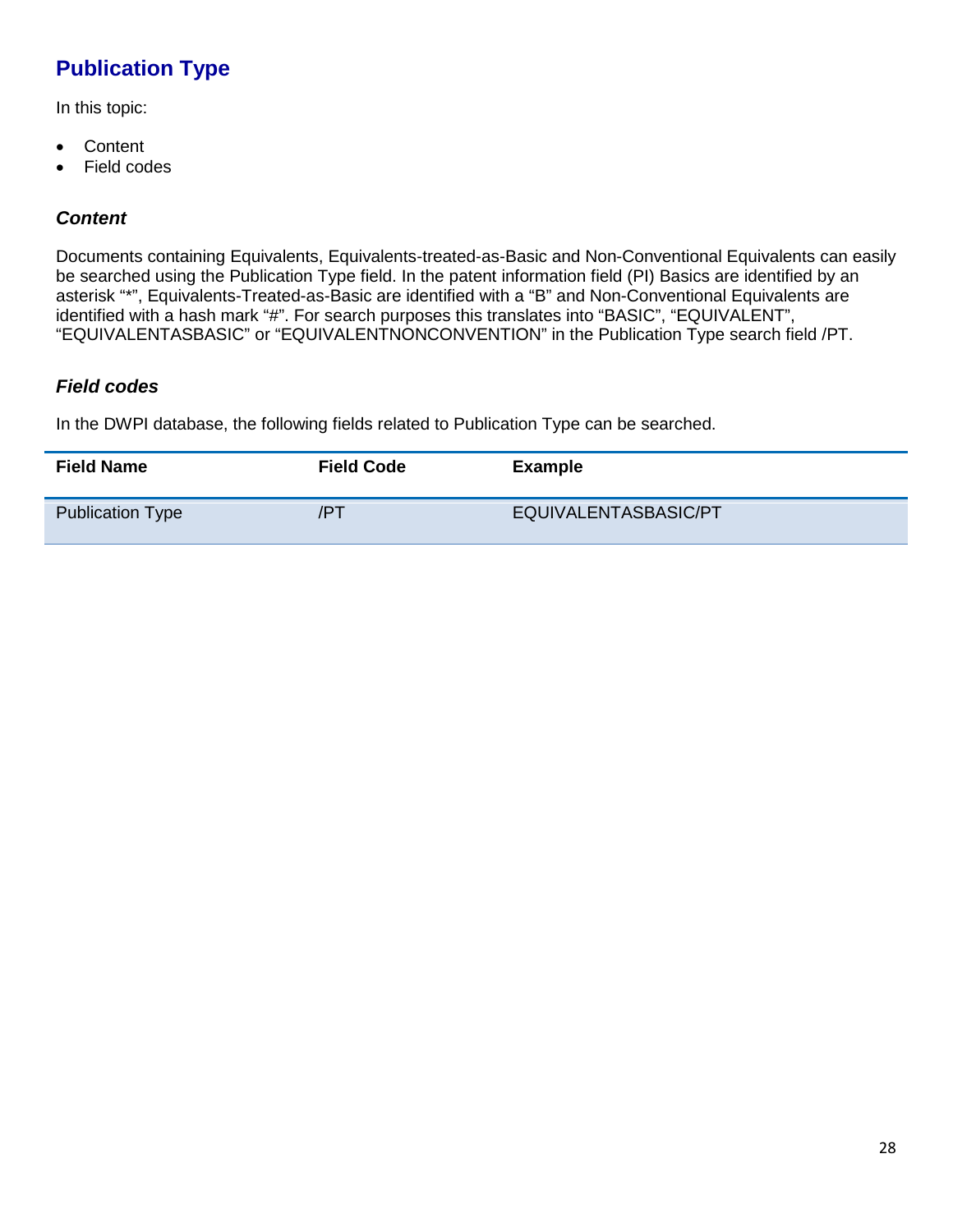## Publication Type

In this topic:

- Content
- Field codes

### *Content*

Documents containing Equivalents, Equivalents-treated-as-Basic and Non-Conventional Equivalents can easily be searched using the Publication Type field. In the patent information field (PI) Basics are identified by an asterisk "*", Equivalents-Treated-as-Basic are identified with a "B" and Non-Conventional Equivalents are identified with a hash mark "#". For search purposes this translates into "BASIC", "EQUIVALENT", "EQUIVALENTASBASIC" or "EQUIVALENTNONCONVENTION" in the Publication Type search field /PT.

### *Field codes*

In the DWPI database, the following fields related to Publication Type can be searched.

| Field Name | Field Code | Example |
|---|---|---|
| Publication Type | /PT | EQUIVALENTASBASIC/PT |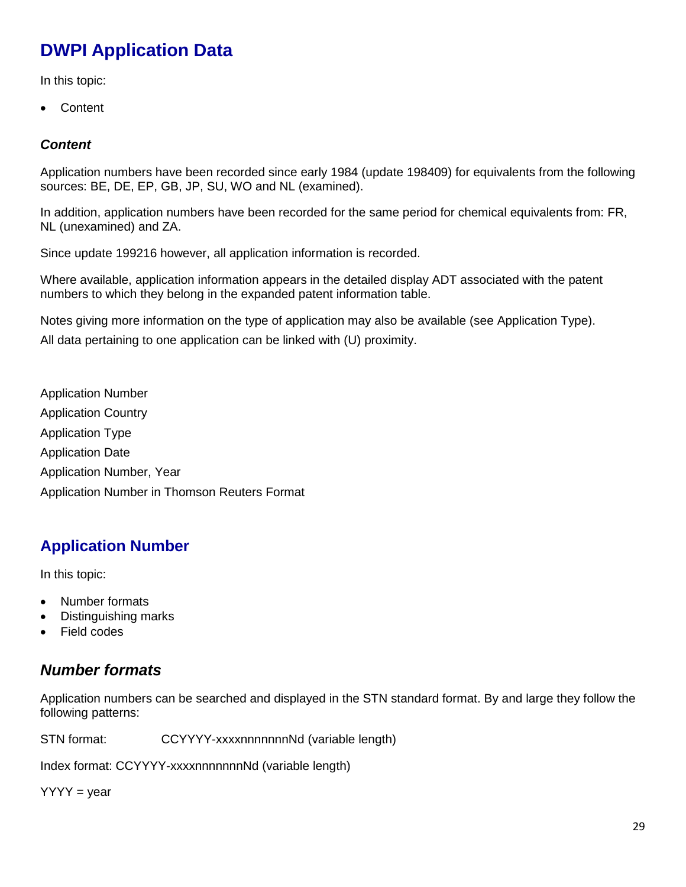# DWPI Application Data

In this topic:

- Content

### *Content*

Application numbers have been recorded since early 1984 (update 198409) for equivalents from the following sources: BE, DE, EP, GB, JP, SU, WO and NL (examined).

In addition, application numbers have been recorded for the same period for chemical equivalents from: FR, NL (unexamined) and ZA.

Since update 199216 however, all application information is recorded.

Where available, application information appears in the detailed display ADT associated with the patent numbers to which they belong in the expanded patent information table.

Notes giving more information on the type of application may also be available (see Application Type).

All data pertaining to one application can be linked with (U) proximity.

Application Number

Application Country

Application Type

Application Date

Application Number, Year

Application Number in Thomson Reuters Format

## Application Number

In this topic:

- Number formats
- Distinguishing marks
- Field codes

### *Number formats*

Application numbers can be searched and displayed in the STN standard format. By and large they follow the following patterns:

STN format: CCYYYY-xxxxnnnnnnnNd (variable length)

Index format: CCYYYY-xxxxnnnnnnnNd (variable length)

YYYY = year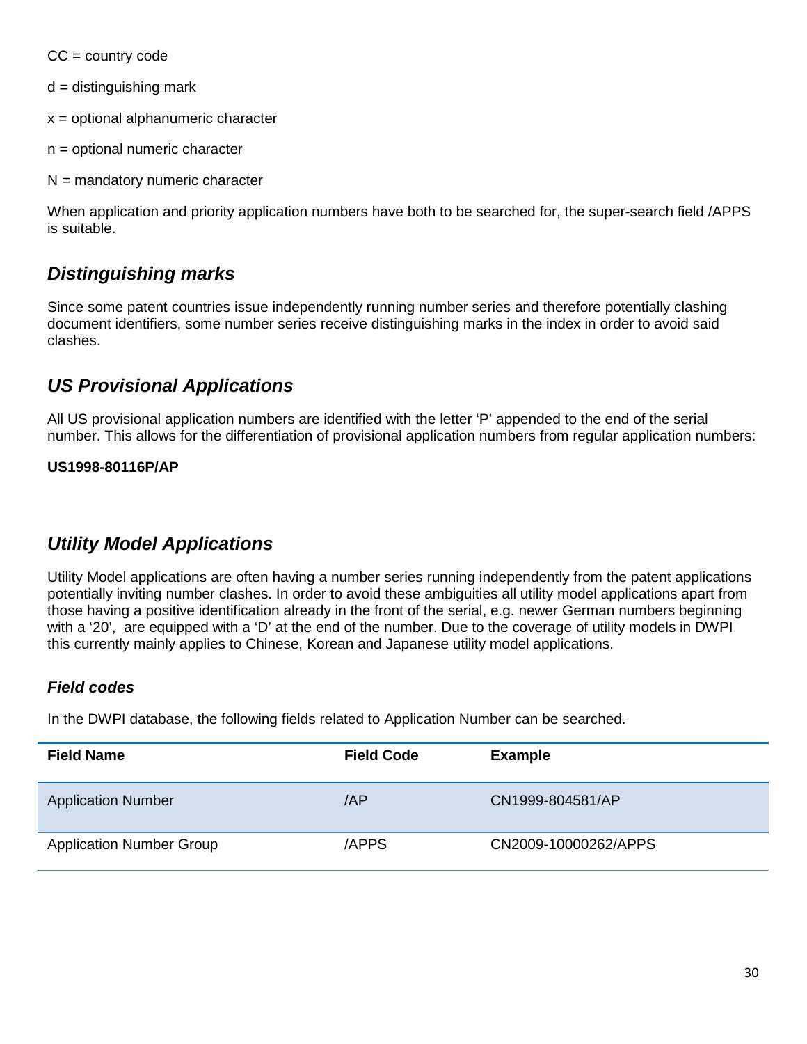CC = country code

d = distinguishing mark

x = optional alphanumeric character

n = optional numeric character

N = mandatory numeric character

When application and priority application numbers have both to be searched for, the super-search field /APPS is suitable.

## *Distinguishing marks*

Since some patent countries issue independently running number series and therefore potentially clashing document identifiers, some number series receive distinguishing marks in the index in order to avoid said clashes.

## *US Provisional Applications*

All US provisional application numbers are identified with the letter 'P' appended to the end of the serial number. This allows for the differentiation of provisional application numbers from regular application numbers:

**US1998-80116P/AP**

## *Utility Model Applications*

Utility Model applications are often having a number series running independently from the patent applications potentially inviting number clashes. In order to avoid these ambiguities all utility model applications apart from those having a positive identification already in the front of the serial, e.g. newer German numbers beginning with a '20', are equipped with a 'D' at the end of the number. Due to the coverage of utility models in DWPI this currently mainly applies to Chinese, Korean and Japanese utility model applications.

### *Field codes*

In the DWPI database, the following fields related to Application Number can be searched.

| Field Name | Field Code | Example |
|---|---|---|
| Application Number | /AP | CN1999-804581/AP |
| Application Number Group | /APPS | CN2009-10000262/APPS |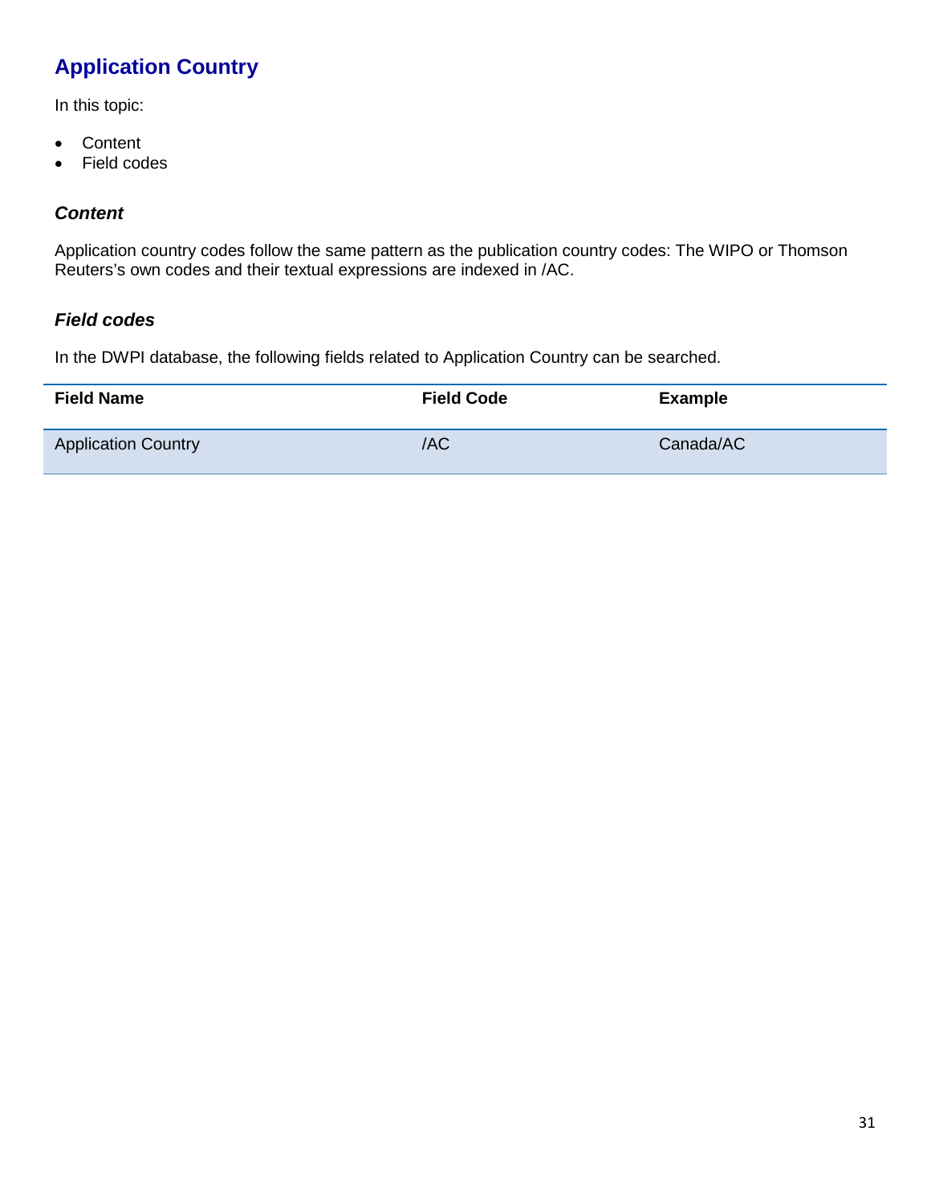## Application Country

In this topic:

- Content
- Field codes

### *Content*

Application country codes follow the same pattern as the publication country codes: The WIPO or Thomson Reuters's own codes and their textual expressions are indexed in /AC.

### *Field codes*

In the DWPI database, the following fields related to Application Country can be searched.

| Field Name | Field Code | Example |
|---|---|---|
| Application Country | /AC | Canada/AC |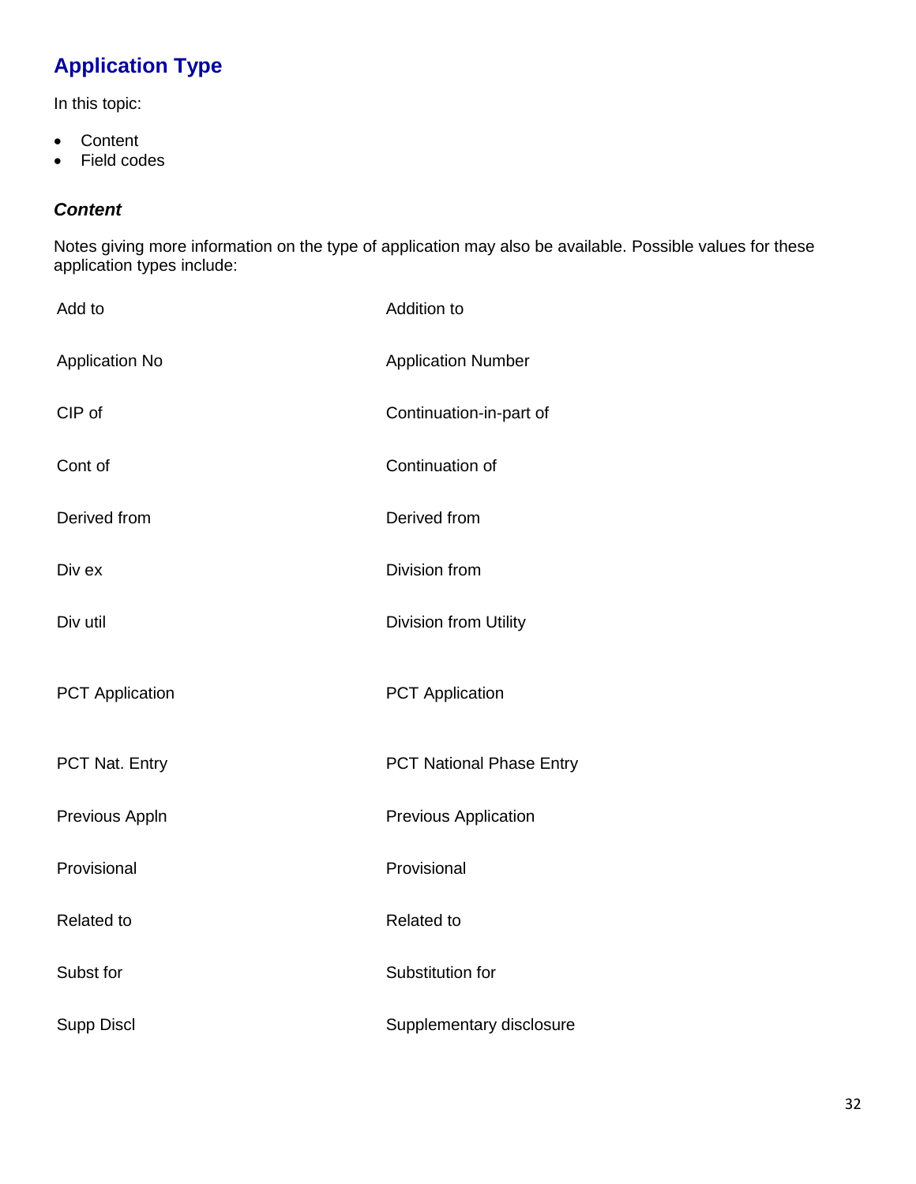## Application Type

In this topic:

- Content
- Field codes

### *Content*

Notes giving more information on the type of application may also be available. Possible values for these application types include:

| | |
|---|---|
| Add to | Addition to |
| Application No | Application Number |
| CIP of | Continuation-in-part of |
| Cont of | Continuation of |
| Derived from | Derived from |
| Div ex | Division from |
| Div util | Division from Utility |
| PCT Application | PCT Application |
| PCT Nat. Entry | PCT National Phase Entry |
| Previous Appln | Previous Application |
| Provisional | Provisional |
| Related to | Related to |
| Subst for | Substitution for |
| Supp Discl | Supplementary disclosure |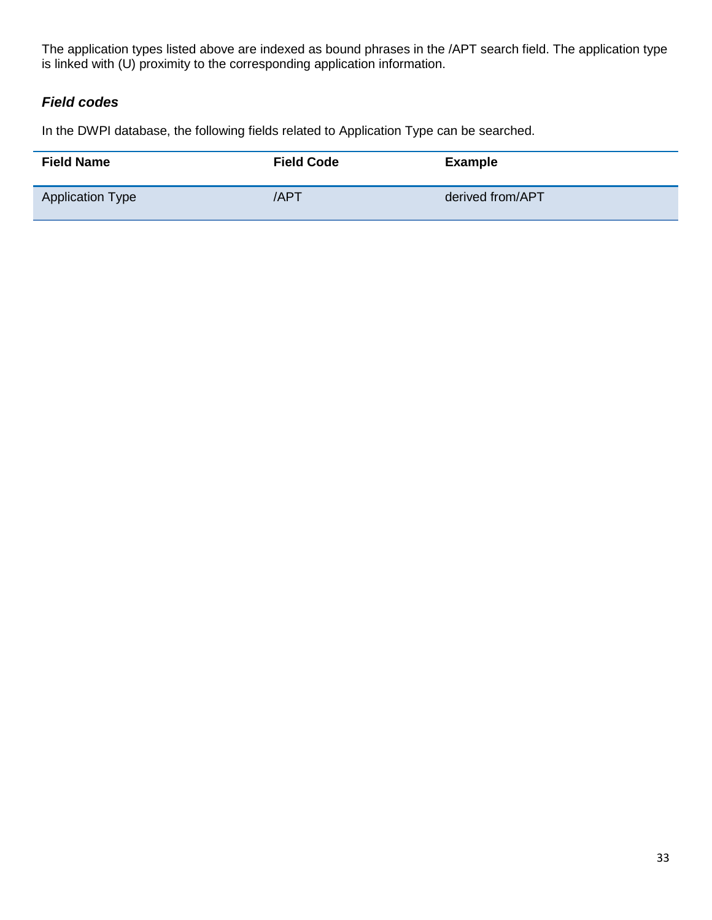The application types listed above are indexed as bound phrases in the /APT search field. The application type is linked with (U) proximity to the corresponding application information.

### *Field codes*

In the DWPI database, the following fields related to Application Type can be searched.

| Field Name | Field Code | Example |
|---|---|---|
| Application Type | /APT | derived from/APT |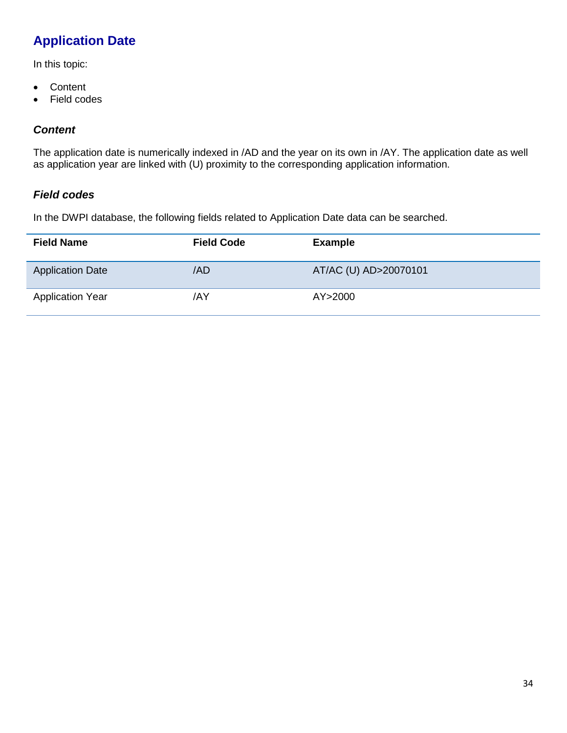## Application Date

In this topic:

- Content
- Field codes

### *Content*

The application date is numerically indexed in /AD and the year on its own in /AY. The application date as well as application year are linked with (U) proximity to the corresponding application information.

### *Field codes*

In the DWPI database, the following fields related to Application Date data can be searched.

| Field Name | Field Code | Example |
|---|---|---|
| Application Date | /AD | AT/AC (U) AD>20070101 |
| Application Year | /AY | AY>2000 |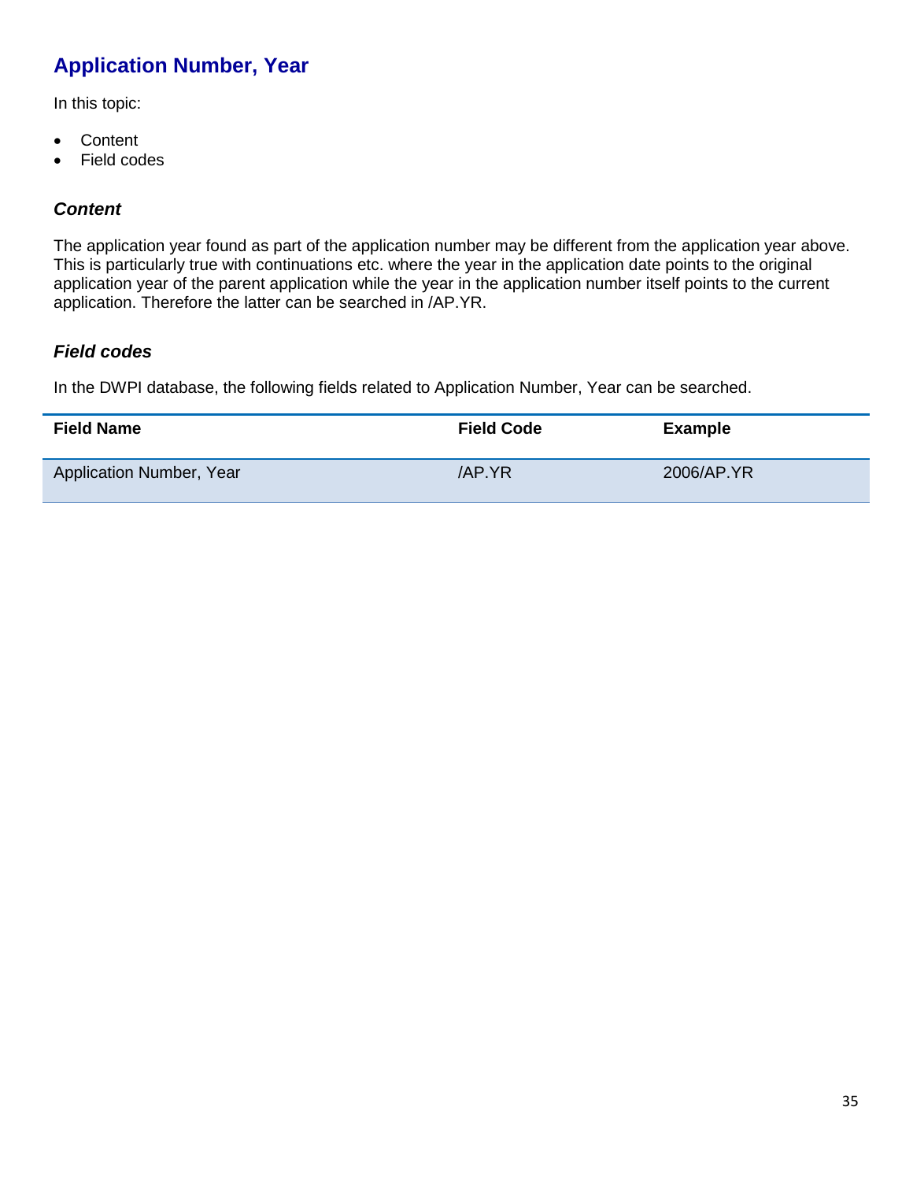## Application Number, Year

In this topic:

- Content
- Field codes

### *Content*

The application year found as part of the application number may be different from the application year above. This is particularly true with continuations etc. where the year in the application date points to the original application year of the parent application while the year in the application number itself points to the current application. Therefore the latter can be searched in /AP.YR.

### *Field codes*

In the DWPI database, the following fields related to Application Number, Year can be searched.

| Field Name | Field Code | Example |
|---|---|---|
| Application Number, Year | /AP.YR | 2006/AP.YR |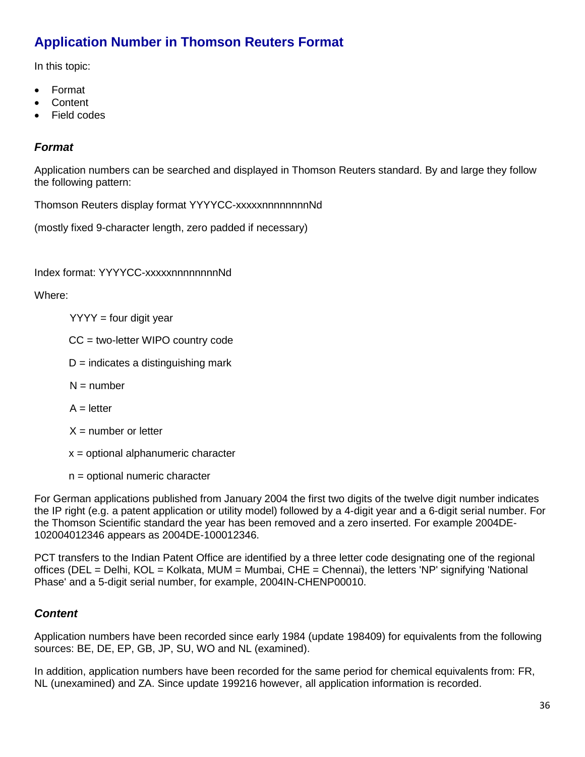## Application Number in Thomson Reuters Format

In this topic:

- Format
- Content
- Field codes

### *Format*

Application numbers can be searched and displayed in Thomson Reuters standard. By and large they follow the following pattern:

Thomson Reuters display format YYYYCC-xxxxxnnnnnnnnNd

(mostly fixed 9-character length, zero padded if necessary)

Index format: YYYYCC-xxxxxnnnnnnnnNd

Where:

YYYY = four digit year

CC = two-letter WIPO country code

D = indicates a distinguishing mark

N = number

A = letter

X = number or letter

x = optional alphanumeric character

n = optional numeric character

For German applications published from January 2004 the first two digits of the twelve digit number indicates the IP right (e.g. a patent application or utility model) followed by a 4-digit year and a 6-digit serial number. For the Thomson Scientific standard the year has been removed and a zero inserted. For example 2004DE-102004012346 appears as 2004DE-100012346.

PCT transfers to the Indian Patent Office are identified by a three letter code designating one of the regional offices (DEL = Delhi, KOL = Kolkata, MUM = Mumbai, CHE = Chennai), the letters 'NP' signifying 'National Phase' and a 5-digit serial number, for example, 2004IN-CHENP00010.

### *Content*

Application numbers have been recorded since early 1984 (update 198409) for equivalents from the following sources: BE, DE, EP, GB, JP, SU, WO and NL (examined).

In addition, application numbers have been recorded for the same period for chemical equivalents from: FR, NL (unexamined) and ZA. Since update 199216 however, all application information is recorded.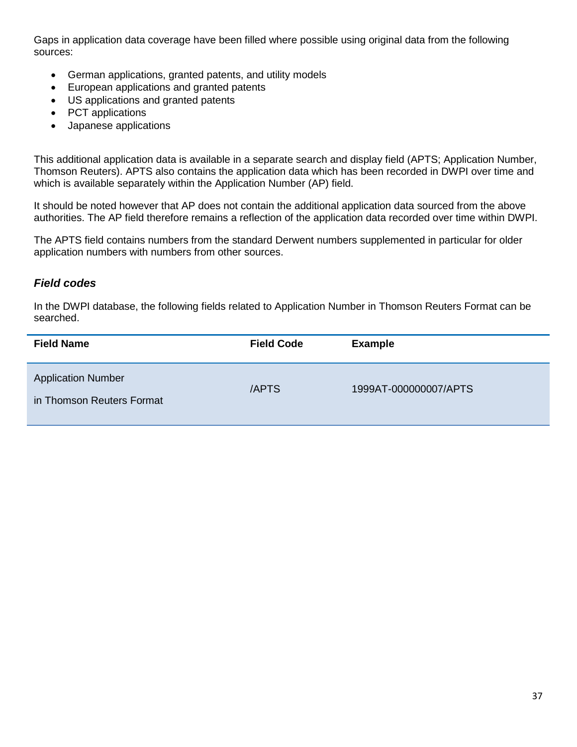Gaps in application data coverage have been filled where possible using original data from the following sources:

- German applications, granted patents, and utility models
- European applications and granted patents
- US applications and granted patents
- PCT applications
- Japanese applications

This additional application data is available in a separate search and display field (APTS; Application Number, Thomson Reuters). APTS also contains the application data which has been recorded in DWPI over time and which is available separately within the Application Number (AP) field.

It should be noted however that AP does not contain the additional application data sourced from the above authorities. The AP field therefore remains a reflection of the application data recorded over time within DWPI.

The APTS field contains numbers from the standard Derwent numbers supplemented in particular for older application numbers with numbers from other sources.

### *Field codes*

In the DWPI database, the following fields related to Application Number in Thomson Reuters Format can be searched.

| Field Name | Field Code | Example |
| --- | --- | --- |
| Application Number in Thomson Reuters Format | /APTS | 1999AT-000000007/APTS |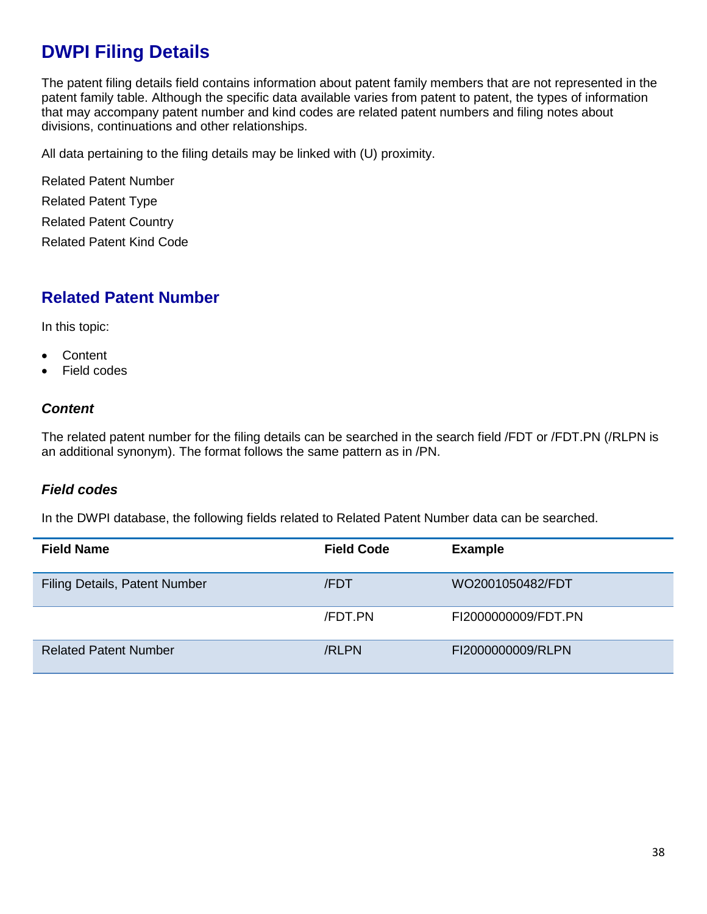# DWPI Filing Details

The patent filing details field contains information about patent family members that are not represented in the patent family table. Although the specific data available varies from patent to patent, the types of information that may accompany patent number and kind codes are related patent numbers and filing notes about divisions, continuations and other relationships.

All data pertaining to the filing details may be linked with (U) proximity.

Related Patent Number

Related Patent Type

Related Patent Country

Related Patent Kind Code

## Related Patent Number

In this topic:

- Content
- Field codes

### *Content*

The related patent number for the filing details can be searched in the search field /FDT or /FDT.PN (/RLPN is an additional synonym). The format follows the same pattern as in /PN.

### *Field codes*

In the DWPI database, the following fields related to Related Patent Number data can be searched.

| Field Name | Field Code | Example |
|---|---|---|
| Filing Details, Patent Number | /FDT | WO2001050482/FDT |
| | /FDT.PN | FI2000000009/FDT.PN |
| Related Patent Number | /RLPN | FI2000000009/RLPN |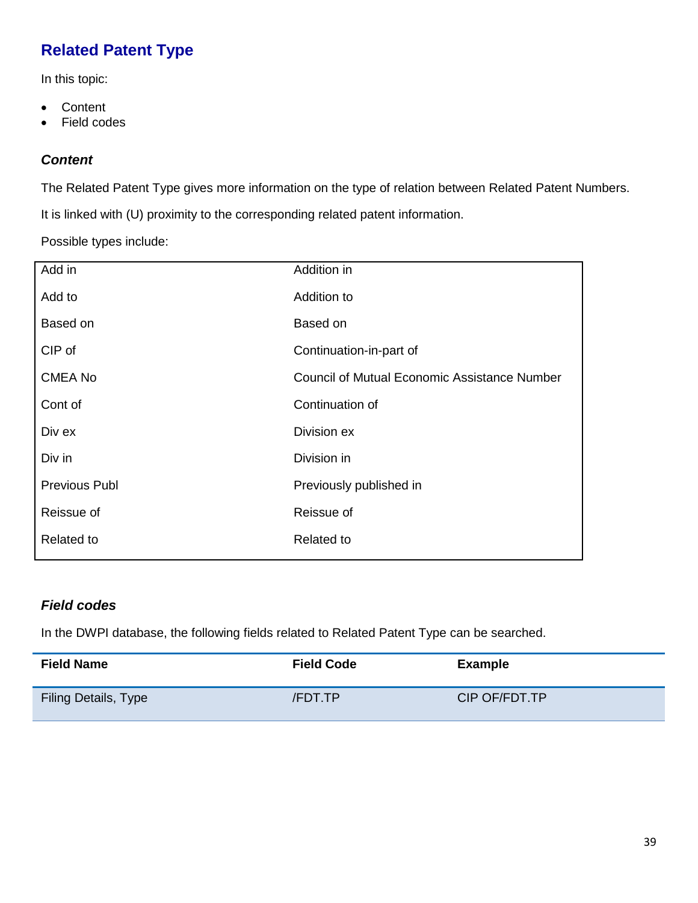## Related Patent Type

In this topic:

- Content
- Field codes

### *Content*

The Related Patent Type gives more information on the type of relation between Related Patent Numbers.

It is linked with (U) proximity to the corresponding related patent information.

Possible types include:

| | |
|---|---|
| Add in | Addition in |
| Add to | Addition to |
| Based on | Based on |
| CIP of | Continuation-in-part of |
| CMEA No | Council of Mutual Economic Assistance Number |
| Cont of | Continuation of |
| Div ex | Division ex |
| Div in | Division in |
| Previous Publ | Previously published in |
| Reissue of | Reissue of |
| Related to | Related to |

### *Field codes*

In the DWPI database, the following fields related to Related Patent Type can be searched.

| Field Name | Field Code | Example |
|---|---|---|
| Filing Details, Type | /FDT.TP | CIP OF/FDT.TP |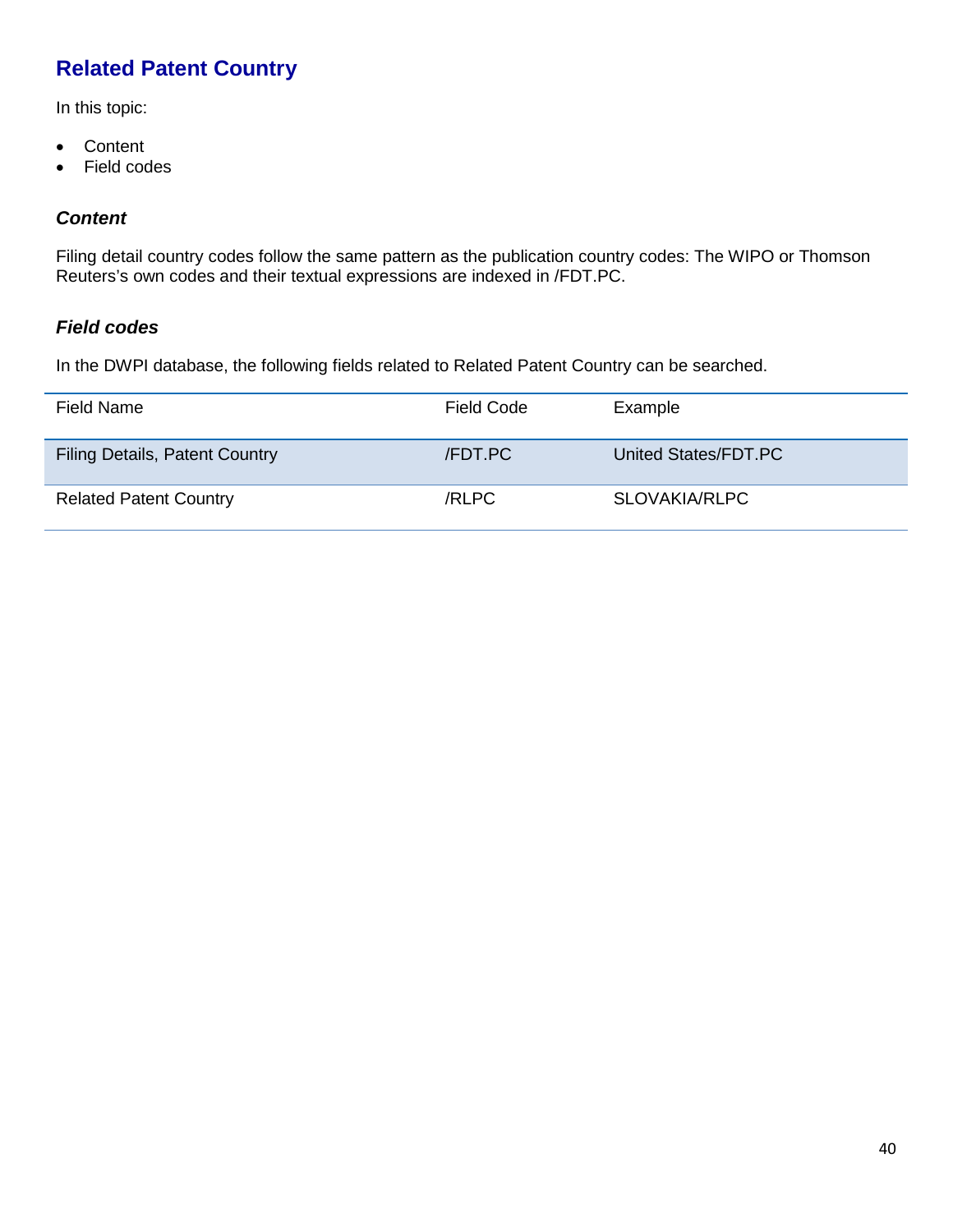## Related Patent Country

In this topic:

- Content
- Field codes

### *Content*

Filing detail country codes follow the same pattern as the publication country codes: The WIPO or Thomson Reuters's own codes and their textual expressions are indexed in /FDT.PC.

### *Field codes*

In the DWPI database, the following fields related to Related Patent Country can be searched.

| Field Name | Field Code | Example |
|---|---|---|
| Filing Details, Patent Country | /FDT.PC | United States/FDT.PC |
| Related Patent Country | /RLPC | SLOVAKIA/RLPC |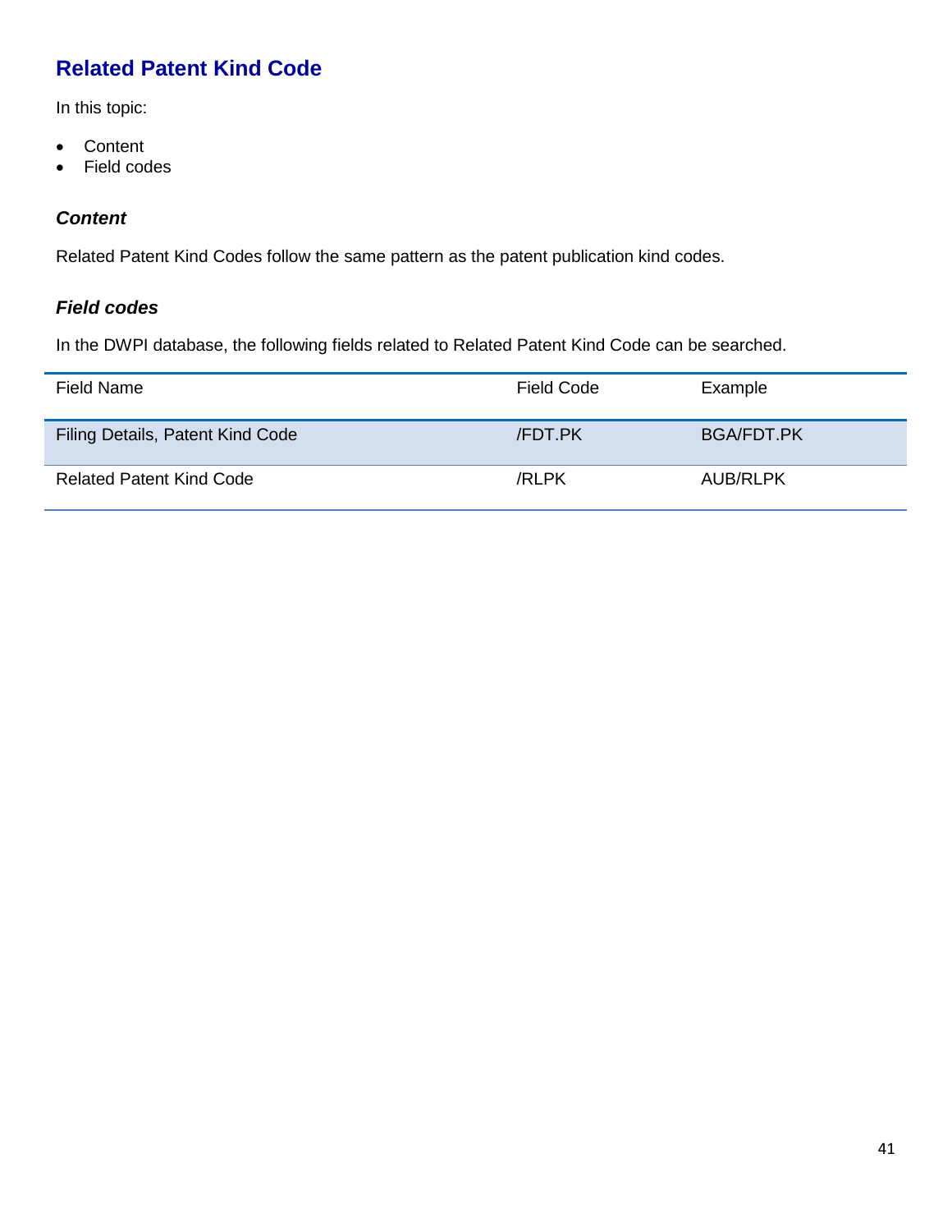## Related Patent Kind Code

In this topic:

- Content
- Field codes

### *Content*

Related Patent Kind Codes follow the same pattern as the patent publication kind codes.

### *Field codes*

In the DWPI database, the following fields related to Related Patent Kind Code can be searched.

| Field Name | Field Code | Example |
|---|---|---|
| Filing Details, Patent Kind Code | /FDT.PK | BGA/FDT.PK |
| Related Patent Kind Code | /RLPK | AUB/RLPK |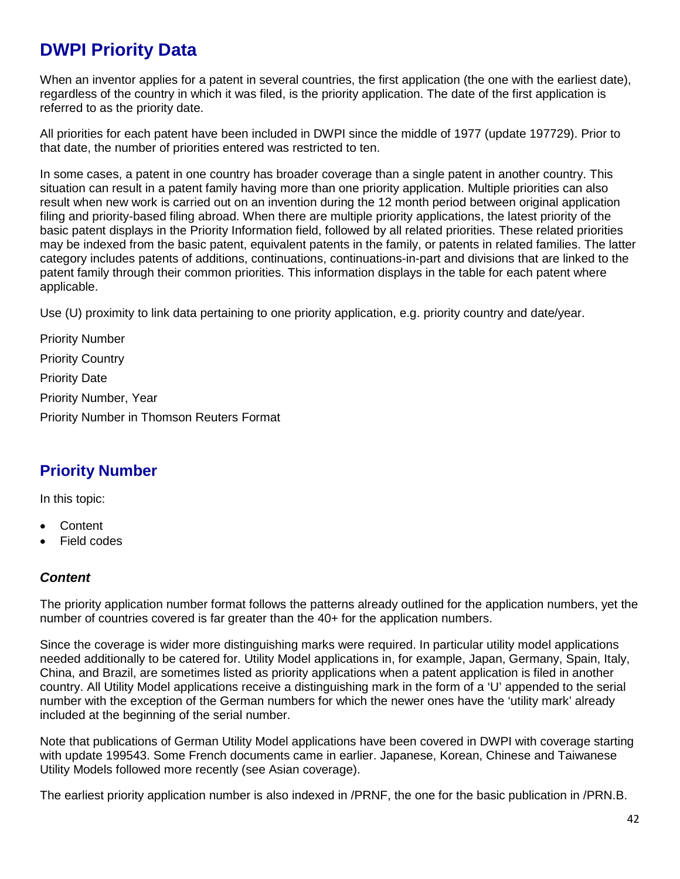# DWPI Priority Data

When an inventor applies for a patent in several countries, the first application (the one with the earliest date), regardless of the country in which it was filed, is the priority application. The date of the first application is referred to as the priority date.

All priorities for each patent have been included in DWPI since the middle of 1977 (update 197729). Prior to that date, the number of priorities entered was restricted to ten.

In some cases, a patent in one country has broader coverage than a single patent in another country. This situation can result in a patent family having more than one priority application. Multiple priorities can also result when new work is carried out on an invention during the 12 month period between original application filing and priority-based filing abroad. When there are multiple priority applications, the latest priority of the basic patent displays in the Priority Information field, followed by all related priorities. These related priorities may be indexed from the basic patent, equivalent patents in the family, or patents in related families. The latter category includes patents of additions, continuations, continuations-in-part and divisions that are linked to the patent family through their common priorities. This information displays in the table for each patent where applicable.

Use (U) proximity to link data pertaining to one priority application, e.g. priority country and date/year.

Priority Number

Priority Country

Priority Date

Priority Number, Year

Priority Number in Thomson Reuters Format

## Priority Number

In this topic:

- Content
- Field codes

### *Content*

The priority application number format follows the patterns already outlined for the application numbers, yet the number of countries covered is far greater than the 40+ for the application numbers.

Since the coverage is wider more distinguishing marks were required. In particular utility model applications needed additionally to be catered for. Utility Model applications in, for example, Japan, Germany, Spain, Italy, China, and Brazil, are sometimes listed as priority applications when a patent application is filed in another country. All Utility Model applications receive a distinguishing mark in the form of a 'U' appended to the serial number with the exception of the German numbers for which the newer ones have the 'utility mark' already included at the beginning of the serial number.

Note that publications of German Utility Model applications have been covered in DWPI with coverage starting with update 199543. Some French documents came in earlier. Japanese, Korean, Chinese and Taiwanese Utility Models followed more recently (see Asian coverage).

The earliest priority application number is also indexed in /PRNF, the one for the basic publication in /PRN.B.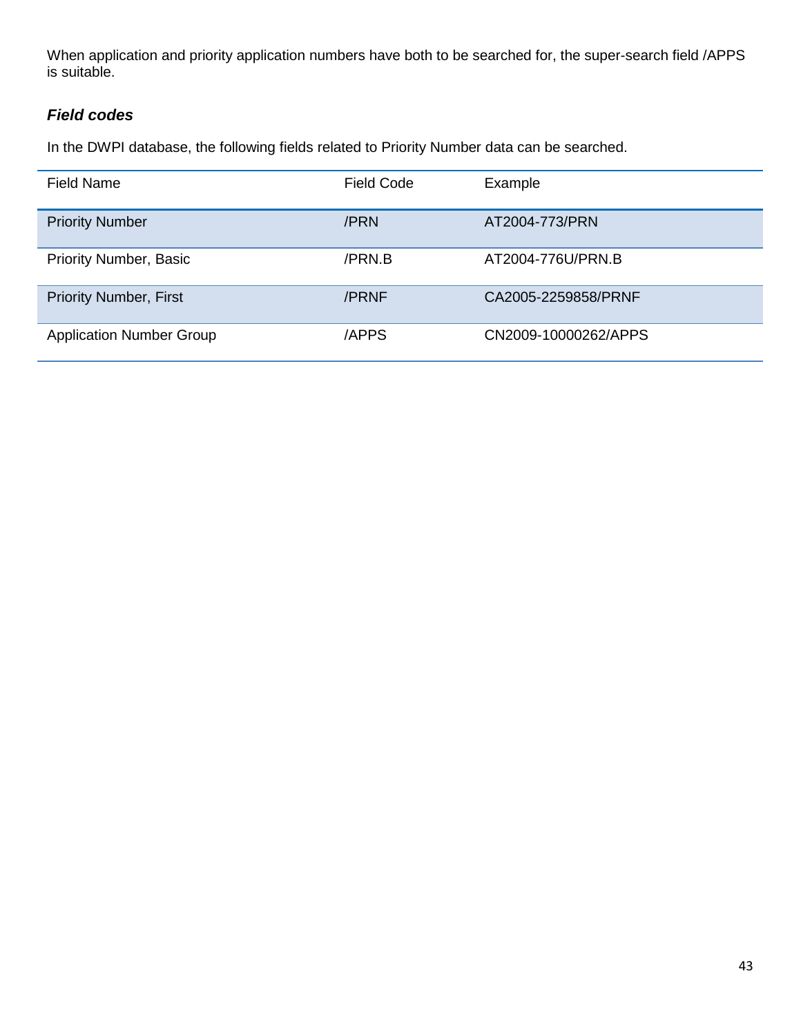When application and priority application numbers have both to be searched for, the super-search field /APPS is suitable.

### *Field codes*

In the DWPI database, the following fields related to Priority Number data can be searched.

| Field Name | Field Code | Example |
|---|---|---|
| Priority Number | /PRN | AT2004-773/PRN |
| Priority Number, Basic | /PRN.B | AT2004-776U/PRN.B |
| Priority Number, First | /PRNF | CA2005-2259858/PRNF |
| Application Number Group | /APPS | CN2009-10000262/APPS |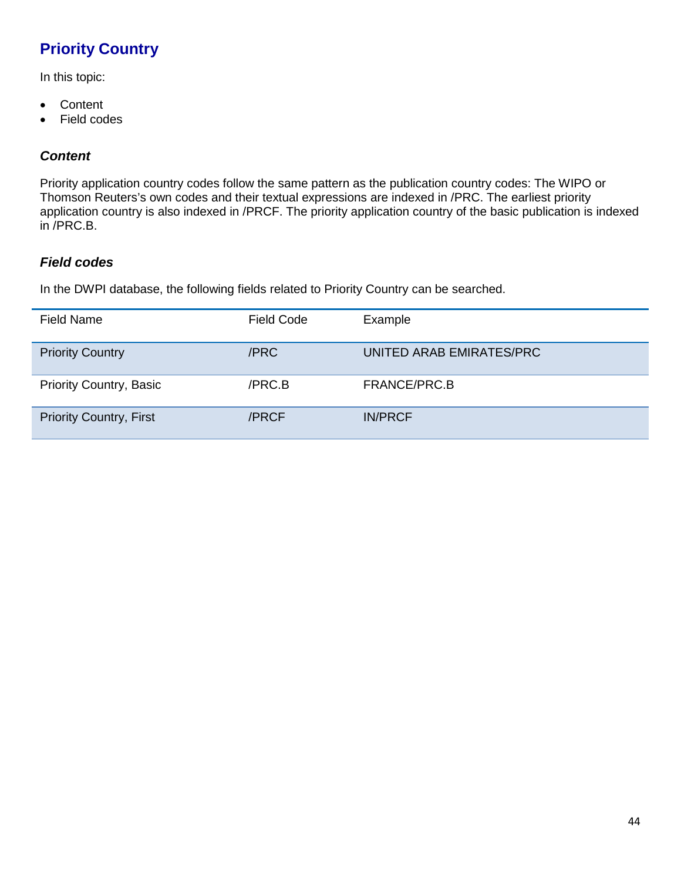## Priority Country

In this topic:

- Content
- Field codes

### *Content*

Priority application country codes follow the same pattern as the publication country codes: The WIPO or Thomson Reuters's own codes and their textual expressions are indexed in /PRC. The earliest priority application country is also indexed in /PRCF. The priority application country of the basic publication is indexed in /PRC.B.

### *Field codes*

In the DWPI database, the following fields related to Priority Country can be searched.

| Field Name | Field Code | Example |
|---|---|---|
| Priority Country | /PRC | UNITED ARAB EMIRATES/PRC |
| Priority Country, Basic | /PRC.B | FRANCE/PRC.B |
| Priority Country, First | /PRCF | IN/PRCF |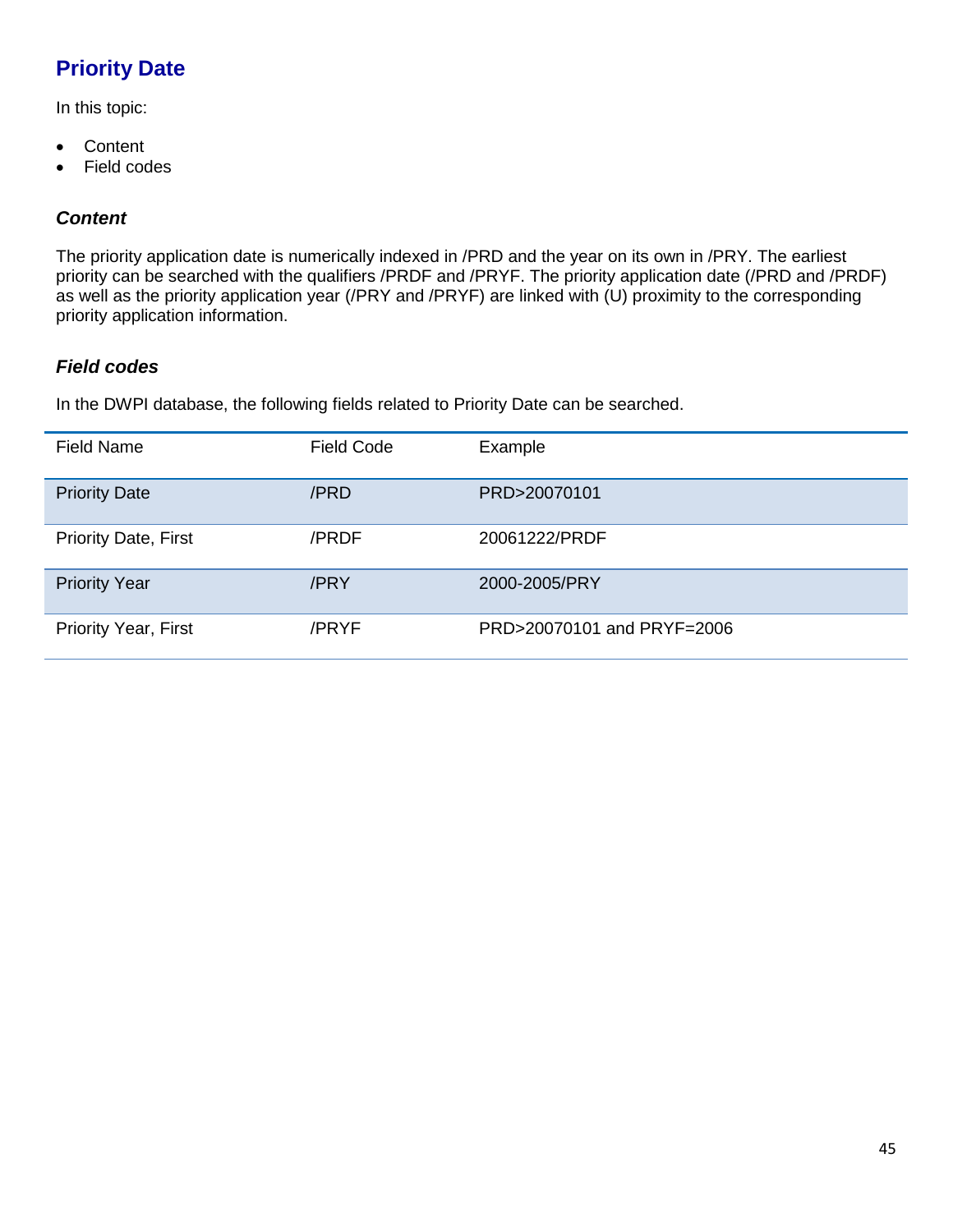## Priority Date

In this topic:

- Content
- Field codes

### *Content*

The priority application date is numerically indexed in /PRD and the year on its own in /PRY. The earliest priority can be searched with the qualifiers /PRDF and /PRYF. The priority application date (/PRD and /PRDF) as well as the priority application year (/PRY and /PRYF) are linked with (U) proximity to the corresponding priority application information.

### *Field codes*

In the DWPI database, the following fields related to Priority Date can be searched.

| Field Name | Field Code | Example |
|---|---|---|
| Priority Date | /PRD | PRD>20070101 |
| Priority Date, First | /PRDF | 20061222/PRDF |
| Priority Year | /PRY | 2000-2005/PRY |
| Priority Year, First | /PRYF | PRD>20070101 and PRYF=2006 |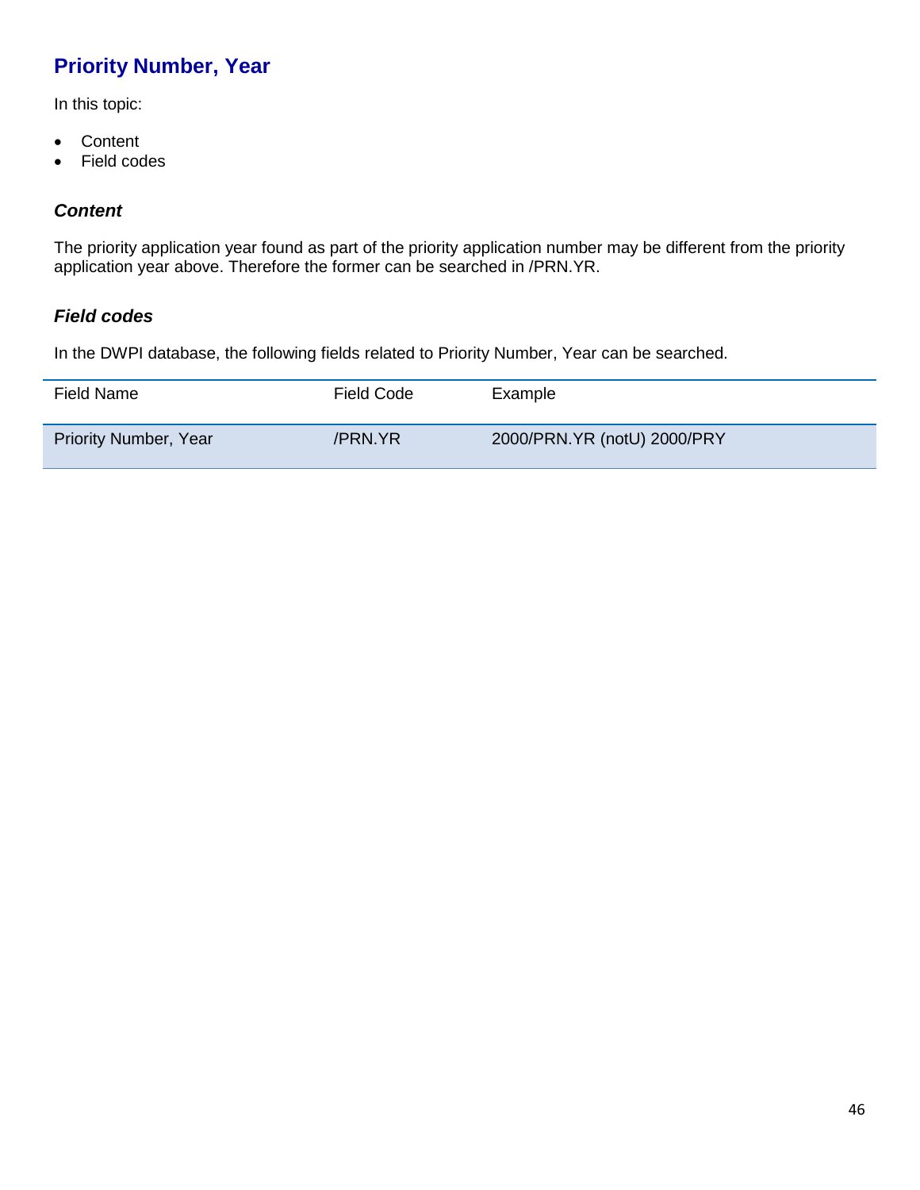## Priority Number, Year

In this topic:

- Content
- Field codes

### *Content*

The priority application year found as part of the priority application number may be different from the priority application year above. Therefore the former can be searched in /PRN.YR.

### *Field codes*

In the DWPI database, the following fields related to Priority Number, Year can be searched.

| Field Name | Field Code | Example |
|---|---|---|
| Priority Number, Year | /PRN.YR | 2000/PRN.YR (notU) 2000/PRY |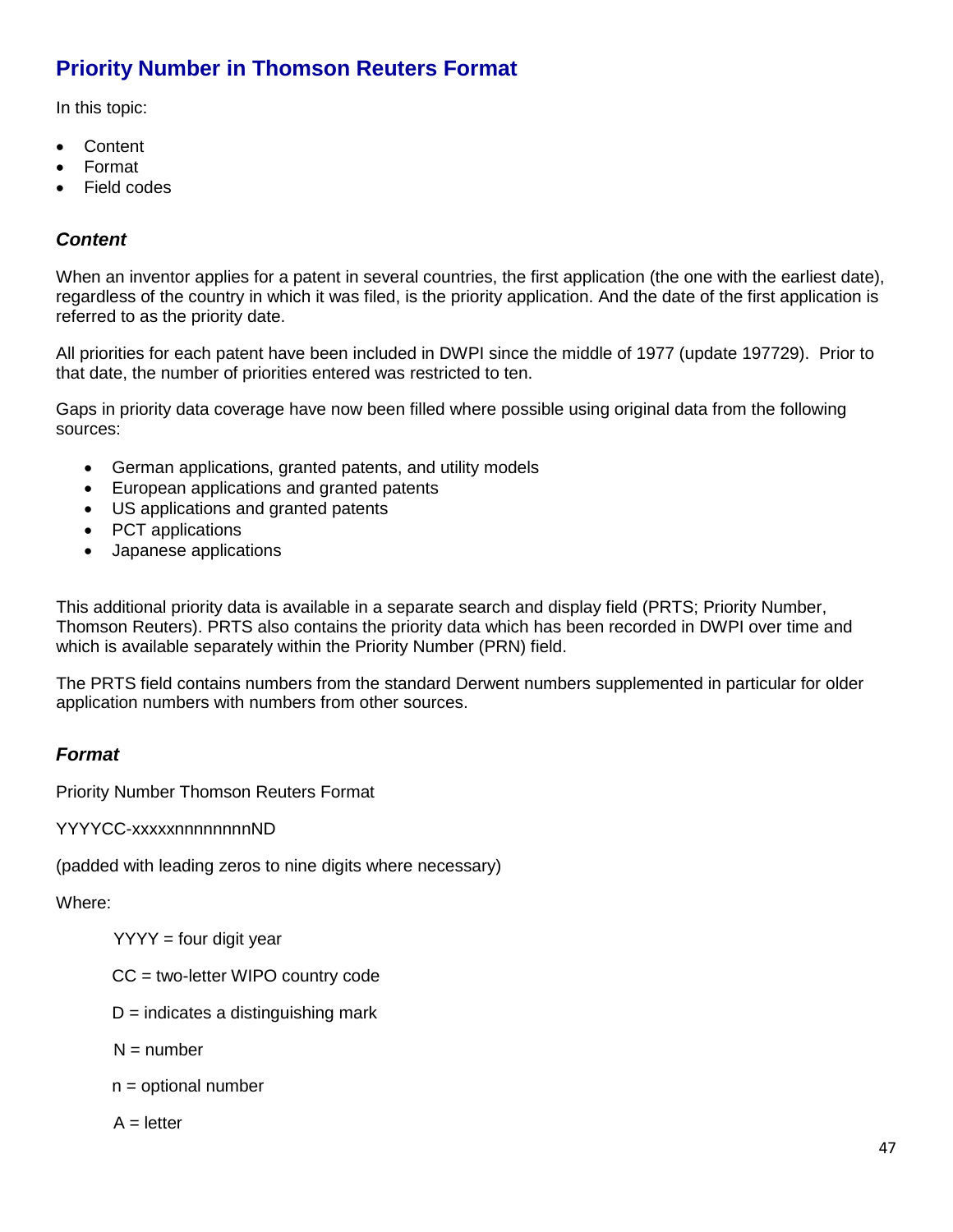## Priority Number in Thomson Reuters Format

In this topic:

- Content
- Format
- Field codes

### *Content*

When an inventor applies for a patent in several countries, the first application (the one with the earliest date), regardless of the country in which it was filed, is the priority application. And the date of the first application is referred to as the priority date.

All priorities for each patent have been included in DWPI since the middle of 1977 (update 197729). Prior to that date, the number of priorities entered was restricted to ten.

Gaps in priority data coverage have now been filled where possible using original data from the following sources:

- German applications, granted patents, and utility models
- European applications and granted patents
- US applications and granted patents
- PCT applications
- Japanese applications

This additional priority data is available in a separate search and display field (PRTS; Priority Number, Thomson Reuters). PRTS also contains the priority data which has been recorded in DWPI over time and which is available separately within the Priority Number (PRN) field.

The PRTS field contains numbers from the standard Derwent numbers supplemented in particular for older application numbers with numbers from other sources.

### *Format*

Priority Number Thomson Reuters Format

YYYYCC-xxxxxnnnnnnnnND

(padded with leading zeros to nine digits where necessary)

Where:

YYYY = four digit year

CC = two-letter WIPO country code

D = indicates a distinguishing mark

N = number

n = optional number

A = letter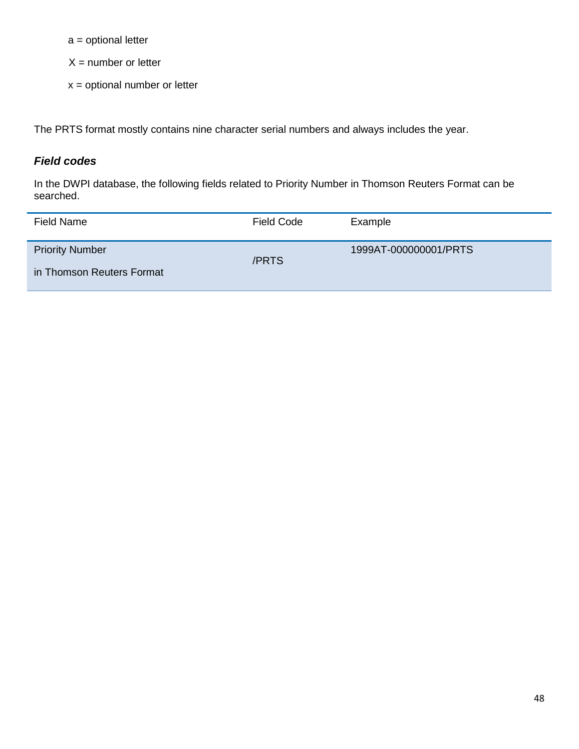a = optional letter

X = number or letter

x = optional number or letter

The PRTS format mostly contains nine character serial numbers and always includes the year.

### *Field codes*

In the DWPI database, the following fields related to Priority Number in Thomson Reuters Format can be searched.

| Field Name | Field Code | Example |
|---|---|---|
| Priority Number in Thomson Reuters Format | /PRTS | 1999AT-000000001/PRTS |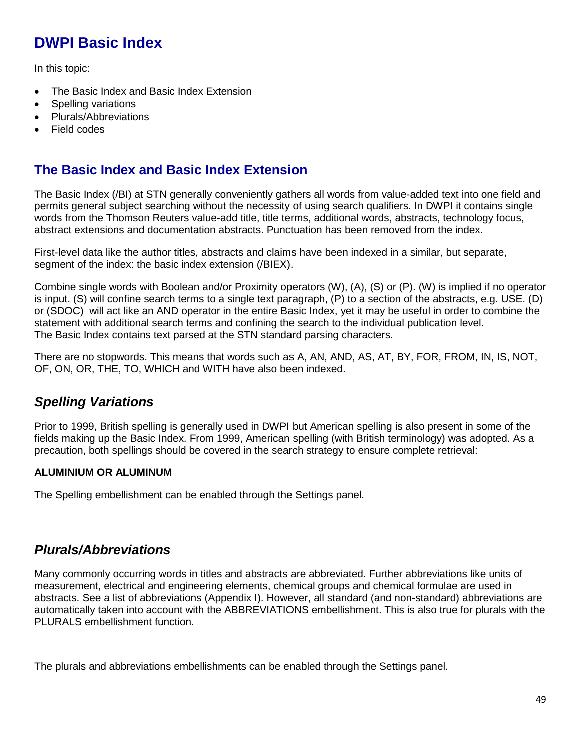# DWPI Basic Index

In this topic:

- The Basic Index and Basic Index Extension
- Spelling variations
- Plurals/Abbreviations
- Field codes

## The Basic Index and Basic Index Extension

The Basic Index (/BI) at STN generally conveniently gathers all words from value-added text into one field and permits general subject searching without the necessity of using search qualifiers. In DWPI it contains single words from the Thomson Reuters value-add title, title terms, additional words, abstracts, technology focus, abstract extensions and documentation abstracts. Punctuation has been removed from the index.

First-level data like the author titles, abstracts and claims have been indexed in a similar, but separate, segment of the index: the basic index extension (/BIEX).

Combine single words with Boolean and/or Proximity operators (W), (A), (S) or (P). (W) is implied if no operator is input. (S) will confine search terms to a single text paragraph, (P) to a section of the abstracts, e.g. USE. (D) or (SDOC) will act like an AND operator in the entire Basic Index, yet it may be useful in order to combine the statement with additional search terms and confining the search to the individual publication level.
The Basic Index contains text parsed at the STN standard parsing characters.

There are no stopwords. This means that words such as A, AN, AND, AS, AT, BY, FOR, FROM, IN, IS, NOT, OF, ON, OR, THE, TO, WHICH and WITH have also been indexed.

### *Spelling Variations*

Prior to 1999, British spelling is generally used in DWPI but American spelling is also present in some of the fields making up the Basic Index. From 1999, American spelling (with British terminology) was adopted. As a precaution, both spellings should be covered in the search strategy to ensure complete retrieval:

**ALUMINIUM OR ALUMINUM**

The Spelling embellishment can be enabled through the Settings panel.

### *Plurals/Abbreviations*

Many commonly occurring words in titles and abstracts are abbreviated. Further abbreviations like units of measurement, electrical and engineering elements, chemical groups and chemical formulae are used in abstracts. See a list of abbreviations (Appendix I). However, all standard (and non-standard) abbreviations are automatically taken into account with the ABBREVIATIONS embellishment. This is also true for plurals with the PLURALS embellishment function.

The plurals and abbreviations embellishments can be enabled through the Settings panel.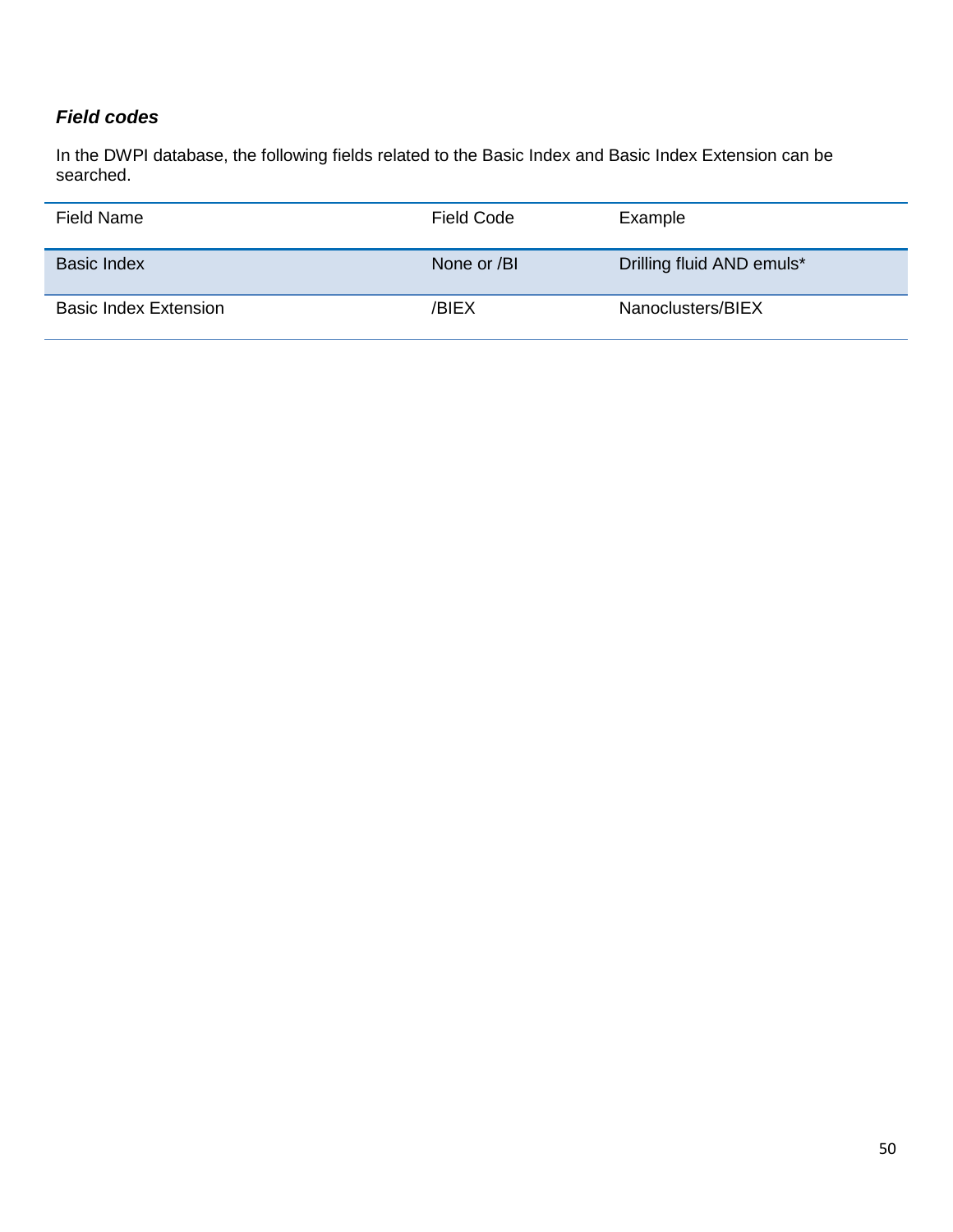### *Field codes*

In the DWPI database, the following fields related to the Basic Index and Basic Index Extension can be searched.

| Field Name | Field Code | Example |
| --- | --- | --- |
| Basic Index | None or /BI | Drilling fluid AND emuls* |
| Basic Index Extension | /BIEX | Nanoclusters/BIEX |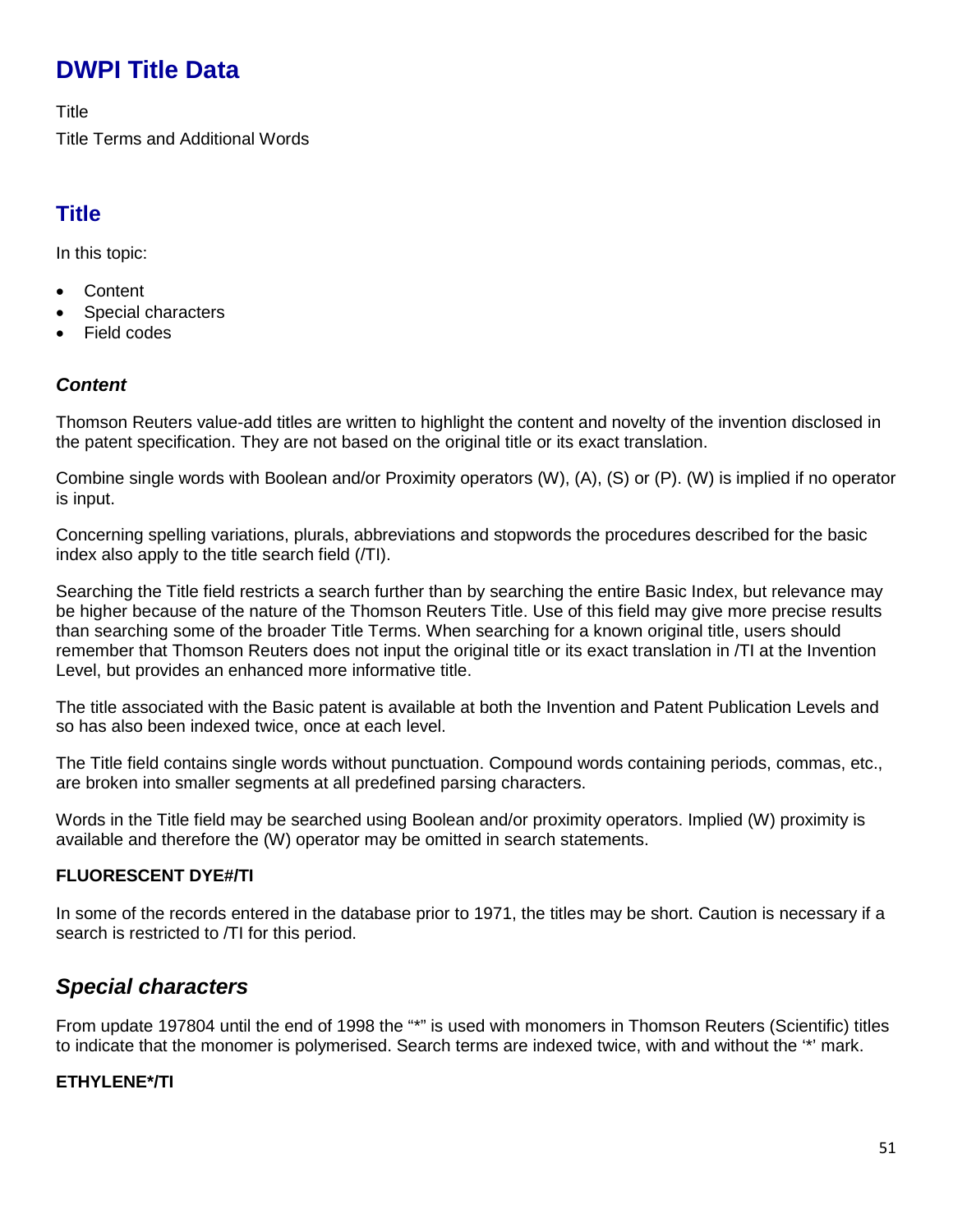# DWPI Title Data

Title

Title Terms and Additional Words

## Title

In this topic:

- Content
- Special characters
- Field codes

### *Content*

Thomson Reuters value-add titles are written to highlight the content and novelty of the invention disclosed in the patent specification. They are not based on the original title or its exact translation.

Combine single words with Boolean and/or Proximity operators (W), (A), (S) or (P). (W) is implied if no operator is input.

Concerning spelling variations, plurals, abbreviations and stopwords the procedures described for the basic index also apply to the title search field (/TI).

Searching the Title field restricts a search further than by searching the entire Basic Index, but relevance may be higher because of the nature of the Thomson Reuters Title. Use of this field may give more precise results than searching some of the broader Title Terms. When searching for a known original title, users should remember that Thomson Reuters does not input the original title or its exact translation in /TI at the Invention Level, but provides an enhanced more informative title.

The title associated with the Basic patent is available at both the Invention and Patent Publication Levels and so has also been indexed twice, once at each level.

The Title field contains single words without punctuation. Compound words containing periods, commas, etc., are broken into smaller segments at all predefined parsing characters.

Words in the Title field may be searched using Boolean and/or proximity operators. Implied (W) proximity is available and therefore the (W) operator may be omitted in search statements.

**FLUORESCENT DYE#/TI**

In some of the records entered in the database prior to 1971, the titles may be short. Caution is necessary if a search is restricted to /TI for this period.

## *Special characters*

From update 197804 until the end of 1998 the "*" is used with monomers in Thomson Reuters (Scientific) titles to indicate that the monomer is polymerised. Search terms are indexed twice, with and without the '*' mark.

**ETHYLENE*/TI**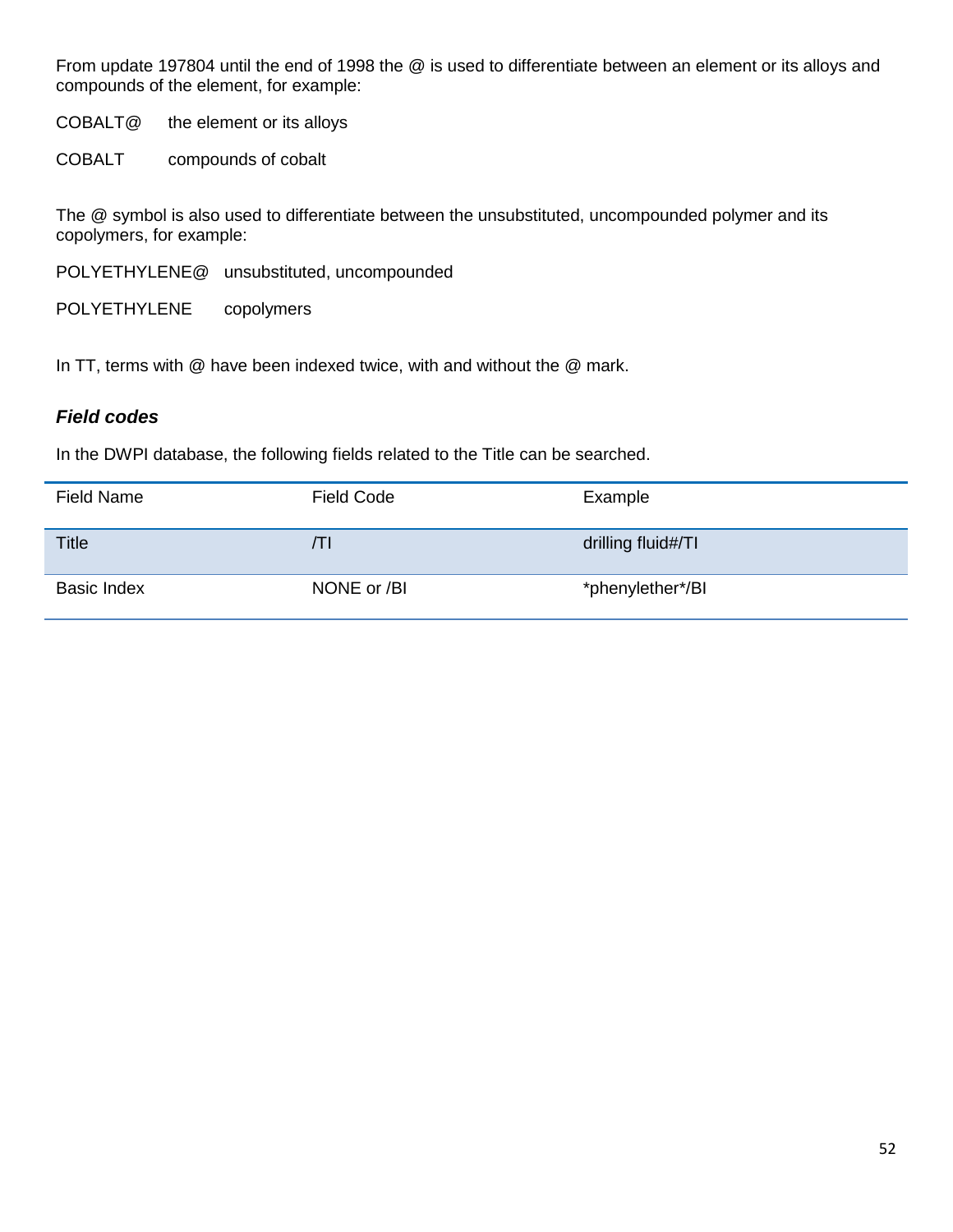From update 197804 until the end of 1998 the @ is used to differentiate between an element or its alloys and compounds of the element, for example:

COBALT@ the element or its alloys

COBALT compounds of cobalt

The @ symbol is also used to differentiate between the unsubstituted, uncompounded polymer and its copolymers, for example:

POLYETHYLENE@ unsubstituted, uncompounded

POLYETHYLENE copolymers

In TT, terms with @ have been indexed twice, with and without the @ mark.

### *Field codes*

In the DWPI database, the following fields related to the Title can be searched.

| Field Name | Field Code | Example |
| --- | --- | --- |
| Title | /TI | drilling fluid#/TI |
| Basic Index | NONE or /BI | *phenylether*/BI |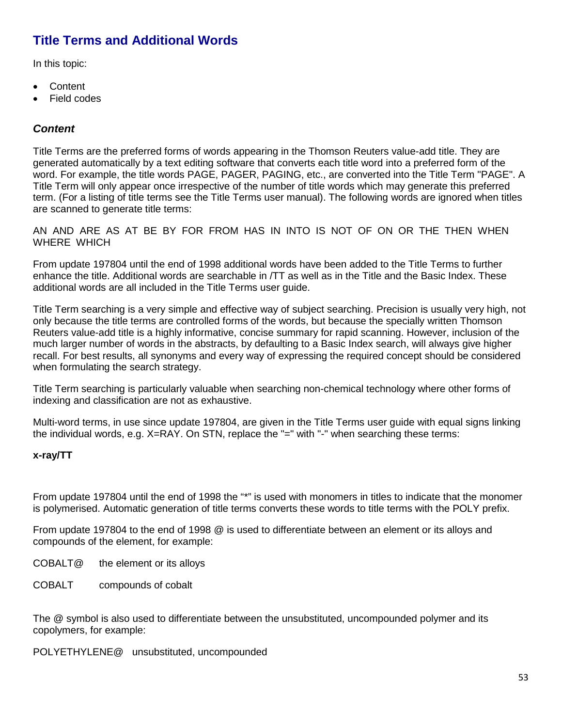## Title Terms and Additional Words

In this topic:

- Content
- Field codes

### *Content*

Title Terms are the preferred forms of words appearing in the Thomson Reuters value-add title. They are generated automatically by a text editing software that converts each title word into a preferred form of the word. For example, the title words PAGE, PAGER, PAGING, etc., are converted into the Title Term "PAGE". A Title Term will only appear once irrespective of the number of title words which may generate this preferred term. (For a listing of title terms see the Title Terms user manual). The following words are ignored when titles are scanned to generate title terms:

AN AND ARE AS AT BE BY FOR FROM HAS IN INTO IS NOT OF ON OR THE THEN WHEN WHERE WHICH

From update 197804 until the end of 1998 additional words have been added to the Title Terms to further enhance the title. Additional words are searchable in /TT as well as in the Title and the Basic Index. These additional words are all included in the Title Terms user guide.

Title Term searching is a very simple and effective way of subject searching. Precision is usually very high, not only because the title terms are controlled forms of the words, but because the specially written Thomson Reuters value-add title is a highly informative, concise summary for rapid scanning. However, inclusion of the much larger number of words in the abstracts, by defaulting to a Basic Index search, will always give higher recall. For best results, all synonyms and every way of expressing the required concept should be considered when formulating the search strategy.

Title Term searching is particularly valuable when searching non-chemical technology where other forms of indexing and classification are not as exhaustive.

Multi-word terms, in use since update 197804, are given in the Title Terms user guide with equal signs linking the individual words, e.g. X=RAY. On STN, replace the "=" with "-" when searching these terms:

**x-ray/TT**

From update 197804 until the end of 1998 the "*" is used with monomers in titles to indicate that the monomer is polymerised. Automatic generation of title terms converts these words to title terms with the POLY prefix.

From update 197804 to the end of 1998 @ is used to differentiate between an element or its alloys and compounds of the element, for example:

COBALT@ the element or its alloys

COBALT compounds of cobalt

The @ symbol is also used to differentiate between the unsubstituted, uncompounded polymer and its copolymers, for example:

POLYETHYLENE@ unsubstituted, uncompounded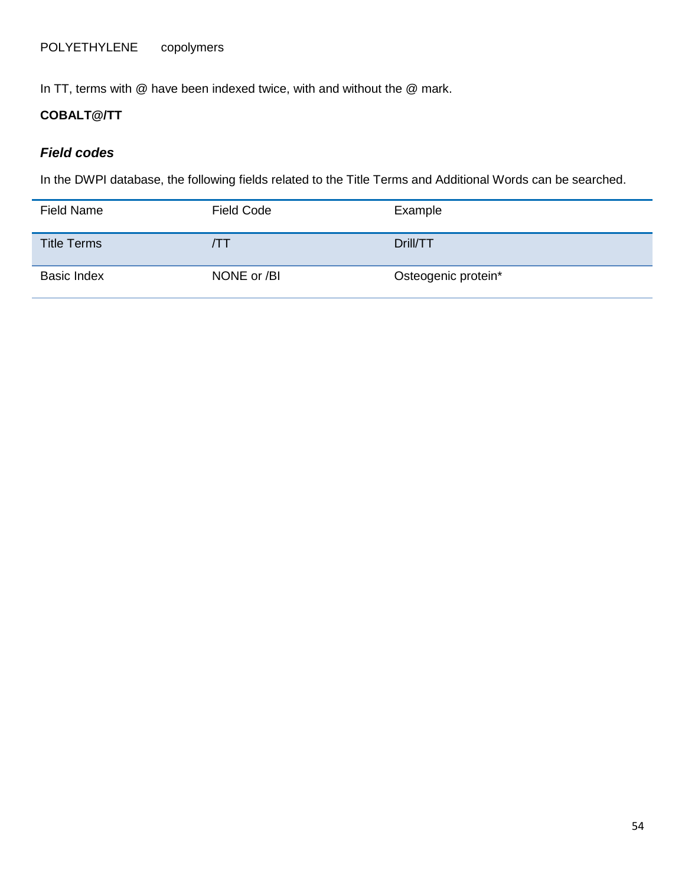POLYETHYLENE copolymers

In TT, terms with @ have been indexed twice, with and without the @ mark.

**COBALT@/TT**

### ***Field codes***

In the DWPI database, the following fields related to the Title Terms and Additional Words can be searched.

| Field Name | Field Code | Example |
|---|---|---|
| Title Terms | /TT | Drill/TT |
| Basic Index | NONE or /BI | Osteogenic protein* |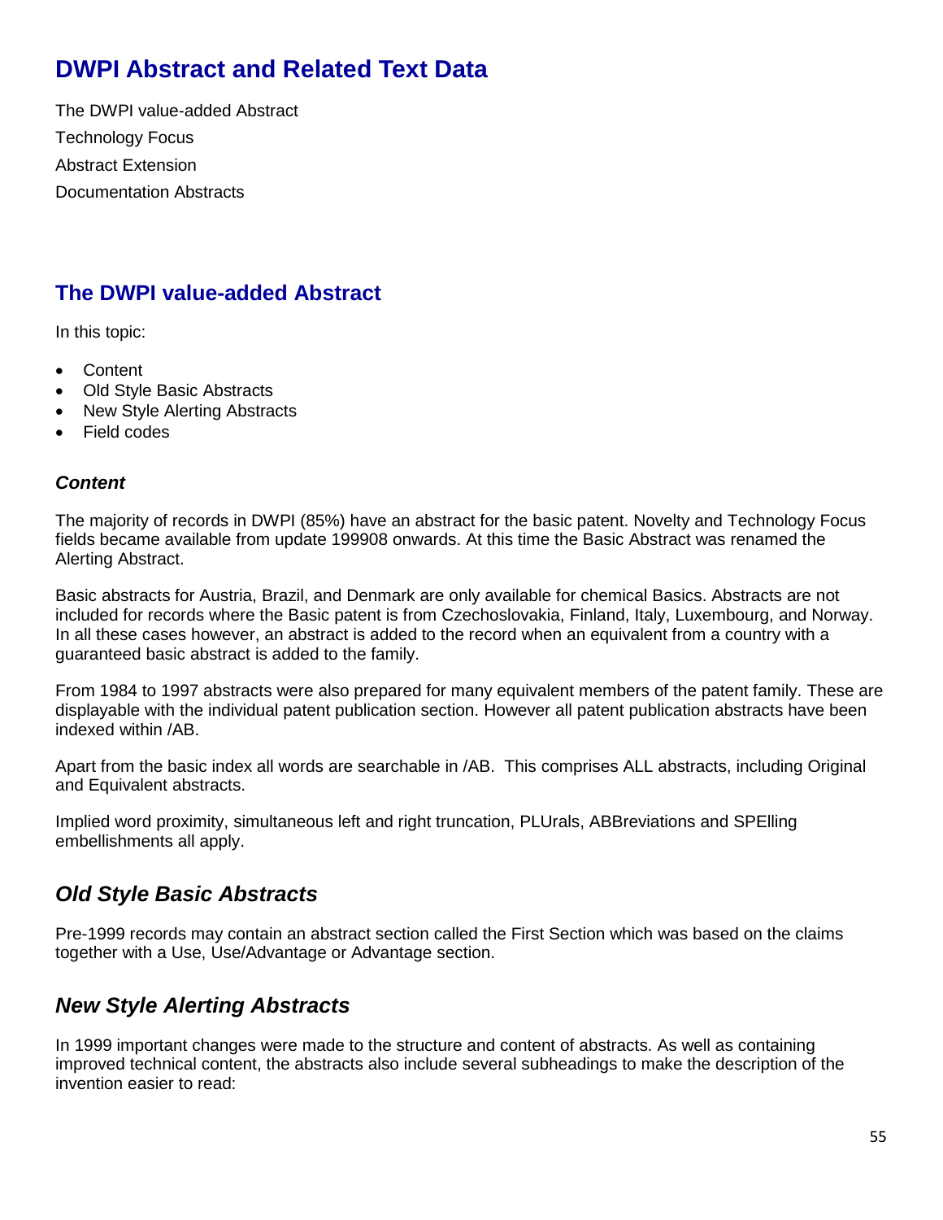# DWPI Abstract and Related Text Data

The DWPI value-added Abstract

Technology Focus

Abstract Extension

Documentation Abstracts

## The DWPI value-added Abstract

In this topic:

- Content
- Old Style Basic Abstracts
- New Style Alerting Abstracts
- Field codes

### *Content*

The majority of records in DWPI (85%) have an abstract for the basic patent. Novelty and Technology Focus fields became available from update 199908 onwards. At this time the Basic Abstract was renamed the Alerting Abstract.

Basic abstracts for Austria, Brazil, and Denmark are only available for chemical Basics. Abstracts are not included for records where the Basic patent is from Czechoslovakia, Finland, Italy, Luxembourg, and Norway. In all these cases however, an abstract is added to the record when an equivalent from a country with a guaranteed basic abstract is added to the family.

From 1984 to 1997 abstracts were also prepared for many equivalent members of the patent family. These are displayable with the individual patent publication section. However all patent publication abstracts have been indexed within /AB.

Apart from the basic index all words are searchable in /AB. This comprises ALL abstracts, including Original and Equivalent abstracts.

Implied word proximity, simultaneous left and right truncation, PLUrals, ABBreviations and SPElling embellishments all apply.

## *Old Style Basic Abstracts*

Pre-1999 records may contain an abstract section called the First Section which was based on the claims together with a Use, Use/Advantage or Advantage section.

## *New Style Alerting Abstracts*

In 1999 important changes were made to the structure and content of abstracts. As well as containing improved technical content, the abstracts also include several subheadings to make the description of the invention easier to read: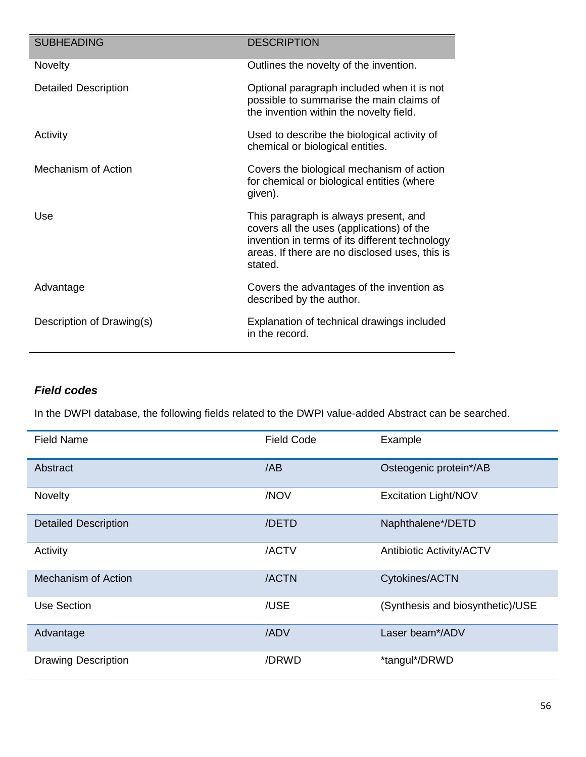| SUBHEADING | DESCRIPTION |
|---|---|
| Novelty | Outlines the novelty of the invention. |
| Detailed Description | Optional paragraph included when it is not possible to summarise the main claims of the invention within the novelty field. |
| Activity | Used to describe the biological activity of chemical or biological entities. |
| Mechanism of Action | Covers the biological mechanism of action for chemical or biological entities (where given). |
| Use | This paragraph is always present, and covers all the uses (applications) of the invention in terms of its different technology areas. If there are no disclosed uses, this is stated. |
| Advantage | Covers the advantages of the invention as described by the author. |
| Description of Drawing(s) | Explanation of technical drawings included in the record. |

### *Field codes*

In the DWPI database, the following fields related to the DWPI value-added Abstract can be searched.

| Field Name | Field Code | Example |
|---|---|---|
| Abstract | /AB | Osteogenic protein*/AB |
| Novelty | /NOV | Excitation Light/NOV |
| Detailed Description | /DETD | Naphthalene*/DETD |
| Activity | /ACTV | Antibiotic Activity/ACTV |
| Mechanism of Action | /ACTN | Cytokines/ACTN |
| Use Section | /USE | (Synthesis and biosynthetic)/USE |
| Advantage | /ADV | Laser beam*/ADV |
| Drawing Description | /DRWD | *tangul*/DRWD |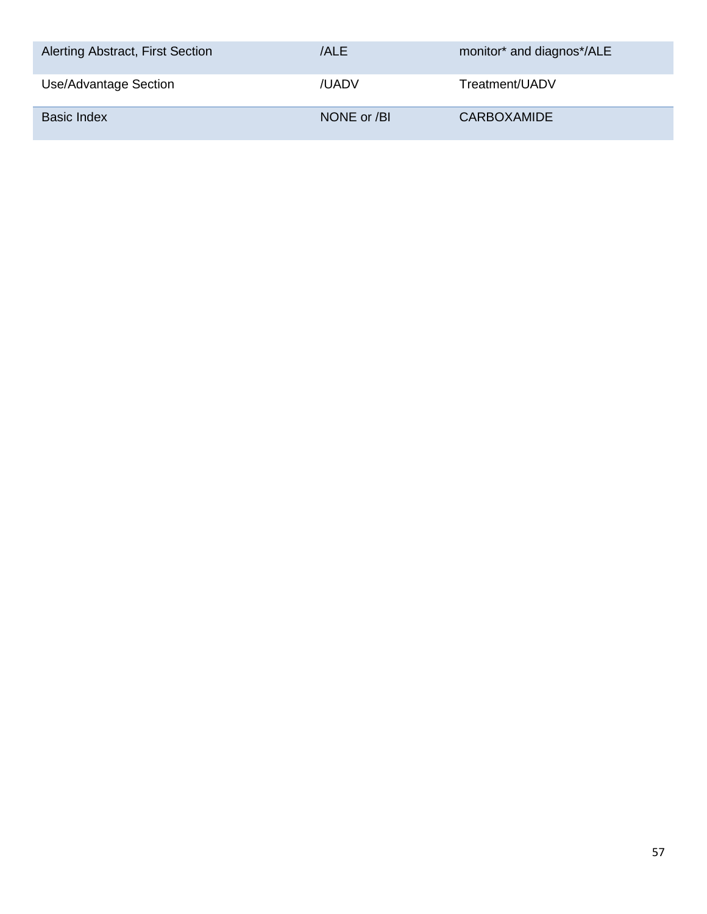| | | |
|---|---|---|
| Alerting Abstract, First Section | /ALE | monitor* and diagnos*/ALE |
| Use/Advantage Section | /UADV | Treatment/UADV |
| Basic Index | NONE or /BI | CARBOXAMIDE |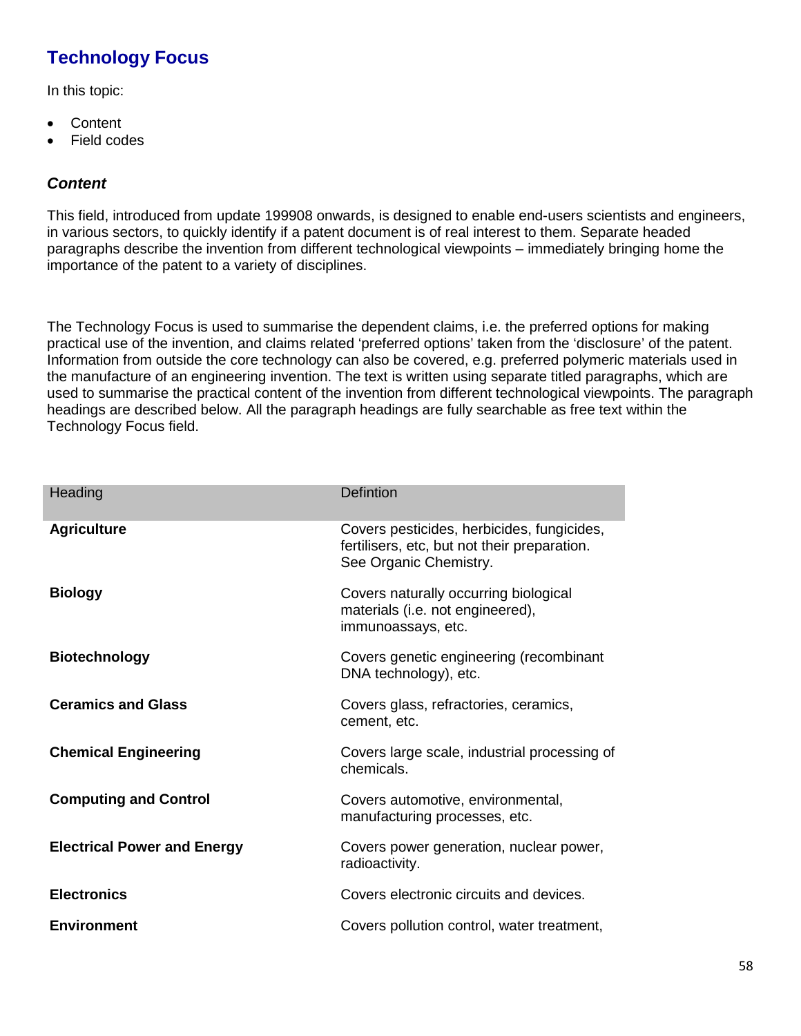## Technology Focus

In this topic:

- Content
- Field codes

### *Content*

This field, introduced from update 199908 onwards, is designed to enable end-users scientists and engineers, in various sectors, to quickly identify if a patent document is of real interest to them. Separate headed paragraphs describe the invention from different technological viewpoints – immediately bringing home the importance of the patent to a variety of disciplines.

The Technology Focus is used to summarise the dependent claims, i.e. the preferred options for making practical use of the invention, and claims related 'preferred options' taken from the 'disclosure' of the patent. Information from outside the core technology can also be covered, e.g. preferred polymeric materials used in the manufacture of an engineering invention. The text is written using separate titled paragraphs, which are used to summarise the practical content of the invention from different technological viewpoints. The paragraph headings are described below. All the paragraph headings are fully searchable as free text within the Technology Focus field.

| Heading | Defintion |
|---|---|
| **Agriculture** | Covers pesticides, herbicides, fungicides, fertilisers, etc, but not their preparation. See Organic Chemistry. |
| **Biology** | Covers naturally occurring biological materials (i.e. not engineered), immunoassays, etc. |
| **Biotechnology** | Covers genetic engineering (recombinant DNA technology), etc. |
| **Ceramics and Glass** | Covers glass, refractories, ceramics, cement, etc. |
| **Chemical Engineering** | Covers large scale, industrial processing of chemicals. |
| **Computing and Control** | Covers automotive, environmental, manufacturing processes, etc. |
| **Electrical Power and Energy** | Covers power generation, nuclear power, radioactivity. |
| **Electronics** | Covers electronic circuits and devices. |
| **Environment** | Covers pollution control, water treatment, |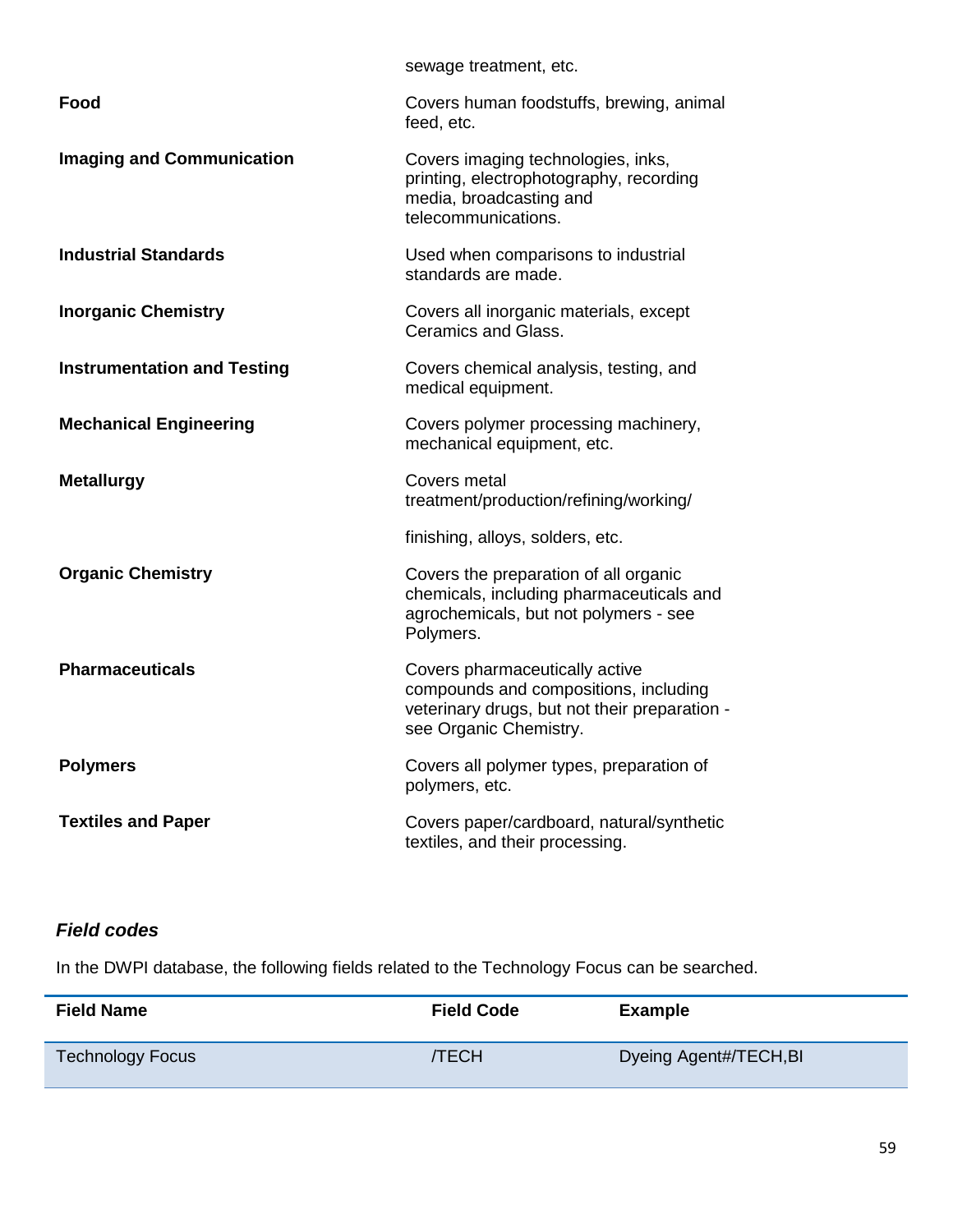| | |
|---|---|
| | sewage treatment, etc. |
| **Food** | Covers human foodstuffs, brewing, animal feed, etc. |
| **Imaging and Communication** | Covers imaging technologies, inks, printing, electrophotography, recording media, broadcasting and telecommunications. |
| **Industrial Standards** | Used when comparisons to industrial standards are made. |
| **Inorganic Chemistry** | Covers all inorganic materials, except Ceramics and Glass. |
| **Instrumentation and Testing** | Covers chemical analysis, testing, and medical equipment. |
| **Mechanical Engineering** | Covers polymer processing machinery, mechanical equipment, etc. |
| **Metallurgy** | Covers metal treatment/production/refining/working/ finishing, alloys, solders, etc. |
| **Organic Chemistry** | Covers the preparation of all organic chemicals, including pharmaceuticals and agrochemicals, but not polymers - see Polymers. |
| **Pharmaceuticals** | Covers pharmaceutically active compounds and compositions, including veterinary drugs, but not their preparation - see Organic Chemistry. |
| **Polymers** | Covers all polymer types, preparation of polymers, etc. |
| **Textiles and Paper** | Covers paper/cardboard, natural/synthetic textiles, and their processing. |

### *Field codes*

In the DWPI database, the following fields related to the Technology Focus can be searched.

| Field Name | Field Code | Example |
|---|---|---|
| Technology Focus | /TECH | Dyeing Agent#/TECH,BI |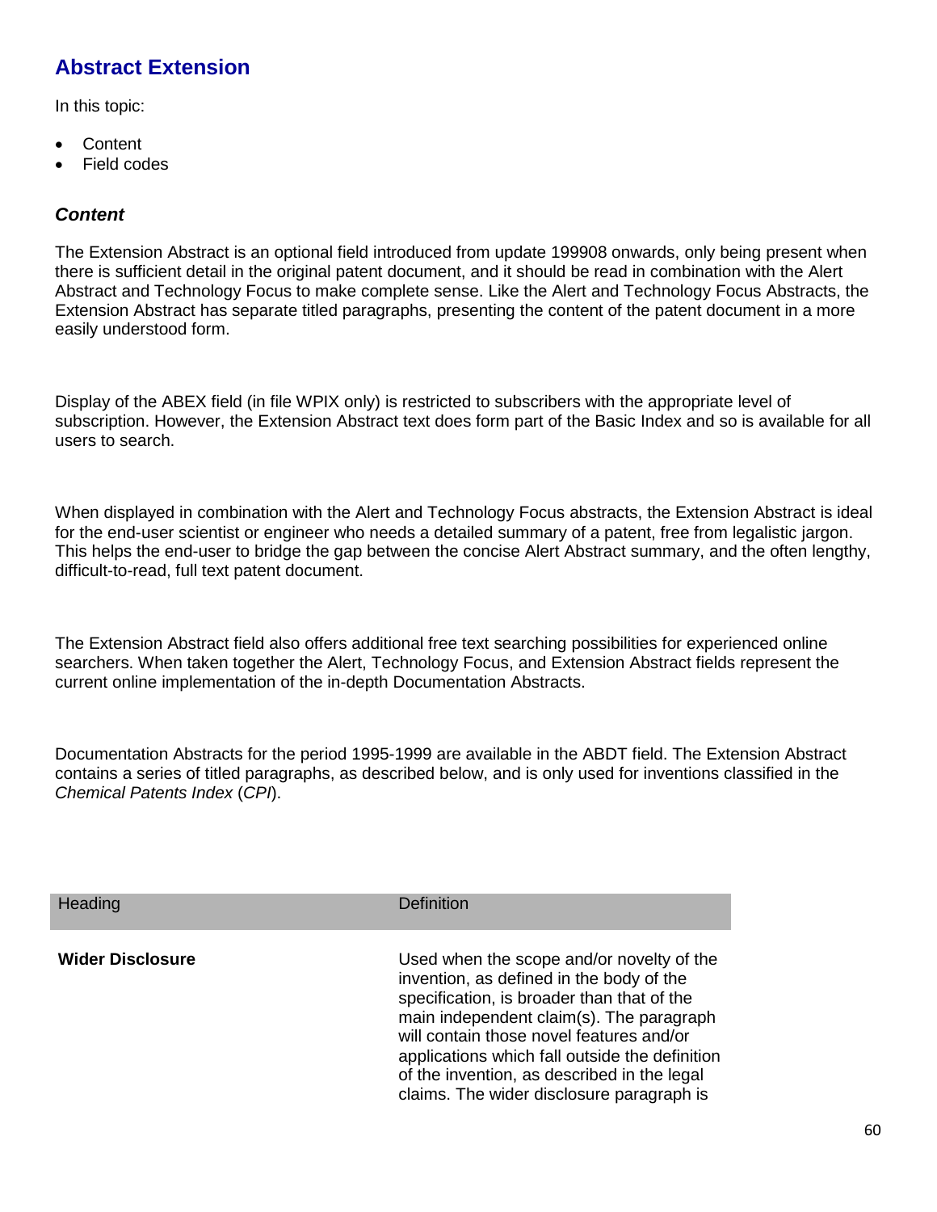## Abstract Extension

In this topic:

- Content
- Field codes

### *Content*

The Extension Abstract is an optional field introduced from update 199908 onwards, only being present when there is sufficient detail in the original patent document, and it should be read in combination with the Alert Abstract and Technology Focus to make complete sense. Like the Alert and Technology Focus Abstracts, the Extension Abstract has separate titled paragraphs, presenting the content of the patent document in a more easily understood form.

Display of the ABEX field (in file WPIX only) is restricted to subscribers with the appropriate level of subscription. However, the Extension Abstract text does form part of the Basic Index and so is available for all users to search.

When displayed in combination with the Alert and Technology Focus abstracts, the Extension Abstract is ideal for the end-user scientist or engineer who needs a detailed summary of a patent, free from legalistic jargon. This helps the end-user to bridge the gap between the concise Alert Abstract summary, and the often lengthy, difficult-to-read, full text patent document.

The Extension Abstract field also offers additional free text searching possibilities for experienced online searchers. When taken together the Alert, Technology Focus, and Extension Abstract fields represent the current online implementation of the in-depth Documentation Abstracts.

Documentation Abstracts for the period 1995-1999 are available in the ABDT field. The Extension Abstract contains a series of titled paragraphs, as described below, and is only used for inventions classified in the *Chemical Patents Index* (*CPI*).

| Heading | Definition |
| --- | --- |
| **Wider Disclosure** | Used when the scope and/or novelty of the invention, as defined in the body of the specification, is broader than that of the main independent claim(s). The paragraph will contain those novel features and/or applications which fall outside the definition of the invention, as described in the legal claims. The wider disclosure paragraph is |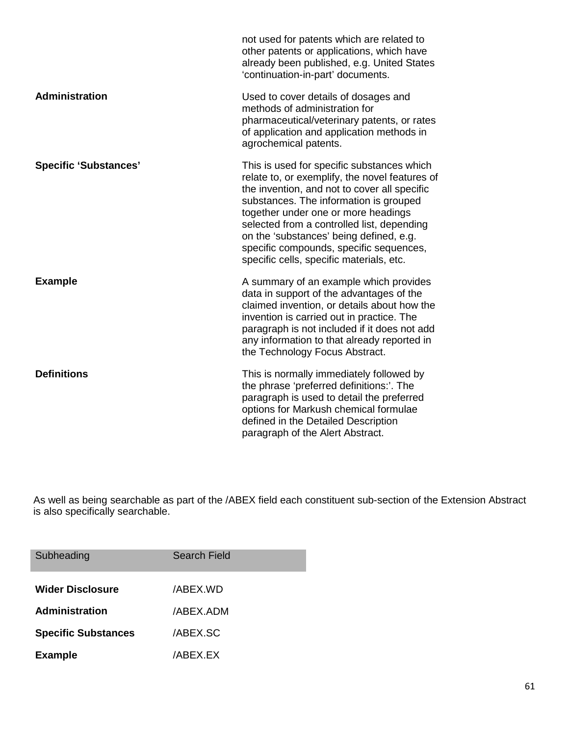| | |
|---|---|
| | not used for patents which are related to other patents or applications, which have already been published, e.g. United States ‘continuation-in-part’ documents. |
| **Administration** | Used to cover details of dosages and methods of administration for pharmaceutical/veterinary patents, or rates of application and application methods in agrochemical patents. |
| **Specific ‘Substances’** | This is used for specific substances which relate to, or exemplify, the novel features of the invention, and not to cover all specific substances. The information is grouped together under one or more headings selected from a controlled list, depending on the ‘substances’ being defined, e.g. specific compounds, specific sequences, specific cells, specific materials, etc. |
| **Example** | A summary of an example which provides data in support of the advantages of the claimed invention, or details about how the invention is carried out in practice. The paragraph is not included if it does not add any information to that already reported in the Technology Focus Abstract. |
| **Definitions** | This is normally immediately followed by the phrase ‘preferred definitions:’. The paragraph is used to detail the preferred options for Markush chemical formulae defined in the Detailed Description paragraph of the Alert Abstract. |

As well as being searchable as part of the /ABEX field each constituent sub-section of the Extension Abstract is also specifically searchable.

| Subheading | Search Field |
|---|---|
| **Wider Disclosure** | /ABEX.WD |
| **Administration** | /ABEX.ADM |
| **Specific Substances** | /ABEX.SC |
| **Example** | /ABEX.EX |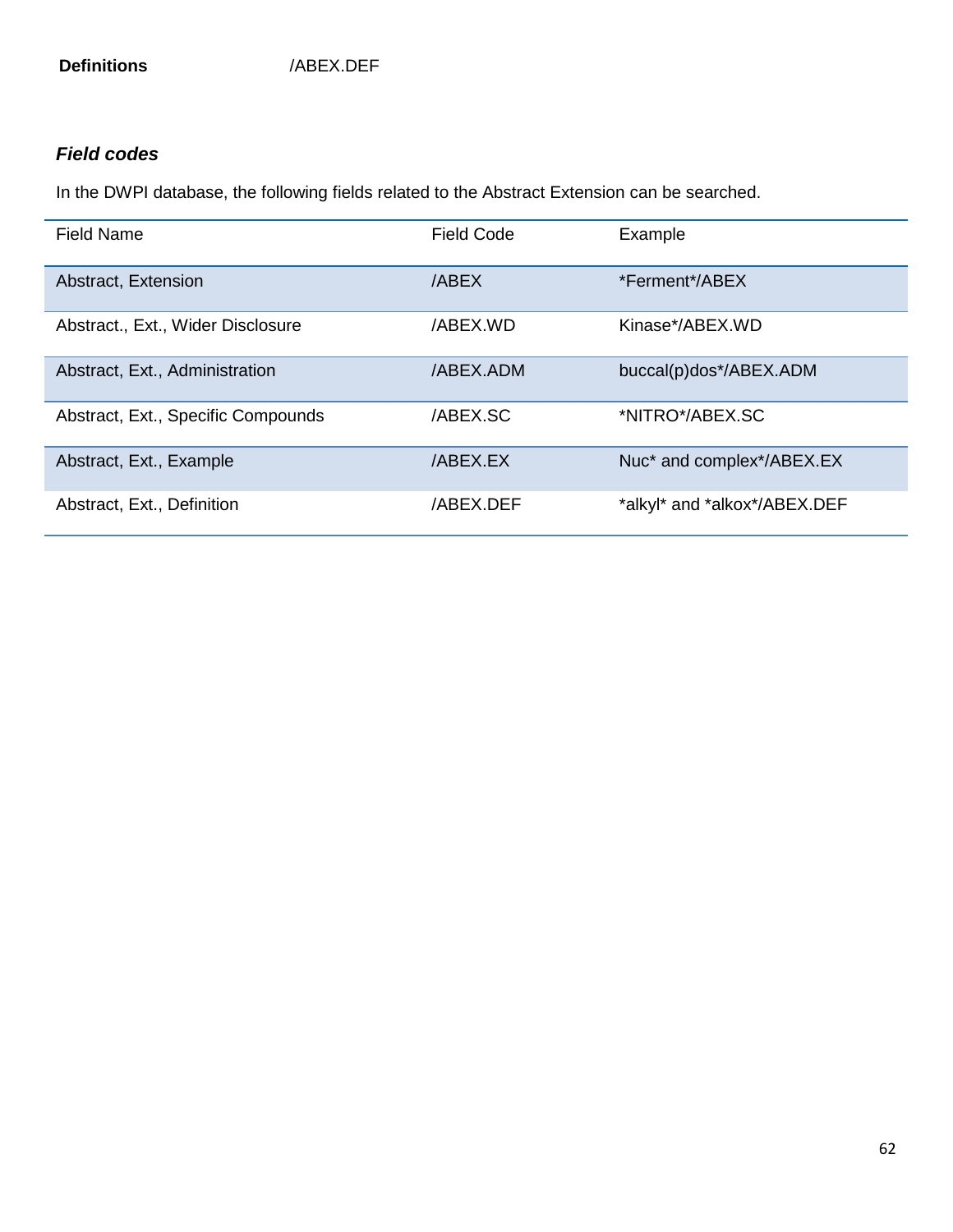**Definitions** /ABEX.DEF

### *Field codes*

In the DWPI database, the following fields related to the Abstract Extension can be searched.

| Field Name | Field Code | Example |
|---|---|---|
| Abstract, Extension | /ABEX | *Ferment*/ABEX |
| Abstract., Ext., Wider Disclosure | /ABEX.WD | Kinase*/ABEX.WD |
| Abstract, Ext., Administration | /ABEX.ADM | buccal(p)dos*/ABEX.ADM |
| Abstract, Ext., Specific Compounds | /ABEX.SC | *NITRO*/ABEX.SC |
| Abstract, Ext., Example | /ABEX.EX | Nuc* and complex*/ABEX.EX |
| Abstract, Ext., Definition | /ABEX.DEF | *alkyl* and *alkox*/ABEX.DEF |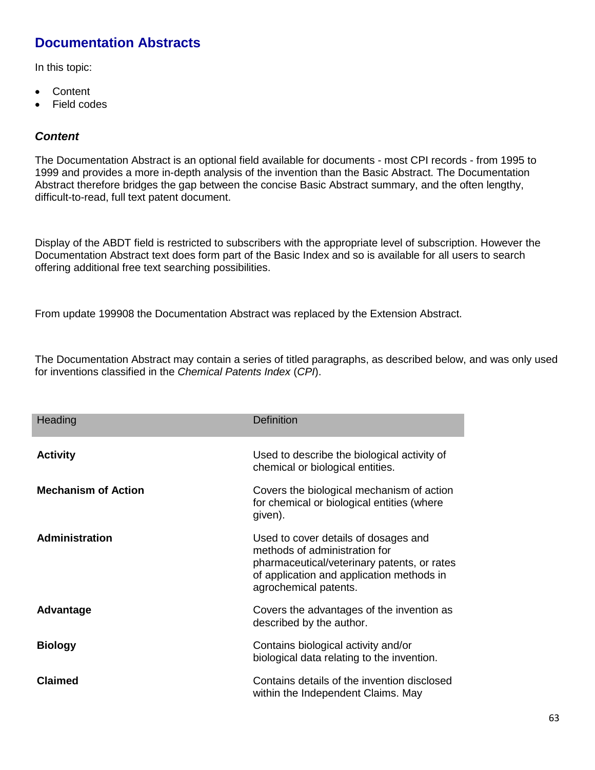## Documentation Abstracts

In this topic:

- Content
- Field codes

### *Content*

The Documentation Abstract is an optional field available for documents - most CPI records - from 1995 to 1999 and provides a more in-depth analysis of the invention than the Basic Abstract. The Documentation Abstract therefore bridges the gap between the concise Basic Abstract summary, and the often lengthy, difficult-to-read, full text patent document.

Display of the ABDT field is restricted to subscribers with the appropriate level of subscription. However the Documentation Abstract text does form part of the Basic Index and so is available for all users to search offering additional free text searching possibilities.

From update 199908 the Documentation Abstract was replaced by the Extension Abstract.

The Documentation Abstract may contain a series of titled paragraphs, as described below, and was only used for inventions classified in the *Chemical Patents Index* (*CPI*).

| Heading | Definition |
|---|---|
| **Activity** | Used to describe the biological activity of chemical or biological entities. |
| **Mechanism of Action** | Covers the biological mechanism of action for chemical or biological entities (where given). |
| **Administration** | Used to cover details of dosages and methods of administration for pharmaceutical/veterinary patents, or rates of application and application methods in agrochemical patents. |
| **Advantage** | Covers the advantages of the invention as described by the author. |
| **Biology** | Contains biological activity and/or biological data relating to the invention. |
| **Claimed** | Contains details of the invention disclosed within the Independent Claims. May |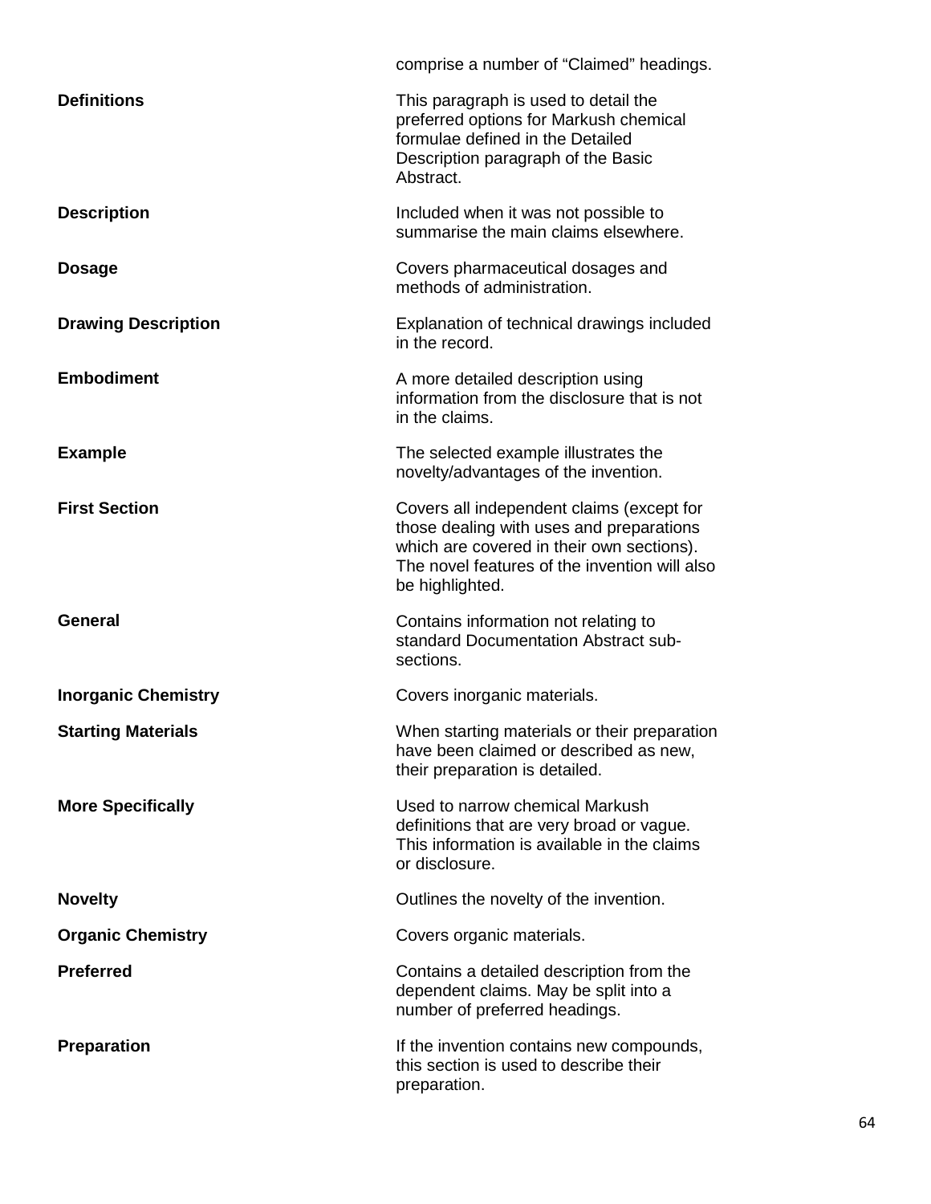| | |
|---|---|
| | comprise a number of “Claimed” headings. |
| **Definitions** | This paragraph is used to detail the preferred options for Markush chemical formulae defined in the Detailed Description paragraph of the Basic Abstract. |
| **Description** | Included when it was not possible to summarise the main claims elsewhere. |
| **Dosage** | Covers pharmaceutical dosages and methods of administration. |
| **Drawing Description** | Explanation of technical drawings included in the record. |
| **Embodiment** | A more detailed description using information from the disclosure that is not in the claims. |
| **Example** | The selected example illustrates the novelty/advantages of the invention. |
| **First Section** | Covers all independent claims (except for those dealing with uses and preparations which are covered in their own sections). The novel features of the invention will also be highlighted. |
| **General** | Contains information not relating to standard Documentation Abstract sub-sections. |
| **Inorganic Chemistry** | Covers inorganic materials. |
| **Starting Materials** | When starting materials or their preparation have been claimed or described as new, their preparation is detailed. |
| **More Specifically** | Used to narrow chemical Markush definitions that are very broad or vague. This information is available in the claims or disclosure. |
| **Novelty** | Outlines the novelty of the invention. |
| **Organic Chemistry** | Covers organic materials. |
| **Preferred** | Contains a detailed description from the dependent claims. May be split into a number of preferred headings. |
| **Preparation** | If the invention contains new compounds, this section is used to describe their preparation. |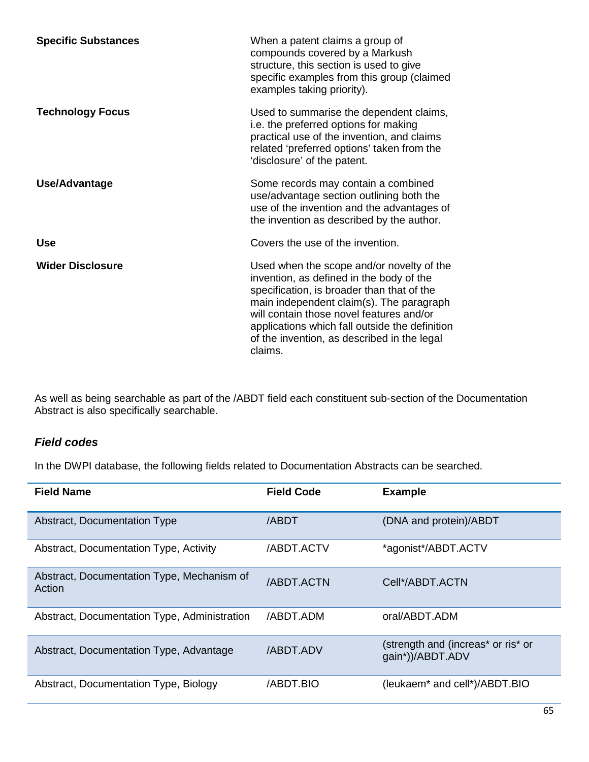| | |
|---|---|
| **Specific Substances** | When a patent claims a group of compounds covered by a Markush structure, this section is used to give specific examples from this group (claimed examples taking priority). |
| **Technology Focus** | Used to summarise the dependent claims, i.e. the preferred options for making practical use of the invention, and claims related 'preferred options' taken from the 'disclosure' of the patent. |
| **Use/Advantage** | Some records may contain a combined use/advantage section outlining both the use of the invention and the advantages of the invention as described by the author. |
| **Use** | Covers the use of the invention. |
| **Wider Disclosure** | Used when the scope and/or novelty of the invention, as defined in the body of the specification, is broader than that of the main independent claim(s). The paragraph will contain those novel features and/or applications which fall outside the definition of the invention, as described in the legal claims. |

As well as being searchable as part of the /ABDT field each constituent sub-section of the Documentation Abstract is also specifically searchable.

### *Field codes*

In the DWPI database, the following fields related to Documentation Abstracts can be searched.

| Field Name | Field Code | Example |
|---|---|---|
| Abstract, Documentation Type | /ABDT | (DNA and protein)/ABDT |
| Abstract, Documentation Type, Activity | /ABDT.ACTV | *agonist*/ABDT.ACTV |
| Abstract, Documentation Type, Mechanism of Action | /ABDT.ACTN | Cell*/ABDT.ACTN |
| Abstract, Documentation Type, Administration | /ABDT.ADM | oral/ABDT.ADM |
| Abstract, Documentation Type, Advantage | /ABDT.ADV | (strength and (increas* or ris* or gain*))/ABDT.ADV |
| Abstract, Documentation Type, Biology | /ABDT.BIO | (leukaem* and cell*)/ABDT.BIO |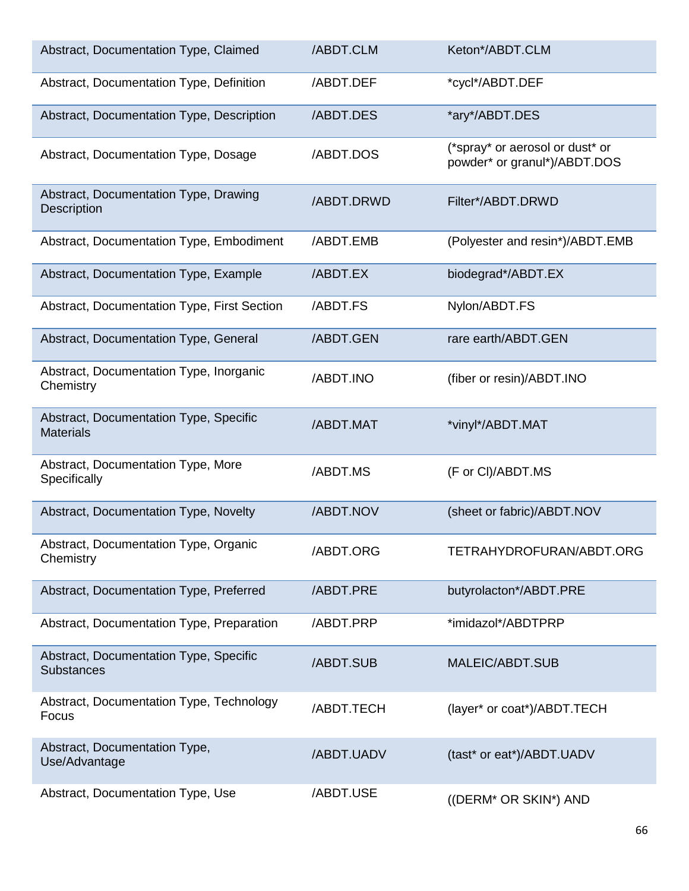| | | |
|---|---|---|
| Abstract, Documentation Type, Claimed | /ABDT.CLM | Keton*/ABDT.CLM |
| Abstract, Documentation Type, Definition | /ABDT.DEF | *cycl*/ABDT.DEF |
| Abstract, Documentation Type, Description | /ABDT.DES | *ary*/ABDT.DES |
| Abstract, Documentation Type, Dosage | /ABDT.DOS | (*spray* or aerosol or dust* or powder* or granul*)/ABDT.DOS |
| Abstract, Documentation Type, Drawing Description | /ABDT.DRWD | Filter*/ABDT.DRWD |
| Abstract, Documentation Type, Embodiment | /ABDT.EMB | (Polyester and resin*)/ABDT.EMB |
| Abstract, Documentation Type, Example | /ABDT.EX | biodegrad*/ABDT.EX |
| Abstract, Documentation Type, First Section | /ABDT.FS | Nylon/ABDT.FS |
| Abstract, Documentation Type, General | /ABDT.GEN | rare earth/ABDT.GEN |
| Abstract, Documentation Type, Inorganic Chemistry | /ABDT.INO | (fiber or resin)/ABDT.INO |
| Abstract, Documentation Type, Specific Materials | /ABDT.MAT | *vinyl*/ABDT.MAT |
| Abstract, Documentation Type, More Specifically | /ABDT.MS | (F or Cl)/ABDT.MS |
| Abstract, Documentation Type, Novelty | /ABDT.NOV | (sheet or fabric)/ABDT.NOV |
| Abstract, Documentation Type, Organic Chemistry | /ABDT.ORG | TETRAHYDROFURAN/ABDT.ORG |
| Abstract, Documentation Type, Preferred | /ABDT.PRE | butyrolacton*/ABDT.PRE |
| Abstract, Documentation Type, Preparation | /ABDT.PRP | *imidazol*/ABDTPRP |
| Abstract, Documentation Type, Specific Substances | /ABDT.SUB | MALEIC/ABDT.SUB |
| Abstract, Documentation Type, Technology Focus | /ABDT.TECH | (layer* or coat*)/ABDT.TECH |
| Abstract, Documentation Type, Use/Advantage | /ABDT.UADV | (tast* or eat*)/ABDT.UADV |
| Abstract, Documentation Type, Use | /ABDT.USE | ((DERM* OR SKIN*) AND |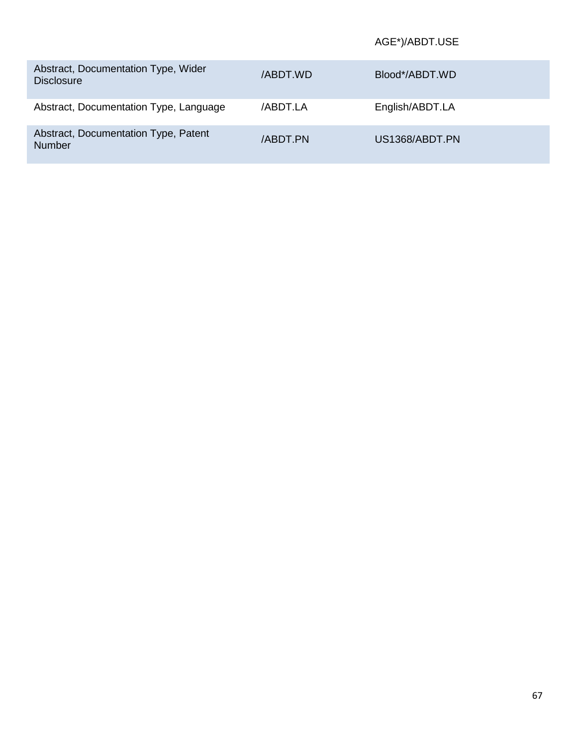| | | AGE*)/ABDT.USE |
|---|---|---|
| Abstract, Documentation Type, Wider Disclosure | /ABDT.WD | Blood*/ABDT.WD |
| Abstract, Documentation Type, Language | /ABDT.LA | English/ABDT.LA |
| Abstract, Documentation Type, Patent Number | /ABDT.PN | US1368/ABDT.PN |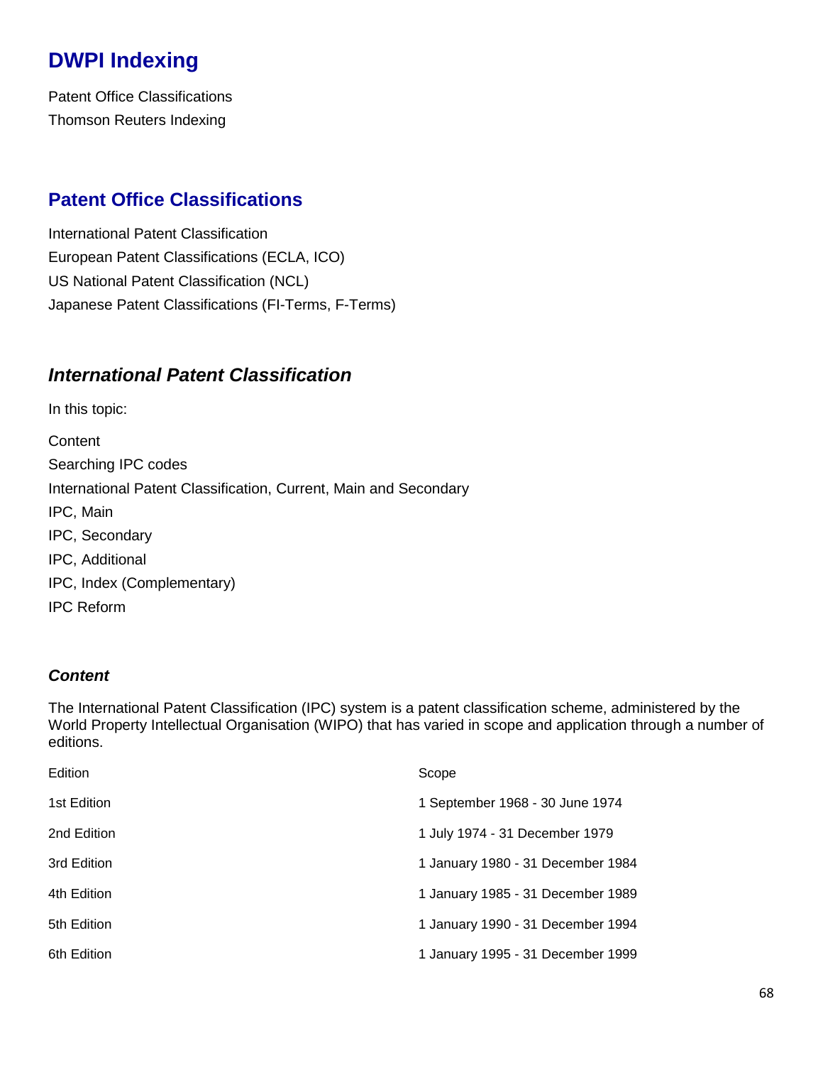# DWPI Indexing

Patent Office Classifications
Thomson Reuters Indexing

## Patent Office Classifications

International Patent Classification
European Patent Classifications (ECLA, ICO)
US National Patent Classification (NCL)
Japanese Patent Classifications (FI-Terms, F-Terms)

### *International Patent Classification*

In this topic:

Content
Searching IPC codes
International Patent Classification, Current, Main and Secondary
IPC, Main
IPC, Secondary
IPC, Additional
IPC, Index (Complementary)
IPC Reform

#### *Content*

The International Patent Classification (IPC) system is a patent classification scheme, administered by the World Property Intellectual Organisation (WIPO) that has varied in scope and application through a number of editions.

| Edition | Scope |
|---|---|
| 1st Edition | 1 September 1968 - 30 June 1974 |
| 2nd Edition | 1 July 1974 - 31 December 1979 |
| 3rd Edition | 1 January 1980 - 31 December 1984 |
| 4th Edition | 1 January 1985 - 31 December 1989 |
| 5th Edition | 1 January 1990 - 31 December 1994 |
| 6th Edition | 1 January 1995 - 31 December 1999 |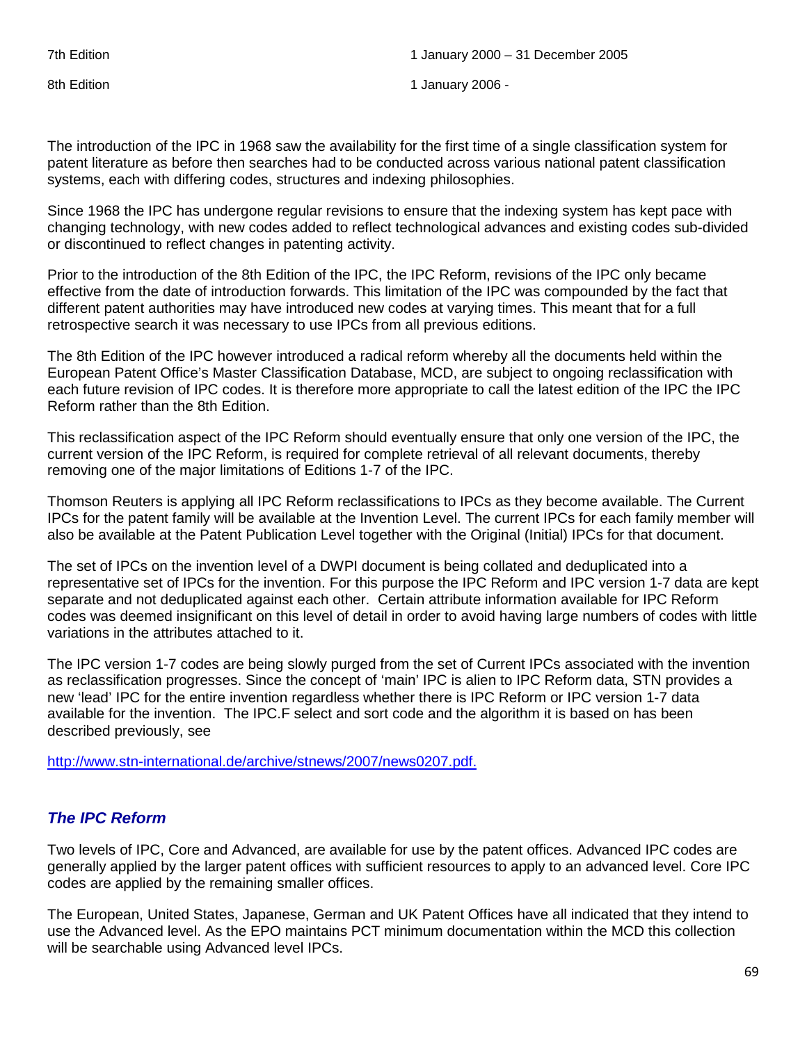| | |
|---|---|
| 7th Edition | 1 January 2000 – 31 December 2005 |
| 8th Edition | 1 January 2006 - |

The introduction of the IPC in 1968 saw the availability for the first time of a single classification system for patent literature as before then searches had to be conducted across various national patent classification systems, each with differing codes, structures and indexing philosophies.

Since 1968 the IPC has undergone regular revisions to ensure that the indexing system has kept pace with changing technology, with new codes added to reflect technological advances and existing codes sub-divided or discontinued to reflect changes in patenting activity.

Prior to the introduction of the 8th Edition of the IPC, the IPC Reform, revisions of the IPC only became effective from the date of introduction forwards. This limitation of the IPC was compounded by the fact that different patent authorities may have introduced new codes at varying times. This meant that for a full retrospective search it was necessary to use IPCs from all previous editions.

The 8th Edition of the IPC however introduced a radical reform whereby all the documents held within the European Patent Office's Master Classification Database, MCD, are subject to ongoing reclassification with each future revision of IPC codes. It is therefore more appropriate to call the latest edition of the IPC the IPC Reform rather than the 8th Edition.

This reclassification aspect of the IPC Reform should eventually ensure that only one version of the IPC, the current version of the IPC Reform, is required for complete retrieval of all relevant documents, thereby removing one of the major limitations of Editions 1-7 of the IPC.

Thomson Reuters is applying all IPC Reform reclassifications to IPCs as they become available. The Current IPCs for the patent family will be available at the Invention Level. The current IPCs for each family member will also be available at the Patent Publication Level together with the Original (Initial) IPCs for that document.

The set of IPCs on the invention level of a DWPI document is being collated and deduplicated into a representative set of IPCs for the invention. For this purpose the IPC Reform and IPC version 1-7 data are kept separate and not deduplicated against each other. Certain attribute information available for IPC Reform codes was deemed insignificant on this level of detail in order to avoid having large numbers of codes with little variations in the attributes attached to it.

The IPC version 1-7 codes are being slowly purged from the set of Current IPCs associated with the invention as reclassification progresses. Since the concept of 'main' IPC is alien to IPC Reform data, STN provides a new 'lead' IPC for the entire invention regardless whether there is IPC Reform or IPC version 1-7 data available for the invention. The IPC.F select and sort code and the algorithm it is based on has been described previously, see

http://www.stn-international.de/archive/stnews/2007/news0207.pdf.

## *The IPC Reform*

Two levels of IPC, Core and Advanced, are available for use by the patent offices. Advanced IPC codes are generally applied by the larger patent offices with sufficient resources to apply to an advanced level. Core IPC codes are applied by the remaining smaller offices.

The European, United States, Japanese, German and UK Patent Offices have all indicated that they intend to use the Advanced level. As the EPO maintains PCT minimum documentation within the MCD this collection will be searchable using Advanced level IPCs.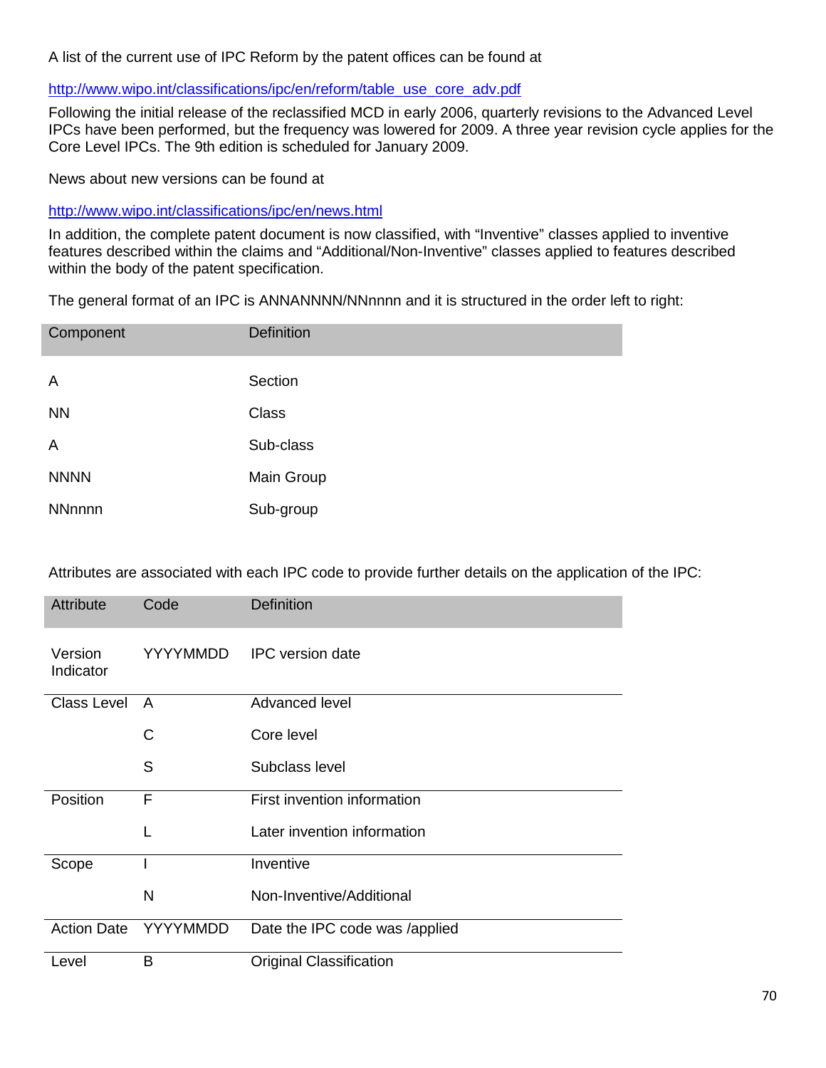A list of the current use of IPC Reform by the patent offices can be found at

http://www.wipo.int/classifications/ipc/en/reform/table_use_core_adv.pdf

Following the initial release of the reclassified MCD in early 2006, quarterly revisions to the Advanced Level IPCs have been performed, but the frequency was lowered for 2009. A three year revision cycle applies for the Core Level IPCs. The 9th edition is scheduled for January 2009.

News about new versions can be found at

http://www.wipo.int/classifications/ipc/en/news.html

In addition, the complete patent document is now classified, with "Inventive" classes applied to inventive features described within the claims and "Additional/Non-Inventive" classes applied to features described within the body of the patent specification.

The general format of an IPC is ANNANNNN/NNnnnn and it is structured in the order left to right:

| Component | Definition |
|---|---|
| A | Section |
| NN | Class |
| A | Sub-class |
| NNNN | Main Group |
| NNnnnn | Sub-group |

Attributes are associated with each IPC code to provide further details on the application of the IPC:

| Attribute | Code | Definition |
|---|---|---|
| Version Indicator | YYYYMMDD | IPC version date |
| Class Level | A | Advanced level |
| | C | Core level |
| | S | Subclass level |
| Position | F | First invention information |
| | L | Later invention information |
| Scope | I | Inventive |
| | N | Non-Inventive/Additional |
| Action Date | YYYYMMDD | Date the IPC code was /applied |
| Level | B | Original Classification |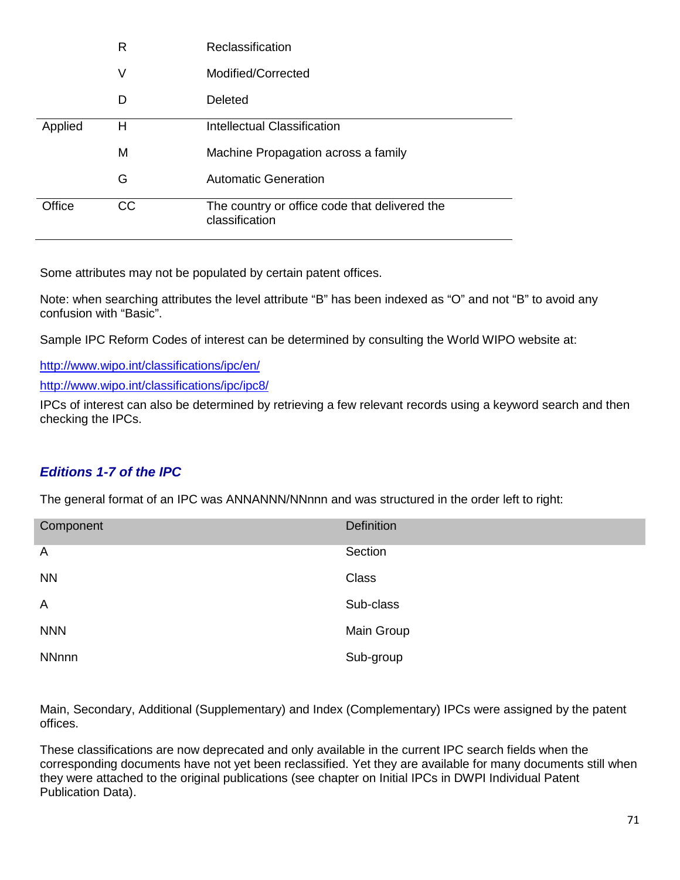| | | |
|---|---|---|
| | R | Reclassification |
| | V | Modified/Corrected |
| | D | Deleted |
| Applied | H | Intellectual Classification |
| | M | Machine Propagation across a family |
| | G | Automatic Generation |
| Office | CC | The country or office code that delivered the classification |

Some attributes may not be populated by certain patent offices.

Note: when searching attributes the level attribute "B" has been indexed as "O" and not "B" to avoid any confusion with "Basic".

Sample IPC Reform Codes of interest can be determined by consulting the World WIPO website at:

http://www.wipo.int/classifications/ipc/en/

http://www.wipo.int/classifications/ipc/ipc8/

IPCs of interest can also be determined by retrieving a few relevant records using a keyword search and then checking the IPCs.

### *Editions 1-7 of the IPC*

The general format of an IPC was ANNANNN/NNnnn and was structured in the order left to right:

| Component | Definition |
|---|---|
| A | Section |
| NN | Class |
| A | Sub-class |
| NNN | Main Group |
| NNnnn | Sub-group |

Main, Secondary, Additional (Supplementary) and Index (Complementary) IPCs were assigned by the patent offices.

These classifications are now deprecated and only available in the current IPC search fields when the corresponding documents have not yet been reclassified. Yet they are available for many documents still when they were attached to the original publications (see chapter on Initial IPCs in DWPI Individual Patent Publication Data).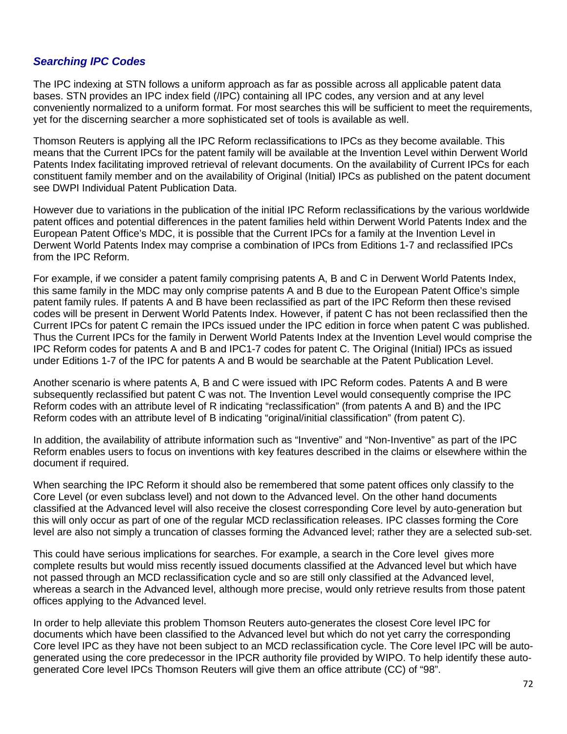### *Searching IPC Codes*

The IPC indexing at STN follows a uniform approach as far as possible across all applicable patent data bases. STN provides an IPC index field (/IPC) containing all IPC codes, any version and at any level conveniently normalized to a uniform format. For most searches this will be sufficient to meet the requirements, yet for the discerning searcher a more sophisticated set of tools is available as well.

Thomson Reuters is applying all the IPC Reform reclassifications to IPCs as they become available. This means that the Current IPCs for the patent family will be available at the Invention Level within Derwent World Patents Index facilitating improved retrieval of relevant documents. On the availability of Current IPCs for each constituent family member and on the availability of Original (Initial) IPCs as published on the patent document see DWPI Individual Patent Publication Data.

However due to variations in the publication of the initial IPC Reform reclassifications by the various worldwide patent offices and potential differences in the patent families held within Derwent World Patents Index and the European Patent Office's MDC, it is possible that the Current IPCs for a family at the Invention Level in Derwent World Patents Index may comprise a combination of IPCs from Editions 1-7 and reclassified IPCs from the IPC Reform.

For example, if we consider a patent family comprising patents A, B and C in Derwent World Patents Index, this same family in the MDC may only comprise patents A and B due to the European Patent Office's simple patent family rules. If patents A and B have been reclassified as part of the IPC Reform then these revised codes will be present in Derwent World Patents Index. However, if patent C has not been reclassified then the Current IPCs for patent C remain the IPCs issued under the IPC edition in force when patent C was published. Thus the Current IPCs for the family in Derwent World Patents Index at the Invention Level would comprise the IPC Reform codes for patents A and B and IPC1-7 codes for patent C. The Original (Initial) IPCs as issued under Editions 1-7 of the IPC for patents A and B would be searchable at the Patent Publication Level.

Another scenario is where patents A, B and C were issued with IPC Reform codes. Patents A and B were subsequently reclassified but patent C was not. The Invention Level would consequently comprise the IPC Reform codes with an attribute level of R indicating "reclassification" (from patents A and B) and the IPC Reform codes with an attribute level of B indicating "original/initial classification" (from patent C).

In addition, the availability of attribute information such as "Inventive" and "Non-Inventive" as part of the IPC Reform enables users to focus on inventions with key features described in the claims or elsewhere within the document if required.

When searching the IPC Reform it should also be remembered that some patent offices only classify to the Core Level (or even subclass level) and not down to the Advanced level. On the other hand documents classified at the Advanced level will also receive the closest corresponding Core level by auto-generation but this will only occur as part of one of the regular MCD reclassification releases. IPC classes forming the Core level are also not simply a truncation of classes forming the Advanced level; rather they are a selected sub-set.

This could have serious implications for searches. For example, a search in the Core level gives more complete results but would miss recently issued documents classified at the Advanced level but which have not passed through an MCD reclassification cycle and so are still only classified at the Advanced level, whereas a search in the Advanced level, although more precise, would only retrieve results from those patent offices applying to the Advanced level.

In order to help alleviate this problem Thomson Reuters auto-generates the closest Core level IPC for documents which have been classified to the Advanced level but which do not yet carry the corresponding Core level IPC as they have not been subject to an MCD reclassification cycle. The Core level IPC will be auto-generated using the core predecessor in the IPCR authority file provided by WIPO. To help identify these auto-generated Core level IPCs Thomson Reuters will give them an office attribute (CC) of "98".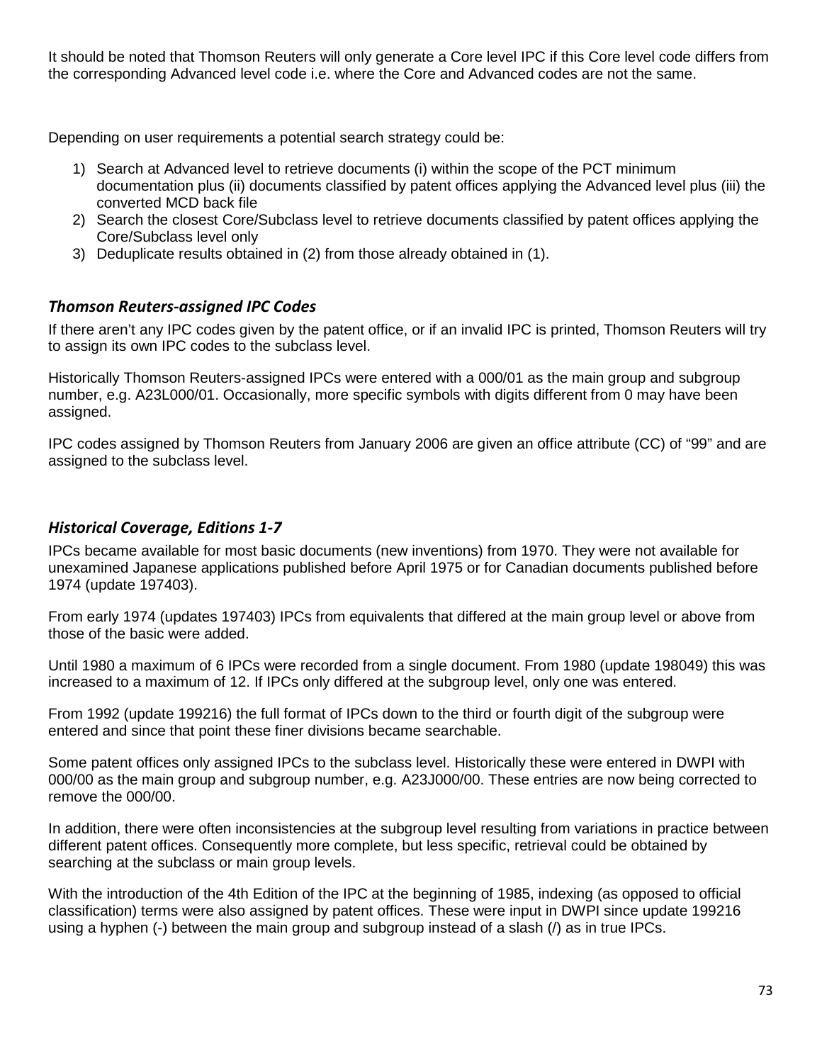It should be noted that Thomson Reuters will only generate a Core level IPC if this Core level code differs from the corresponding Advanced level code i.e. where the Core and Advanced codes are not the same.

Depending on user requirements a potential search strategy could be:

1) Search at Advanced level to retrieve documents (i) within the scope of the PCT minimum documentation plus (ii) documents classified by patent offices applying the Advanced level plus (iii) the converted MCD back file
2) Search the closest Core/Subclass level to retrieve documents classified by patent offices applying the Core/Subclass level only
3) Deduplicate results obtained in (2) from those already obtained in (1).

### *Thomson Reuters-assigned IPC Codes*

If there aren't any IPC codes given by the patent office, or if an invalid IPC is printed, Thomson Reuters will try to assign its own IPC codes to the subclass level.

Historically Thomson Reuters-assigned IPCs were entered with a 000/01 as the main group and subgroup number, e.g. A23L000/01. Occasionally, more specific symbols with digits different from 0 may have been assigned.

IPC codes assigned by Thomson Reuters from January 2006 are given an office attribute (CC) of "99" and are assigned to the subclass level.

### *Historical Coverage, Editions 1-7*

IPCs became available for most basic documents (new inventions) from 1970. They were not available for unexamined Japanese applications published before April 1975 or for Canadian documents published before 1974 (update 197403).

From early 1974 (updates 197403) IPCs from equivalents that differed at the main group level or above from those of the basic were added.

Until 1980 a maximum of 6 IPCs were recorded from a single document. From 1980 (update 198049) this was increased to a maximum of 12. If IPCs only differed at the subgroup level, only one was entered.

From 1992 (update 199216) the full format of IPCs down to the third or fourth digit of the subgroup were entered and since that point these finer divisions became searchable.

Some patent offices only assigned IPCs to the subclass level. Historically these were entered in DWPI with 000/00 as the main group and subgroup number, e.g. A23J000/00. These entries are now being corrected to remove the 000/00.

In addition, there were often inconsistencies at the subgroup level resulting from variations in practice between different patent offices. Consequently more complete, but less specific, retrieval could be obtained by searching at the subclass or main group levels.

With the introduction of the 4th Edition of the IPC at the beginning of 1985, indexing (as opposed to official classification) terms were also assigned by patent offices. These were input in DWPI since update 199216 using a hyphen (-) between the main group and subgroup instead of a slash (/) as in true IPCs.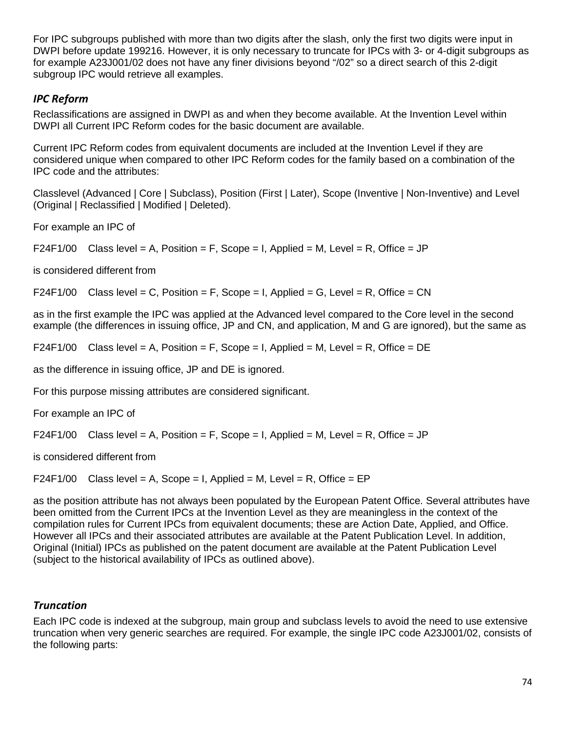For IPC subgroups published with more than two digits after the slash, only the first two digits were input in DWPI before update 199216. However, it is only necessary to truncate for IPCs with 3- or 4-digit subgroups as for example A23J001/02 does not have any finer divisions beyond "/02" so a direct search of this 2-digit subgroup IPC would retrieve all examples.

### *IPC Reform*

Reclassifications are assigned in DWPI as and when they become available. At the Invention Level within DWPI all Current IPC Reform codes for the basic document are available.

Current IPC Reform codes from equivalent documents are included at the Invention Level if they are considered unique when compared to other IPC Reform codes for the family based on a combination of the IPC code and the attributes:

Classlevel (Advanced | Core | Subclass), Position (First | Later), Scope (Inventive | Non-Inventive) and Level (Original | Reclassified | Modified | Deleted).

For example an IPC of

F24F1/00    Class level = A, Position = F, Scope = I, Applied = M, Level = R, Office = JP

is considered different from

F24F1/00    Class level = C, Position = F, Scope = I, Applied = G, Level = R, Office = CN

as in the first example the IPC was applied at the Advanced level compared to the Core level in the second example (the differences in issuing office, JP and CN, and application, M and G are ignored), but the same as

F24F1/00    Class level = A, Position = F, Scope = I, Applied = M, Level = R, Office = DE

as the difference in issuing office, JP and DE is ignored.

For this purpose missing attributes are considered significant.

For example an IPC of

F24F1/00    Class level = A, Position = F, Scope = I, Applied = M, Level = R, Office = JP

is considered different from

F24F1/00    Class level = A, Scope = I, Applied = M, Level = R, Office = EP

as the position attribute has not always been populated by the European Patent Office. Several attributes have been omitted from the Current IPCs at the Invention Level as they are meaningless in the context of the compilation rules for Current IPCs from equivalent documents; these are Action Date, Applied, and Office. However all IPCs and their associated attributes are available at the Patent Publication Level. In addition, Original (Initial) IPCs as published on the patent document are available at the Patent Publication Level (subject to the historical availability of IPCs as outlined above).

### *Truncation*

Each IPC code is indexed at the subgroup, main group and subclass levels to avoid the need to use extensive truncation when very generic searches are required. For example, the single IPC code A23J001/02, consists of the following parts: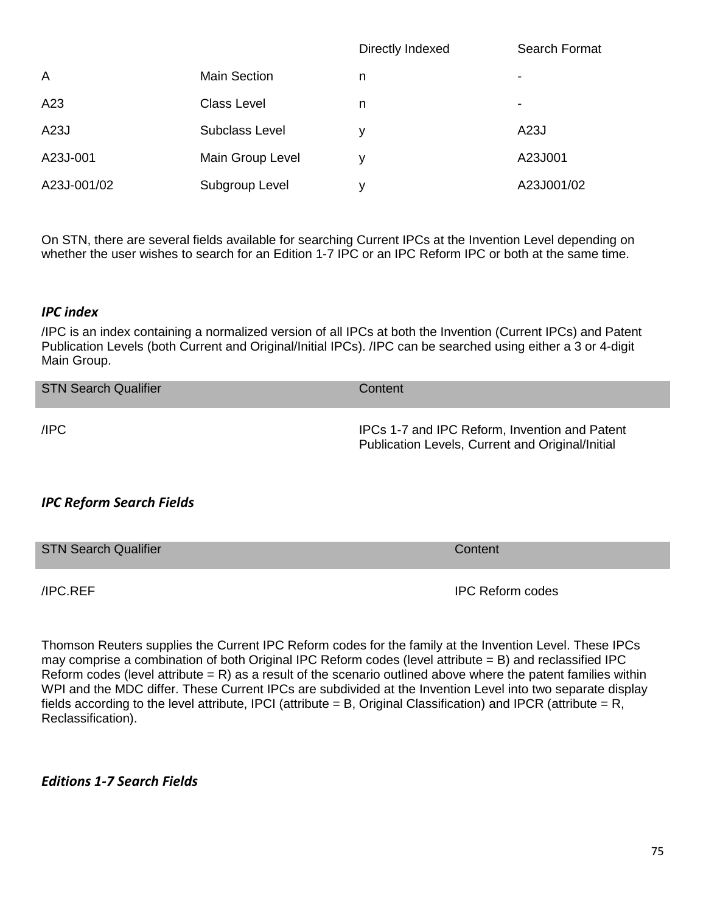| | | Directly Indexed | Search Format |
|---|---|---|---|
| A | Main Section | n | - |
| A23 | Class Level | n | - |
| A23J | Subclass Level | y | A23J |
| A23J-001 | Main Group Level | y | A23J001 |
| A23J-001/02 | Subgroup Level | y | A23J001/02 |

On STN, there are several fields available for searching Current IPCs at the Invention Level depending on whether the user wishes to search for an Edition 1-7 IPC or an IPC Reform IPC or both at the same time.

### *IPC index*

/IPC is an index containing a normalized version of all IPCs at both the Invention (Current IPCs) and Patent Publication Levels (both Current and Original/Initial IPCs). /IPC can be searched using either a 3 or 4-digit Main Group.

| STN Search Qualifier | Content |
|---|---|
| /IPC | IPCs 1-7 and IPC Reform, Invention and Patent Publication Levels, Current and Original/Initial |

### *IPC Reform Search Fields*

| STN Search Qualifier | Content |
|---|---|
| /IPC.REF | IPC Reform codes |

Thomson Reuters supplies the Current IPC Reform codes for the family at the Invention Level. These IPCs may comprise a combination of both Original IPC Reform codes (level attribute = B) and reclassified IPC Reform codes (level attribute = R) as a result of the scenario outlined above where the patent families within WPI and the MDC differ. These Current IPCs are subdivided at the Invention Level into two separate display fields according to the level attribute, IPCI (attribute = B, Original Classification) and IPCR (attribute = R, Reclassification).

### *Editions 1-7 Search Fields*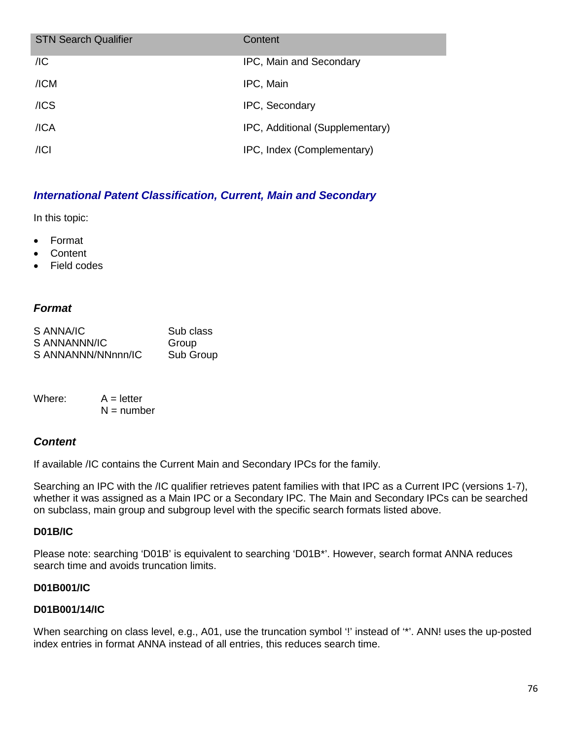| STN Search Qualifier | Content |
|---|---|
| /IC | IPC, Main and Secondary |
| /ICM | IPC, Main |
| /ICS | IPC, Secondary |
| /ICA | IPC, Additional (Supplementary) |
| /ICI | IPC, Index (Complementary) |

### *International Patent Classification, Current, Main and Secondary*

In this topic:

- Format
- Content
- Field codes

#### *Format*

| | |
|---|---|
| S ANNA/IC | Sub class |
| S ANNANNN/IC | Group |
| S ANNANNN/NNnnn/IC | Sub Group |

Where: A = letter
N = number

#### *Content*

If available /IC contains the Current Main and Secondary IPCs for the family.

Searching an IPC with the /IC qualifier retrieves patent families with that IPC as a Current IPC (versions 1-7), whether it was assigned as a Main IPC or a Secondary IPC. The Main and Secondary IPCs can be searched on subclass, main group and subgroup level with the specific search formats listed above.

**D01B/IC**

Please note: searching 'D01B' is equivalent to searching 'D01B*'. However, search format ANNA reduces search time and avoids truncation limits.

**D01B001/IC**

**D01B001/14/IC**

When searching on class level, e.g., A01, use the truncation symbol '!' instead of '*'. ANN! uses the up-posted index entries in format ANNA instead of all entries, this reduces search time.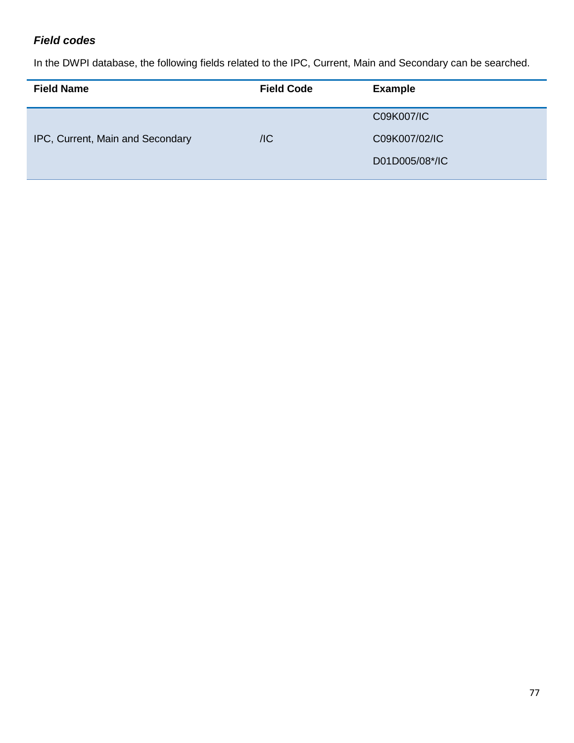***Field codes***

In the DWPI database, the following fields related to the IPC, Current, Main and Secondary can be searched.

| Field Name | Field Code | Example |
|---|---|---|
| IPC, Current, Main and Secondary | /IC | C09K007/IC<br>C09K007/02/IC<br>D01D005/08*/IC |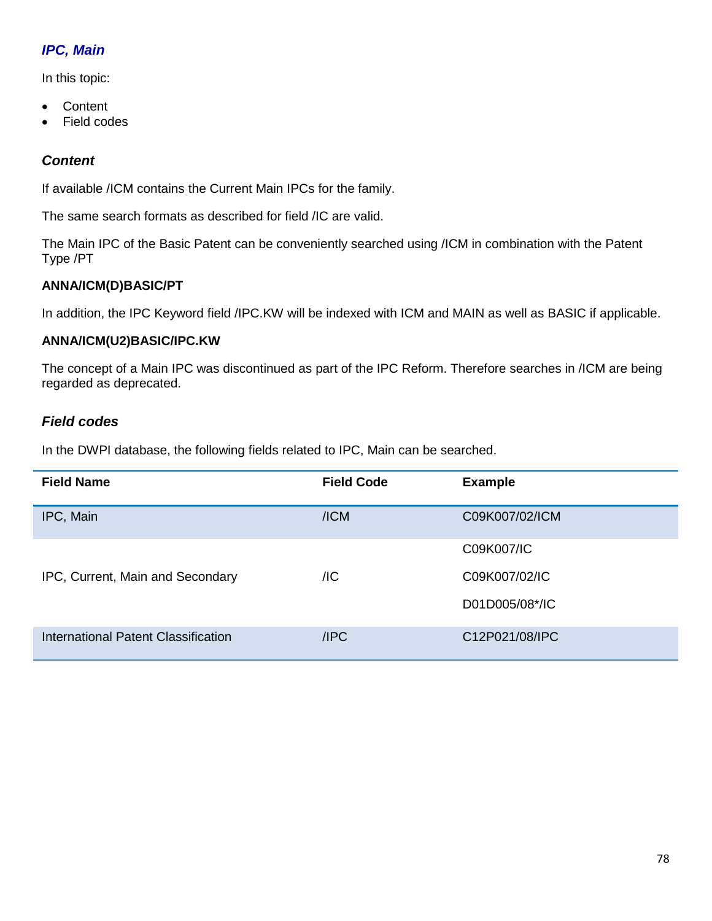## IPC, Main

In this topic:

- Content
- Field codes

### Content

If available /ICM contains the Current Main IPCs for the family.

The same search formats as described for field /IC are valid.

The Main IPC of the Basic Patent can be conveniently searched using /ICM in combination with the Patent Type /PT

**ANNA/ICM(D)BASIC/PT**

In addition, the IPC Keyword field /IPC.KW will be indexed with ICM and MAIN as well as BASIC if applicable.

**ANNA/ICM(U2)BASIC/IPC.KW**

The concept of a Main IPC was discontinued as part of the IPC Reform. Therefore searches in /ICM are being regarded as deprecated.

### Field codes

In the DWPI database, the following fields related to IPC, Main can be searched.

| Field Name | Field Code | Example |
|---|---|---|
| IPC, Main | /ICM | C09K007/02/ICM |
| IPC, Current, Main and Secondary | /IC | C09K007/IC<br>C09K007/02/IC<br>D01D005/08*/IC |
| International Patent Classification | /IPC | C12P021/08/IPC |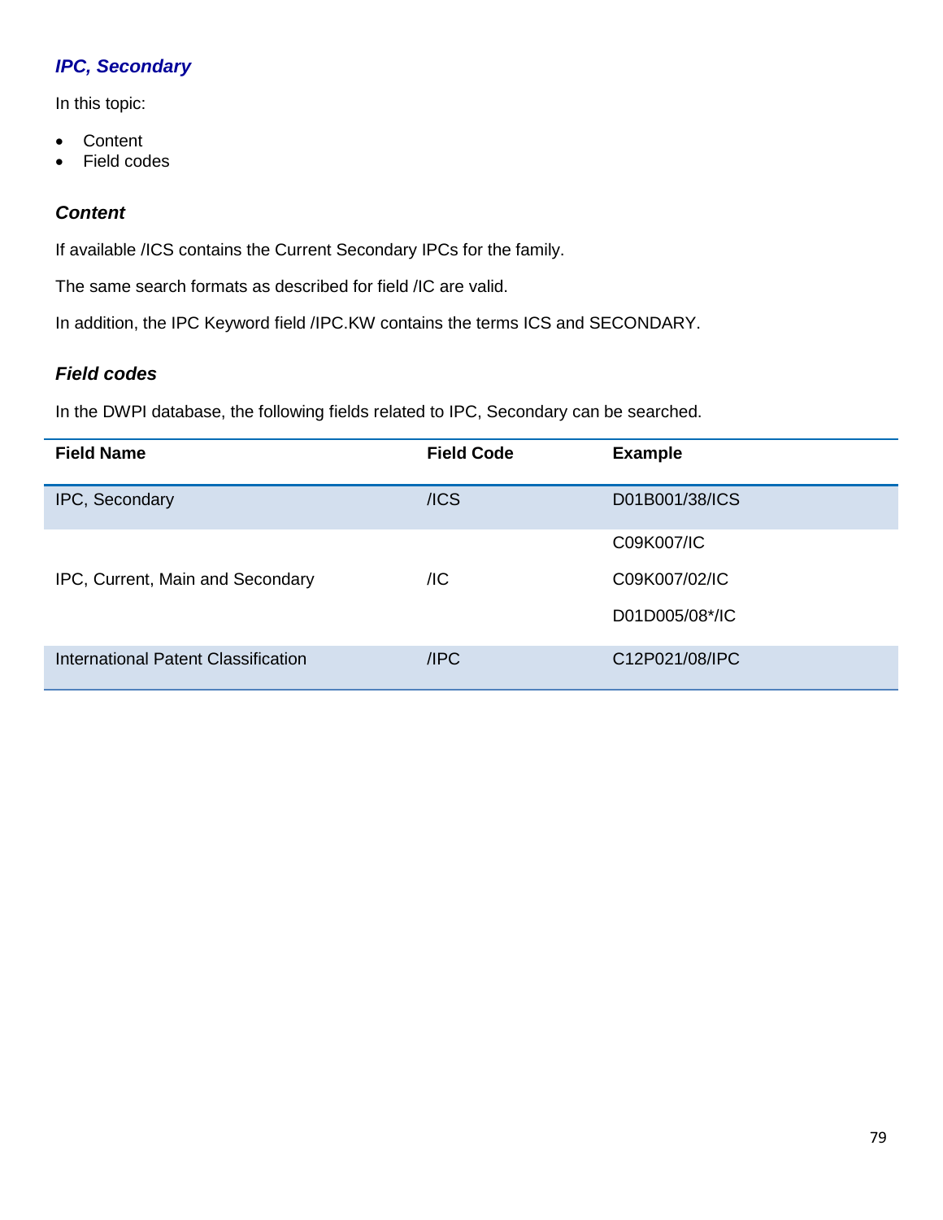## *IPC, Secondary*

In this topic:

- Content
- Field codes

### *Content*

If available /ICS contains the Current Secondary IPCs for the family.

The same search formats as described for field /IC are valid.

In addition, the IPC Keyword field /IPC.KW contains the terms ICS and SECONDARY.

### *Field codes*

In the DWPI database, the following fields related to IPC, Secondary can be searched.

| Field Name | Field Code | Example |
|---|---|---|
| IPC, Secondary | /ICS | D01B001/38/ICS |
| IPC, Current, Main and Secondary | /IC | C09K007/IC<br>C09K007/02/IC<br>D01D005/08*/IC |
| International Patent Classification | /IPC | C12P021/08/IPC |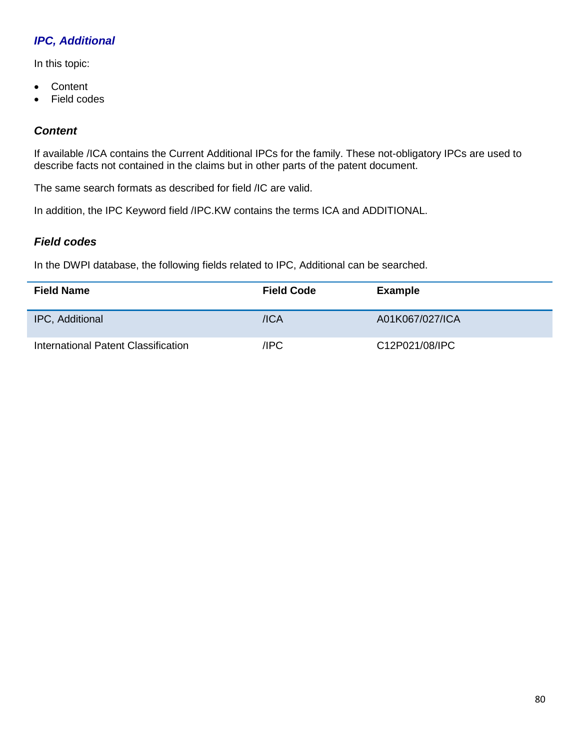## *IPC, Additional*

In this topic:

- Content
- Field codes

### *Content*

If available /ICA contains the Current Additional IPCs for the family. These not-obligatory IPCs are used to describe facts not contained in the claims but in other parts of the patent document.

The same search formats as described for field /IC are valid.

In addition, the IPC Keyword field /IPC.KW contains the terms ICA and ADDITIONAL.

### *Field codes*

In the DWPI database, the following fields related to IPC, Additional can be searched.

| Field Name | Field Code | Example |
|---|---|---|
| IPC, Additional | /ICA | A01K067/027/ICA |
| International Patent Classification | /IPC | C12P021/08/IPC |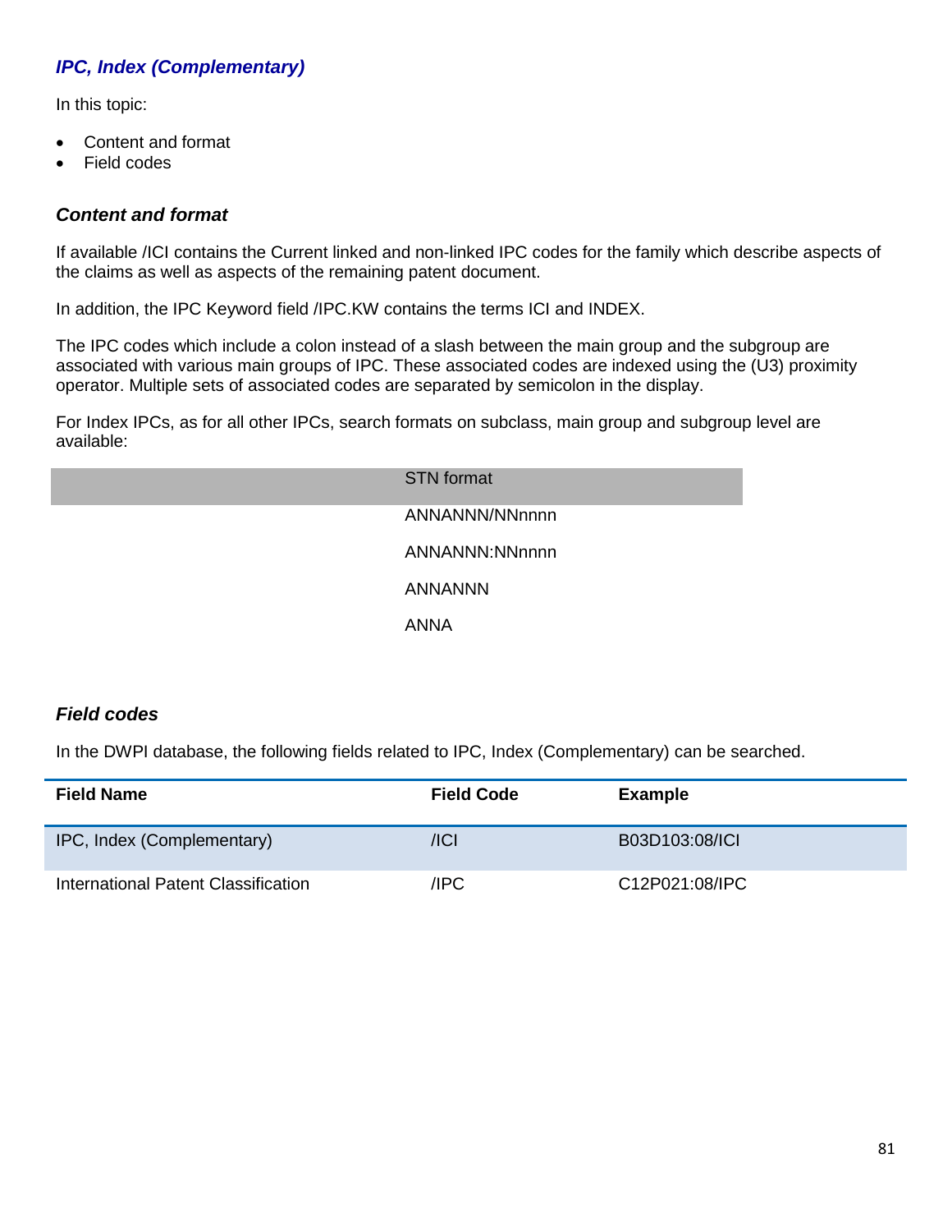## *IPC, Index (Complementary)*

In this topic:

- Content and format
- Field codes

### *Content and format*

If available /ICI contains the Current linked and non-linked IPC codes for the family which describe aspects of the claims as well as aspects of the remaining patent document.

In addition, the IPC Keyword field /IPC.KW contains the terms ICI and INDEX.

The IPC codes which include a colon instead of a slash between the main group and the subgroup are associated with various main groups of IPC. These associated codes are indexed using the (U3) proximity operator. Multiple sets of associated codes are separated by semicolon in the display.

For Index IPCs, as for all other IPCs, search formats on subclass, main group and subgroup level are available:

| | STN format |
|---|---|
| | ANNANNN/NNnnnn |
| | ANNANNN:NNnnnn |
| | ANNANNN |
| | ANNA |

### *Field codes*

In the DWPI database, the following fields related to IPC, Index (Complementary) can be searched.

| Field Name | Field Code | Example |
|---|---|---|
| IPC, Index (Complementary) | /ICI | B03D103:08/ICI |
| International Patent Classification | /IPC | C12P021:08/IPC |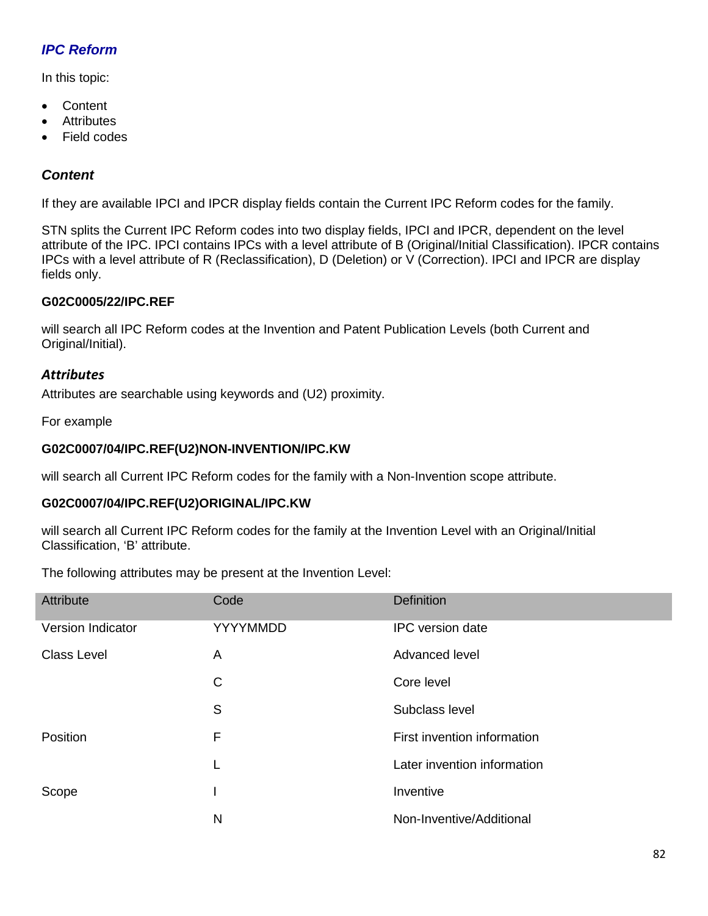## *IPC Reform*

In this topic:

- Content
- Attributes
- Field codes

### *Content*

If they are available IPCI and IPCR display fields contain the Current IPC Reform codes for the family.

STN splits the Current IPC Reform codes into two display fields, IPCI and IPCR, dependent on the level attribute of the IPC. IPCI contains IPCs with a level attribute of B (Original/Initial Classification). IPCR contains IPCs with a level attribute of R (Reclassification), D (Deletion) or V (Correction). IPCI and IPCR are display fields only.

**G02C0005/22/IPC.REF**

will search all IPC Reform codes at the Invention and Patent Publication Levels (both Current and Original/Initial).

### *Attributes*

Attributes are searchable using keywords and (U2) proximity.

For example

**G02C0007/04/IPC.REF(U2)NON-INVENTION/IPC.KW**

will search all Current IPC Reform codes for the family with a Non-Invention scope attribute.

**G02C0007/04/IPC.REF(U2)ORIGINAL/IPC.KW**

will search all Current IPC Reform codes for the family at the Invention Level with an Original/Initial Classification, 'B' attribute.

The following attributes may be present at the Invention Level:

| Attribute | Code | Definition |
|---|---|---|
| Version Indicator | YYYYMMDD | IPC version date |
| Class Level | A | Advanced level |
| | C | Core level |
| | S | Subclass level |
| Position | F | First invention information |
| | L | Later invention information |
| Scope | I | Inventive |
| | N | Non-Inventive/Additional |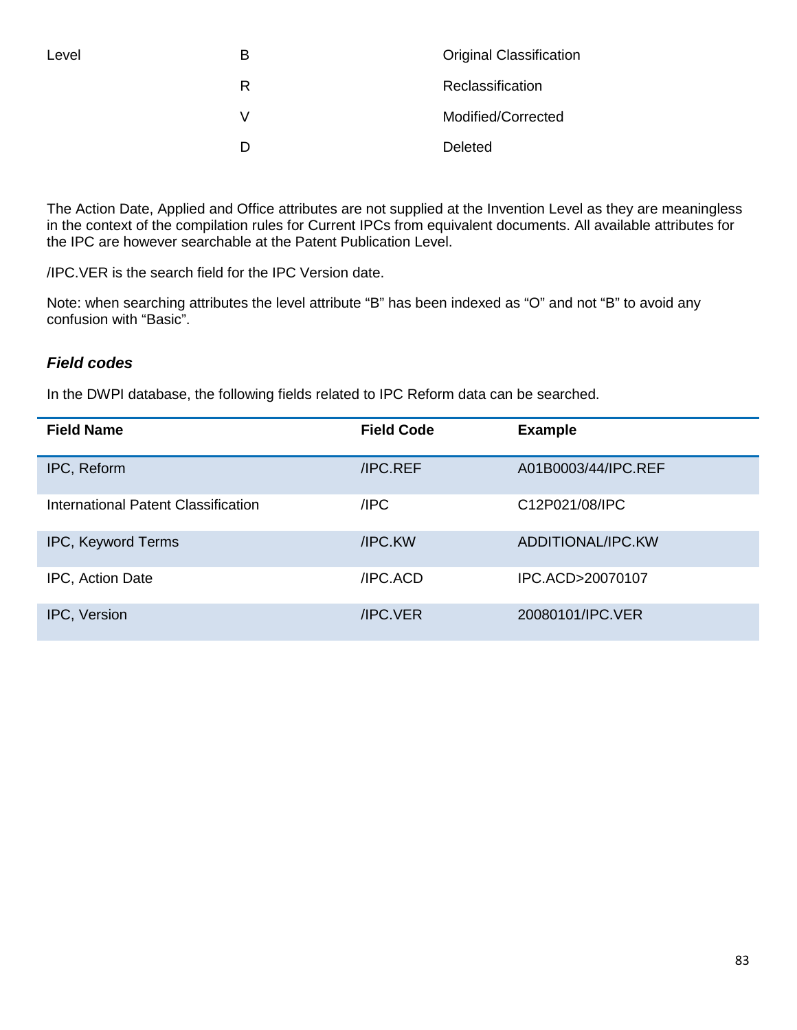| Level | B | Original Classification |
|---|---|---|
| | R | Reclassification |
| | V | Modified/Corrected |
| | D | Deleted |

The Action Date, Applied and Office attributes are not supplied at the Invention Level as they are meaningless in the context of the compilation rules for Current IPCs from equivalent documents. All available attributes for the IPC are however searchable at the Patent Publication Level.

/IPC.VER is the search field for the IPC Version date.

Note: when searching attributes the level attribute "B" has been indexed as "O" and not "B" to avoid any confusion with "Basic".

### *Field codes*

In the DWPI database, the following fields related to IPC Reform data can be searched.

| Field Name | Field Code | Example |
|---|---|---|
| IPC, Reform | /IPC.REF | A01B0003/44/IPC.REF |
| International Patent Classification | /IPC | C12P021/08/IPC |
| IPC, Keyword Terms | /IPC.KW | ADDITIONAL/IPC.KW |
| IPC, Action Date | /IPC.ACD | IPC.ACD>20070107 |
| IPC, Version | /IPC.VER | 20080101/IPC.VER |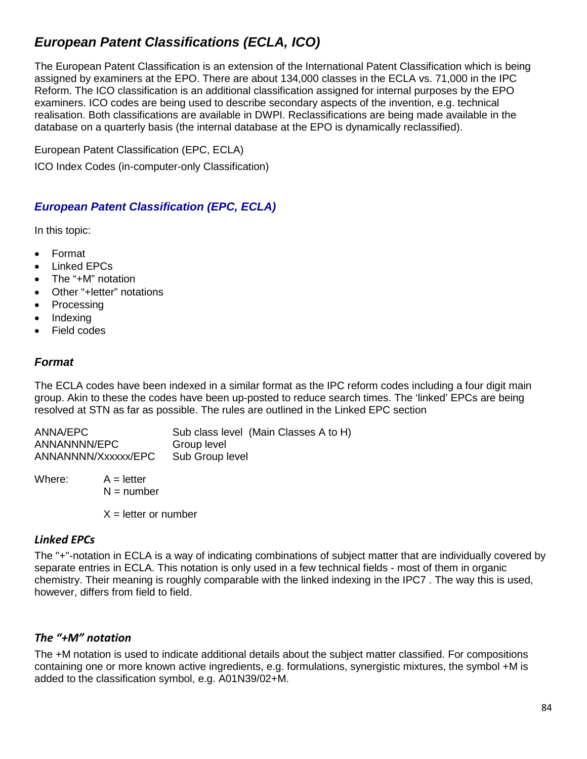## *European Patent Classifications (ECLA, ICO)*

The European Patent Classification is an extension of the International Patent Classification which is being assigned by examiners at the EPO. There are about 134,000 classes in the ECLA vs. 71,000 in the IPC Reform. The ICO classification is an additional classification assigned for internal purposes by the EPO examiners. ICO codes are being used to describe secondary aspects of the invention, e.g. technical realisation. Both classifications are available in DWPI. Reclassifications are being made available in the database on a quarterly basis (the internal database at the EPO is dynamically reclassified).

European Patent Classification (EPC, ECLA)

ICO Index Codes (in-computer-only Classification)

### *European Patent Classification (EPC, ECLA)*

In this topic:

- Format
- Linked EPCs
- The "+M" notation
- Other "+letter" notations
- Processing
- Indexing
- Field codes

#### *Format*

The ECLA codes have been indexed in a similar format as the IPC reform codes including a four digit main group. Akin to these the codes have been up-posted to reduce search times. The 'linked' EPCs are being resolved at STN as far as possible. The rules are outlined in the Linked EPC section

| | |
|---|---|
| ANNA/EPC | Sub class level (Main Classes A to H) |
| ANNANNNN/EPC | Group level |
| ANNANNNN/Xxxxxx/EPC | Sub Group level |

Where: A = letter
N = number

X = letter or number

#### *Linked EPCs*

The "+"-notation in ECLA is a way of indicating combinations of subject matter that are individually covered by separate entries in ECLA. This notation is only used in a few technical fields - most of them in organic chemistry. Their meaning is roughly comparable with the linked indexing in the IPC7 . The way this is used, however, differs from field to field.

#### *The "+M" notation*

The +M notation is used to indicate additional details about the subject matter classified. For compositions containing one or more known active ingredients, e.g. formulations, synergistic mixtures, the symbol +M is added to the classification symbol, e.g. A01N39/02+M.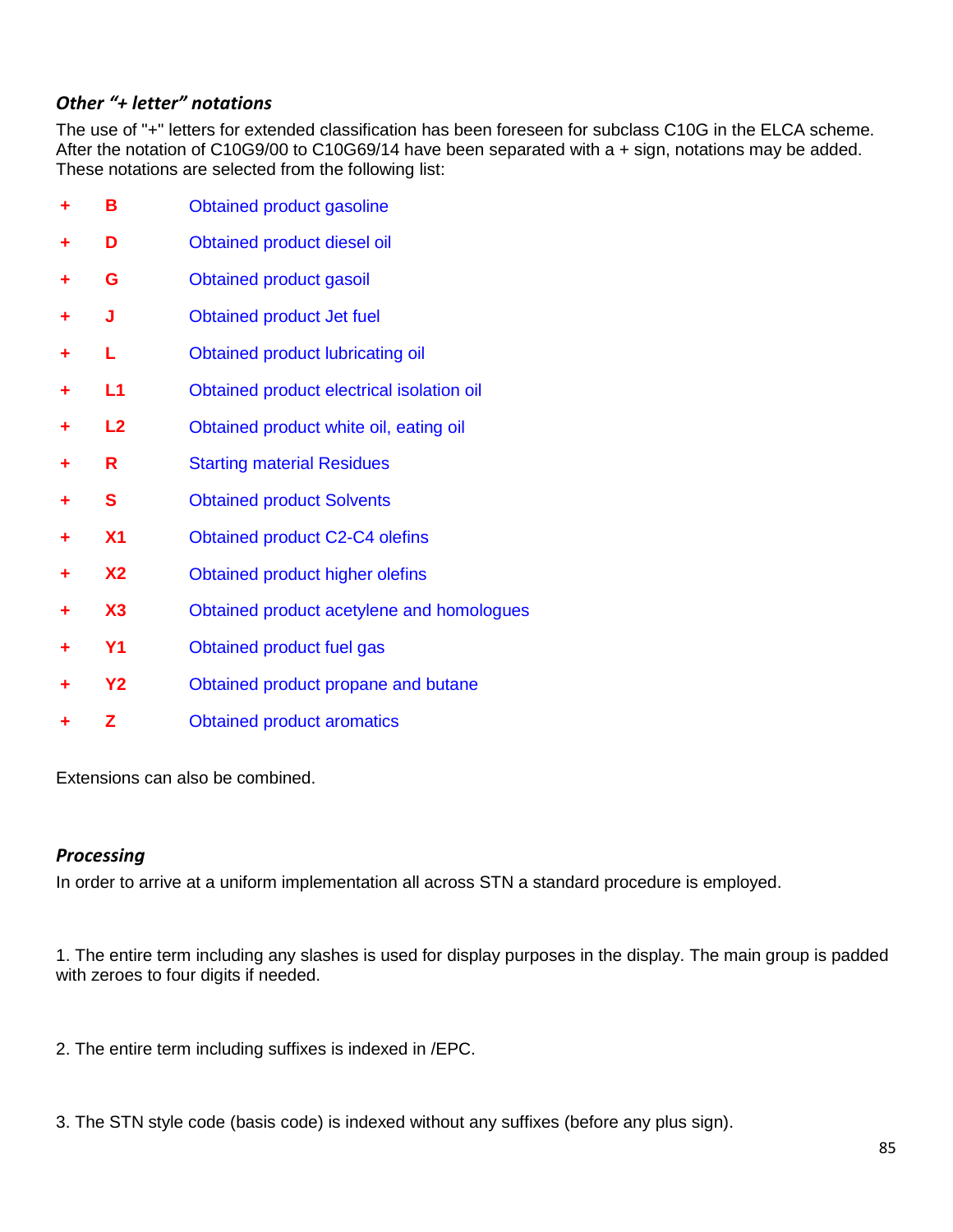### *Other "+ letter" notations*

The use of "+" letters for extended classification has been foreseen for subclass C10G in the ELCA scheme. After the notation of C10G9/00 to C10G69/14 have been separated with a + sign, notations may be added. These notations are selected from the following list:

| | | |
|---|---|---|
| + | B | Obtained product gasoline |
| + | D | Obtained product diesel oil |
| + | G | Obtained product gasoil |
| + | J | Obtained product Jet fuel |
| + | L | Obtained product lubricating oil |
| + | L1 | Obtained product electrical isolation oil |
| + | L2 | Obtained product white oil, eating oil |
| + | R | Starting material Residues |
| + | S | Obtained product Solvents |
| + | X1 | Obtained product C2-C4 olefins |
| + | X2 | Obtained product higher olefins |
| + | X3 | Obtained product acetylene and homologues |
| + | Y1 | Obtained product fuel gas |
| + | Y2 | Obtained product propane and butane |
| + | Z | Obtained product aromatics |

Extensions can also be combined.

### *Processing*

In order to arrive at a uniform implementation all across STN a standard procedure is employed.

1. The entire term including any slashes is used for display purposes in the display. The main group is padded with zeroes to four digits if needed.

2. The entire term including suffixes is indexed in /EPC.

3. The STN style code (basis code) is indexed without any suffixes (before any plus sign).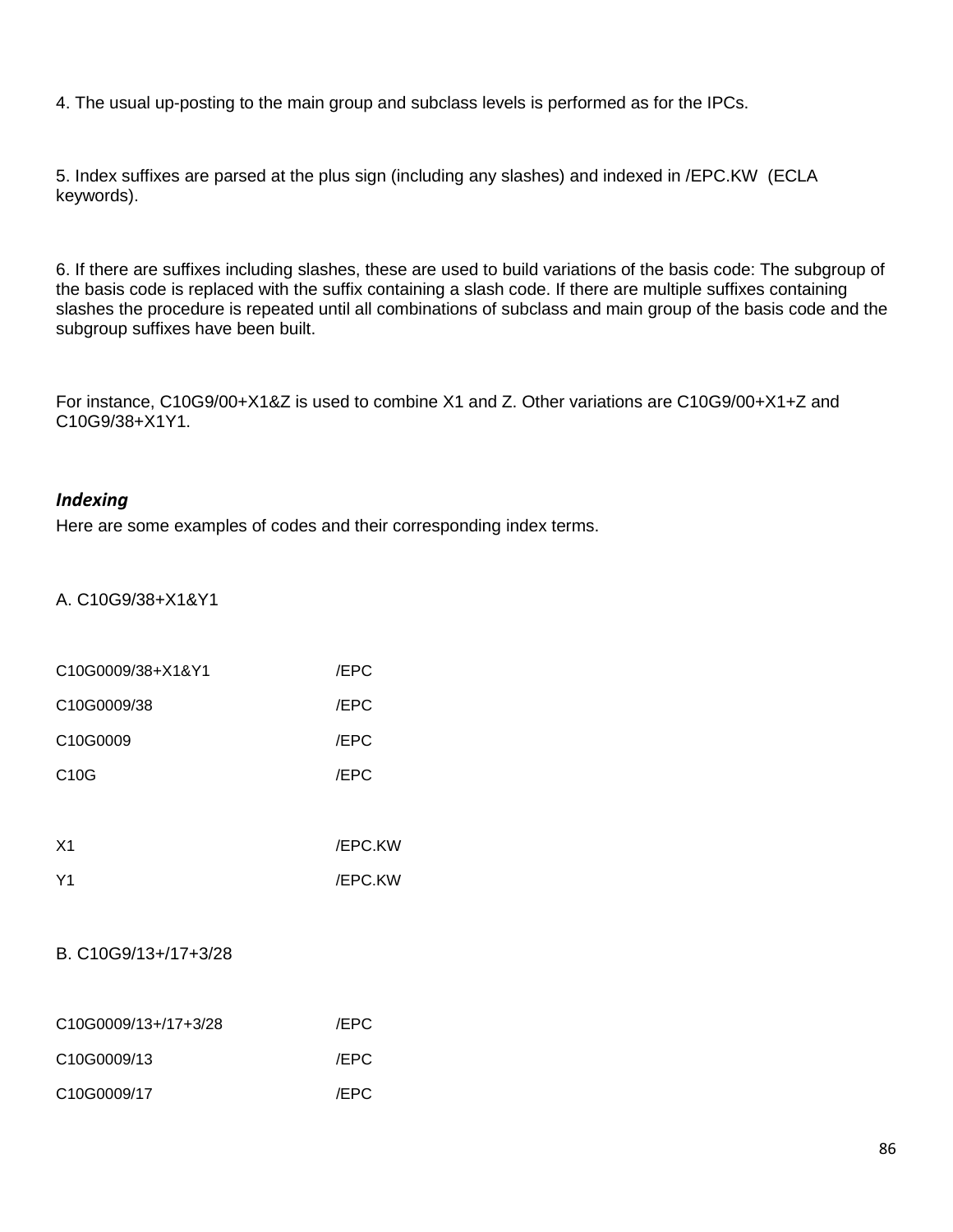4. The usual up-posting to the main group and subclass levels is performed as for the IPCs.

5. Index suffixes are parsed at the plus sign (including any slashes) and indexed in /EPC.KW (ECLA keywords).

6. If there are suffixes including slashes, these are used to build variations of the basis code: The subgroup of the basis code is replaced with the suffix containing a slash code. If there are multiple suffixes containing slashes the procedure is repeated until all combinations of subclass and main group of the basis code and the subgroup suffixes have been built.

For instance, C10G9/00+X1&Z is used to combine X1 and Z. Other variations are C10G9/00+X1+Z and C10G9/38+X1Y1.

***Indexing***

Here are some examples of codes and their corresponding index terms.

A. C10G9/38+X1&Y1

| | |
|---|---|
| C10G0009/38+X1&Y1 | /EPC |
| C10G0009/38 | /EPC |
| C10G0009 | /EPC |
| C10G | /EPC |
| | |
| X1 | /EPC.KW |
| Y1 | /EPC.KW |

B. C10G9/13+/17+3/28

| | |
|---|---|
| C10G0009/13+/17+3/28 | /EPC |
| C10G0009/13 | /EPC |
| C10G0009/17 | /EPC |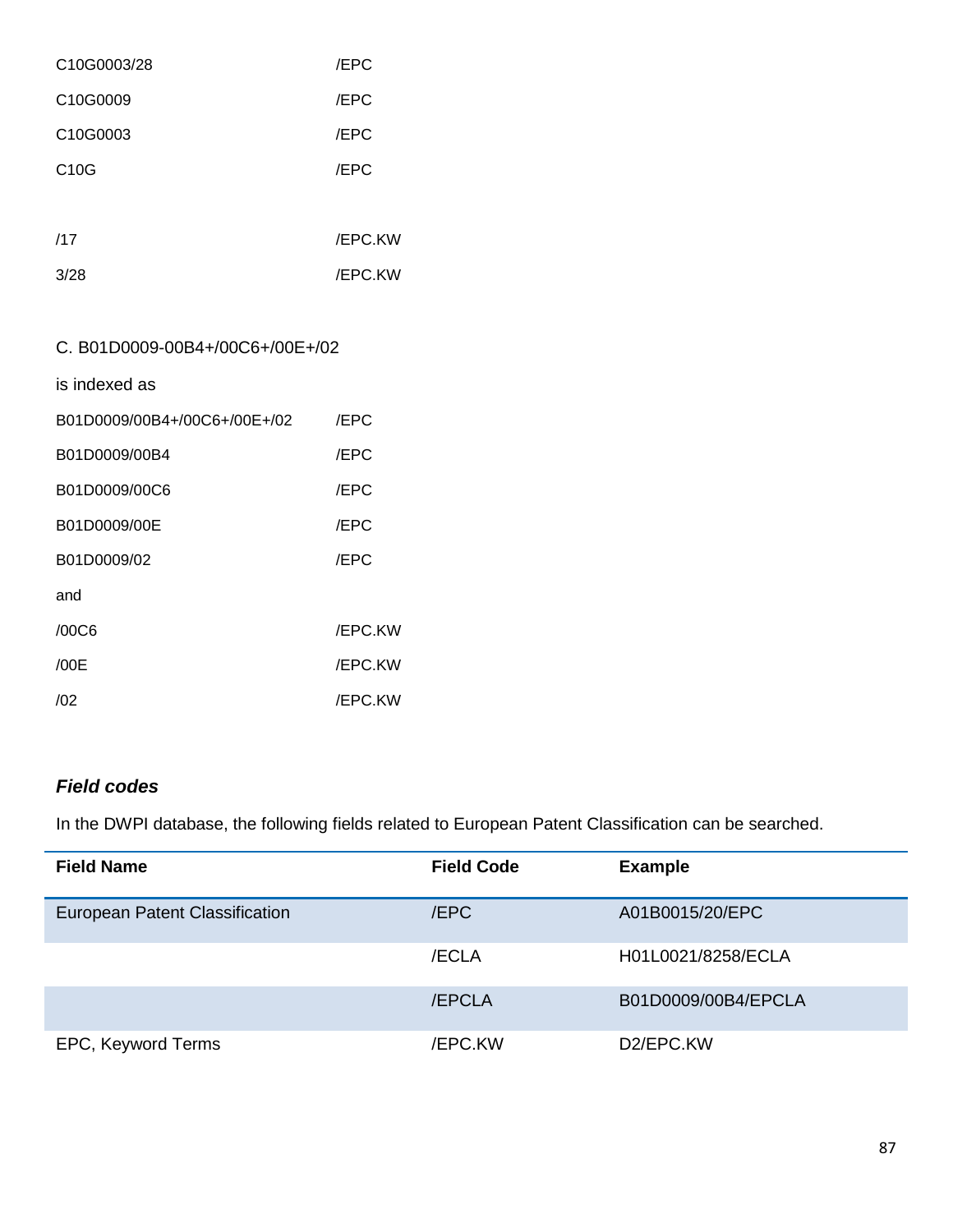| | |
|---|---|
| C10G0003/28 | /EPC |
| C10G0009 | /EPC |
| C10G0003 | /EPC |
| C10G | /EPC |

| | |
|---|---|
| /17 | /EPC.KW |
| 3/28 | /EPC.KW |

C. B01D0009-00B4+/00C6+/00E+/02

is indexed as

| | |
|---|---|
| B01D0009/00B4+/00C6+/00E+/02 | /EPC |
| B01D0009/00B4 | /EPC |
| B01D0009/00C6 | /EPC |
| B01D0009/00E | /EPC |
| B01D0009/02 | /EPC |

and

| | |
|---|---|
| /00C6 | /EPC.KW |
| /00E | /EPC.KW |
| /02 | /EPC.KW |

### ***Field codes***

In the DWPI database, the following fields related to European Patent Classification can be searched.

| Field Name | Field Code | Example |
|---|---|---|
| European Patent Classification | /EPC | A01B0015/20/EPC |
| | /ECLA | H01L0021/8258/ECLA |
| | /EPCLA | B01D0009/00B4/EPCLA |
| EPC, Keyword Terms | /EPC.KW | D2/EPC.KW |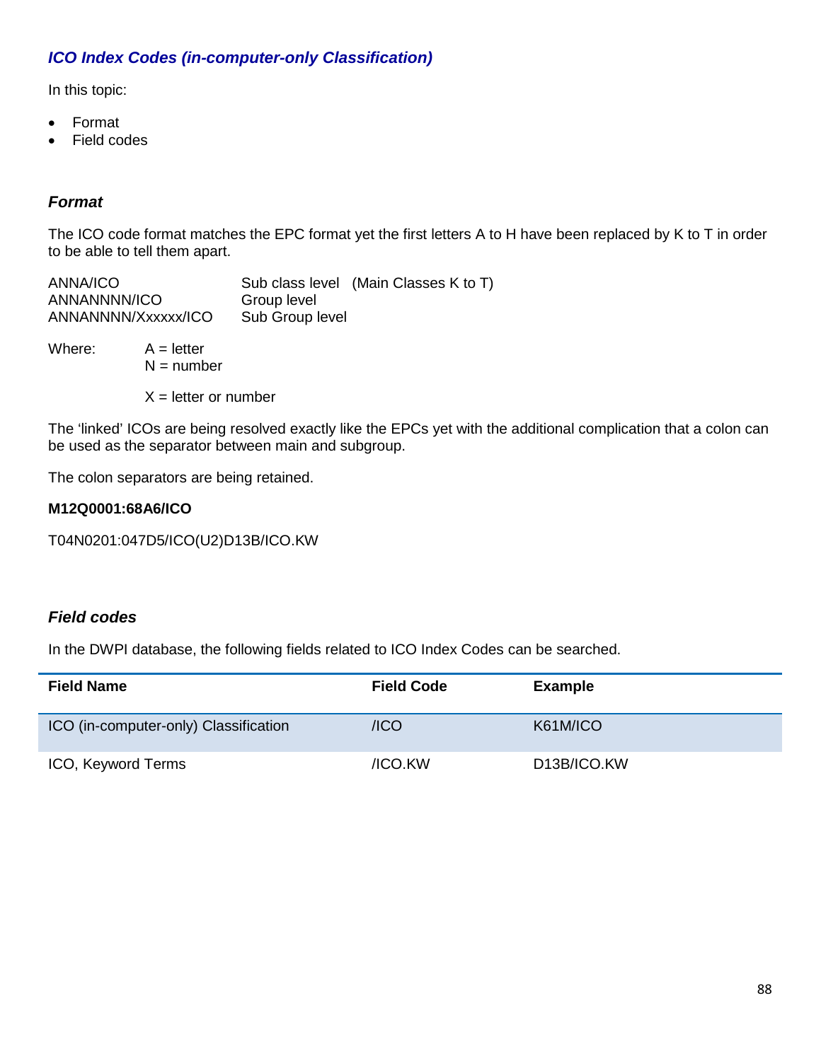## *ICO Index Codes (in-computer-only Classification)*

In this topic:

- Format
- Field codes

### *Format*

The ICO code format matches the EPC format yet the first letters A to H have been replaced by K to T in order to be able to tell them apart.

| | |
|---|---|
| ANNA/ICO | Sub class level (Main Classes K to T) |
| ANNANNNN/ICO | Group level |
| ANNANNNN/Xxxxxx/ICO | Sub Group level |

Where: A = letter
N = number

X = letter or number

The 'linked' ICOs are being resolved exactly like the EPCs yet with the additional complication that a colon can be used as the separator between main and subgroup.

The colon separators are being retained.

**M12Q0001:68A6/ICO**

T04N0201:047D5/ICO(U2)D13B/ICO.KW

### *Field codes*

In the DWPI database, the following fields related to ICO Index Codes can be searched.

| Field Name | Field Code | Example |
|---|---|---|
| ICO (in-computer-only) Classification | /ICO | K61M/ICO |
| ICO, Keyword Terms | /ICO.KW | D13B/ICO.KW |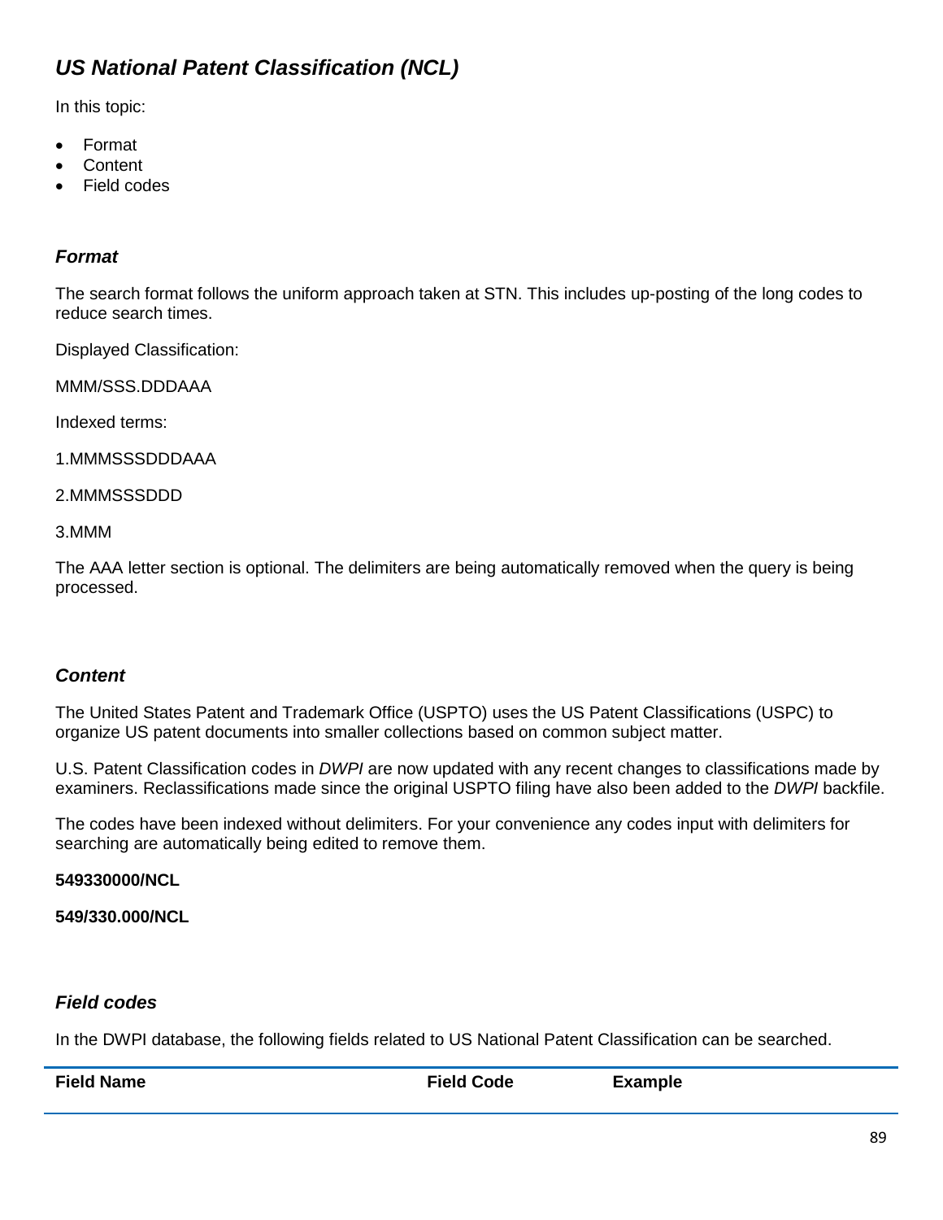## *US National Patent Classification (NCL)*

In this topic:

- Format
- Content
- Field codes

### *Format*

The search format follows the uniform approach taken at STN. This includes up-posting of the long codes to reduce search times.

Displayed Classification:

MMM/SSS.DDDAAA

Indexed terms:

1.MMMSSSDDDAAA

2.MMMSSSDDD

3.MMM

The AAA letter section is optional. The delimiters are being automatically removed when the query is being processed.

### *Content*

The United States Patent and Trademark Office (USPTO) uses the US Patent Classifications (USPC) to organize US patent documents into smaller collections based on common subject matter.

U.S. Patent Classification codes in *DWPI* are now updated with any recent changes to classifications made by examiners. Reclassifications made since the original USPTO filing have also been added to the *DWPI* backfile.

The codes have been indexed without delimiters. For your convenience any codes input with delimiters for searching are automatically being edited to remove them.

**549330000/NCL**

**549/330.000/NCL**

### *Field codes*

In the DWPI database, the following fields related to US National Patent Classification can be searched.

| Field Name | Field Code | Example |
|---|---|---|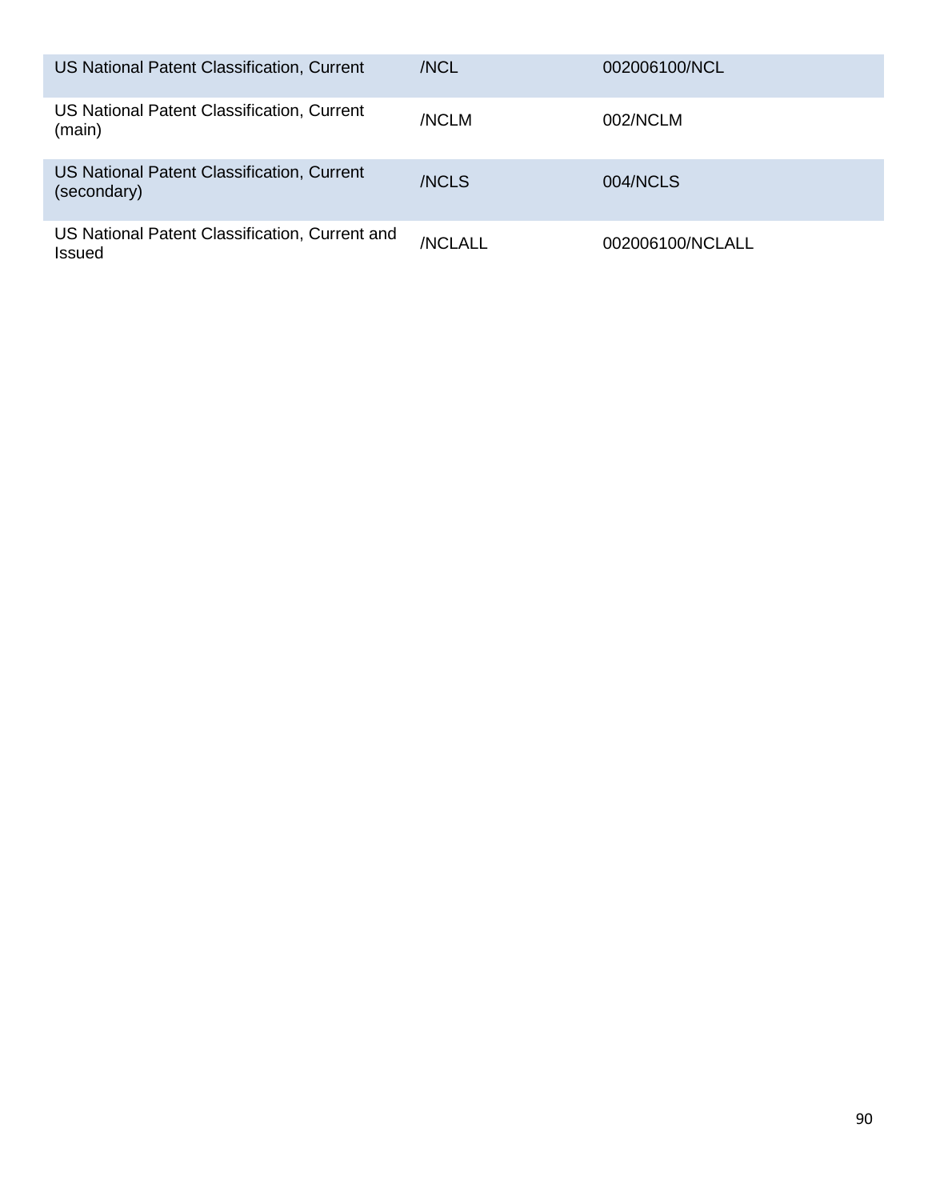| | | |
|---|---|---|
| US National Patent Classification, Current | /NCL | 002006100/NCL |
| US National Patent Classification, Current (main) | /NCLM | 002/NCLM |
| US National Patent Classification, Current (secondary) | /NCLS | 004/NCLS |
| US National Patent Classification, Current and Issued | /NCLALL | 002006100/NCLALL |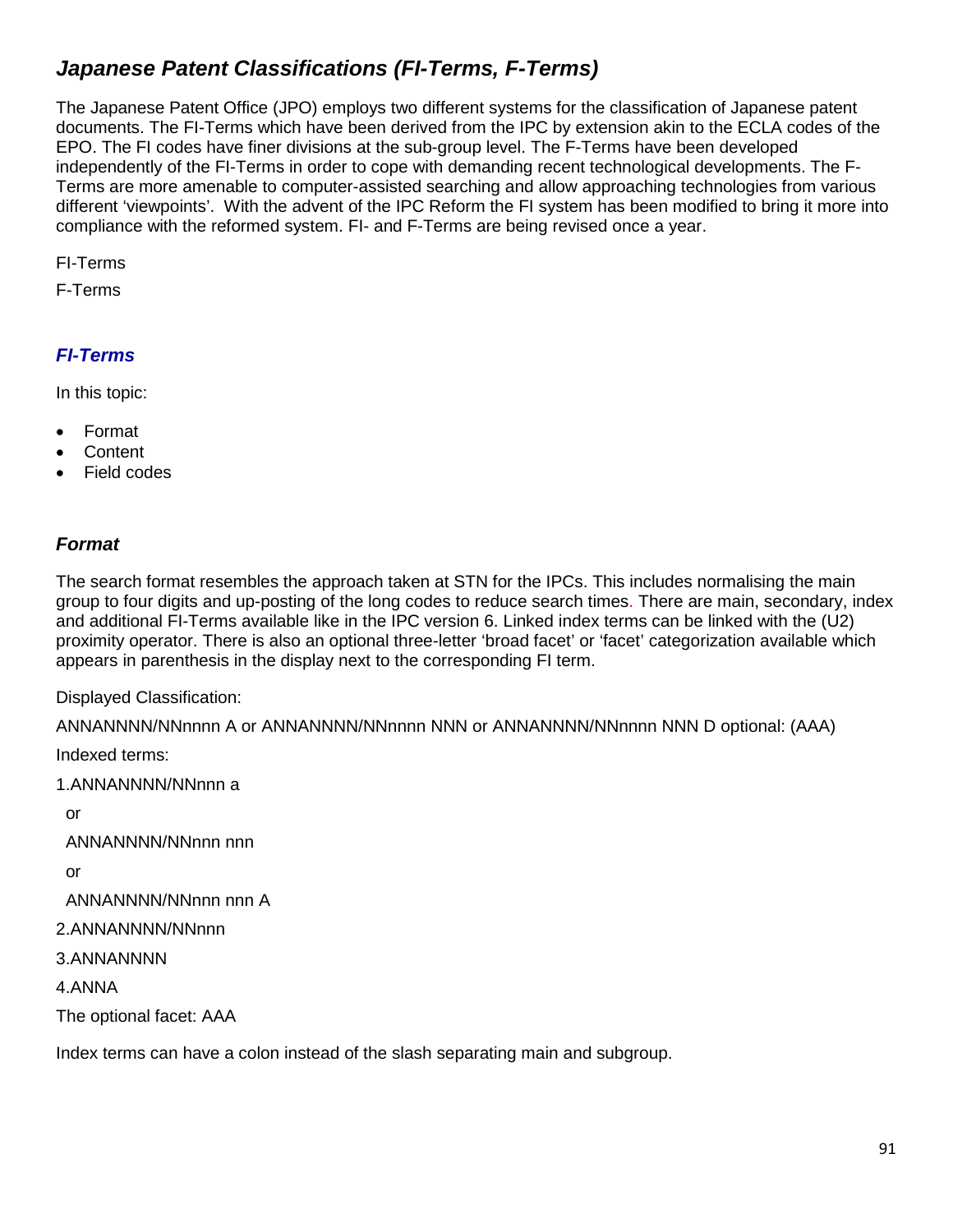## *Japanese Patent Classifications (FI-Terms, F-Terms)*

The Japanese Patent Office (JPO) employs two different systems for the classification of Japanese patent documents. The FI-Terms which have been derived from the IPC by extension akin to the ECLA codes of the EPO. The FI codes have finer divisions at the sub-group level. The F-Terms have been developed independently of the FI-Terms in order to cope with demanding recent technological developments. The F-Terms are more amenable to computer-assisted searching and allow approaching technologies from various different 'viewpoints'. With the advent of the IPC Reform the FI system has been modified to bring it more into compliance with the reformed system. FI- and F-Terms are being revised once a year.

FI-Terms

F-Terms

### *FI-Terms*

In this topic:

- Format
- Content
- Field codes

### *Format*

The search format resembles the approach taken at STN for the IPCs. This includes normalising the main group to four digits and up-posting of the long codes to reduce search times. There are main, secondary, index and additional FI-Terms available like in the IPC version 6. Linked index terms can be linked with the (U2) proximity operator. There is also an optional three-letter 'broad facet' or 'facet' categorization available which appears in parenthesis in the display next to the corresponding FI term.

Displayed Classification:

ANNANNNN/NNnnnn A or ANNANNNN/NNnnnn NNN or ANNANNNN/NNnnnn NNN D optional: (AAA)

Indexed terms:

1.ANNANNNN/NNnnn a

or

ANNANNNN/NNnnn nnn

or

ANNANNNN/NNnnn nnn A

2.ANNANNNN/NNnnn

3.ANNANNNN

4.ANNA

The optional facet: AAA

Index terms can have a colon instead of the slash separating main and subgroup.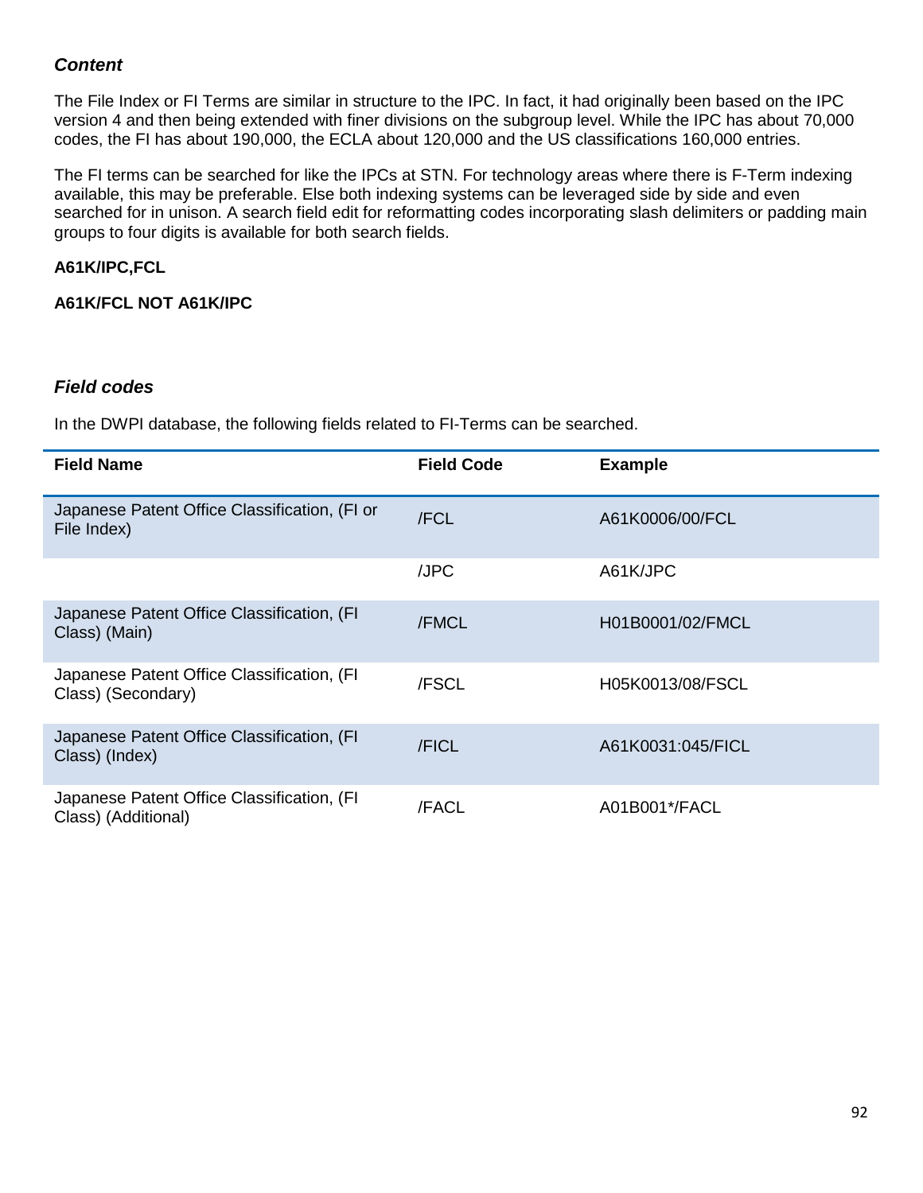### *Content*

The File Index or FI Terms are similar in structure to the IPC. In fact, it had originally been based on the IPC version 4 and then being extended with finer divisions on the subgroup level. While the IPC has about 70,000 codes, the FI has about 190,000, the ECLA about 120,000 and the US classifications 160,000 entries.

The FI terms can be searched for like the IPCs at STN. For technology areas where there is F-Term indexing available, this may be preferable. Else both indexing systems can be leveraged side by side and even searched for in unison. A search field edit for reformatting codes incorporating slash delimiters or padding main groups to four digits is available for both search fields.

**A61K/IPC,FCL**

**A61K/FCL NOT A61K/IPC**

### *Field codes*

In the DWPI database, the following fields related to FI-Terms can be searched.

| Field Name | Field Code | Example |
|---|---|---|
| Japanese Patent Office Classification, (FI or File Index) | /FCL | A61K0006/00/FCL |
| | /JPC | A61K/JPC |
| Japanese Patent Office Classification, (FI Class) (Main) | /FMCL | H01B0001/02/FMCL |
| Japanese Patent Office Classification, (FI Class) (Secondary) | /FSCL | H05K0013/08/FSCL |
| Japanese Patent Office Classification, (FI Class) (Index) | /FICL | A61K0031:045/FICL |
| Japanese Patent Office Classification, (FI Class) (Additional) | /FACL | A01B001*/FACL |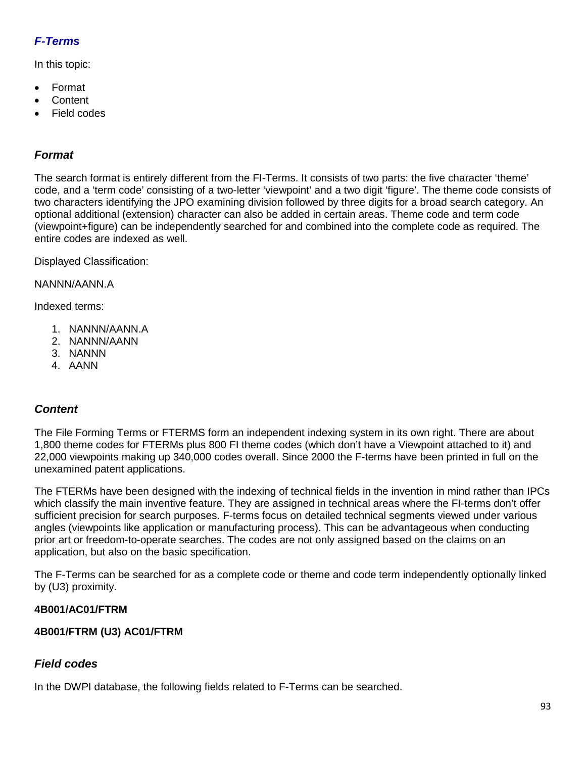## *F-Terms*

In this topic:

- Format
- Content
- Field codes

### *Format*

The search format is entirely different from the FI-Terms. It consists of two parts: the five character 'theme' code, and a 'term code' consisting of a two-letter 'viewpoint' and a two digit 'figure'. The theme code consists of two characters identifying the JPO examining division followed by three digits for a broad search category. An optional additional (extension) character can also be added in certain areas. Theme code and term code (viewpoint+figure) can be independently searched for and combined into the complete code as required. The entire codes are indexed as well.

Displayed Classification:

NANNN/AANN.A

Indexed terms:

1. NANNN/AANN.A
2. NANNN/AANN
3. NANNN
4. AANN

### *Content*

The File Forming Terms or FTERMS form an independent indexing system in its own right. There are about 1,800 theme codes for FTERMs plus 800 FI theme codes (which don't have a Viewpoint attached to it) and 22,000 viewpoints making up 340,000 codes overall. Since 2000 the F-terms have been printed in full on the unexamined patent applications.

The FTERMs have been designed with the indexing of technical fields in the invention in mind rather than IPCs which classify the main inventive feature. They are assigned in technical areas where the FI-terms don't offer sufficient precision for search purposes. F-terms focus on detailed technical segments viewed under various angles (viewpoints like application or manufacturing process). This can be advantageous when conducting prior art or freedom-to-operate searches. The codes are not only assigned based on the claims on an application, but also on the basic specification.

The F-Terms can be searched for as a complete code or theme and code term independently optionally linked by (U3) proximity.

**4B001/AC01/FTRM**

**4B001/FTRM (U3) AC01/FTRM**

### *Field codes*

In the DWPI database, the following fields related to F-Terms can be searched.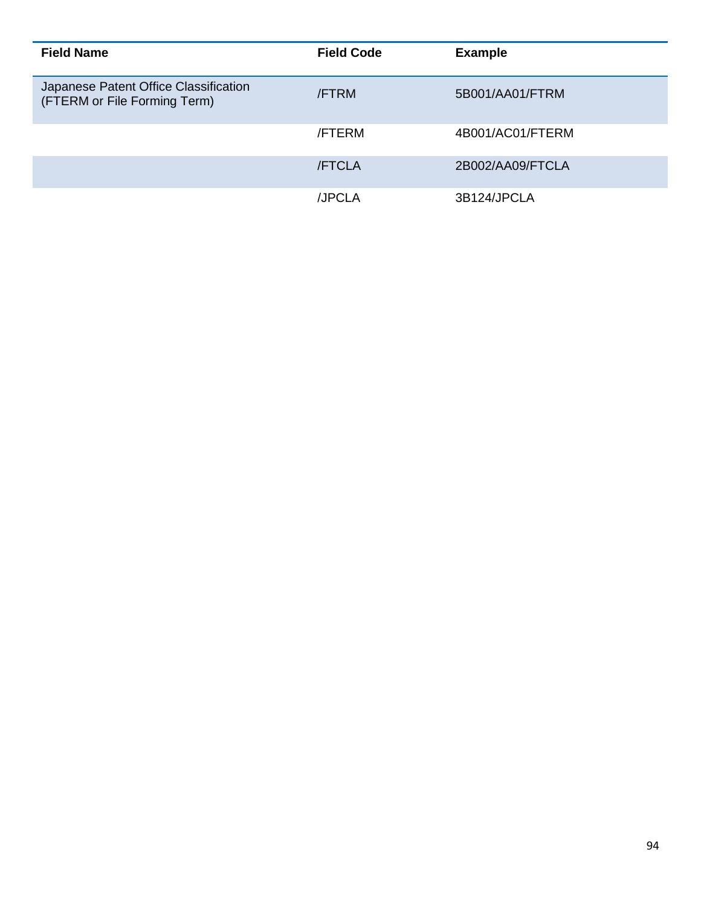| Field Name | Field Code | Example |
| --- | --- | --- |
| Japanese Patent Office Classification (FTERM or File Forming Term) | /FTRM | 5B001/AA01/FTRM |
| | /FTERM | 4B001/AC01/FTERM |
| | /FTCLA | 2B002/AA09/FTCLA |
| | /JPCLA | 3B124/JPCLA |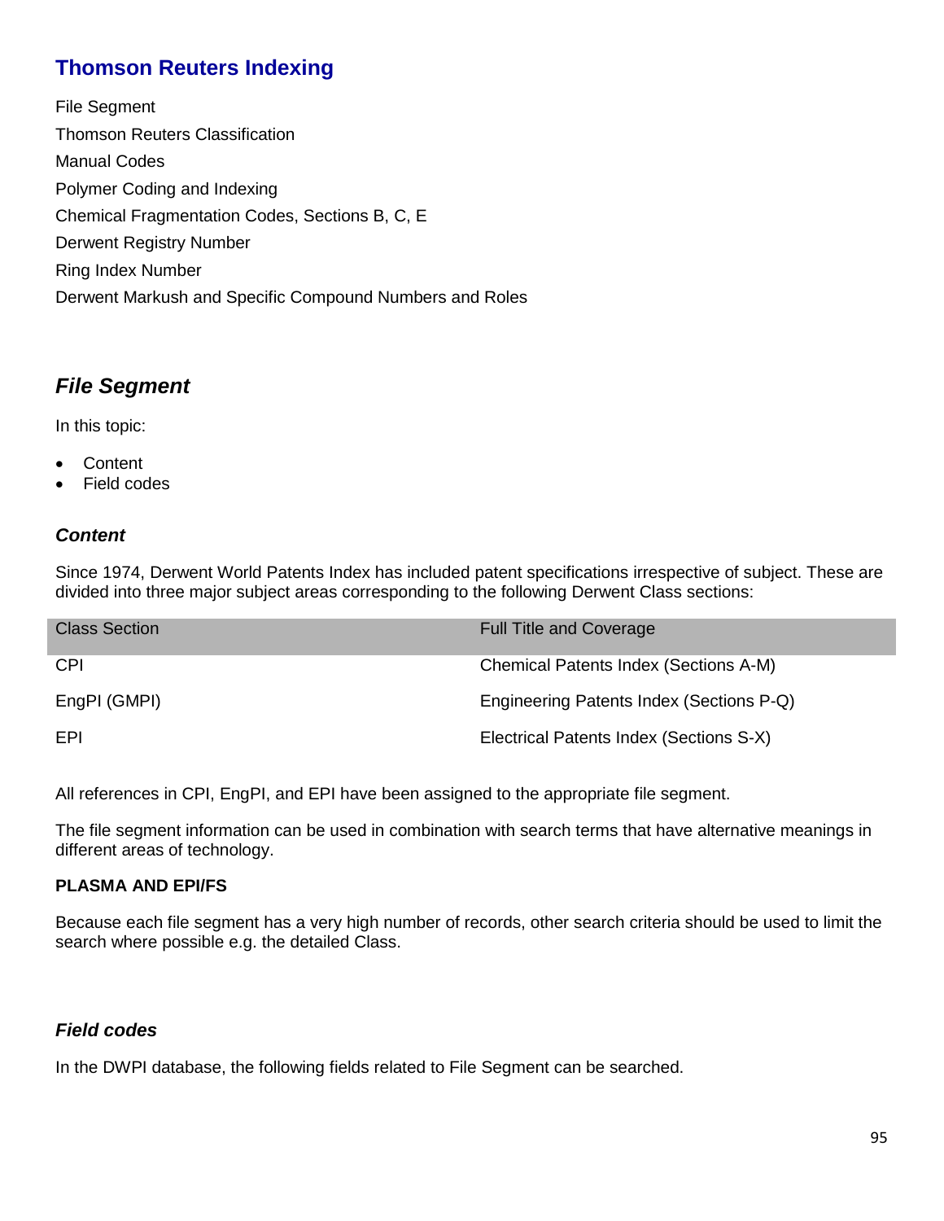# Thomson Reuters Indexing

File Segment

Thomson Reuters Classification

Manual Codes

Polymer Coding and Indexing

Chemical Fragmentation Codes, Sections B, C, E

Derwent Registry Number

Ring Index Number

Derwent Markush and Specific Compound Numbers and Roles

## *File Segment*

In this topic:

- Content
- Field codes

### *Content*

Since 1974, Derwent World Patents Index has included patent specifications irrespective of subject. These are divided into three major subject areas corresponding to the following Derwent Class sections:

| Class Section | Full Title and Coverage |
|---|---|
| CPI | Chemical Patents Index (Sections A-M) |
| EngPI (GMPI) | Engineering Patents Index (Sections P-Q) |
| EPI | Electrical Patents Index (Sections S-X) |

All references in CPI, EngPI, and EPI have been assigned to the appropriate file segment.

The file segment information can be used in combination with search terms that have alternative meanings in different areas of technology.

**PLASMA AND EPI/FS**

Because each file segment has a very high number of records, other search criteria should be used to limit the search where possible e.g. the detailed Class.

### *Field codes*

In the DWPI database, the following fields related to File Segment can be searched.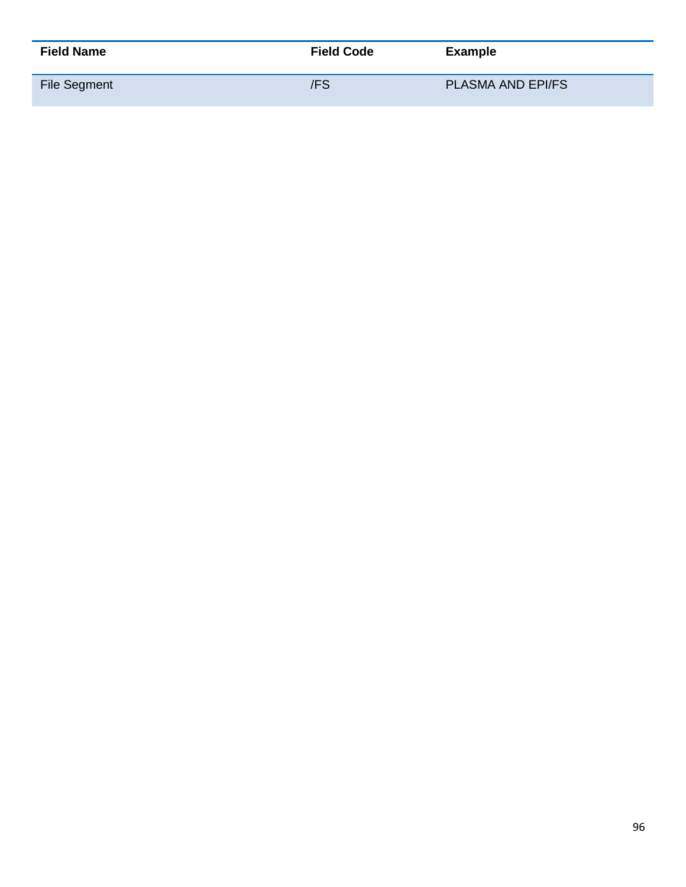| Field Name | Field Code | Example |
|---|---|---|
| File Segment | /FS | PLASMA AND EPI/FS |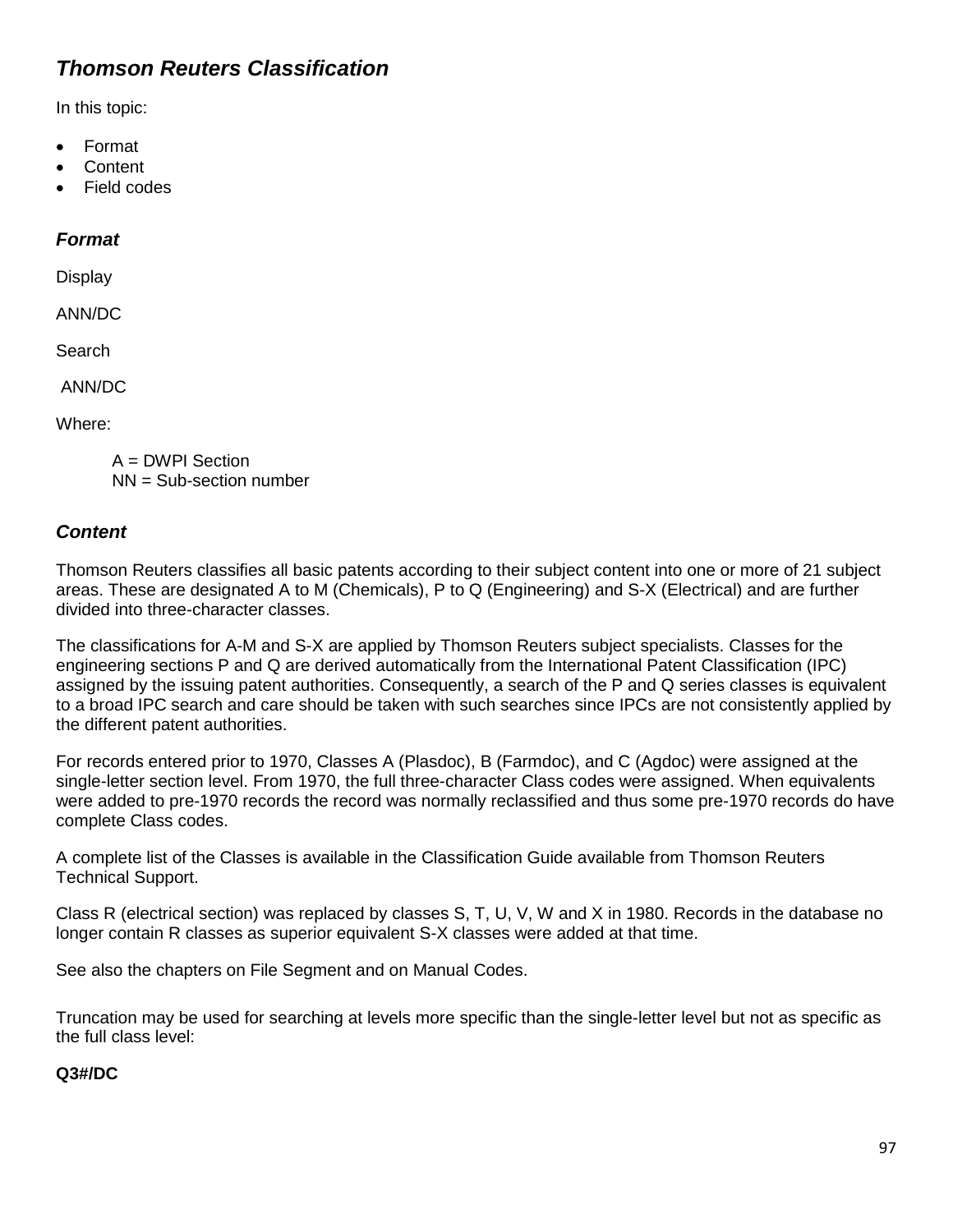## *Thomson Reuters Classification*

In this topic:

- Format
- Content
- Field codes

### *Format*

Display

ANN/DC

Search

ANN/DC

Where:

A = DWPI Section
NN = Sub-section number

### *Content*

Thomson Reuters classifies all basic patents according to their subject content into one or more of 21 subject areas. These are designated A to M (Chemicals), P to Q (Engineering) and S-X (Electrical) and are further divided into three-character classes.

The classifications for A-M and S-X are applied by Thomson Reuters subject specialists. Classes for the engineering sections P and Q are derived automatically from the International Patent Classification (IPC) assigned by the issuing patent authorities. Consequently, a search of the P and Q series classes is equivalent to a broad IPC search and care should be taken with such searches since IPCs are not consistently applied by the different patent authorities.

For records entered prior to 1970, Classes A (Plasdoc), B (Farmdoc), and C (Agdoc) were assigned at the single-letter section level. From 1970, the full three-character Class codes were assigned. When equivalents were added to pre-1970 records the record was normally reclassified and thus some pre-1970 records do have complete Class codes.

A complete list of the Classes is available in the Classification Guide available from Thomson Reuters Technical Support.

Class R (electrical section) was replaced by classes S, T, U, V, W and X in 1980. Records in the database no longer contain R classes as superior equivalent S-X classes were added at that time.

See also the chapters on File Segment and on Manual Codes.

Truncation may be used for searching at levels more specific than the single-letter level but not as specific as the full class level:

**Q3#/DC**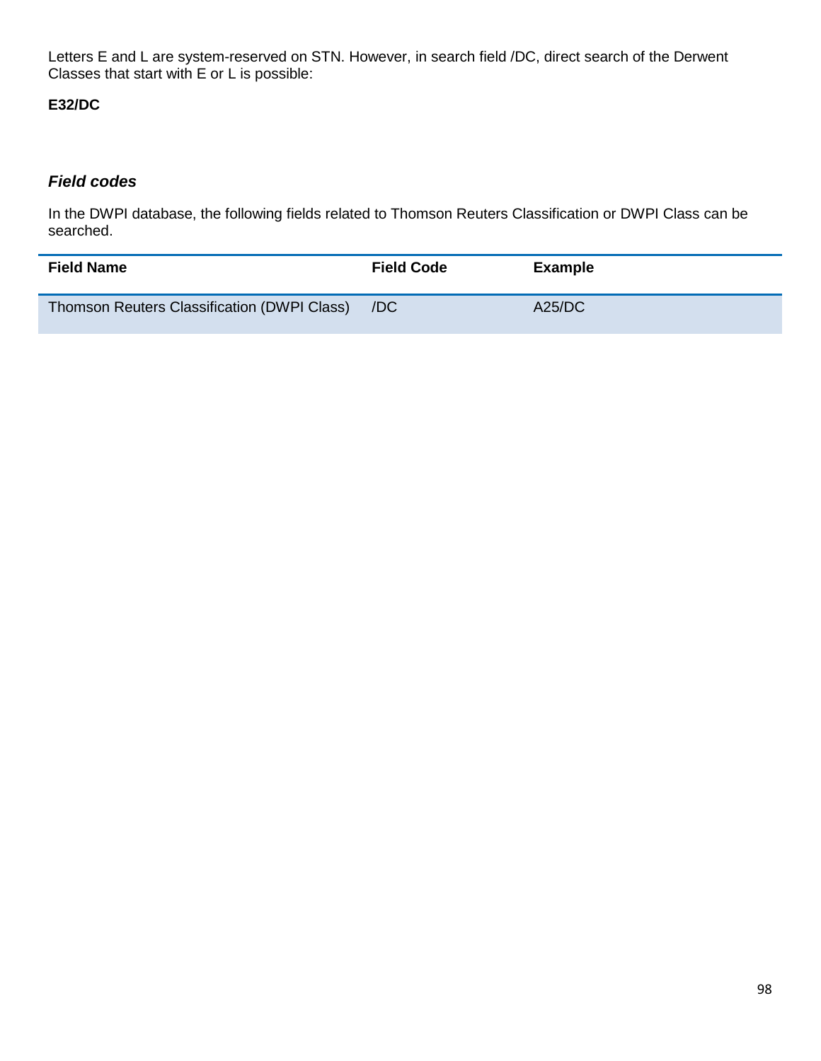Letters E and L are system-reserved on STN. However, in search field /DC, direct search of the Derwent Classes that start with E or L is possible:

**E32/DC**

### *Field codes*

In the DWPI database, the following fields related to Thomson Reuters Classification or DWPI Class can be searched.

| Field Name | Field Code | Example |
|---|---|---|
| Thomson Reuters Classification (DWPI Class) | /DC | A25/DC |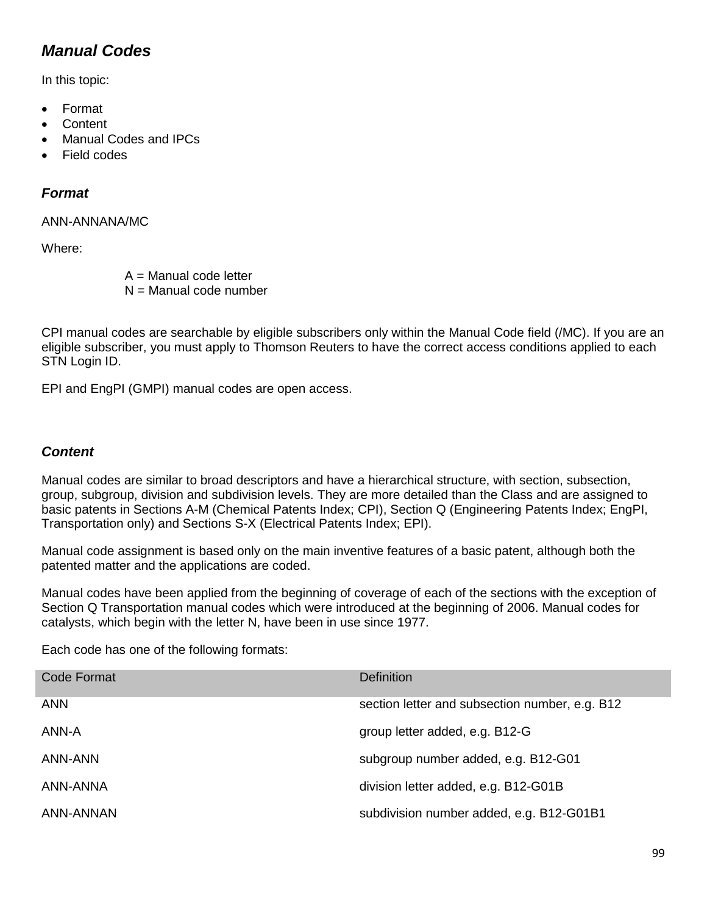## *Manual Codes*

In this topic:

- Format
- Content
- Manual Codes and IPCs
- Field codes

### *Format*

ANN-ANNANA/MC

Where:

A = Manual code letter
N = Manual code number

CPI manual codes are searchable by eligible subscribers only within the Manual Code field (/MC). If you are an eligible subscriber, you must apply to Thomson Reuters to have the correct access conditions applied to each STN Login ID.

EPI and EngPI (GMPI) manual codes are open access.

### *Content*

Manual codes are similar to broad descriptors and have a hierarchical structure, with section, subsection, group, subgroup, division and subdivision levels. They are more detailed than the Class and are assigned to basic patents in Sections A-M (Chemical Patents Index; CPI), Section Q (Engineering Patents Index; EngPI, Transportation only) and Sections S-X (Electrical Patents Index; EPI).

Manual code assignment is based only on the main inventive features of a basic patent, although both the patented matter and the applications are coded.

Manual codes have been applied from the beginning of coverage of each of the sections with the exception of Section Q Transportation manual codes which were introduced at the beginning of 2006. Manual codes for catalysts, which begin with the letter N, have been in use since 1977.

Each code has one of the following formats:

| Code Format | Definition |
|---|---|
| ANN | section letter and subsection number, e.g. B12 |
| ANN-A | group letter added, e.g. B12-G |
| ANN-ANN | subgroup number added, e.g. B12-G01 |
| ANN-ANNA | division letter added, e.g. B12-G01B |
| ANN-ANNAN | subdivision number added, e.g. B12-G01B1 |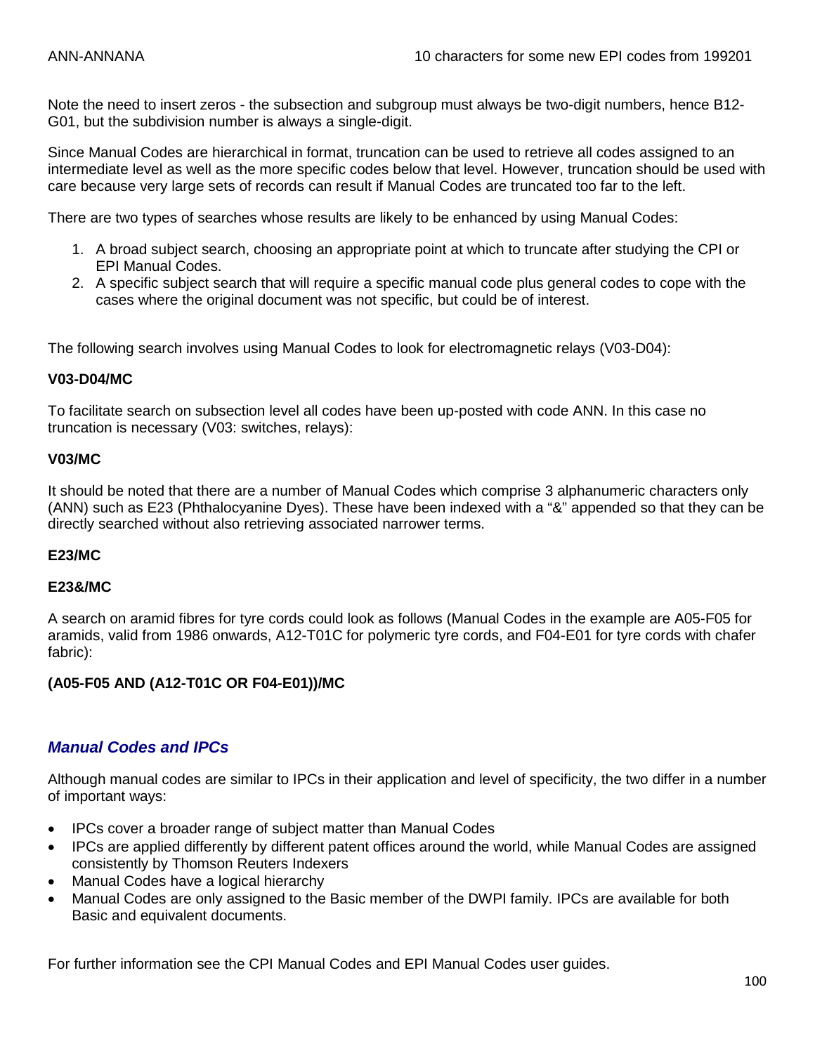ANN-ANNANA 10 characters for some new EPI codes from 199201

Note the need to insert zeros - the subsection and subgroup must always be two-digit numbers, hence B12-G01, but the subdivision number is always a single-digit.

Since Manual Codes are hierarchical in format, truncation can be used to retrieve all codes assigned to an intermediate level as well as the more specific codes below that level. However, truncation should be used with care because very large sets of records can result if Manual Codes are truncated too far to the left.

There are two types of searches whose results are likely to be enhanced by using Manual Codes:

1. A broad subject search, choosing an appropriate point at which to truncate after studying the CPI or EPI Manual Codes.
2. A specific subject search that will require a specific manual code plus general codes to cope with the cases where the original document was not specific, but could be of interest.

The following search involves using Manual Codes to look for electromagnetic relays (V03-D04):

**V03-D04/MC**

To facilitate search on subsection level all codes have been up-posted with code ANN. In this case no truncation is necessary (V03: switches, relays):

**V03/MC**

It should be noted that there are a number of Manual Codes which comprise 3 alphanumeric characters only (ANN) such as E23 (Phthalocyanine Dyes). These have been indexed with a "&" appended so that they can be directly searched without also retrieving associated narrower terms.

**E23/MC**

**E23&/MC**

A search on aramid fibres for tyre cords could look as follows (Manual Codes in the example are A05-F05 for aramids, valid from 1986 onwards, A12-T01C for polymeric tyre cords, and F04-E01 for tyre cords with chafer fabric):

**(A05-F05 AND (A12-T01C OR F04-E01))/MC**

## *Manual Codes and IPCs*

Although manual codes are similar to IPCs in their application and level of specificity, the two differ in a number of important ways:

- IPCs cover a broader range of subject matter than Manual Codes
- IPCs are applied differently by different patent offices around the world, while Manual Codes are assigned consistently by Thomson Reuters Indexers
- Manual Codes have a logical hierarchy
- Manual Codes are only assigned to the Basic member of the DWPI family. IPCs are available for both Basic and equivalent documents.

For further information see the CPI Manual Codes and EPI Manual Codes user guides.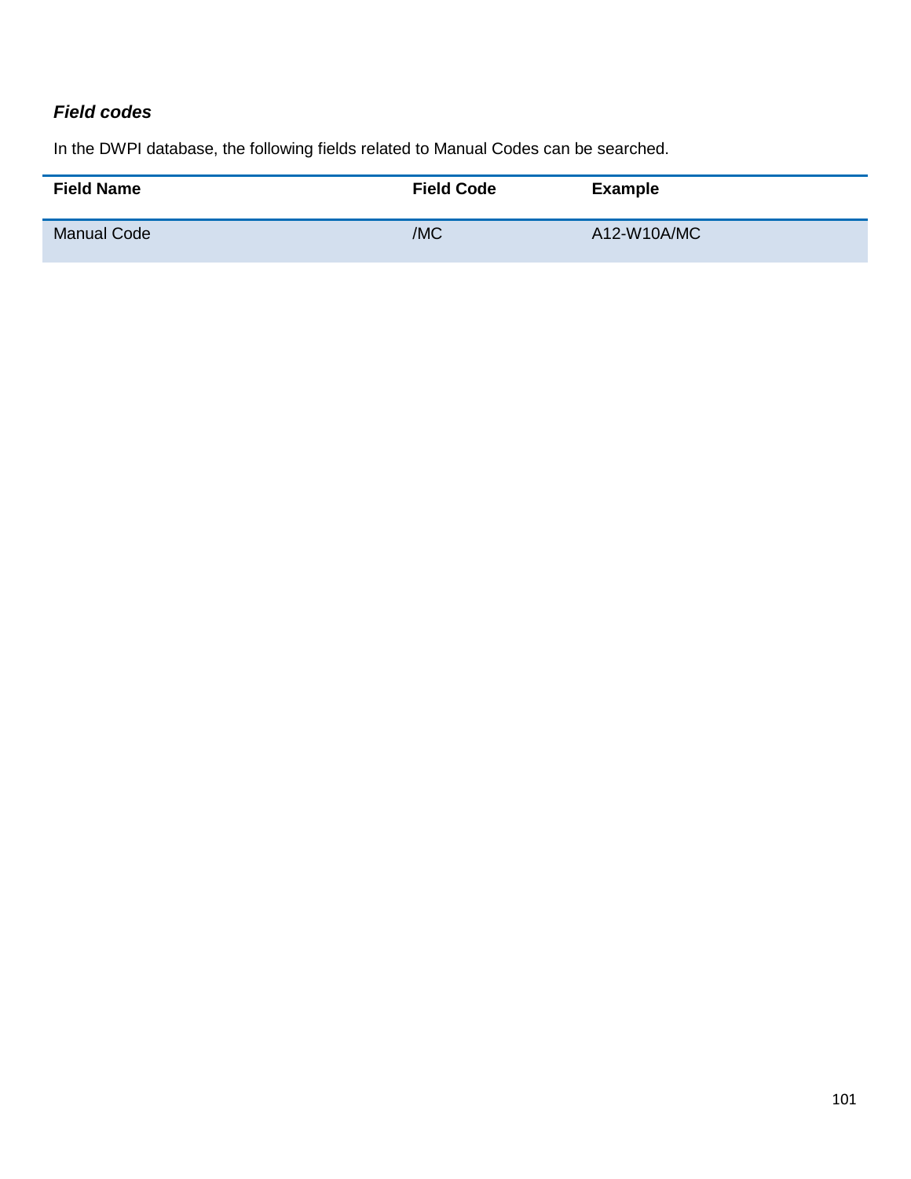***Field codes***

In the DWPI database, the following fields related to Manual Codes can be searched.

| Field Name | Field Code | Example |
| --- | --- | --- |
| Manual Code | /MC | A12-W10A/MC |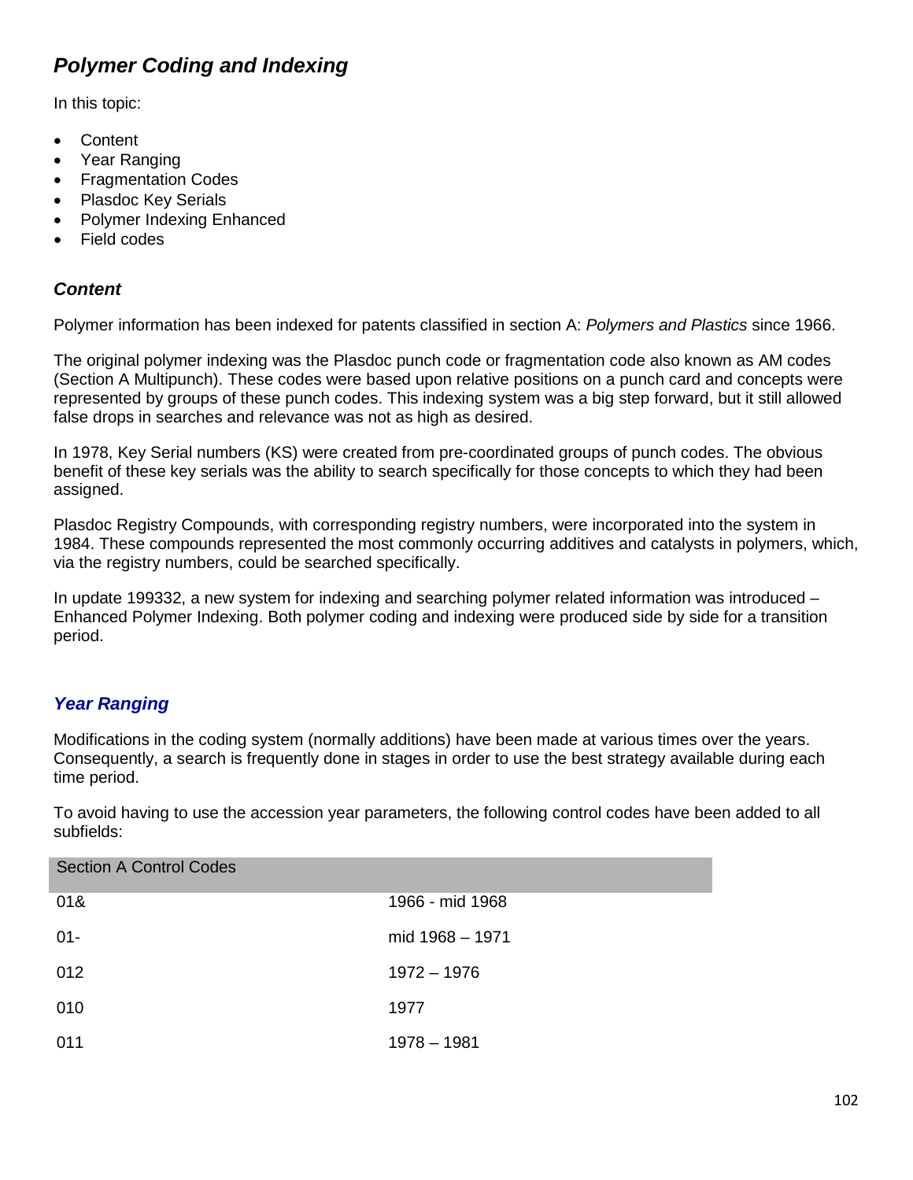## *Polymer Coding and Indexing*

In this topic:

- Content
- Year Ranging
- Fragmentation Codes
- Plasdoc Key Serials
- Polymer Indexing Enhanced
- Field codes

### *Content*

Polymer information has been indexed for patents classified in section A: *Polymers and Plastics* since 1966.

The original polymer indexing was the Plasdoc punch code or fragmentation code also known as AM codes (Section A Multipunch). These codes were based upon relative positions on a punch card and concepts were represented by groups of these punch codes. This indexing system was a big step forward, but it still allowed false drops in searches and relevance was not as high as desired.

In 1978, Key Serial numbers (KS) were created from pre-coordinated groups of punch codes. The obvious benefit of these key serials was the ability to search specifically for those concepts to which they had been assigned.

Plasdoc Registry Compounds, with corresponding registry numbers, were incorporated into the system in 1984. These compounds represented the most commonly occurring additives and catalysts in polymers, which, via the registry numbers, could be searched specifically.

In update 199332, a new system for indexing and searching polymer related information was introduced – Enhanced Polymer Indexing. Both polymer coding and indexing were produced side by side for a transition period.

### *Year Ranging*

Modifications in the coding system (normally additions) have been made at various times over the years. Consequently, a search is frequently done in stages in order to use the best strategy available during each time period.

To avoid having to use the accession year parameters, the following control codes have been added to all subfields:

| Section A Control Codes | |
|---|---|
| 01& | 1966 - mid 1968 |
| 01- | mid 1968 – 1971 |
| 012 | 1972 – 1976 |
| 010 | 1977 |
| 011 | 1978 – 1981 |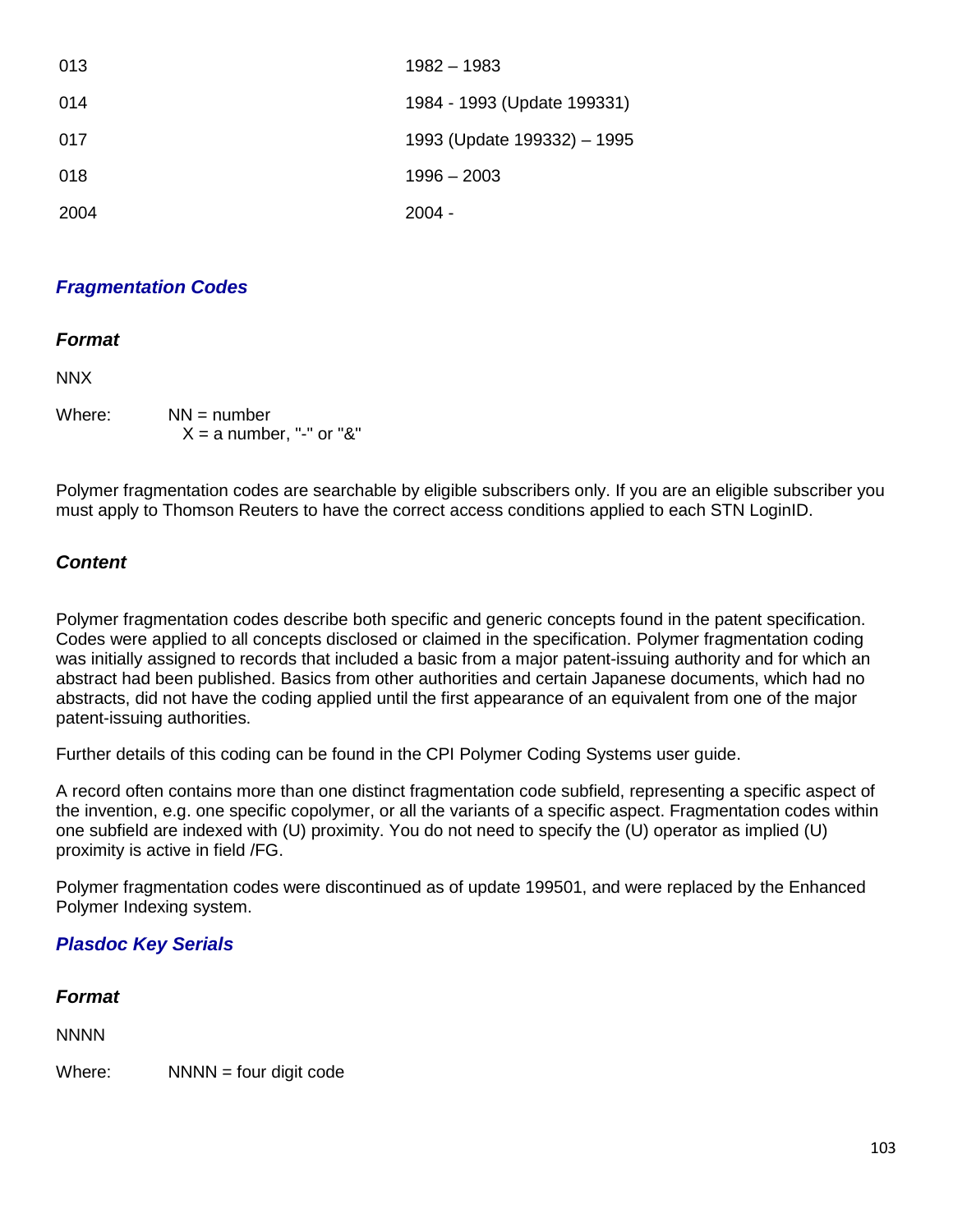| | |
|---|---|
| 013 | 1982 – 1983 |
| 014 | 1984 - 1993 (Update 199331) |
| 017 | 1993 (Update 199332) – 1995 |
| 018 | 1996 – 2003 |
| 2004 | 2004 - |

## *Fragmentation Codes*

### *Format*

NNX

Where: NN = number
X = a number, "-" or "&"

Polymer fragmentation codes are searchable by eligible subscribers only. If you are an eligible subscriber you must apply to Thomson Reuters to have the correct access conditions applied to each STN LoginID.

### *Content*

Polymer fragmentation codes describe both specific and generic concepts found in the patent specification. Codes were applied to all concepts disclosed or claimed in the specification. Polymer fragmentation coding was initially assigned to records that included a basic from a major patent-issuing authority and for which an abstract had been published. Basics from other authorities and certain Japanese documents, which had no abstracts, did not have the coding applied until the first appearance of an equivalent from one of the major patent-issuing authorities.

Further details of this coding can be found in the CPI Polymer Coding Systems user guide.

A record often contains more than one distinct fragmentation code subfield, representing a specific aspect of the invention, e.g. one specific copolymer, or all the variants of a specific aspect. Fragmentation codes within one subfield are indexed with (U) proximity. You do not need to specify the (U) operator as implied (U) proximity is active in field /FG.

Polymer fragmentation codes were discontinued as of update 199501, and were replaced by the Enhanced Polymer Indexing system.

## *Plasdoc Key Serials*

### *Format*

NNNN

Where: NNNN = four digit code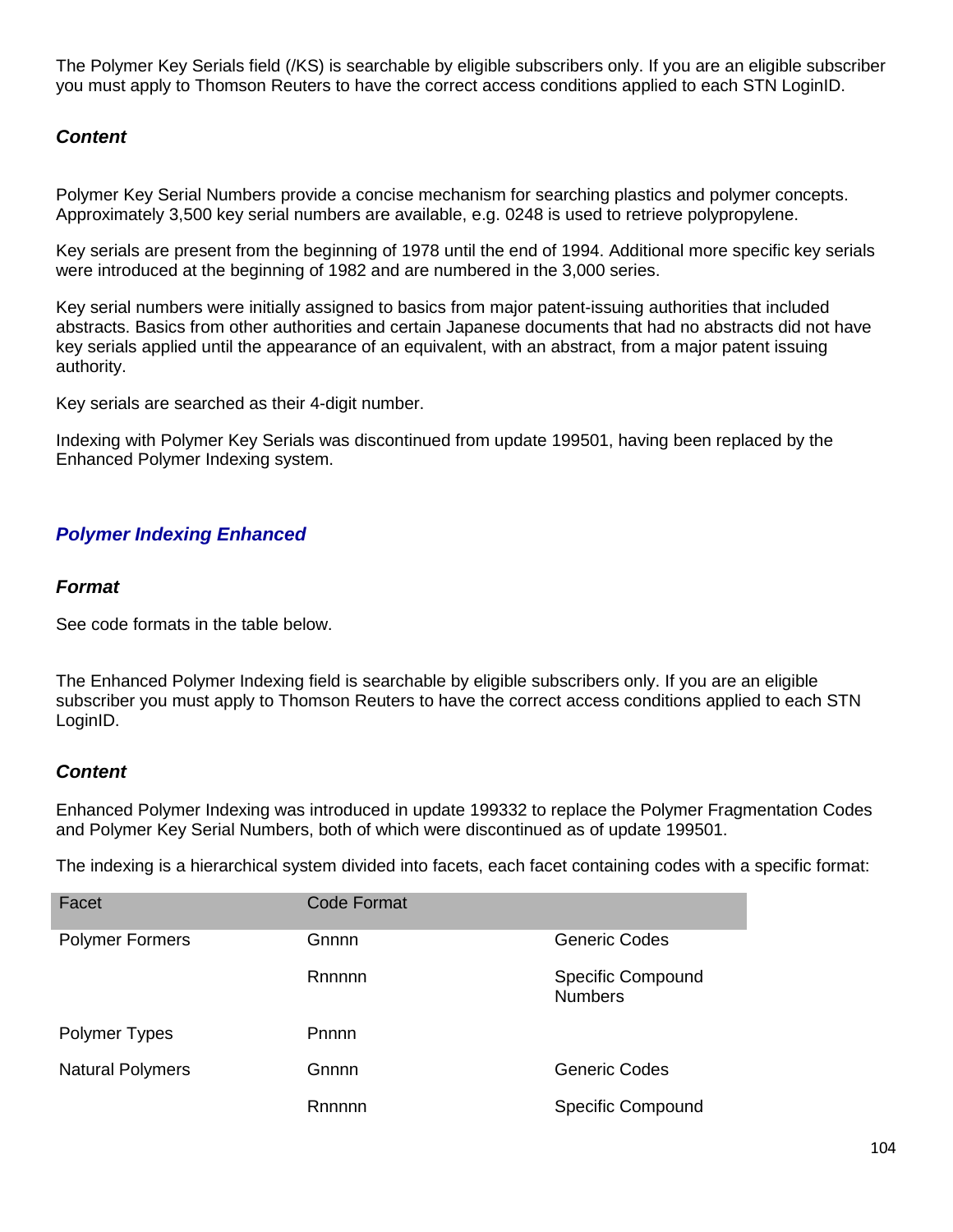The Polymer Key Serials field (/KS) is searchable by eligible subscribers only. If you are an eligible subscriber you must apply to Thomson Reuters to have the correct access conditions applied to each STN LoginID.

### *Content*

Polymer Key Serial Numbers provide a concise mechanism for searching plastics and polymer concepts. Approximately 3,500 key serial numbers are available, e.g. 0248 is used to retrieve polypropylene.

Key serials are present from the beginning of 1978 until the end of 1994. Additional more specific key serials were introduced at the beginning of 1982 and are numbered in the 3,000 series.

Key serial numbers were initially assigned to basics from major patent-issuing authorities that included abstracts. Basics from other authorities and certain Japanese documents that had no abstracts did not have key serials applied until the appearance of an equivalent, with an abstract, from a major patent issuing authority.

Key serials are searched as their 4-digit number.

Indexing with Polymer Key Serials was discontinued from update 199501, having been replaced by the Enhanced Polymer Indexing system.

## *Polymer Indexing Enhanced*

### *Format*

See code formats in the table below.

The Enhanced Polymer Indexing field is searchable by eligible subscribers only. If you are an eligible subscriber you must apply to Thomson Reuters to have the correct access conditions applied to each STN LoginID.

### *Content*

Enhanced Polymer Indexing was introduced in update 199332 to replace the Polymer Fragmentation Codes and Polymer Key Serial Numbers, both of which were discontinued as of update 199501.

The indexing is a hierarchical system divided into facets, each facet containing codes with a specific format:

| Facet | Code Format | |
|---|---|---|
| Polymer Formers | Gnnnn | Generic Codes |
| | Rnnnnn | Specific Compound Numbers |
| Polymer Types | Pnnnn | |
| Natural Polymers | Gnnnn | Generic Codes |
| | Rnnnnn | Specific Compound |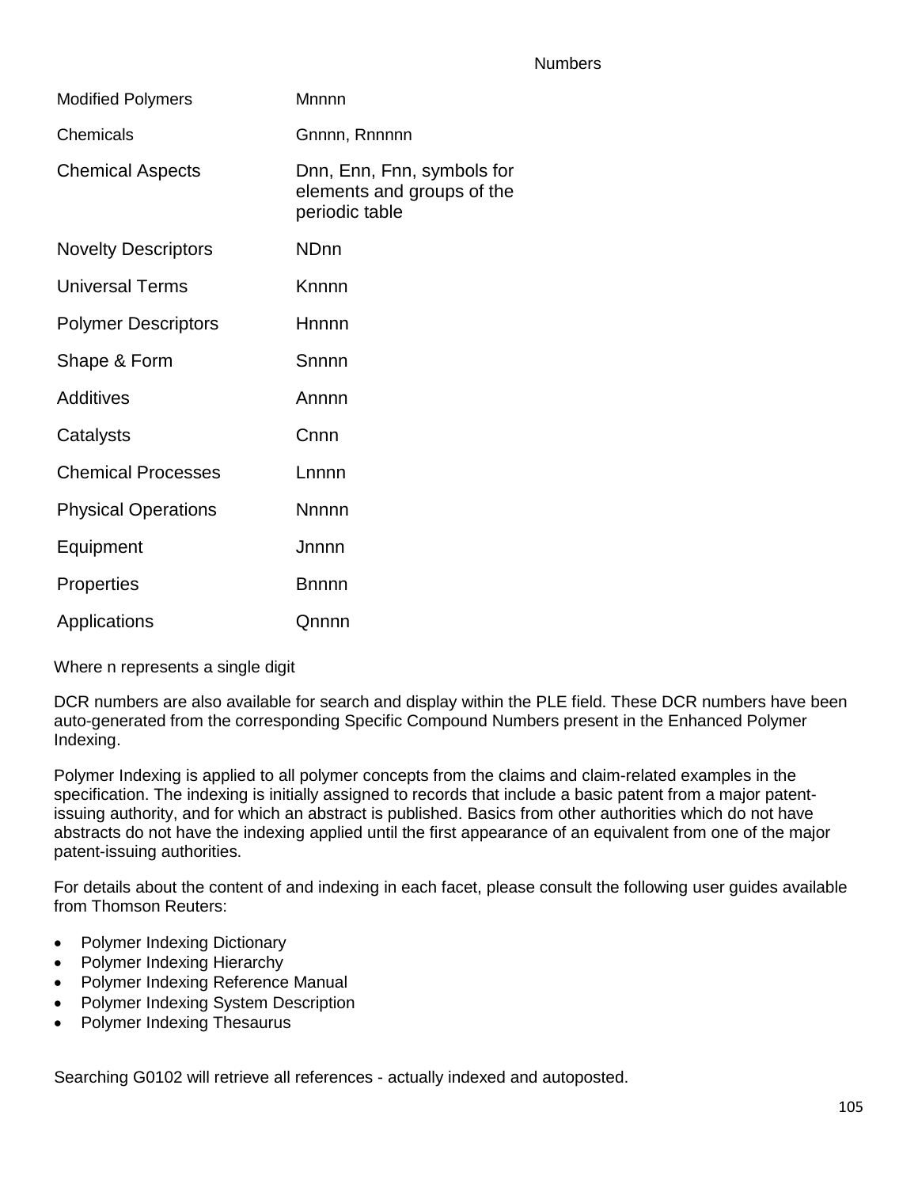| | Numbers |
|---|---|
| Modified Polymers | Mnnnn |
| Chemicals | Gnnnn, Rnnnnn |
| Chemical Aspects | Dnn, Enn, Fnn, symbols for elements and groups of the periodic table |
| Novelty Descriptors | NDnn |
| Universal Terms | Knnnn |
| Polymer Descriptors | Hnnnn |
| Shape & Form | Snnnn |
| Additives | Annnn |
| Catalysts | Cnnn |
| Chemical Processes | Lnnnn |
| Physical Operations | Nnnnn |
| Equipment | Jnnnn |
| Properties | Bnnnn |
| Applications | Qnnnn |

Where n represents a single digit

DCR numbers are also available for search and display within the PLE field. These DCR numbers have been auto-generated from the corresponding Specific Compound Numbers present in the Enhanced Polymer Indexing.

Polymer Indexing is applied to all polymer concepts from the claims and claim-related examples in the specification. The indexing is initially assigned to records that include a basic patent from a major patent-issuing authority, and for which an abstract is published. Basics from other authorities which do not have abstracts do not have the indexing applied until the first appearance of an equivalent from one of the major patent-issuing authorities.

For details about the content of and indexing in each facet, please consult the following user guides available from Thomson Reuters:

- Polymer Indexing Dictionary
- Polymer Indexing Hierarchy
- Polymer Indexing Reference Manual
- Polymer Indexing System Description
- Polymer Indexing Thesaurus

Searching G0102 will retrieve all references - actually indexed and autoposted.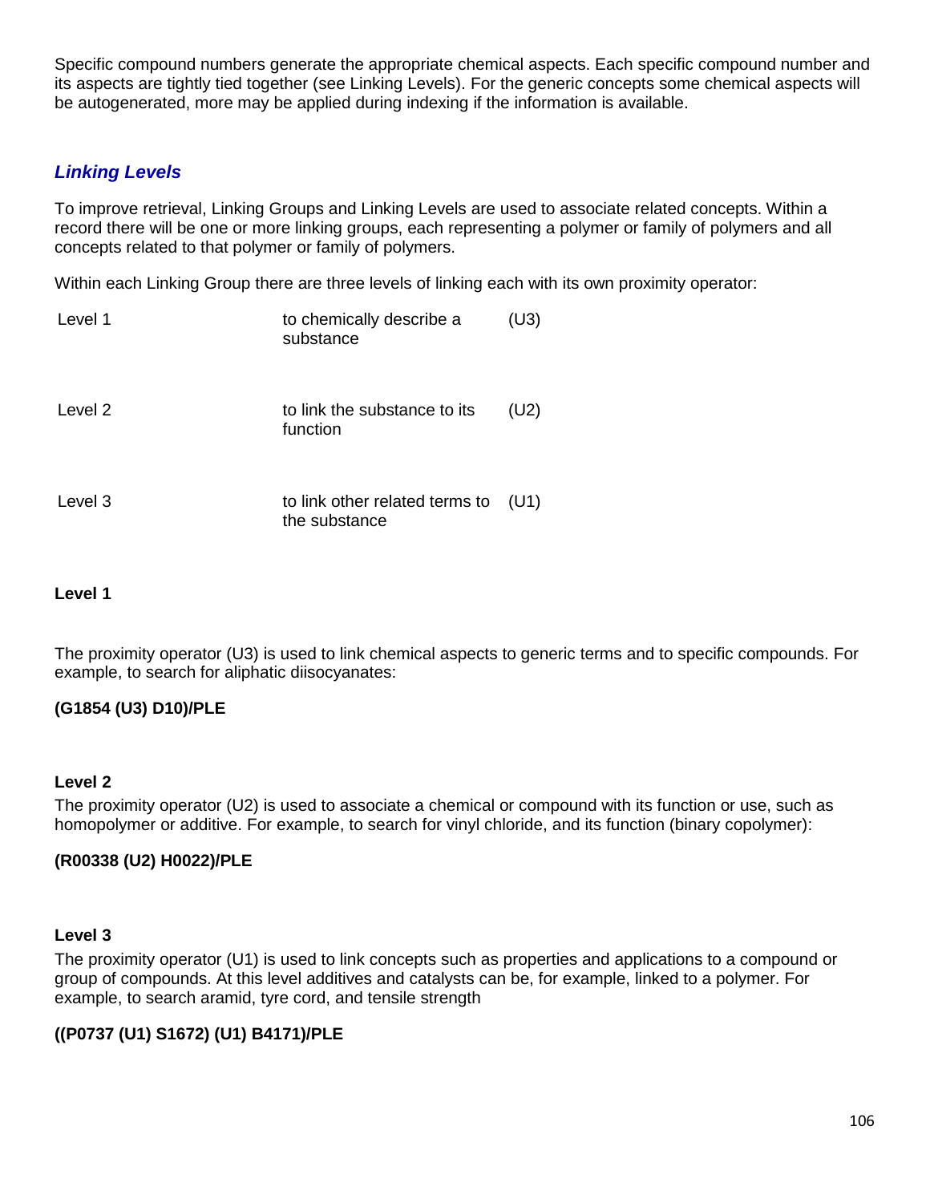Specific compound numbers generate the appropriate chemical aspects. Each specific compound number and its aspects are tightly tied together (see Linking Levels). For the generic concepts some chemical aspects will be autogenerated, more may be applied during indexing if the information is available.

## *Linking Levels*

To improve retrieval, Linking Groups and Linking Levels are used to associate related concepts. Within a record there will be one or more linking groups, each representing a polymer or family of polymers and all concepts related to that polymer or family of polymers.

Within each Linking Group there are three levels of linking each with its own proximity operator:

| | | |
|---|---|---|
| Level 1 | to chemically describe a substance | (U3) |
| Level 2 | to link the substance to its function | (U2) |
| Level 3 | to link other related terms to the substance | (U1) |

**Level 1**

The proximity operator (U3) is used to link chemical aspects to generic terms and to specific compounds. For example, to search for aliphatic diisocyanates:

**(G1854 (U3) D10)/PLE**

**Level 2**

The proximity operator (U2) is used to associate a chemical or compound with its function or use, such as homopolymer or additive. For example, to search for vinyl chloride, and its function (binary copolymer):

**(R00338 (U2) H0022)/PLE**

**Level 3**

The proximity operator (U1) is used to link concepts such as properties and applications to a compound or group of compounds. At this level additives and catalysts can be, for example, linked to a polymer. For example, to search aramid, tyre cord, and tensile strength

**((P0737 (U1) S1672) (U1) B4171)/PLE**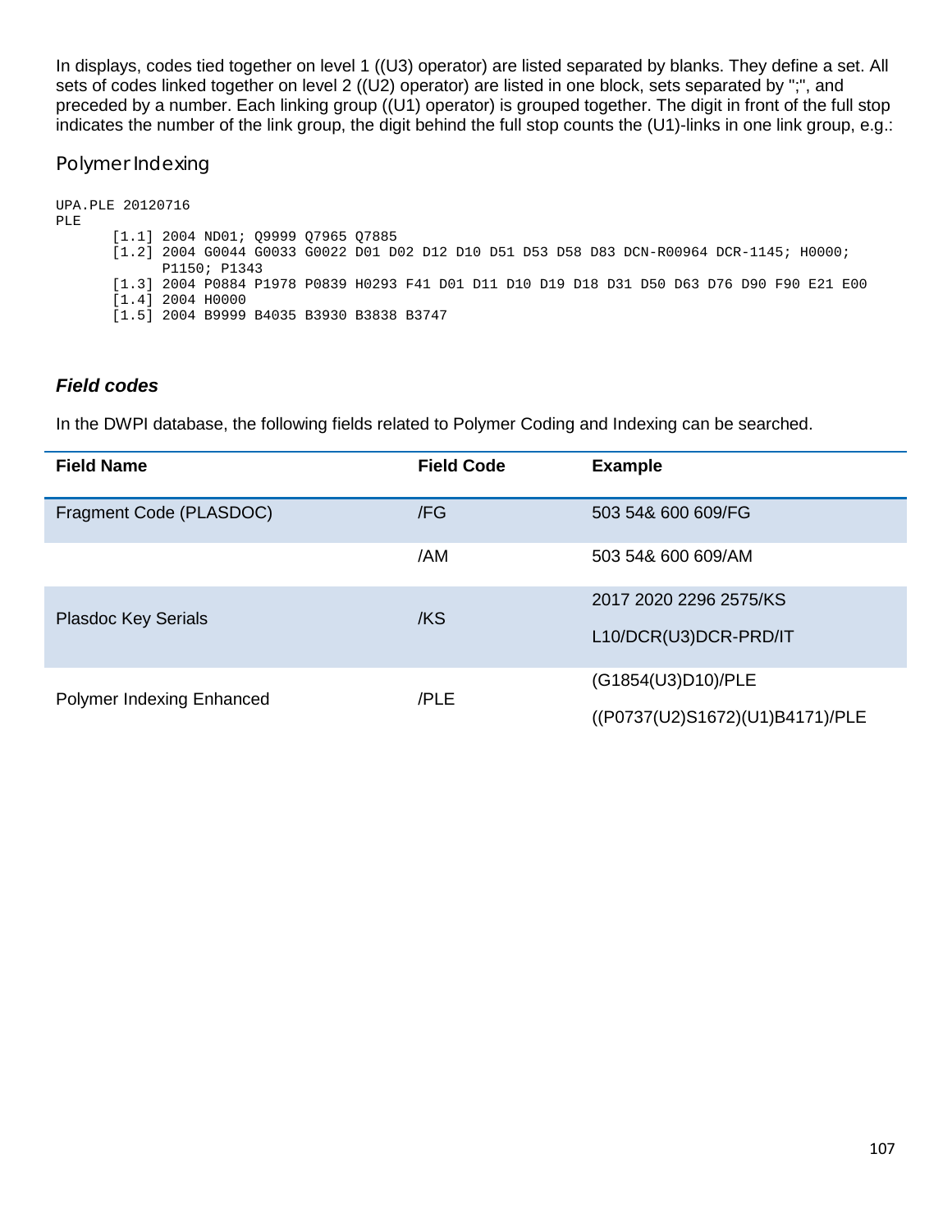In displays, codes tied together on level 1 ((U3) operator) are listed separated by blanks. They define a set. All sets of codes linked together on level 2 ((U2) operator) are listed in one block, sets separated by ";", and preceded by a number. Each linking group ((U1) operator) is grouped together. The digit in front of the full stop indicates the number of the link group, the digit behind the full stop counts the (U1)-links in one link group, e.g.:

## Polymer Indexing

```
UPA.PLE 20120716
PLE
       [1.1] 2004 ND01; Q9999 Q7965 Q7885
       [1.2] 2004 G0044 G0033 G0022 D01 D02 D12 D10 D51 D53 D58 D83 DCN-R00964 DCR-1145; H0000;
             P1150; P1343
       [1.3] 2004 P0884 P1978 P0839 H0293 F41 D01 D11 D10 D19 D18 D31 D50 D63 D76 D90 F90 E21 E00
       [1.4] 2004 H0000
       [1.5] 2004 B9999 B4035 B3930 B3838 B3747
```

### *Field codes*

In the DWPI database, the following fields related to Polymer Coding and Indexing can be searched.

| Field Name | Field Code | Example |
|---|---|---|
| Fragment Code (PLASDOC) | /FG | 503 54& 600 609/FG |
| | /AM | 503 54& 600 609/AM |
| Plasdoc Key Serials | /KS | 2017 2020 2296 2575/KS<br>L10/DCR(U3)DCR-PRD/IT |
| Polymer Indexing Enhanced | /PLE | (G1854(U3)D10)/PLE<br>((P0737(U2)S1672)(U1)B4171)/PLE |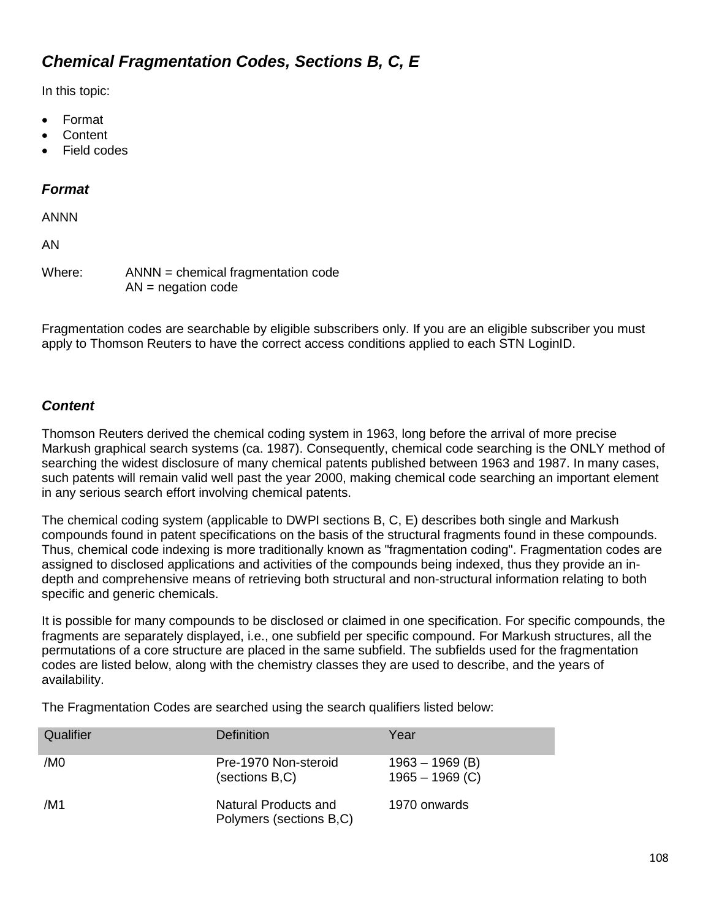## *Chemical Fragmentation Codes, Sections B, C, E*

In this topic:

- Format
- Content
- Field codes

### *Format*

ANNN

AN

Where: ANNN = chemical fragmentation code
AN = negation code

Fragmentation codes are searchable by eligible subscribers only. If you are an eligible subscriber you must apply to Thomson Reuters to have the correct access conditions applied to each STN LoginID.

### *Content*

Thomson Reuters derived the chemical coding system in 1963, long before the arrival of more precise Markush graphical search systems (ca. 1987). Consequently, chemical code searching is the ONLY method of searching the widest disclosure of many chemical patents published between 1963 and 1987. In many cases, such patents will remain valid well past the year 2000, making chemical code searching an important element in any serious search effort involving chemical patents.

The chemical coding system (applicable to DWPI sections B, C, E) describes both single and Markush compounds found in patent specifications on the basis of the structural fragments found in these compounds. Thus, chemical code indexing is more traditionally known as "fragmentation coding". Fragmentation codes are assigned to disclosed applications and activities of the compounds being indexed, thus they provide an in-depth and comprehensive means of retrieving both structural and non-structural information relating to both specific and generic chemicals.

It is possible for many compounds to be disclosed or claimed in one specification. For specific compounds, the fragments are separately displayed, i.e., one subfield per specific compound. For Markush structures, all the permutations of a core structure are placed in the same subfield. The subfields used for the fragmentation codes are listed below, along with the chemistry classes they are used to describe, and the years of availability.

The Fragmentation Codes are searched using the search qualifiers listed below:

| Qualifier | Definition | Year |
|---|---|---|
| /M0 | Pre-1970 Non-steroid (sections B,C) | 1963 – 1969 (B)<br>1965 – 1969 (C) |
| /M1 | Natural Products and Polymers (sections B,C) | 1970 onwards |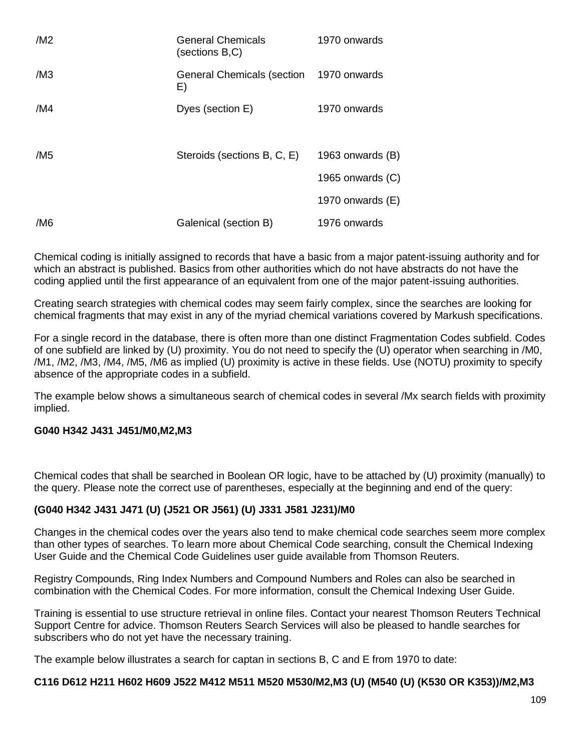| | | |
|---|---|---|
| /M2 | General Chemicals (sections B,C) | 1970 onwards |
| /M3 | General Chemicals (section E) | 1970 onwards |
| /M4 | Dyes (section E) | 1970 onwards |
| /M5 | Steroids (sections B, C, E) | 1963 onwards (B) |
| | | 1965 onwards (C) |
| | | 1970 onwards (E) |
| /M6 | Galenical (section B) | 1976 onwards |

Chemical coding is initially assigned to records that have a basic from a major patent-issuing authority and for which an abstract is published. Basics from other authorities which do not have abstracts do not have the coding applied until the first appearance of an equivalent from one of the major patent-issuing authorities.

Creating search strategies with chemical codes may seem fairly complex, since the searches are looking for chemical fragments that may exist in any of the myriad chemical variations covered by Markush specifications.

For a single record in the database, there is often more than one distinct Fragmentation Codes subfield. Codes of one subfield are linked by (U) proximity. You do not need to specify the (U) operator when searching in /M0, /M1, /M2, /M3, /M4, /M5, /M6 as implied (U) proximity is active in these fields. Use (NOTU) proximity to specify absence of the appropriate codes in a subfield.

The example below shows a simultaneous search of chemical codes in several /Mx search fields with proximity implied.

**G040 H342 J431 J451/M0,M2,M3**

Chemical codes that shall be searched in Boolean OR logic, have to be attached by (U) proximity (manually) to the query. Please note the correct use of parentheses, especially at the beginning and end of the query:

**(G040 H342 J431 J471 (U) (J521 OR J561) (U) J331 J581 J231)/M0**

Changes in the chemical codes over the years also tend to make chemical code searches seem more complex than other types of searches. To learn more about Chemical Code searching, consult the Chemical Indexing User Guide and the Chemical Code Guidelines user guide available from Thomson Reuters.

Registry Compounds, Ring Index Numbers and Compound Numbers and Roles can also be searched in combination with the Chemical Codes. For more information, consult the Chemical Indexing User Guide.

Training is essential to use structure retrieval in online files. Contact your nearest Thomson Reuters Technical Support Centre for advice. Thomson Reuters Search Services will also be pleased to handle searches for subscribers who do not yet have the necessary training.

The example below illustrates a search for captan in sections B, C and E from 1970 to date:

**C116 D612 H211 H602 H609 J522 M412 M511 M520 M530/M2,M3 (U) (M540 (U) (K530 OR K353))/M2,M3**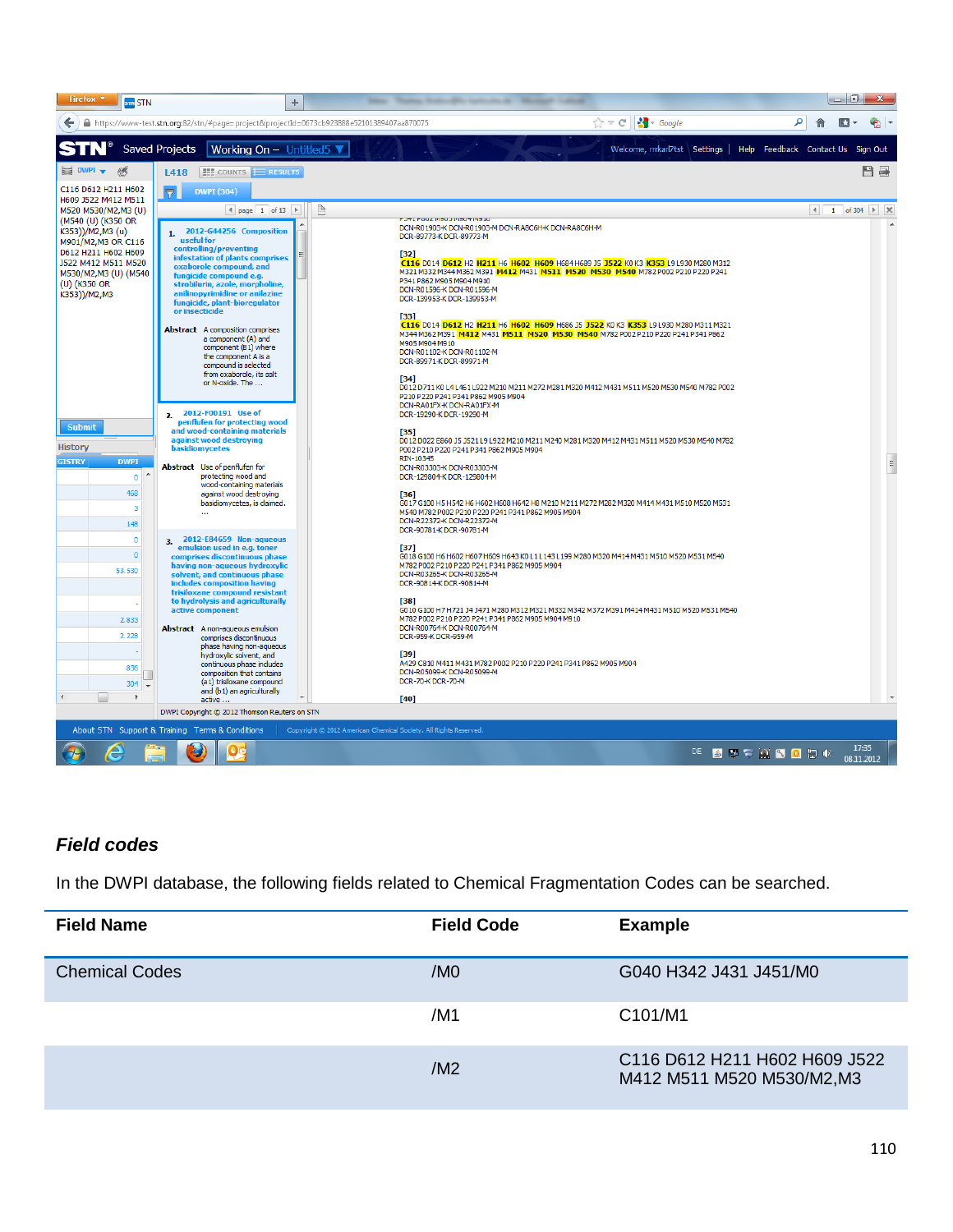### *Field codes*

In the DWPI database, the following fields related to Chemical Fragmentation Codes can be searched.

| Field Name | Field Code | Example |
|---|---|---|
| Chemical Codes | /M0 | G040 H342 J431 J451/M0 |
| | /M1 | C101/M1 |
| | /M2 | C116 D612 H211 H602 H609 J522 M412 M511 M520 M530/M2,M3 |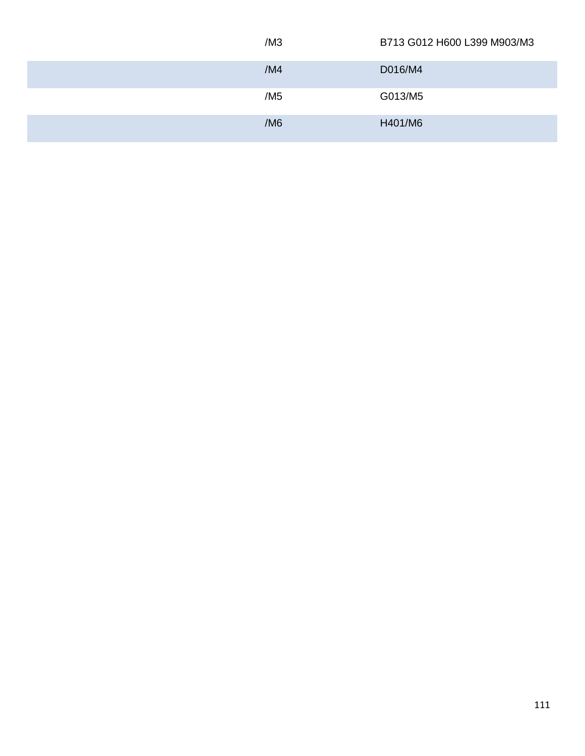| | | |
|---|---|---|
| | /M3 | B713 G012 H600 L399 M903/M3 |
| | /M4 | D016/M4 |
| | /M5 | G013/M5 |
| | /M6 | H401/M6 |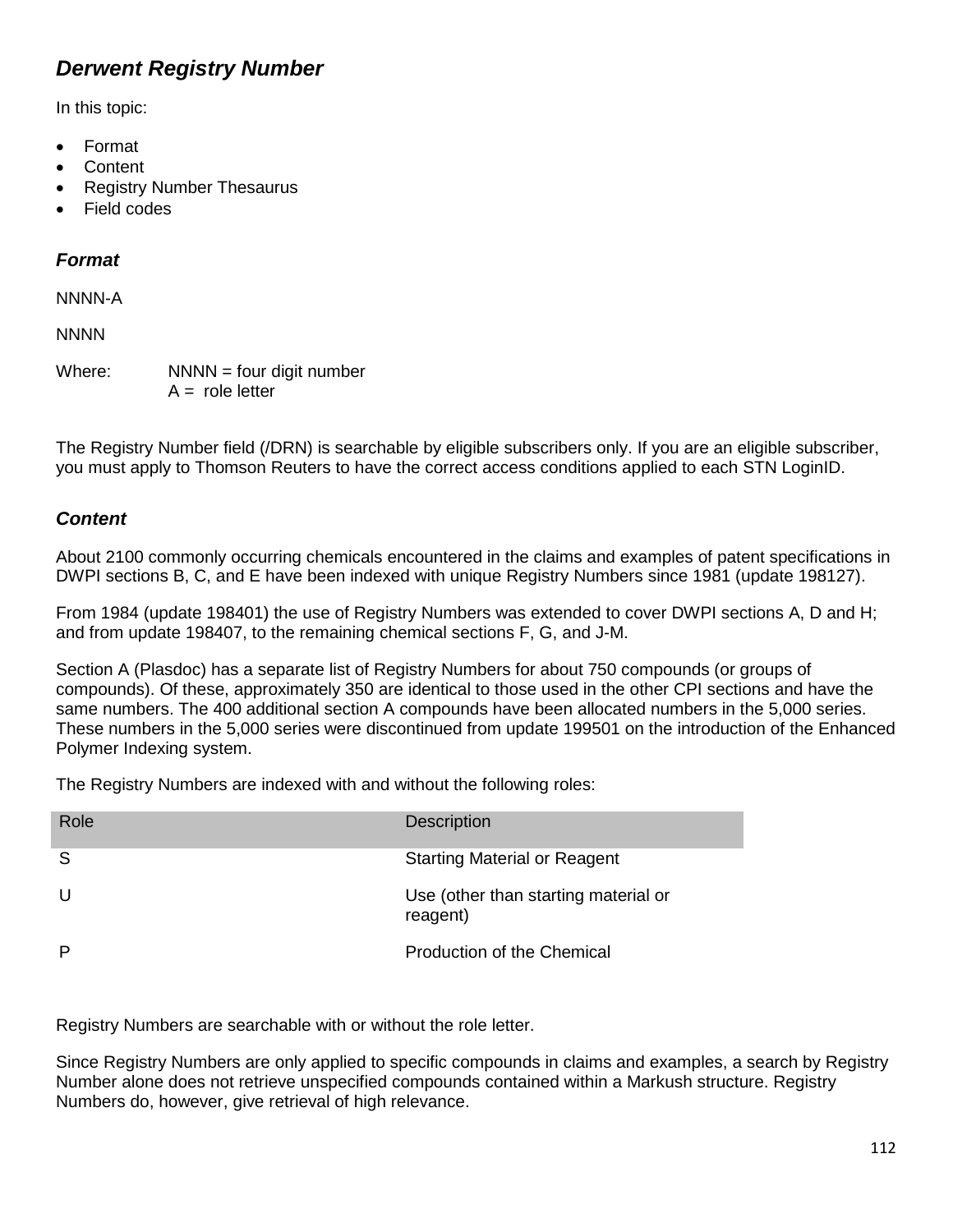## *Derwent Registry Number*

In this topic:

- Format
- Content
- Registry Number Thesaurus
- Field codes

### *Format*

NNNN-A

NNNN

Where: NNNN = four digit number
A = role letter

The Registry Number field (/DRN) is searchable by eligible subscribers only. If you are an eligible subscriber, you must apply to Thomson Reuters to have the correct access conditions applied to each STN LoginID.

### *Content*

About 2100 commonly occurring chemicals encountered in the claims and examples of patent specifications in DWPI sections B, C, and E have been indexed with unique Registry Numbers since 1981 (update 198127).

From 1984 (update 198401) the use of Registry Numbers was extended to cover DWPI sections A, D and H; and from update 198407, to the remaining chemical sections F, G, and J-M.

Section A (Plasdoc) has a separate list of Registry Numbers for about 750 compounds (or groups of compounds). Of these, approximately 350 are identical to those used in the other CPI sections and have the same numbers. The 400 additional section A compounds have been allocated numbers in the 5,000 series. These numbers in the 5,000 series were discontinued from update 199501 on the introduction of the Enhanced Polymer Indexing system.

The Registry Numbers are indexed with and without the following roles:

| Role | Description |
|---|---|
| S | Starting Material or Reagent |
| U | Use (other than starting material or reagent) |
| P | Production of the Chemical |

Registry Numbers are searchable with or without the role letter.

Since Registry Numbers are only applied to specific compounds in claims and examples, a search by Registry Number alone does not retrieve unspecified compounds contained within a Markush structure. Registry Numbers do, however, give retrieval of high relevance.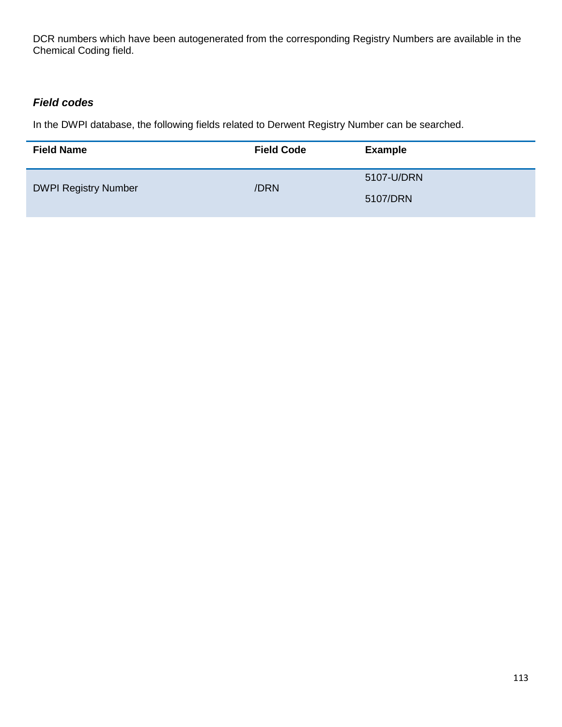DCR numbers which have been autogenerated from the corresponding Registry Numbers are available in the Chemical Coding field.

### *Field codes*

In the DWPI database, the following fields related to Derwent Registry Number can be searched.

| Field Name | Field Code | Example |
| --- | --- | --- |
| DWPI Registry Number | /DRN | 5107-U/DRN<br>5107/DRN |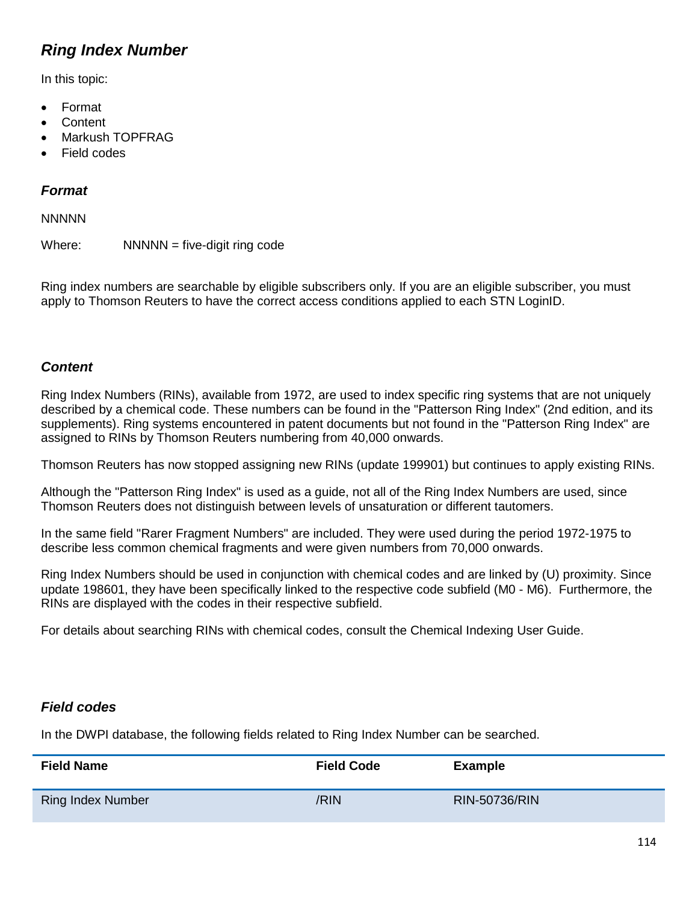## *Ring Index Number*

In this topic:

- Format
- Content
- Markush TOPFRAG
- Field codes

### *Format*

NNNNN

Where: NNNNN = five-digit ring code

Ring index numbers are searchable by eligible subscribers only. If you are an eligible subscriber, you must apply to Thomson Reuters to have the correct access conditions applied to each STN LoginID.

### *Content*

Ring Index Numbers (RINs), available from 1972, are used to index specific ring systems that are not uniquely described by a chemical code. These numbers can be found in the "Patterson Ring Index" (2nd edition, and its supplements). Ring systems encountered in patent documents but not found in the "Patterson Ring Index" are assigned to RINs by Thomson Reuters numbering from 40,000 onwards.

Thomson Reuters has now stopped assigning new RINs (update 199901) but continues to apply existing RINs.

Although the "Patterson Ring Index" is used as a guide, not all of the Ring Index Numbers are used, since Thomson Reuters does not distinguish between levels of unsaturation or different tautomers.

In the same field "Rarer Fragment Numbers" are included. They were used during the period 1972-1975 to describe less common chemical fragments and were given numbers from 70,000 onwards.

Ring Index Numbers should be used in conjunction with chemical codes and are linked by (U) proximity. Since update 198601, they have been specifically linked to the respective code subfield (M0 - M6). Furthermore, the RINs are displayed with the codes in their respective subfield.

For details about searching RINs with chemical codes, consult the Chemical Indexing User Guide.

### *Field codes*

In the DWPI database, the following fields related to Ring Index Number can be searched.

| Field Name | Field Code | Example |
|---|---|---|
| Ring Index Number | /RIN | RIN-50736/RIN |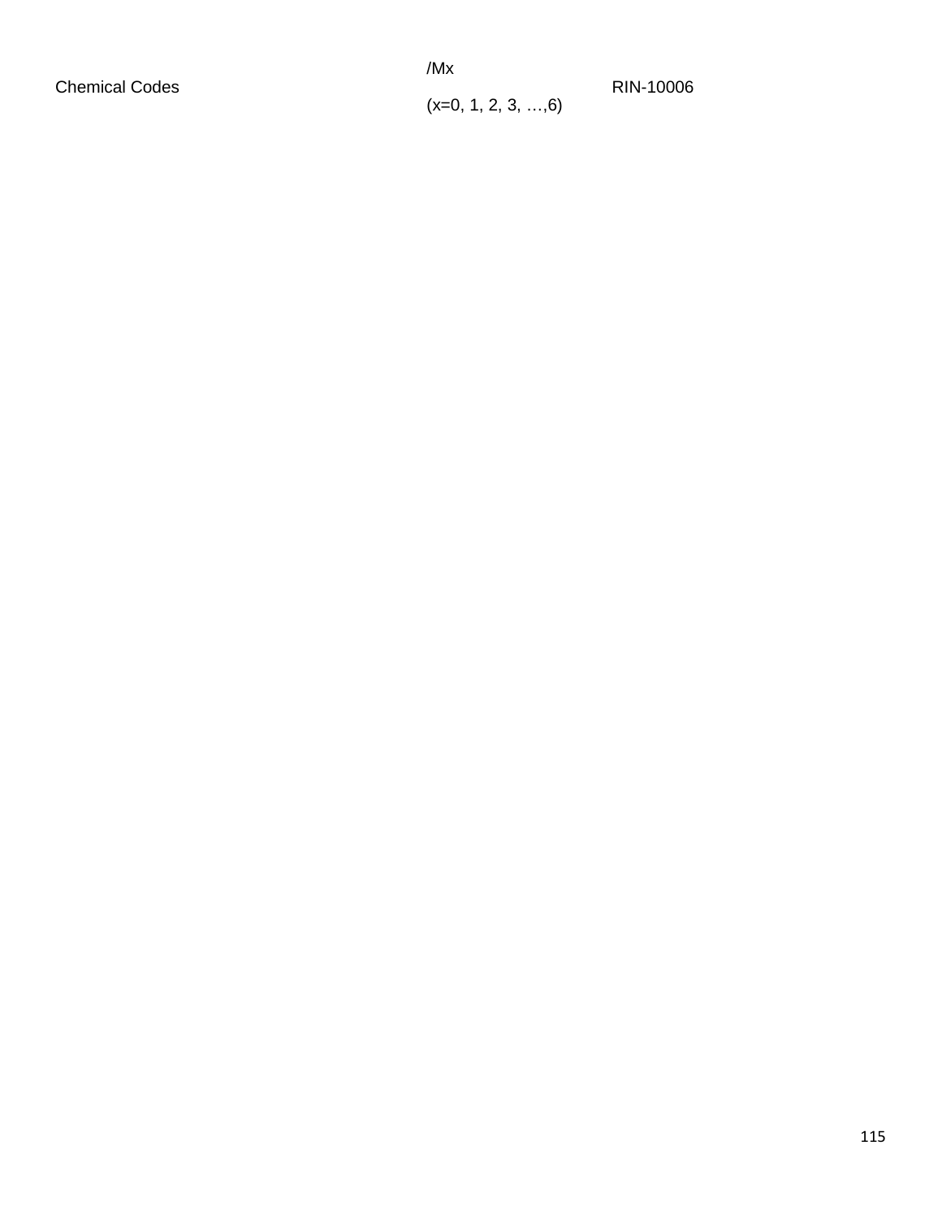| Chemical Codes | /Mx (x=0, 1, 2, 3, …,6) | RIN-10006 |
| --- | --- | --- |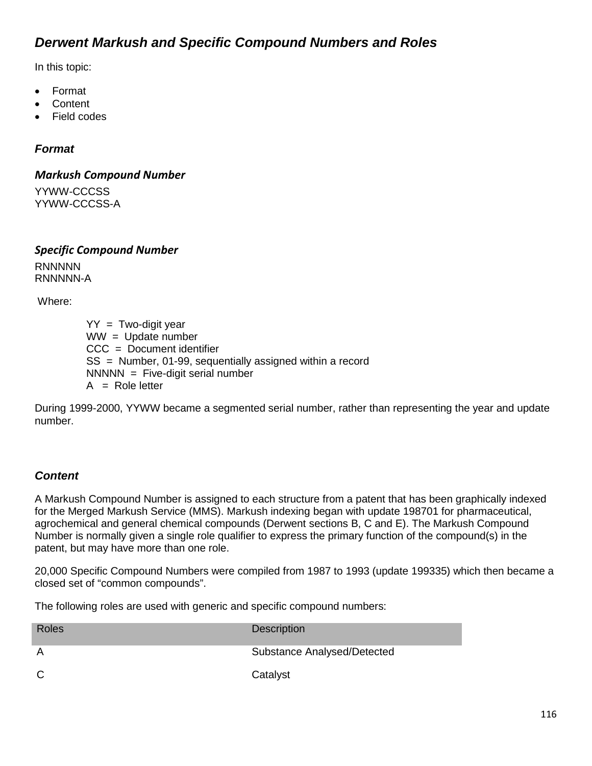## *Derwent Markush and Specific Compound Numbers and Roles*

In this topic:

- Format
- Content
- Field codes

### *Format*

#### *Markush Compound Number*

YYWW-CCCSS
YYWW-CCCSS-A

#### *Specific Compound Number*

RNNNNN
RNNNNN-A

Where:

YY = Two-digit year
WW = Update number
CCC = Document identifier
SS = Number, 01-99, sequentially assigned within a record
NNNNN = Five-digit serial number
A = Role letter

During 1999-2000, YYWW became a segmented serial number, rather than representing the year and update number.

### *Content*

A Markush Compound Number is assigned to each structure from a patent that has been graphically indexed for the Merged Markush Service (MMS). Markush indexing began with update 198701 for pharmaceutical, agrochemical and general chemical compounds (Derwent sections B, C and E). The Markush Compound Number is normally given a single role qualifier to express the primary function of the compound(s) in the patent, but may have more than one role.

20,000 Specific Compound Numbers were compiled from 1987 to 1993 (update 199335) which then became a closed set of "common compounds".

The following roles are used with generic and specific compound numbers:

| Roles | Description |
| --- | --- |
| A | Substance Analysed/Detected |
| C | Catalyst |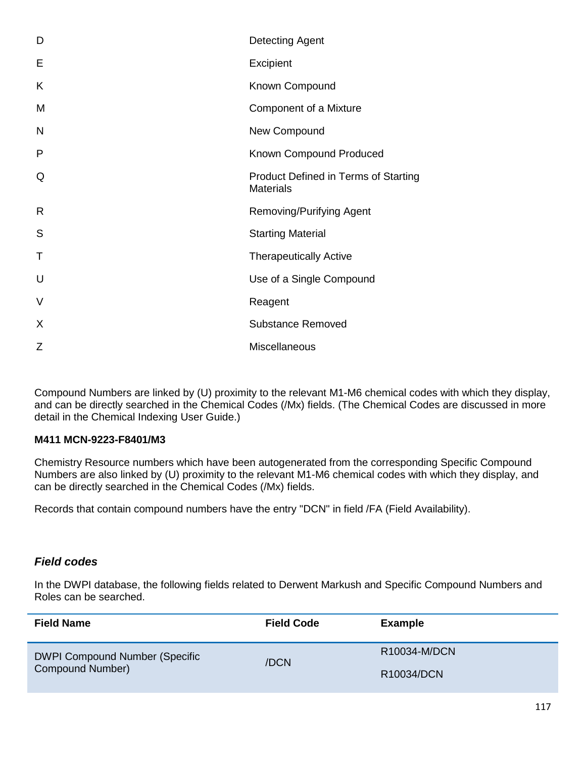| | |
|---|---|
| D | Detecting Agent |
| E | Excipient |
| K | Known Compound |
| M | Component of a Mixture |
| N | New Compound |
| P | Known Compound Produced |
| Q | Product Defined in Terms of Starting Materials |
| R | Removing/Purifying Agent |
| S | Starting Material |
| T | Therapeutically Active |
| U | Use of a Single Compound |
| V | Reagent |
| X | Substance Removed |
| Z | Miscellaneous |

Compound Numbers are linked by (U) proximity to the relevant M1-M6 chemical codes with which they display, and can be directly searched in the Chemical Codes (/Mx) fields. (The Chemical Codes are discussed in more detail in the Chemical Indexing User Guide.)

**M411 MCN-9223-F8401/M3**

Chemistry Resource numbers which have been autogenerated from the corresponding Specific Compound Numbers are also linked by (U) proximity to the relevant M1-M6 chemical codes with which they display, and can be directly searched in the Chemical Codes (/Mx) fields.

Records that contain compound numbers have the entry "DCN" in field /FA (Field Availability).

### *Field codes*

In the DWPI database, the following fields related to Derwent Markush and Specific Compound Numbers and Roles can be searched.

| Field Name | Field Code | Example |
|---|---|---|
| DWPI Compound Number (Specific Compound Number) | /DCN | R10034-M/DCN<br>R10034/DCN |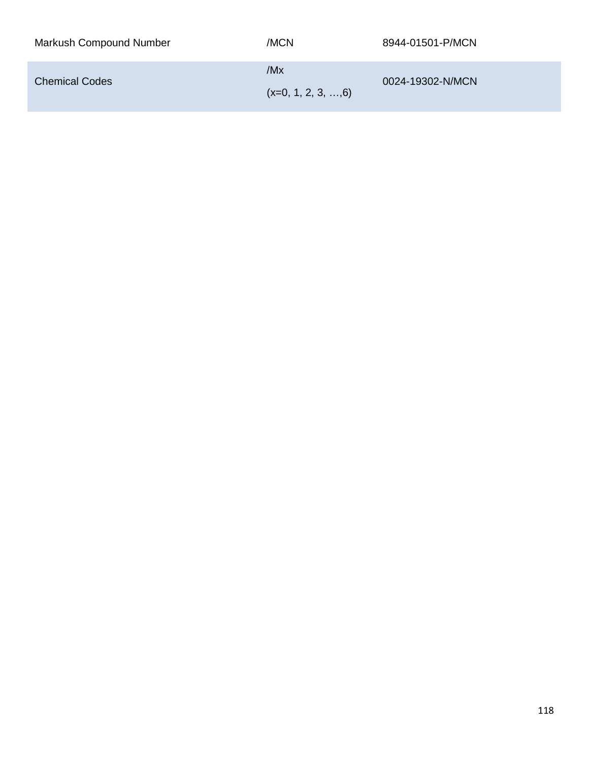| Markush Compound Number | /MCN | 8944-01501-P/MCN |
|---|---|---|
| Chemical Codes | /Mx (x=0, 1, 2, 3, …,6) | 0024-19302-N/MCN |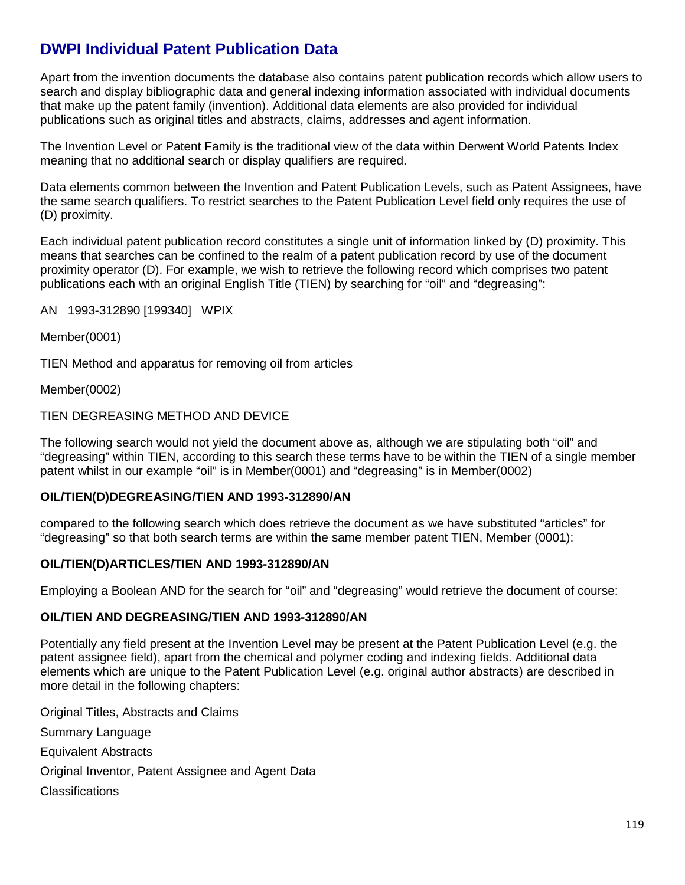## DWPI Individual Patent Publication Data

Apart from the invention documents the database also contains patent publication records which allow users to search and display bibliographic data and general indexing information associated with individual documents that make up the patent family (invention). Additional data elements are also provided for individual publications such as original titles and abstracts, claims, addresses and agent information.

The Invention Level or Patent Family is the traditional view of the data within Derwent World Patents Index meaning that no additional search or display qualifiers are required.

Data elements common between the Invention and Patent Publication Levels, such as Patent Assignees, have the same search qualifiers. To restrict searches to the Patent Publication Level field only requires the use of (D) proximity.

Each individual patent publication record constitutes a single unit of information linked by (D) proximity. This means that searches can be confined to the realm of a patent publication record by use of the document proximity operator (D). For example, we wish to retrieve the following record which comprises two patent publications each with an original English Title (TIEN) by searching for “oil” and “degreasing”:

AN 1993-312890 [199340] WPIX

Member(0001)

TIEN Method and apparatus for removing oil from articles

Member(0002)

TIEN DEGREASING METHOD AND DEVICE

The following search would not yield the document above as, although we are stipulating both “oil” and “degreasing” within TIEN, according to this search these terms have to be within the TIEN of a single member patent whilst in our example “oil” is in Member(0001) and “degreasing” is in Member(0002)

**OIL/TIEN(D)DEGREASING/TIEN AND 1993-312890/AN**

compared to the following search which does retrieve the document as we have substituted “articles” for “degreasing” so that both search terms are within the same member patent TIEN, Member (0001):

**OIL/TIEN(D)ARTICLES/TIEN AND 1993-312890/AN**

Employing a Boolean AND for the search for “oil” and “degreasing” would retrieve the document of course:

**OIL/TIEN AND DEGREASING/TIEN AND 1993-312890/AN**

Potentially any field present at the Invention Level may be present at the Patent Publication Level (e.g. the patent assignee field), apart from the chemical and polymer coding and indexing fields. Additional data elements which are unique to the Patent Publication Level (e.g. original author abstracts) are described in more detail in the following chapters:

Original Titles, Abstracts and Claims

Summary Language

Equivalent Abstracts

Original Inventor, Patent Assignee and Agent Data

Classifications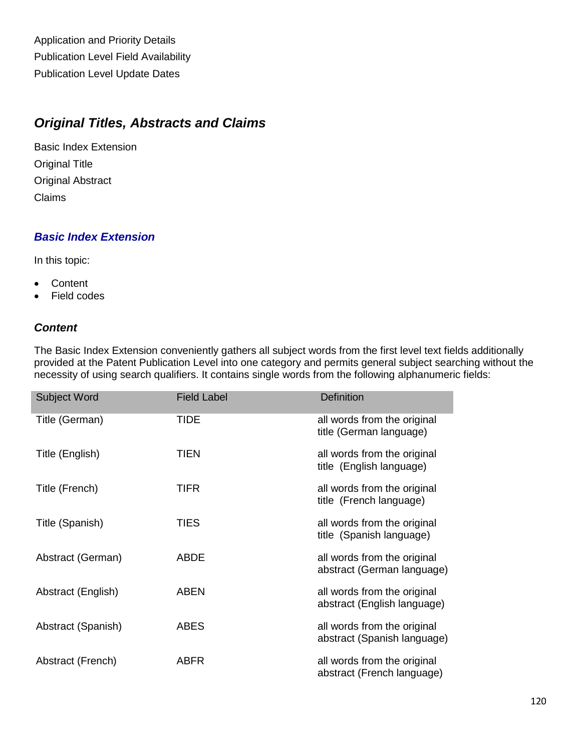Application and Priority Details

Publication Level Field Availability

Publication Level Update Dates

## *Original Titles, Abstracts and Claims*

Basic Index Extension

Original Title

Original Abstract

Claims

### *Basic Index Extension*

In this topic:

- Content
- Field codes

#### *Content*

The Basic Index Extension conveniently gathers all subject words from the first level text fields additionally provided at the Patent Publication Level into one category and permits general subject searching without the necessity of using search qualifiers. It contains single words from the following alphanumeric fields:

| Subject Word | Field Label | Definition |
|---|---|---|
| Title (German) | TIDE | all words from the original title (German language) |
| Title (English) | TIEN | all words from the original title (English language) |
| Title (French) | TIFR | all words from the original title (French language) |
| Title (Spanish) | TIES | all words from the original title (Spanish language) |
| Abstract (German) | ABDE | all words from the original abstract (German language) |
| Abstract (English) | ABEN | all words from the original abstract (English language) |
| Abstract (Spanish) | ABES | all words from the original abstract (Spanish language) |
| Abstract (French) | ABFR | all words from the original abstract (French language) |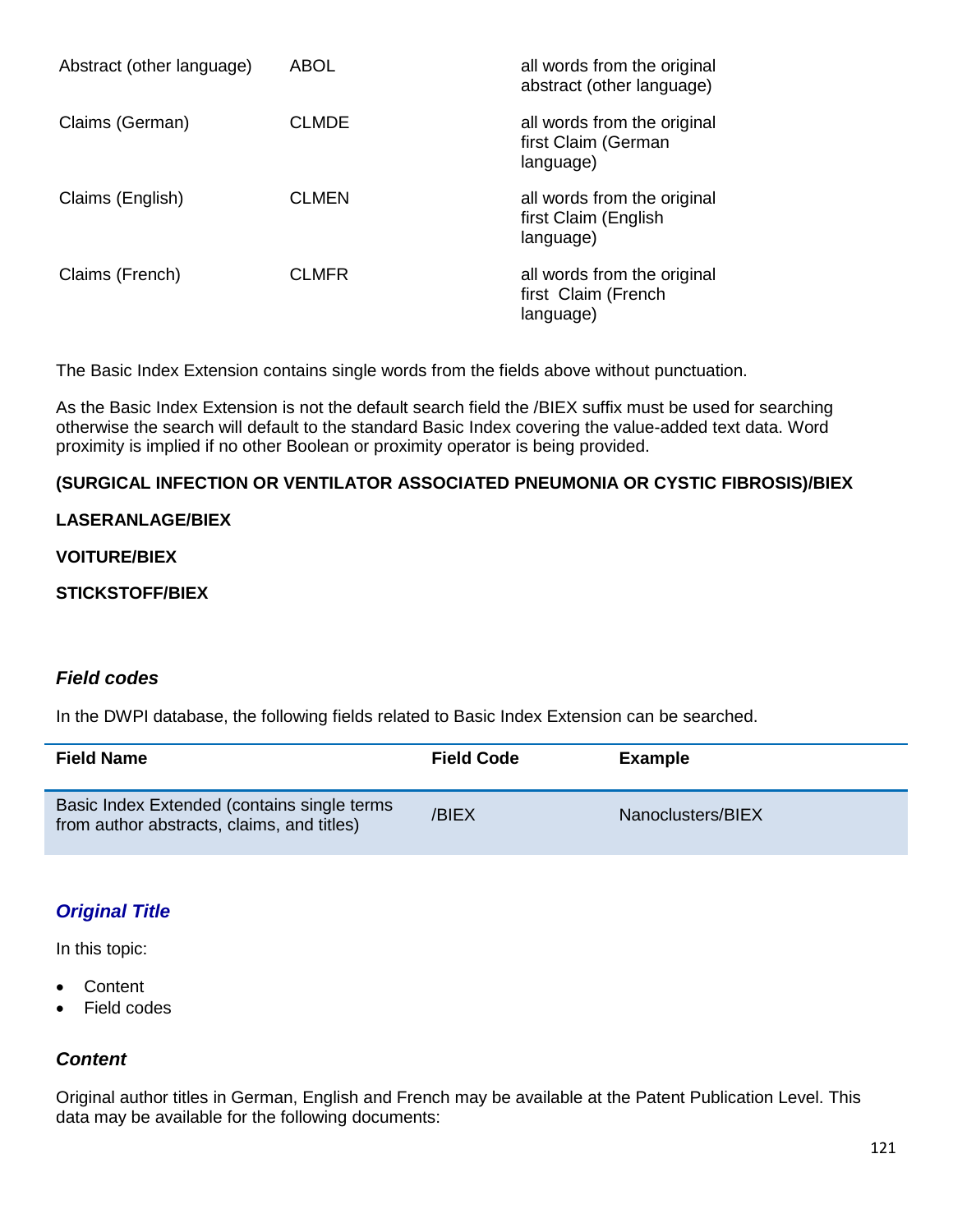| | | |
|---|---|---|
| Abstract (other language) | ABOL | all words from the original abstract (other language) |
| Claims (German) | CLMDE | all words from the original first Claim (German language) |
| Claims (English) | CLMEN | all words from the original first Claim (English language) |
| Claims (French) | CLMFR | all words from the original first Claim (French language) |

The Basic Index Extension contains single words from the fields above without punctuation.

As the Basic Index Extension is not the default search field the /BIEX suffix must be used for searching otherwise the search will default to the standard Basic Index covering the value-added text data. Word proximity is implied if no other Boolean or proximity operator is being provided.

**(SURGICAL INFECTION OR VENTILATOR ASSOCIATED PNEUMONIA OR CYSTIC FIBROSIS)/BIEX**

**LASERANLAGE/BIEX**

**VOITURE/BIEX**

**STICKSTOFF/BIEX**

### *Field codes*

In the DWPI database, the following fields related to Basic Index Extension can be searched.

| Field Name | Field Code | Example |
|---|---|---|
| Basic Index Extended (contains single terms from author abstracts, claims, and titles) | /BIEX | Nanoclusters/BIEX |

## *Original Title*

In this topic:

- Content
- Field codes

### *Content*

Original author titles in German, English and French may be available at the Patent Publication Level. This data may be available for the following documents: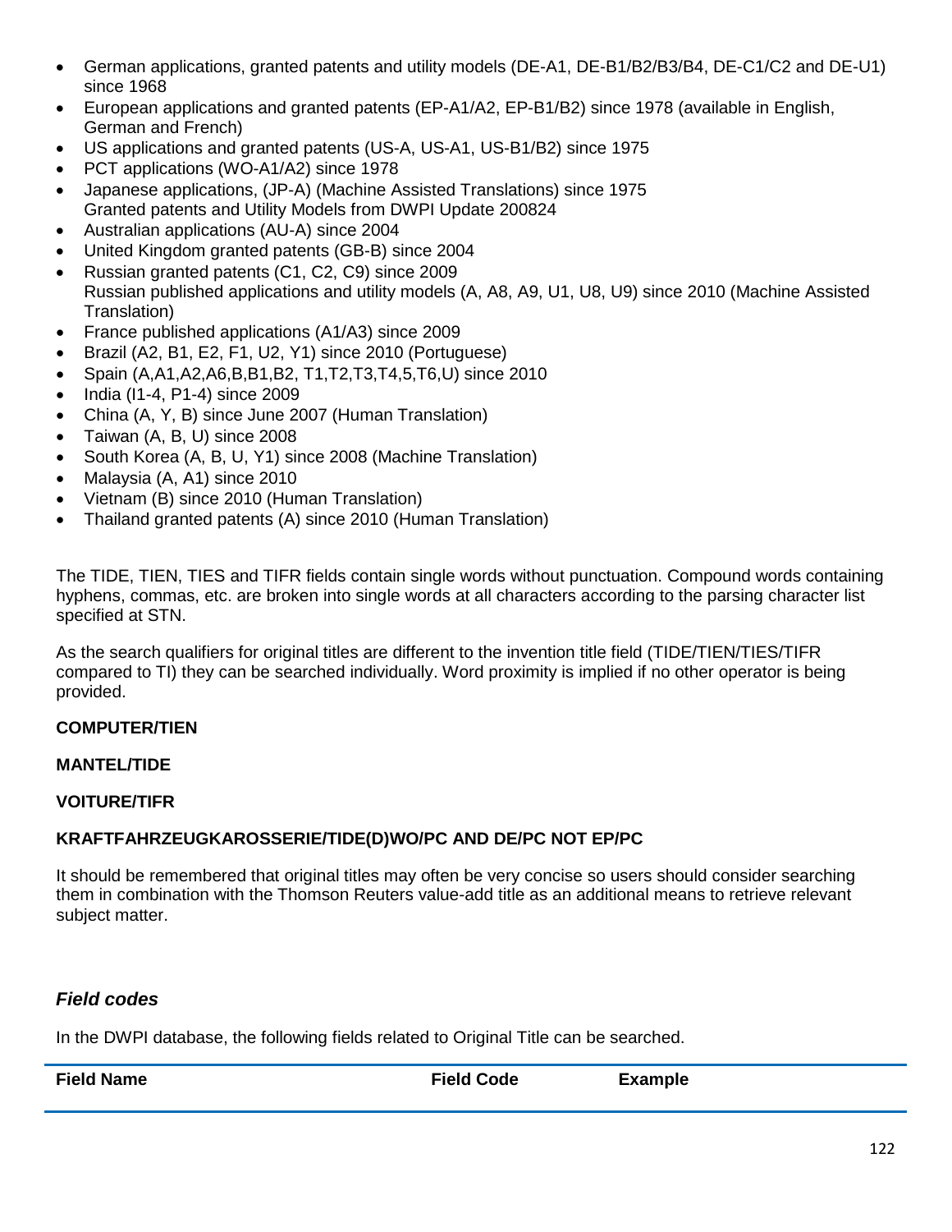- German applications, granted patents and utility models (DE-A1, DE-B1/B2/B3/B4, DE-C1/C2 and DE-U1) since 1968
- European applications and granted patents (EP-A1/A2, EP-B1/B2) since 1978 (available in English, German and French)
- US applications and granted patents (US-A, US-A1, US-B1/B2) since 1975
- PCT applications (WO-A1/A2) since 1978
- Japanese applications, (JP-A) (Machine Assisted Translations) since 1975
  Granted patents and Utility Models from DWPI Update 200824
- Australian applications (AU-A) since 2004
- United Kingdom granted patents (GB-B) since 2004
- Russian granted patents (C1, C2, C9) since 2009
  Russian published applications and utility models (A, A8, A9, U1, U8, U9) since 2010 (Machine Assisted Translation)
- France published applications (A1/A3) since 2009
- Brazil (A2, B1, E2, F1, U2, Y1) since 2010 (Portuguese)
- Spain (A,A1,A2,A6,B,B1,B2, T1,T2,T3,T4,5,T6,U) since 2010
- India (I1-4, P1-4) since 2009
- China (A, Y, B) since June 2007 (Human Translation)
- Taiwan (A, B, U) since 2008
- South Korea (A, B, U, Y1) since 2008 (Machine Translation)
- Malaysia (A, A1) since 2010
- Vietnam (B) since 2010 (Human Translation)
- Thailand granted patents (A) since 2010 (Human Translation)

The TIDE, TIEN, TIES and TIFR fields contain single words without punctuation. Compound words containing hyphens, commas, etc. are broken into single words at all characters according to the parsing character list specified at STN.

As the search qualifiers for original titles are different to the invention title field (TIDE/TIEN/TIES/TIFR compared to TI) they can be searched individually. Word proximity is implied if no other operator is being provided.

**COMPUTER/TIEN**

**MANTEL/TIDE**

**VOITURE/TIFR**

**KRAFTFAHRZEUGKAROSSERIE/TIDE(D)WO/PC AND DE/PC NOT EP/PC**

It should be remembered that original titles may often be very concise so users should consider searching them in combination with the Thomson Reuters value-add title as an additional means to retrieve relevant subject matter.

### *Field codes*

In the DWPI database, the following fields related to Original Title can be searched.

| Field Name | Field Code | Example |
|---|---|---|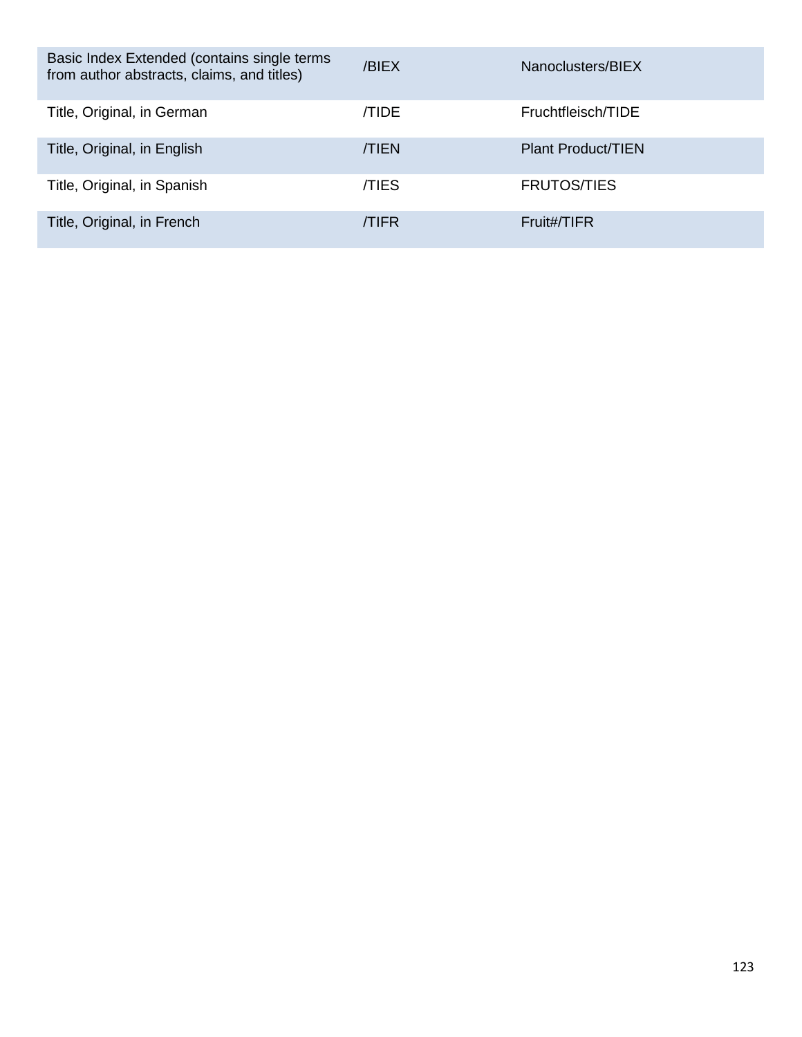| | | |
|---|---|---|
| Basic Index Extended (contains single terms from author abstracts, claims, and titles) | /BIEX | Nanoclusters/BIEX |
| Title, Original, in German | /TIDE | Fruchtfleisch/TIDE |
| Title, Original, in English | /TIEN | Plant Product/TIEN |
| Title, Original, in Spanish | /TIES | FRUTOS/TIES |
| Title, Original, in French | /TIFR | Fruit#/TIFR |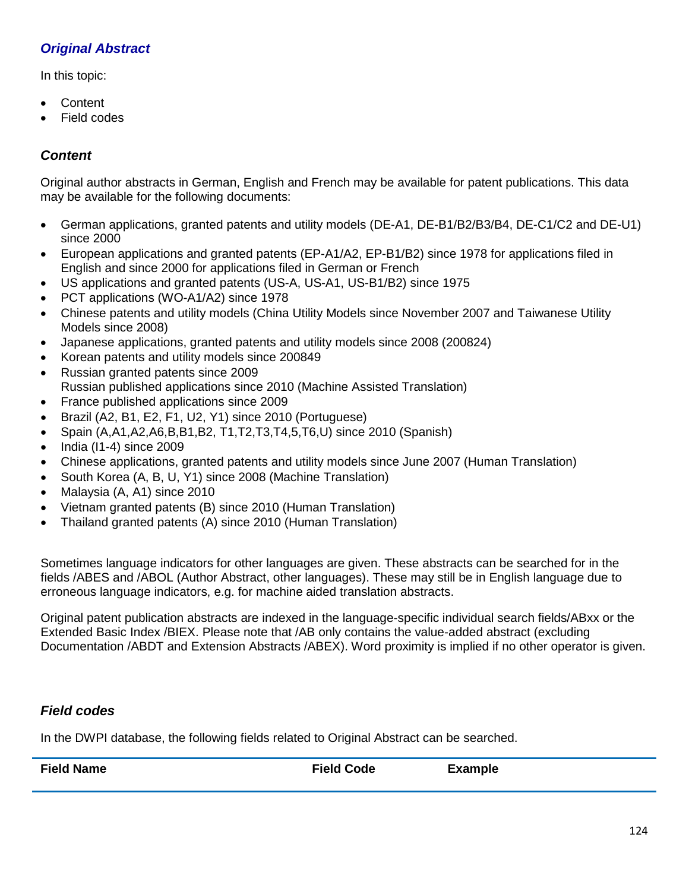## *Original Abstract*

In this topic:

- Content
- Field codes

### *Content*

Original author abstracts in German, English and French may be available for patent publications. This data may be available for the following documents:

- German applications, granted patents and utility models (DE-A1, DE-B1/B2/B3/B4, DE-C1/C2 and DE-U1) since 2000
- European applications and granted patents (EP-A1/A2, EP-B1/B2) since 1978 for applications filed in English and since 2000 for applications filed in German or French
- US applications and granted patents (US-A, US-A1, US-B1/B2) since 1975
- PCT applications (WO-A1/A2) since 1978
- Chinese patents and utility models (China Utility Models since November 2007 and Taiwanese Utility Models since 2008)
- Japanese applications, granted patents and utility models since 2008 (200824)
- Korean patents and utility models since 200849
- Russian granted patents since 2009
  Russian published applications since 2010 (Machine Assisted Translation)
- France published applications since 2009
- Brazil (A2, B1, E2, F1, U2, Y1) since 2010 (Portuguese)
- Spain (A,A1,A2,A6,B,B1,B2, T1,T2,T3,T4,5,T6,U) since 2010 (Spanish)
- India (I1-4) since 2009
- Chinese applications, granted patents and utility models since June 2007 (Human Translation)
- South Korea (A, B, U, Y1) since 2008 (Machine Translation)
- Malaysia (A, A1) since 2010
- Vietnam granted patents (B) since 2010 (Human Translation)
- Thailand granted patents (A) since 2010 (Human Translation)

Sometimes language indicators for other languages are given. These abstracts can be searched for in the fields /ABES and /ABOL (Author Abstract, other languages). These may still be in English language due to erroneous language indicators, e.g. for machine aided translation abstracts.

Original patent publication abstracts are indexed in the language-specific individual search fields/ABxx or the Extended Basic Index /BIEX. Please note that /AB only contains the value-added abstract (excluding Documentation /ABDT and Extension Abstracts /ABEX). Word proximity is implied if no other operator is given.

### *Field codes*

In the DWPI database, the following fields related to Original Abstract can be searched.

| Field Name | Field Code | Example |
|---|---|---|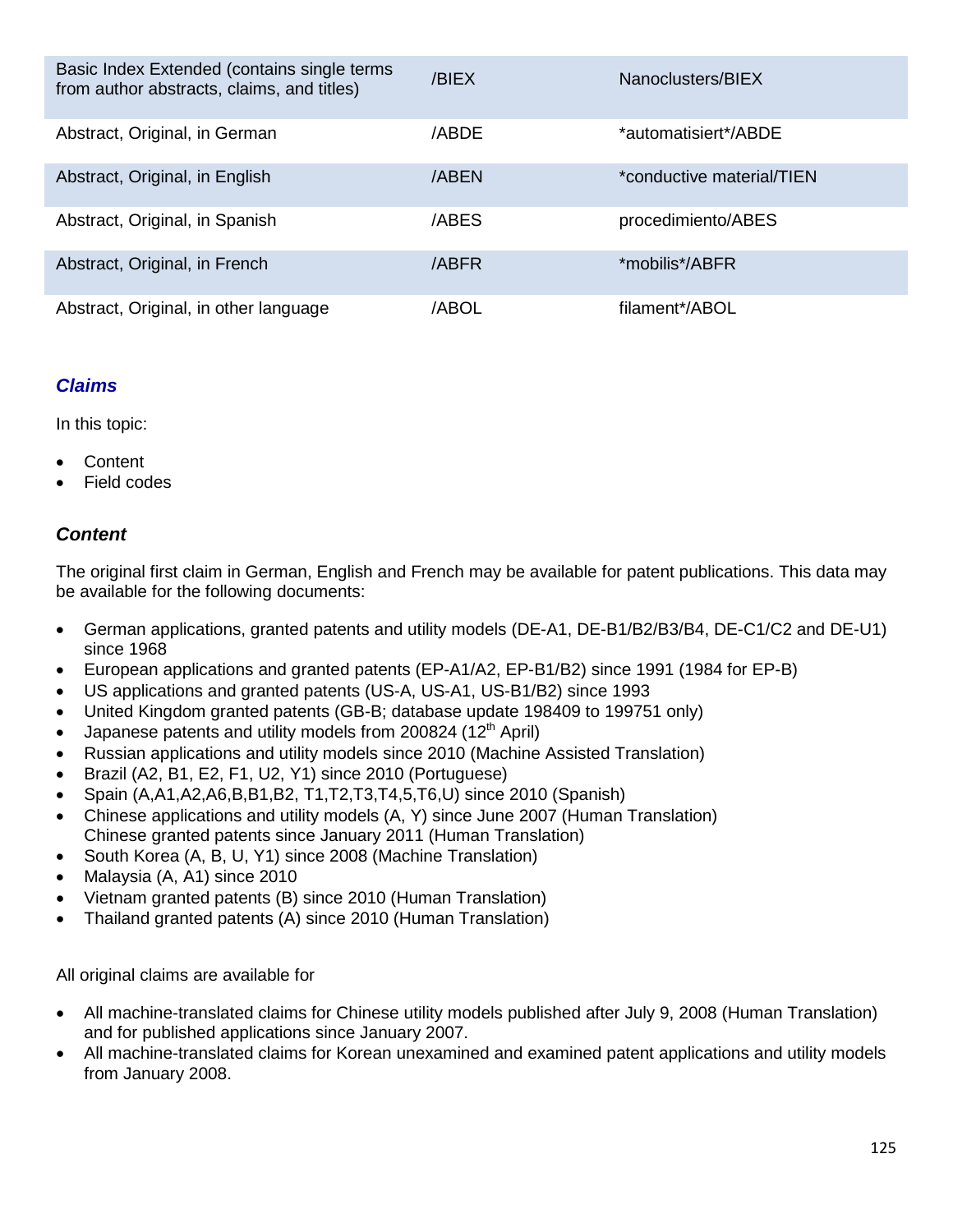| Basic Index Extended (contains single terms from author abstracts, claims, and titles) | /BIEX | Nanoclusters/BIEX |
|---|---|---|
| Abstract, Original, in German | /ABDE | *automatisiert*/ABDE |
| Abstract, Original, in English | /ABEN | *conductive material/TIEN |
| Abstract, Original, in Spanish | /ABES | procedimiento/ABES |
| Abstract, Original, in French | /ABFR | *mobilis*/ABFR |
| Abstract, Original, in other language | /ABOL | filament*/ABOL |

## *Claims*

In this topic:

- Content
- Field codes

### *Content*

The original first claim in German, English and French may be available for patent publications. This data may be available for the following documents:

- German applications, granted patents and utility models (DE-A1, DE-B1/B2/B3/B4, DE-C1/C2 and DE-U1) since 1968
- European applications and granted patents (EP-A1/A2, EP-B1/B2) since 1991 (1984 for EP-B)
- US applications and granted patents (US-A, US-A1, US-B1/B2) since 1993
- United Kingdom granted patents (GB-B; database update 198409 to 199751 only)
- Japanese patents and utility models from 200824 (12th April)
- Russian applications and utility models since 2010 (Machine Assisted Translation)
- Brazil (A2, B1, E2, F1, U2, Y1) since 2010 (Portuguese)
- Spain (A,A1,A2,A6,B,B1,B2, T1,T2,T3,T4,5,T6,U) since 2010 (Spanish)
- Chinese applications and utility models (A, Y) since June 2007 (Human Translation)
  Chinese granted patents since January 2011 (Human Translation)
- South Korea (A, B, U, Y1) since 2008 (Machine Translation)
- Malaysia (A, A1) since 2010
- Vietnam granted patents (B) since 2010 (Human Translation)
- Thailand granted patents (A) since 2010 (Human Translation)

All original claims are available for

- All machine-translated claims for Chinese utility models published after July 9, 2008 (Human Translation) and for published applications since January 2007.
- All machine-translated claims for Korean unexamined and examined patent applications and utility models from January 2008.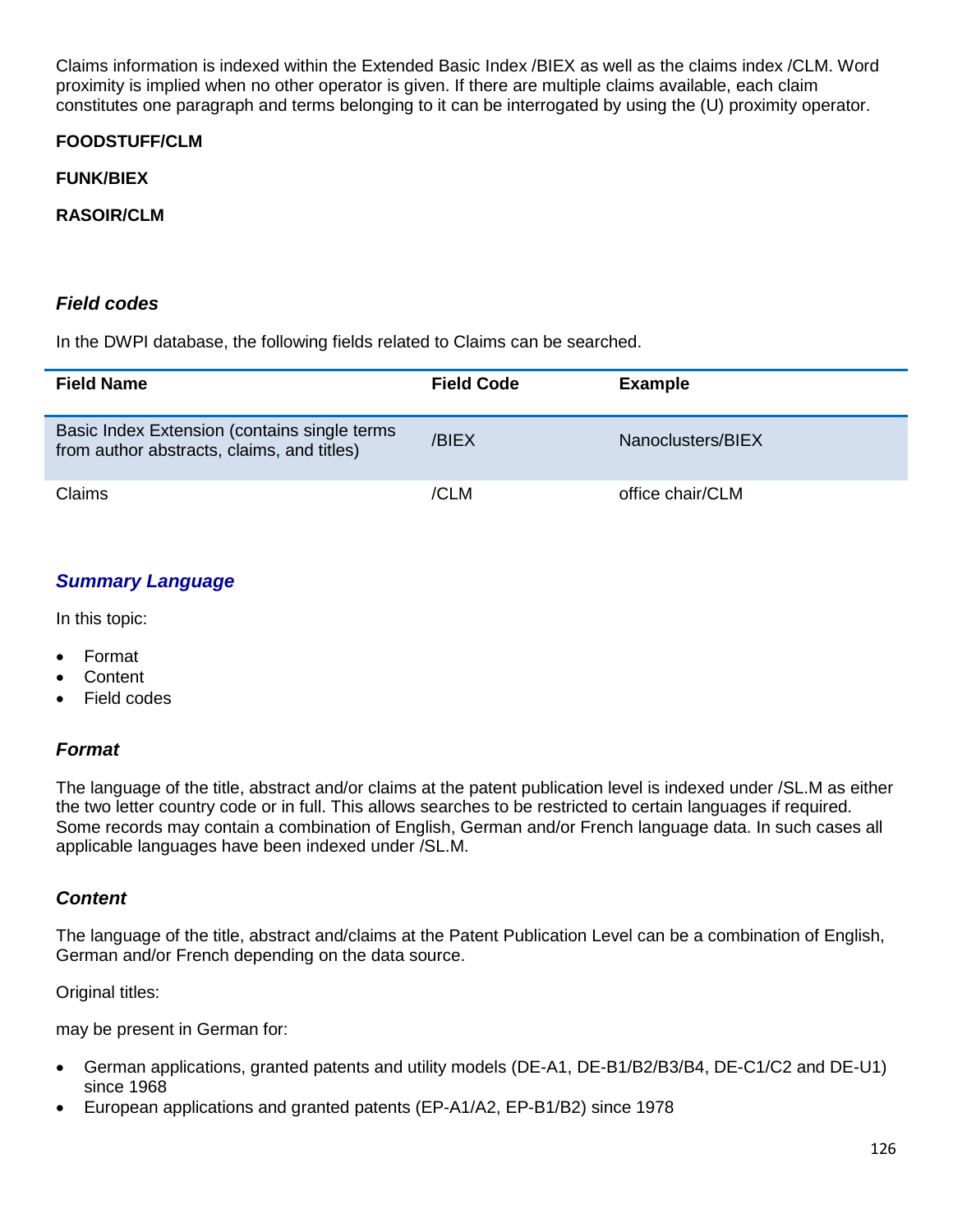Claims information is indexed within the Extended Basic Index /BIEX as well as the claims index /CLM. Word proximity is implied when no other operator is given. If there are multiple claims available, each claim constitutes one paragraph and terms belonging to it can be interrogated by using the (U) proximity operator.

**FOODSTUFF/CLM**

**FUNK/BIEX**

**RASOIR/CLM**

### *Field codes*

In the DWPI database, the following fields related to Claims can be searched.

| Field Name | Field Code | Example |
|---|---|---|
| Basic Index Extension (contains single terms from author abstracts, claims, and titles) | /BIEX | Nanoclusters/BIEX |
| Claims | /CLM | office chair/CLM |

## *Summary Language*

In this topic:

- Format
- Content
- Field codes

### *Format*

The language of the title, abstract and/or claims at the patent publication level is indexed under /SL.M as either the two letter country code or in full. This allows searches to be restricted to certain languages if required. Some records may contain a combination of English, German and/or French language data. In such cases all applicable languages have been indexed under /SL.M.

### *Content*

The language of the title, abstract and/claims at the Patent Publication Level can be a combination of English, German and/or French depending on the data source.

Original titles:

may be present in German for:

- German applications, granted patents and utility models (DE-A1, DE-B1/B2/B3/B4, DE-C1/C2 and DE-U1) since 1968
- European applications and granted patents (EP-A1/A2, EP-B1/B2) since 1978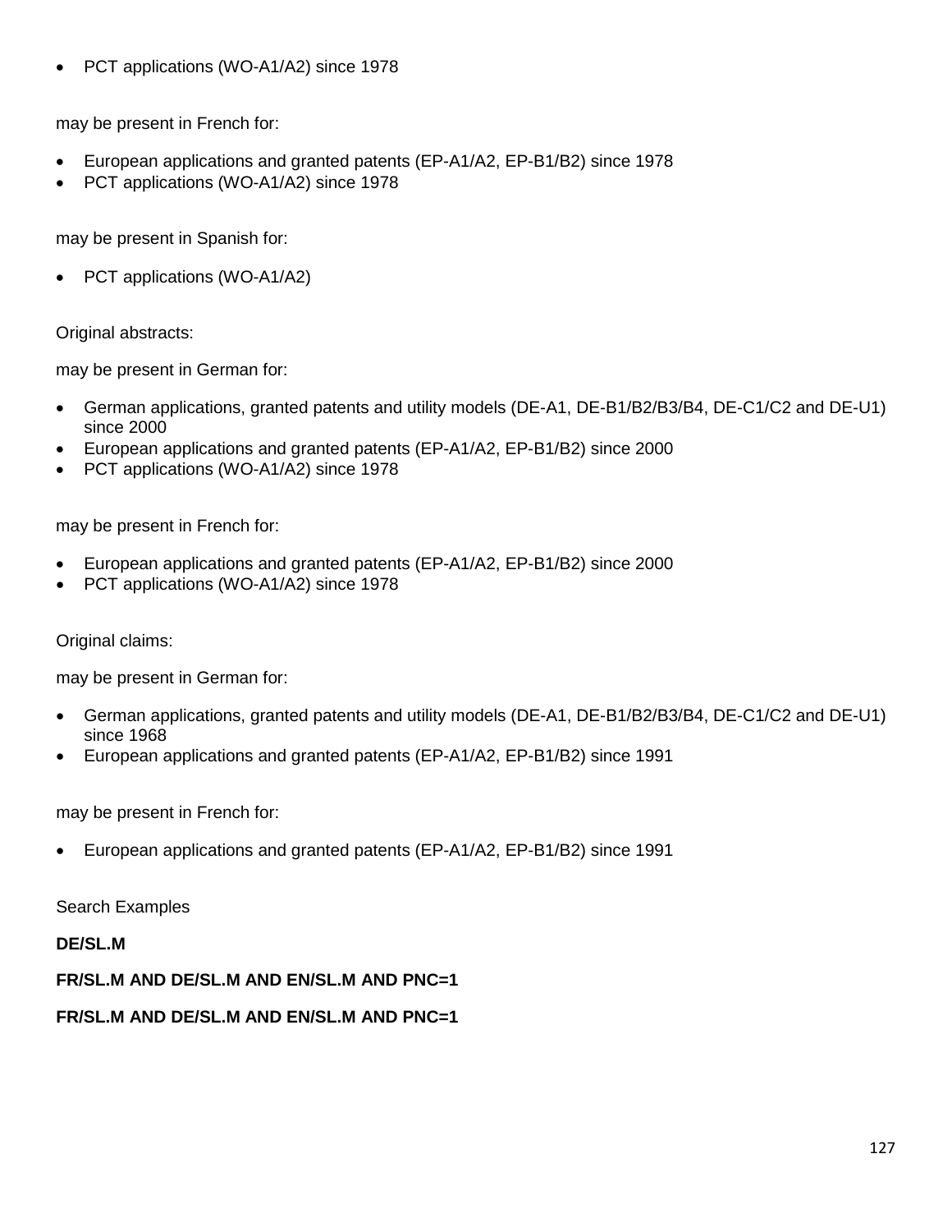- PCT applications (WO-A1/A2) since 1978

may be present in French for:

- European applications and granted patents (EP-A1/A2, EP-B1/B2) since 1978
- PCT applications (WO-A1/A2) since 1978

may be present in Spanish for:

- PCT applications (WO-A1/A2)

Original abstracts:

may be present in German for:

- German applications, granted patents and utility models (DE-A1, DE-B1/B2/B3/B4, DE-C1/C2 and DE-U1) since 2000
- European applications and granted patents (EP-A1/A2, EP-B1/B2) since 2000
- PCT applications (WO-A1/A2) since 1978

may be present in French for:

- European applications and granted patents (EP-A1/A2, EP-B1/B2) since 2000
- PCT applications (WO-A1/A2) since 1978

Original claims:

may be present in German for:

- German applications, granted patents and utility models (DE-A1, DE-B1/B2/B3/B4, DE-C1/C2 and DE-U1) since 1968
- European applications and granted patents (EP-A1/A2, EP-B1/B2) since 1991

may be present in French for:

- European applications and granted patents (EP-A1/A2, EP-B1/B2) since 1991

Search Examples

**DE/SL.M**

**FR/SL.M AND DE/SL.M AND EN/SL.M AND PNC=1**

**FR/SL.M AND DE/SL.M AND EN/SL.M AND PNC=1**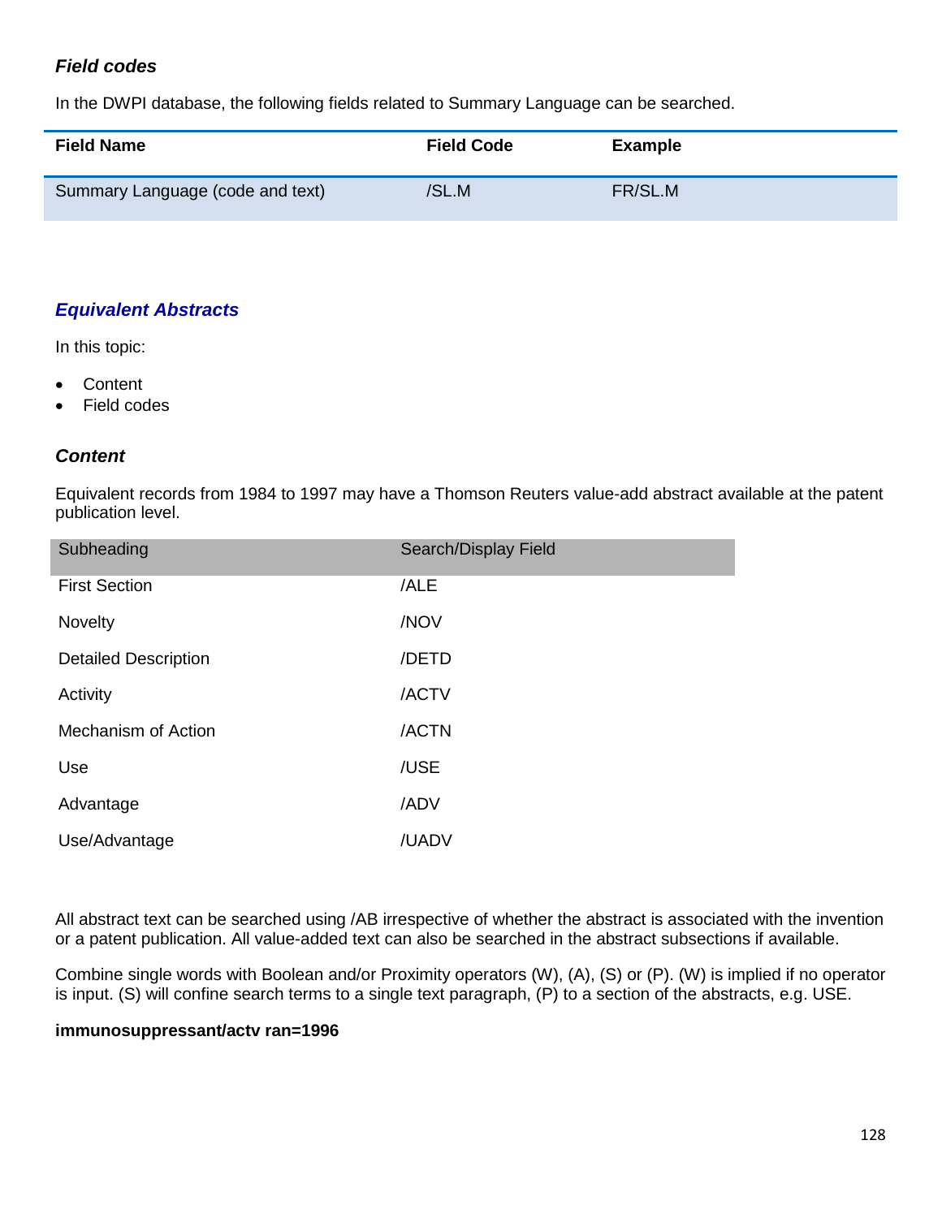### *Field codes*

In the DWPI database, the following fields related to Summary Language can be searched.

| Field Name | Field Code | Example |
|---|---|---|
| Summary Language (code and text) | /SL.M | FR/SL.M |

## *Equivalent Abstracts*

In this topic:

- Content
- Field codes

### *Content*

Equivalent records from 1984 to 1997 may have a Thomson Reuters value-add abstract available at the patent publication level.

| Subheading | Search/Display Field |
|---|---|
| First Section | /ALE |
| Novelty | /NOV |
| Detailed Description | /DETD |
| Activity | /ACTV |
| Mechanism of Action | /ACTN |
| Use | /USE |
| Advantage | /ADV |
| Use/Advantage | /UADV |

All abstract text can be searched using /AB irrespective of whether the abstract is associated with the invention or a patent publication. All value-added text can also be searched in the abstract subsections if available.

Combine single words with Boolean and/or Proximity operators (W), (A), (S) or (P). (W) is implied if no operator is input. (S) will confine search terms to a single text paragraph, (P) to a section of the abstracts, e.g. USE.

**immunosuppressant/actv ran=1996**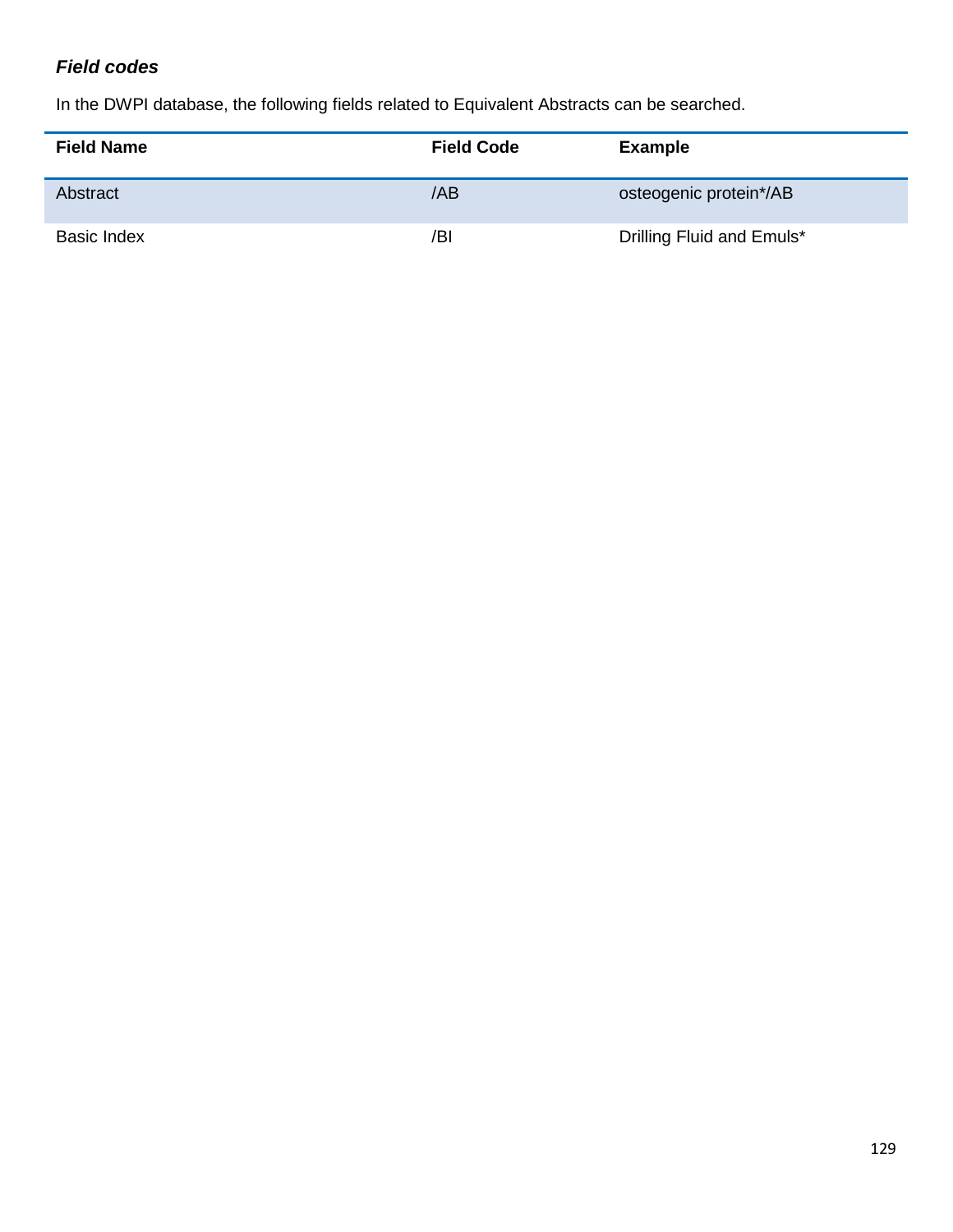***Field codes***

In the DWPI database, the following fields related to Equivalent Abstracts can be searched.

| Field Name | Field Code | Example |
| --- | --- | --- |
| Abstract | /AB | osteogenic protein*/AB |
| Basic Index | /BI | Drilling Fluid and Emuls* |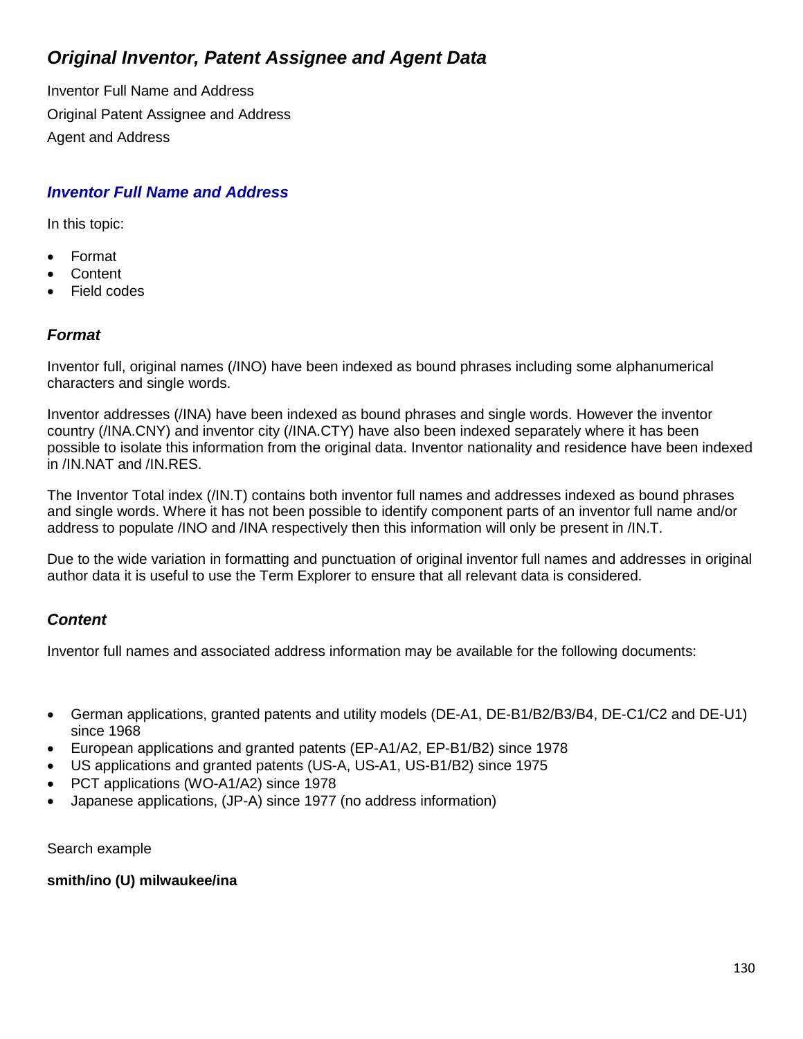# *Original Inventor, Patent Assignee and Agent Data*

Inventor Full Name and Address

Original Patent Assignee and Address

Agent and Address

## *Inventor Full Name and Address*

In this topic:

- Format
- Content
- Field codes

### *Format*

Inventor full, original names (/INO) have been indexed as bound phrases including some alphanumerical characters and single words.

Inventor addresses (/INA) have been indexed as bound phrases and single words. However the inventor country (/INA.CNY) and inventor city (/INA.CTY) have also been indexed separately where it has been possible to isolate this information from the original data. Inventor nationality and residence have been indexed in /IN.NAT and /IN.RES.

The Inventor Total index (/IN.T) contains both inventor full names and addresses indexed as bound phrases and single words. Where it has not been possible to identify component parts of an inventor full name and/or address to populate /INO and /INA respectively then this information will only be present in /IN.T.

Due to the wide variation in formatting and punctuation of original inventor full names and addresses in original author data it is useful to use the Term Explorer to ensure that all relevant data is considered.

### *Content*

Inventor full names and associated address information may be available for the following documents:

- German applications, granted patents and utility models (DE-A1, DE-B1/B2/B3/B4, DE-C1/C2 and DE-U1) since 1968
- European applications and granted patents (EP-A1/A2, EP-B1/B2) since 1978
- US applications and granted patents (US-A, US-A1, US-B1/B2) since 1975
- PCT applications (WO-A1/A2) since 1978
- Japanese applications, (JP-A) since 1977 (no address information)

Search example

**smith/ino (U) milwaukee/ina**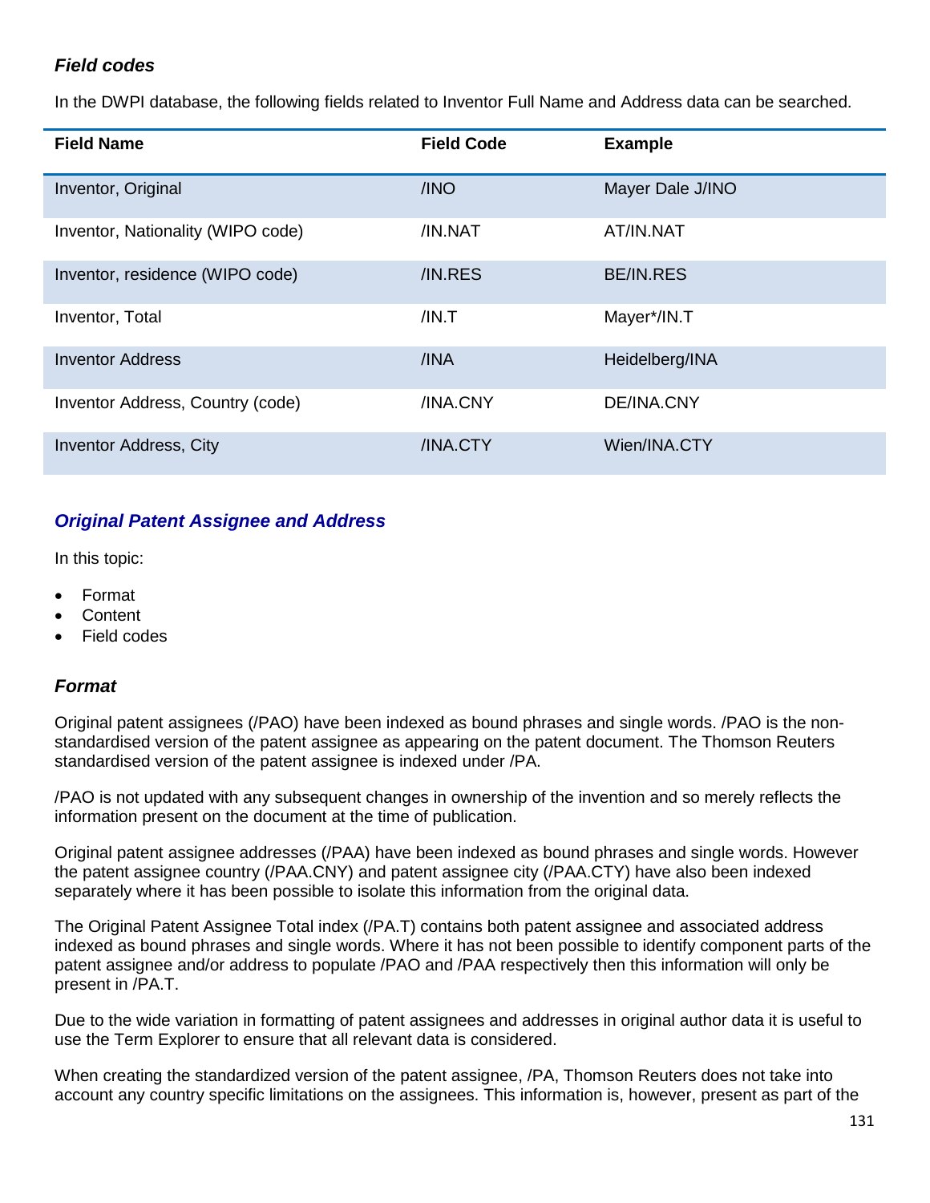### *Field codes*

In the DWPI database, the following fields related to Inventor Full Name and Address data can be searched.

| Field Name | Field Code | Example |
|---|---|---|
| Inventor, Original | /INO | Mayer Dale J/INO |
| Inventor, Nationality (WIPO code) | /IN.NAT | AT/IN.NAT |
| Inventor, residence (WIPO code) | /IN.RES | BE/IN.RES |
| Inventor, Total | /IN.T | Mayer*/IN.T |
| Inventor Address | /INA | Heidelberg/INA |
| Inventor Address, Country (code) | /INA.CNY | DE/INA.CNY |
| Inventor Address, City | /INA.CTY | Wien/INA.CTY |

## *Original Patent Assignee and Address*

In this topic:

- Format
- Content
- Field codes

### *Format*

Original patent assignees (/PAO) have been indexed as bound phrases and single words. /PAO is the non-standardised version of the patent assignee as appearing on the patent document. The Thomson Reuters standardised version of the patent assignee is indexed under /PA.

/PAO is not updated with any subsequent changes in ownership of the invention and so merely reflects the information present on the document at the time of publication.

Original patent assignee addresses (/PAA) have been indexed as bound phrases and single words. However the patent assignee country (/PAA.CNY) and patent assignee city (/PAA.CTY) have also been indexed separately where it has been possible to isolate this information from the original data.

The Original Patent Assignee Total index (/PA.T) contains both patent assignee and associated address indexed as bound phrases and single words. Where it has not been possible to identify component parts of the patent assignee and/or address to populate /PAO and /PAA respectively then this information will only be present in /PA.T.

Due to the wide variation in formatting of patent assignees and addresses in original author data it is useful to use the Term Explorer to ensure that all relevant data is considered.

When creating the standardized version of the patent assignee, /PA, Thomson Reuters does not take into account any country specific limitations on the assignees. This information is, however, present as part of the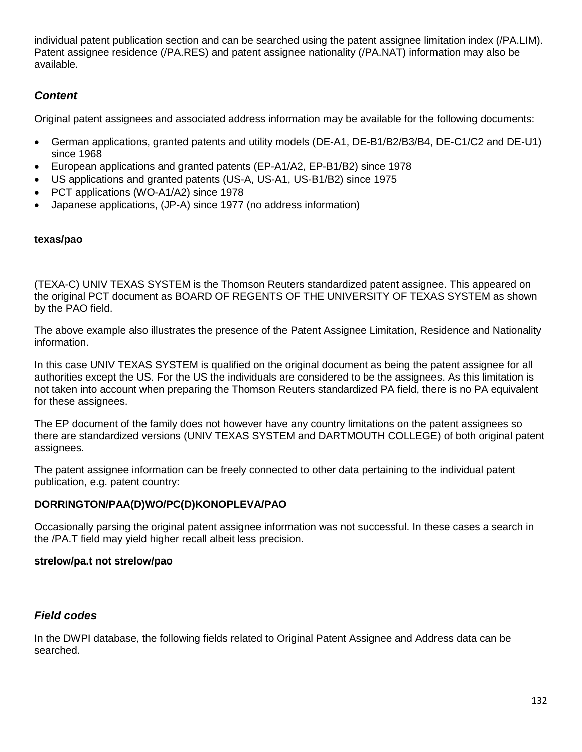individual patent publication section and can be searched using the patent assignee limitation index (/PA.LIM). Patent assignee residence (/PA.RES) and patent assignee nationality (/PA.NAT) information may also be available.

### *Content*

Original patent assignees and associated address information may be available for the following documents:

- German applications, granted patents and utility models (DE-A1, DE-B1/B2/B3/B4, DE-C1/C2 and DE-U1) since 1968
- European applications and granted patents (EP-A1/A2, EP-B1/B2) since 1978
- US applications and granted patents (US-A, US-A1, US-B1/B2) since 1975
- PCT applications (WO-A1/A2) since 1978
- Japanese applications, (JP-A) since 1977 (no address information)

**texas/pao**

(TEXA-C) UNIV TEXAS SYSTEM is the Thomson Reuters standardized patent assignee. This appeared on the original PCT document as BOARD OF REGENTS OF THE UNIVERSITY OF TEXAS SYSTEM as shown by the PAO field.

The above example also illustrates the presence of the Patent Assignee Limitation, Residence and Nationality information.

In this case UNIV TEXAS SYSTEM is qualified on the original document as being the patent assignee for all authorities except the US. For the US the individuals are considered to be the assignees. As this limitation is not taken into account when preparing the Thomson Reuters standardized PA field, there is no PA equivalent for these assignees.

The EP document of the family does not however have any country limitations on the patent assignees so there are standardized versions (UNIV TEXAS SYSTEM and DARTMOUTH COLLEGE) of both original patent assignees.

The patent assignee information can be freely connected to other data pertaining to the individual patent publication, e.g. patent country:

**DORRINGTON/PAA(D)WO/PC(D)KONOPLEVA/PAO**

Occasionally parsing the original patent assignee information was not successful. In these cases a search in the /PA.T field may yield higher recall albeit less precision.

**strelow/pa.t not strelow/pao**

### *Field codes*

In the DWPI database, the following fields related to Original Patent Assignee and Address data can be searched.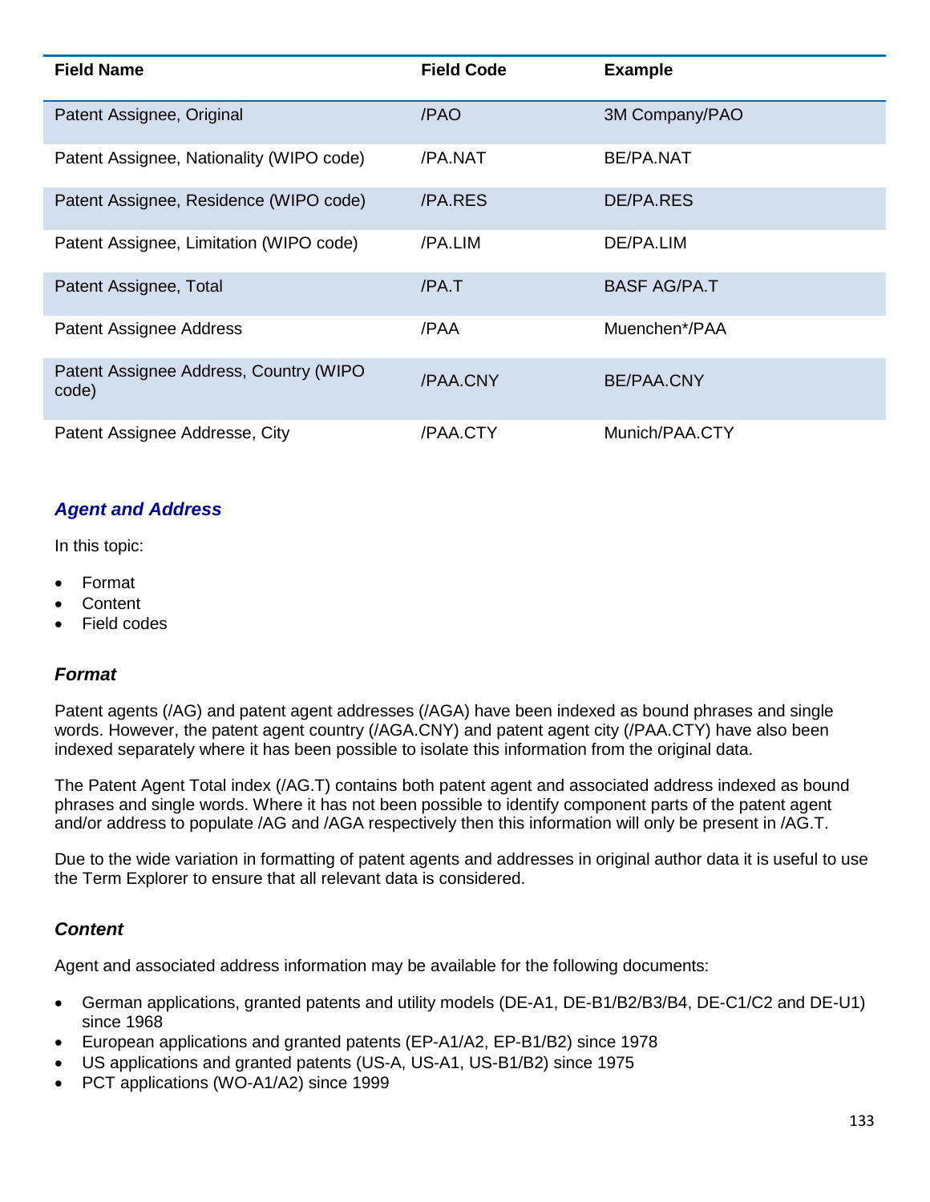| Field Name | Field Code | Example |
| --- | --- | --- |
| Patent Assignee, Original | /PAO | 3M Company/PAO |
| Patent Assignee, Nationality (WIPO code) | /PA.NAT | BE/PA.NAT |
| Patent Assignee, Residence (WIPO code) | /PA.RES | DE/PA.RES |
| Patent Assignee, Limitation (WIPO code) | /PA.LIM | DE/PA.LIM |
| Patent Assignee, Total | /PA.T | BASF AG/PA.T |
| Patent Assignee Address | /PAA | Muenchen*/PAA |
| Patent Assignee Address, Country (WIPO code) | /PAA.CNY | BE/PAA.CNY |
| Patent Assignee Addresse, City | /PAA.CTY | Munich/PAA.CTY |

## *Agent and Address*

In this topic:

- Format
- Content
- Field codes

### *Format*

Patent agents (/AG) and patent agent addresses (/AGA) have been indexed as bound phrases and single words. However, the patent agent country (/AGA.CNY) and patent agent city (/PAA.CTY) have also been indexed separately where it has been possible to isolate this information from the original data.

The Patent Agent Total index (/AG.T) contains both patent agent and associated address indexed as bound phrases and single words. Where it has not been possible to identify component parts of the patent agent and/or address to populate /AG and /AGA respectively then this information will only be present in /AG.T.

Due to the wide variation in formatting of patent agents and addresses in original author data it is useful to use the Term Explorer to ensure that all relevant data is considered.

### *Content*

Agent and associated address information may be available for the following documents:

- German applications, granted patents and utility models (DE-A1, DE-B1/B2/B3/B4, DE-C1/C2 and DE-U1) since 1968
- European applications and granted patents (EP-A1/A2, EP-B1/B2) since 1978
- US applications and granted patents (US-A, US-A1, US-B1/B2) since 1975
- PCT applications (WO-A1/A2) since 1999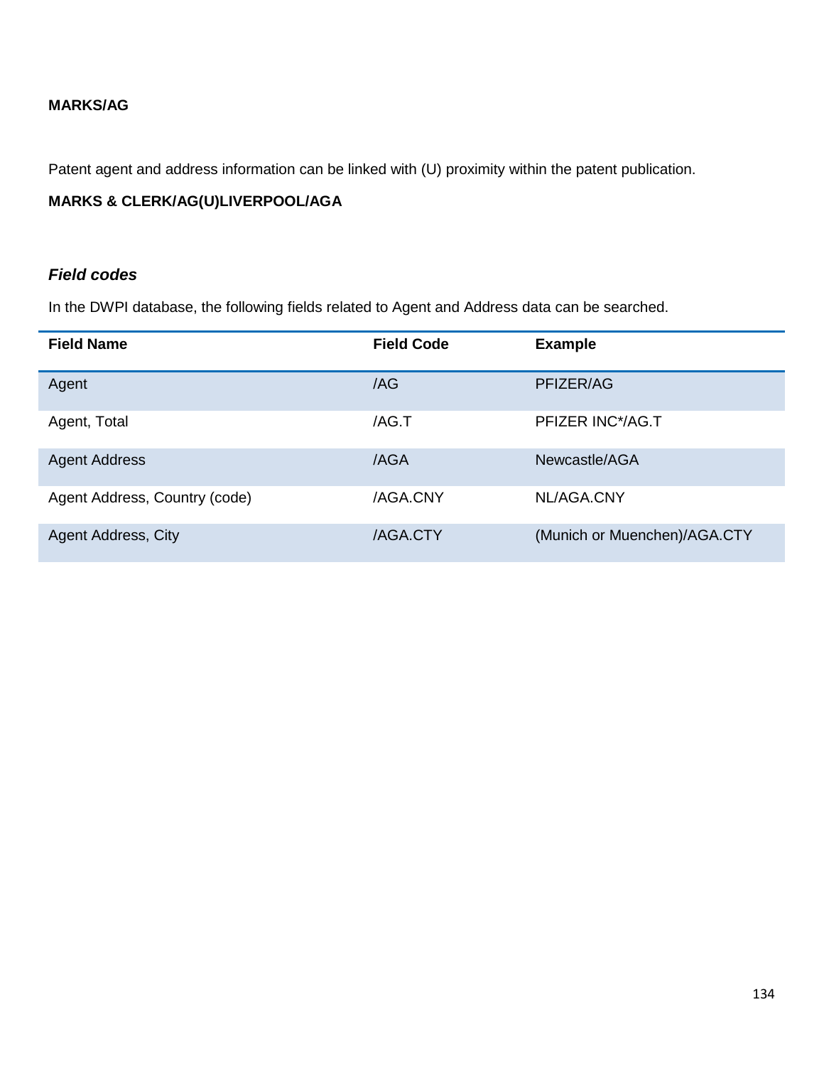**MARKS/AG**

Patent agent and address information can be linked with (U) proximity within the patent publication.

**MARKS & CLERK/AG(U)LIVERPOOL/AGA**

### *Field codes*

In the DWPI database, the following fields related to Agent and Address data can be searched.

| Field Name | Field Code | Example |
|---|---|---|
| Agent | /AG | PFIZER/AG |
| Agent, Total | /AG.T | PFIZER INC*/AG.T |
| Agent Address | /AGA | Newcastle/AGA |
| Agent Address, Country (code) | /AGA.CNY | NL/AGA.CNY |
| Agent Address, City | /AGA.CTY | (Munich or Muenchen)/AGA.CTY |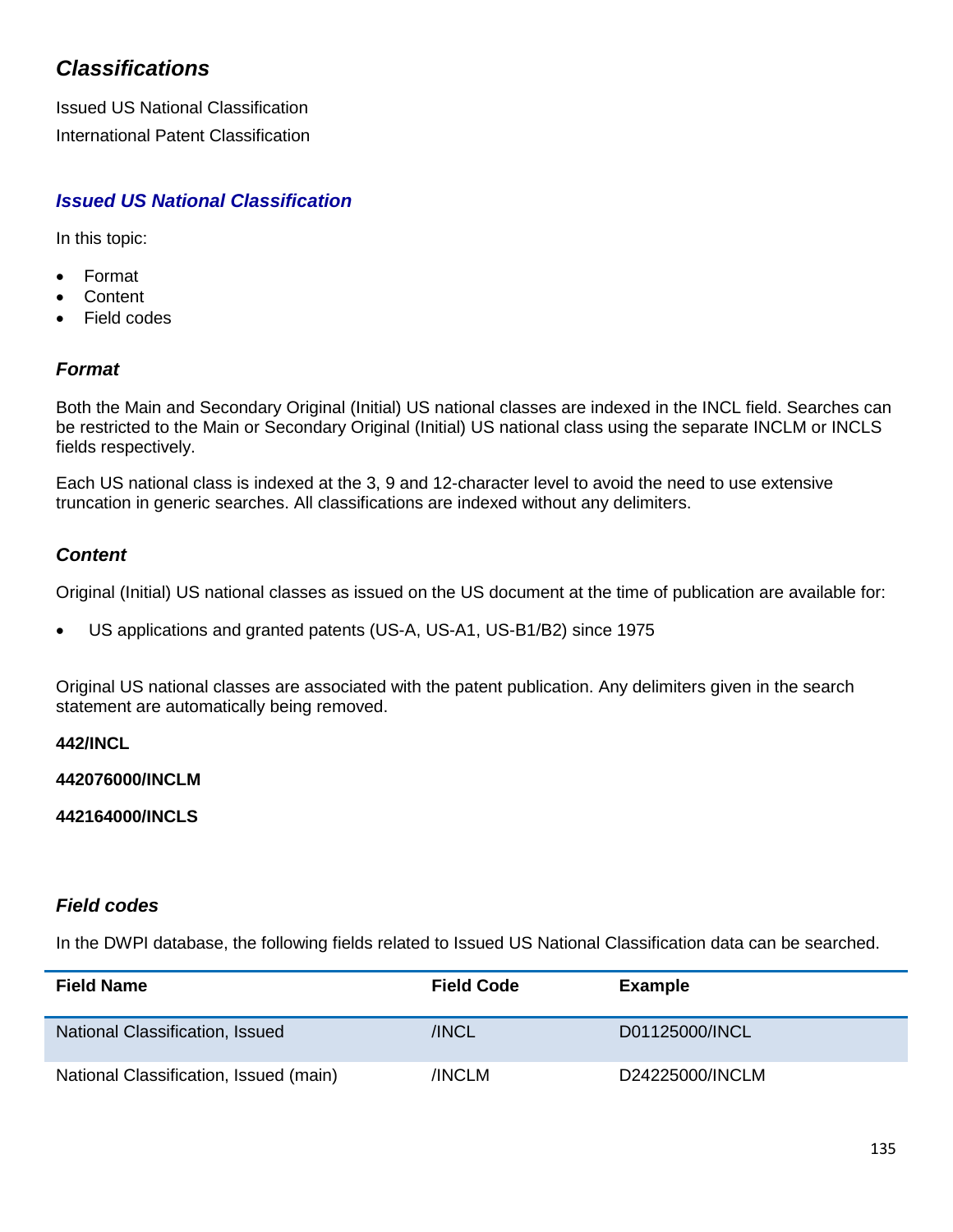## *Classifications*

Issued US National Classification

International Patent Classification

### *Issued US National Classification*

In this topic:

- Format
- Content
- Field codes

#### *Format*

Both the Main and Secondary Original (Initial) US national classes are indexed in the INCL field. Searches can be restricted to the Main or Secondary Original (Initial) US national class using the separate INCLM or INCLS fields respectively.

Each US national class is indexed at the 3, 9 and 12-character level to avoid the need to use extensive truncation in generic searches. All classifications are indexed without any delimiters.

#### *Content*

Original (Initial) US national classes as issued on the US document at the time of publication are available for:

- US applications and granted patents (US-A, US-A1, US-B1/B2) since 1975

Original US national classes are associated with the patent publication. Any delimiters given in the search statement are automatically being removed.

**442/INCL**

**442076000/INCLM**

**442164000/INCLS**

#### *Field codes*

In the DWPI database, the following fields related to Issued US National Classification data can be searched.

| Field Name | Field Code | Example |
|---|---|---|
| National Classification, Issued | /INCL | D01125000/INCL |
| National Classification, Issued (main) | /INCLM | D24225000/INCLM |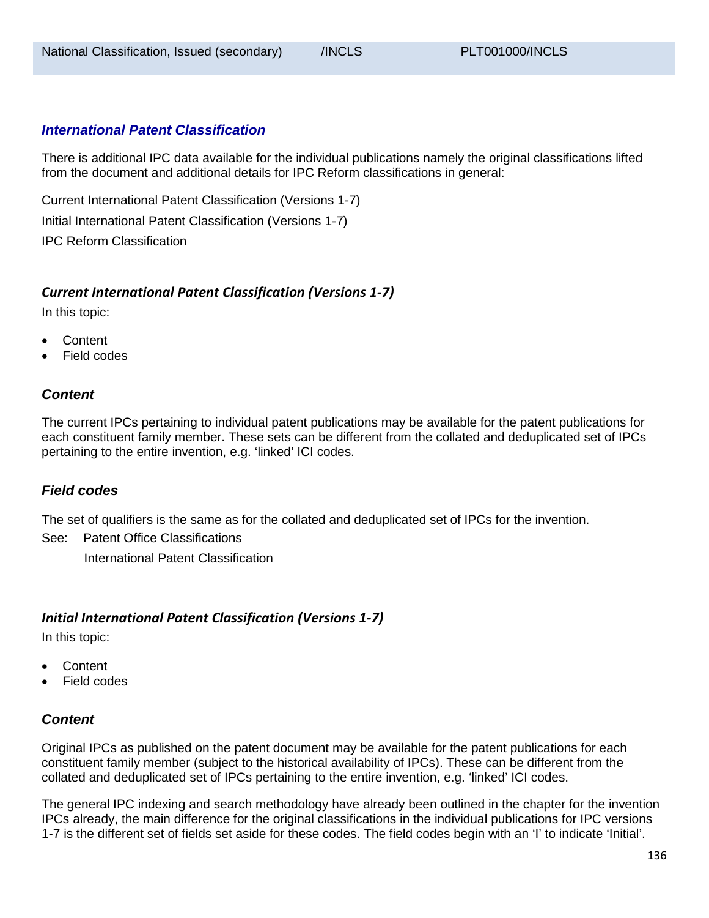| National Classification, Issued (secondary) | /INCLS | PLT001000/INCLS |
|---|---|---|

## *International Patent Classification*

There is additional IPC data available for the individual publications namely the original classifications lifted from the document and additional details for IPC Reform classifications in general:

Current International Patent Classification (Versions 1-7)

Initial International Patent Classification (Versions 1-7)

IPC Reform Classification

### *Current International Patent Classification (Versions 1-7)*

In this topic:

- Content
- Field codes

#### *Content*

The current IPCs pertaining to individual patent publications may be available for the patent publications for each constituent family member. These sets can be different from the collated and deduplicated set of IPCs pertaining to the entire invention, e.g. 'linked' ICI codes.

#### *Field codes*

The set of qualifiers is the same as for the collated and deduplicated set of IPCs for the invention.

See: Patent Office Classifications

International Patent Classification

### *Initial International Patent Classification (Versions 1-7)*

In this topic:

- Content
- Field codes

#### *Content*

Original IPCs as published on the patent document may be available for the patent publications for each constituent family member (subject to the historical availability of IPCs). These can be different from the collated and deduplicated set of IPCs pertaining to the entire invention, e.g. 'linked' ICI codes.

The general IPC indexing and search methodology have already been outlined in the chapter for the invention IPCs already, the main difference for the original classifications in the individual publications for IPC versions 1-7 is the different set of fields set aside for these codes. The field codes begin with an 'I' to indicate 'Initial'.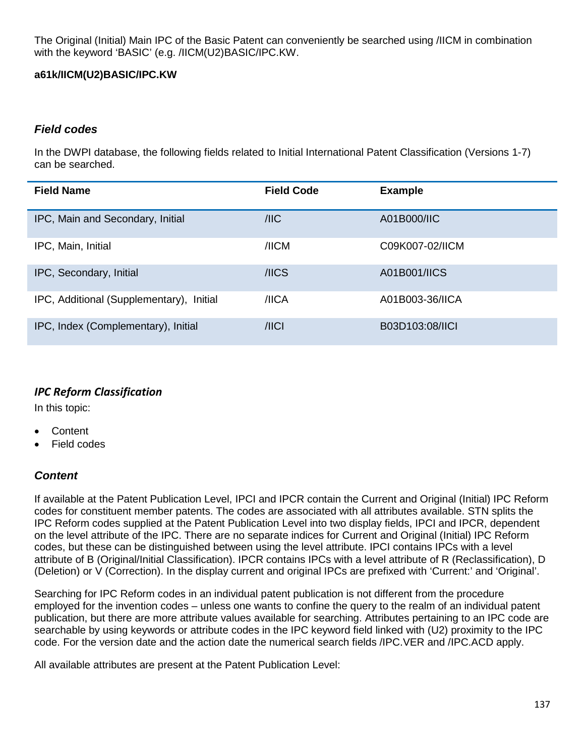The Original (Initial) Main IPC of the Basic Patent can conveniently be searched using /IICM in combination with the keyword 'BASIC' (e.g. /IICM(U2)BASIC/IPC.KW.

**a61k/IICM(U2)BASIC/IPC.KW**

### *Field codes*

In the DWPI database, the following fields related to Initial International Patent Classification (Versions 1-7) can be searched.

| Field Name | Field Code | Example |
|---|---|---|
| IPC, Main and Secondary, Initial | /IIC | A01B000/IIC |
| IPC, Main, Initial | /IICM | C09K007-02/IICM |
| IPC, Secondary, Initial | /IICS | A01B001/IICS |
| IPC, Additional (Supplementary), Initial | /IICA | A01B003-36/IICA |
| IPC, Index (Complementary), Initial | /IICI | B03D103:08/IICI |

### *IPC Reform Classification*

In this topic:

- Content
- Field codes

### *Content*

If available at the Patent Publication Level, IPCI and IPCR contain the Current and Original (Initial) IPC Reform codes for constituent member patents. The codes are associated with all attributes available. STN splits the IPC Reform codes supplied at the Patent Publication Level into two display fields, IPCI and IPCR, dependent on the level attribute of the IPC. There are no separate indices for Current and Original (Initial) IPC Reform codes, but these can be distinguished between using the level attribute. IPCI contains IPCs with a level attribute of B (Original/Initial Classification). IPCR contains IPCs with a level attribute of R (Reclassification), D (Deletion) or V (Correction). In the display current and original IPCs are prefixed with 'Current:' and 'Original'.

Searching for IPC Reform codes in an individual patent publication is not different from the procedure employed for the invention codes – unless one wants to confine the query to the realm of an individual patent publication, but there are more attribute values available for searching. Attributes pertaining to an IPC code are searchable by using keywords or attribute codes in the IPC keyword field linked with (U2) proximity to the IPC code. For the version date and the action date the numerical search fields /IPC.VER and /IPC.ACD apply.

All available attributes are present at the Patent Publication Level: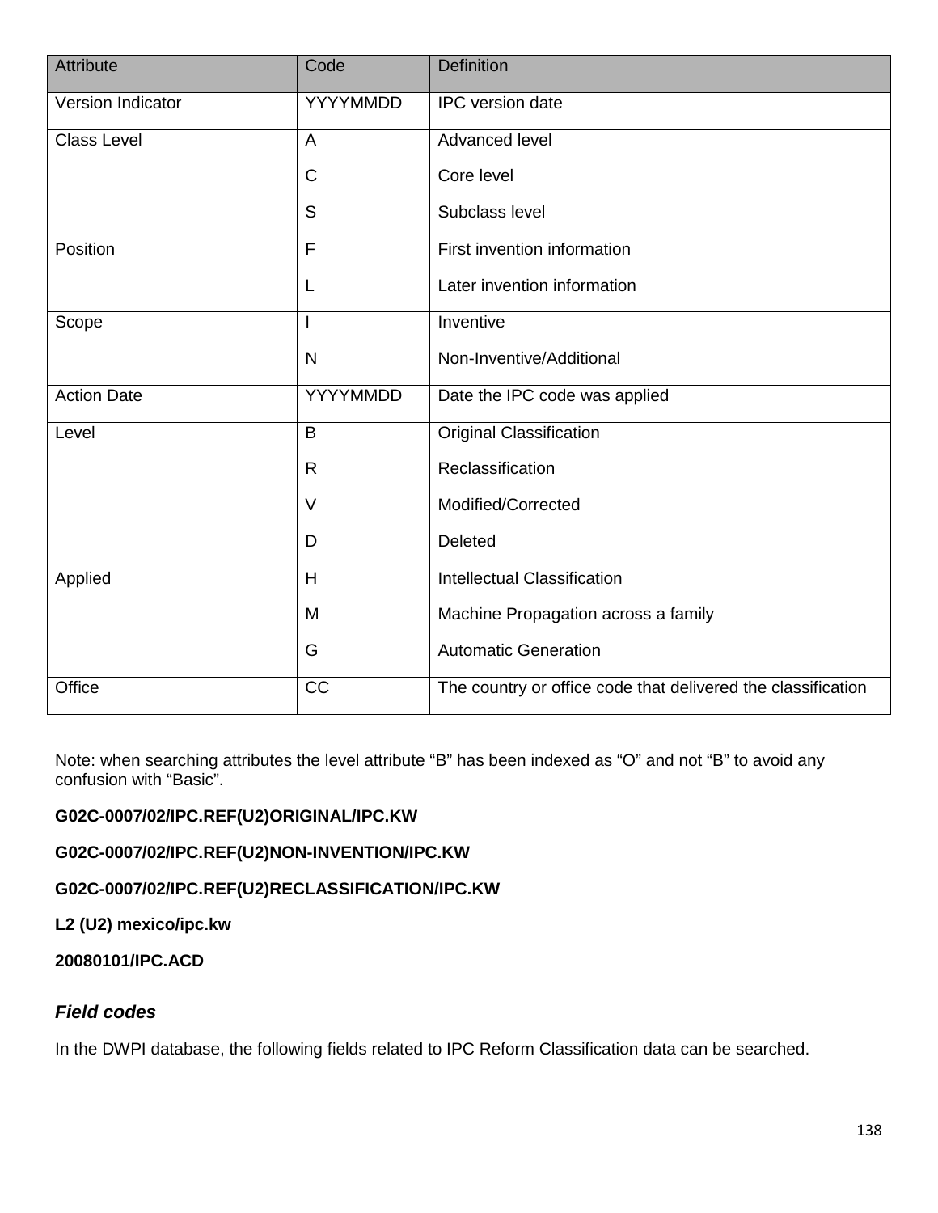| Attribute | Code | Definition |
| --- | --- | --- |
| Version Indicator | YYYYMMDD | IPC version date |
| Class Level | A<br>C<br>S | Advanced level<br>Core level<br>Subclass level |
| Position | F<br>L | First invention information<br>Later invention information |
| Scope | I<br>N | Inventive<br>Non-Inventive/Additional |
| Action Date | YYYYMMDD | Date the IPC code was applied |
| Level | B<br>R<br>V<br>D | Original Classification<br>Reclassification<br>Modified/Corrected<br>Deleted |
| Applied | H<br>M<br>G | Intellectual Classification<br>Machine Propagation across a family<br>Automatic Generation |
| Office | CC | The country or office code that delivered the classification |

Note: when searching attributes the level attribute “B” has been indexed as “O” and not “B” to avoid any confusion with “Basic”.

**G02C-0007/02/IPC.REF(U2)ORIGINAL/IPC.KW**

**G02C-0007/02/IPC.REF(U2)NON-INVENTION/IPC.KW**

**G02C-0007/02/IPC.REF(U2)RECLASSIFICATION/IPC.KW**

**L2 (U2) mexico/ipc.kw**

**20080101/IPC.ACD**

### *Field codes*

In the DWPI database, the following fields related to IPC Reform Classification data can be searched.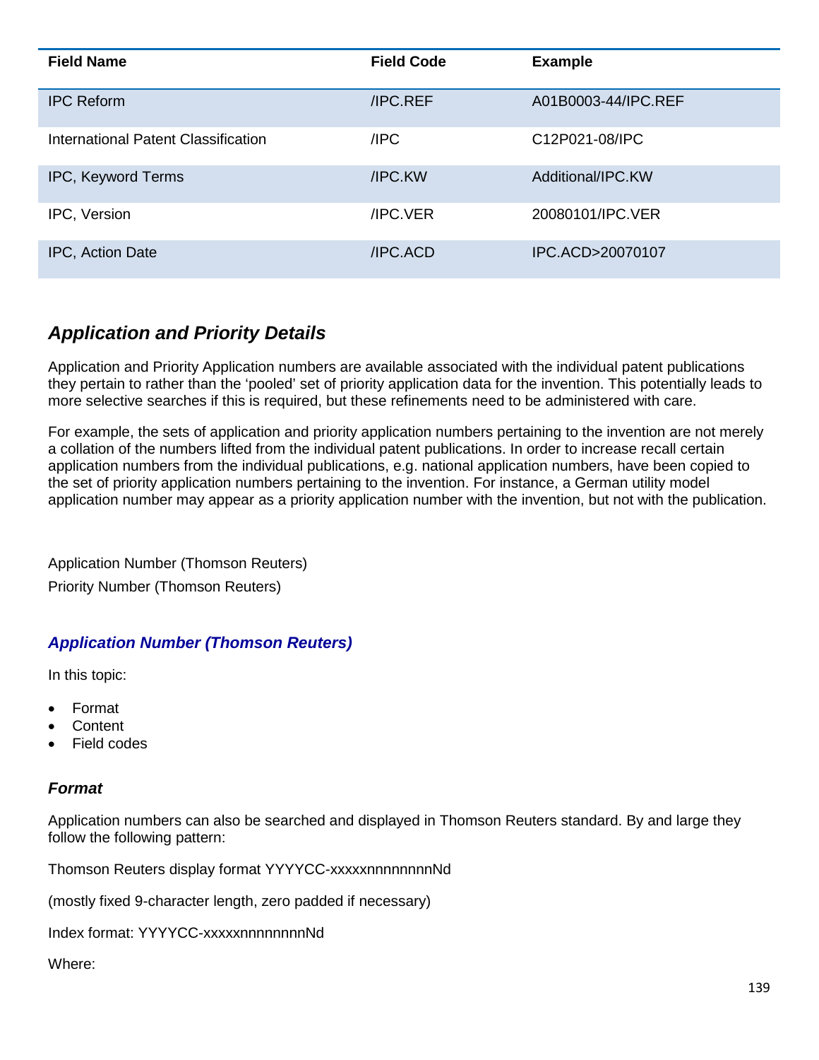| Field Name | Field Code | Example |
| --- | --- | --- |
| IPC Reform | /IPC.REF | A01B0003-44/IPC.REF |
| International Patent Classification | /IPC | C12P021-08/IPC |
| IPC, Keyword Terms | /IPC.KW | Additional/IPC.KW |
| IPC, Version | /IPC.VER | 20080101/IPC.VER |
| IPC, Action Date | /IPC.ACD | IPC.ACD>20070107 |

## *Application and Priority Details*

Application and Priority Application numbers are available associated with the individual patent publications they pertain to rather than the 'pooled' set of priority application data for the invention. This potentially leads to more selective searches if this is required, but these refinements need to be administered with care.

For example, the sets of application and priority application numbers pertaining to the invention are not merely a collation of the numbers lifted from the individual patent publications. In order to increase recall certain application numbers from the individual publications, e.g. national application numbers, have been copied to the set of priority application numbers pertaining to the invention. For instance, a German utility model application number may appear as a priority application number with the invention, but not with the publication.

Application Number (Thomson Reuters)

Priority Number (Thomson Reuters)

### *Application Number (Thomson Reuters)*

In this topic:

- Format
- Content
- Field codes

#### *Format*

Application numbers can also be searched and displayed in Thomson Reuters standard. By and large they follow the following pattern:

Thomson Reuters display format YYYYCC-xxxxxnnnnnnnnNd

(mostly fixed 9-character length, zero padded if necessary)

Index format: YYYYCC-xxxxxnnnnnnnnNd

Where: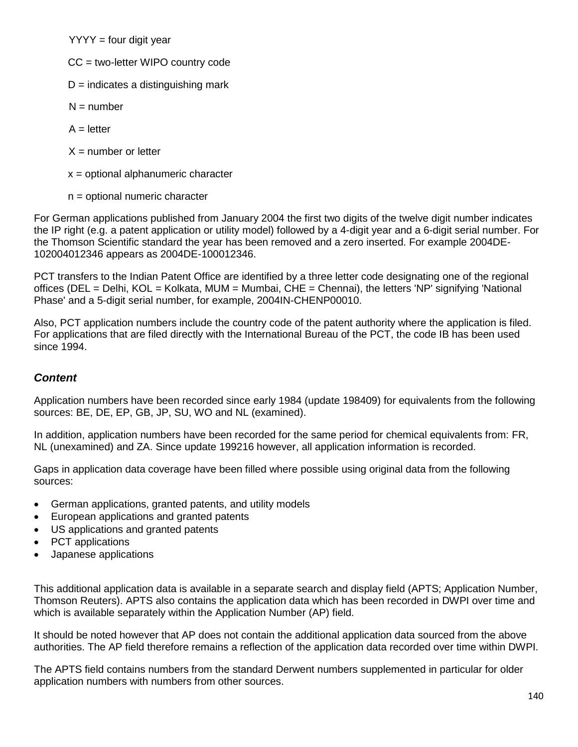YYYY = four digit year

CC = two-letter WIPO country code

D = indicates a distinguishing mark

N = number

A = letter

X = number or letter

x = optional alphanumeric character

n = optional numeric character

For German applications published from January 2004 the first two digits of the twelve digit number indicates the IP right (e.g. a patent application or utility model) followed by a 4-digit year and a 6-digit serial number. For the Thomson Scientific standard the year has been removed and a zero inserted. For example 2004DE-102004012346 appears as 2004DE-100012346.

PCT transfers to the Indian Patent Office are identified by a three letter code designating one of the regional offices (DEL = Delhi, KOL = Kolkata, MUM = Mumbai, CHE = Chennai), the letters 'NP' signifying 'National Phase' and a 5-digit serial number, for example, 2004IN-CHENP00010.

Also, PCT application numbers include the country code of the patent authority where the application is filed. For applications that are filed directly with the International Bureau of the PCT, the code IB has been used since 1994.

### *Content*

Application numbers have been recorded since early 1984 (update 198409) for equivalents from the following sources: BE, DE, EP, GB, JP, SU, WO and NL (examined).

In addition, application numbers have been recorded for the same period for chemical equivalents from: FR, NL (unexamined) and ZA. Since update 199216 however, all application information is recorded.

Gaps in application data coverage have been filled where possible using original data from the following sources:

- German applications, granted patents, and utility models
- European applications and granted patents
- US applications and granted patents
- PCT applications
- Japanese applications

This additional application data is available in a separate search and display field (APTS; Application Number, Thomson Reuters). APTS also contains the application data which has been recorded in DWPI over time and which is available separately within the Application Number (AP) field.

It should be noted however that AP does not contain the additional application data sourced from the above authorities. The AP field therefore remains a reflection of the application data recorded over time within DWPI.

The APTS field contains numbers from the standard Derwent numbers supplemented in particular for older application numbers with numbers from other sources.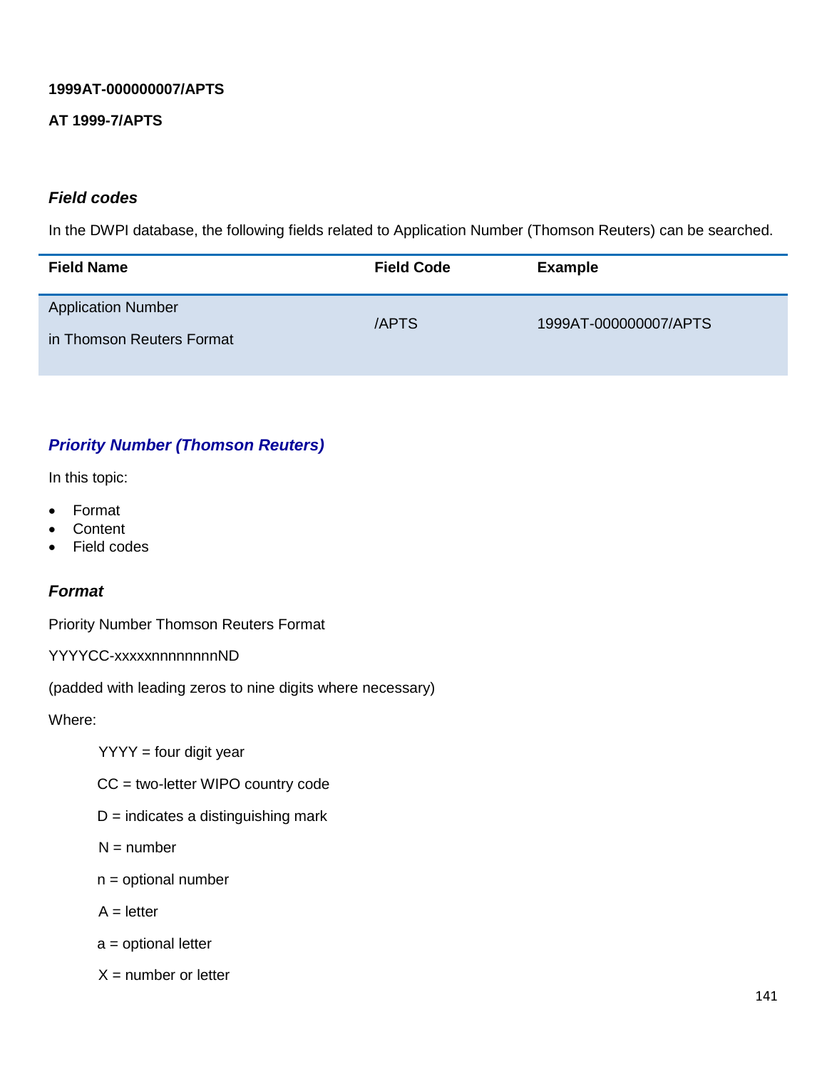**1999AT-000000007/APTS**

**AT 1999-7/APTS**

### *Field codes*

In the DWPI database, the following fields related to Application Number (Thomson Reuters) can be searched.

| Field Name | Field Code | Example |
|---|---|---|
| Application Number in Thomson Reuters Format | /APTS | 1999AT-000000007/APTS |

## *Priority Number (Thomson Reuters)*

In this topic:

- Format
- Content
- Field codes

### *Format*

Priority Number Thomson Reuters Format

YYYYCC-xxxxxnnnnnnnnND

(padded with leading zeros to nine digits where necessary)

Where:

YYYY = four digit year

CC = two-letter WIPO country code

D = indicates a distinguishing mark

N = number

n = optional number

A = letter

a = optional letter

X = number or letter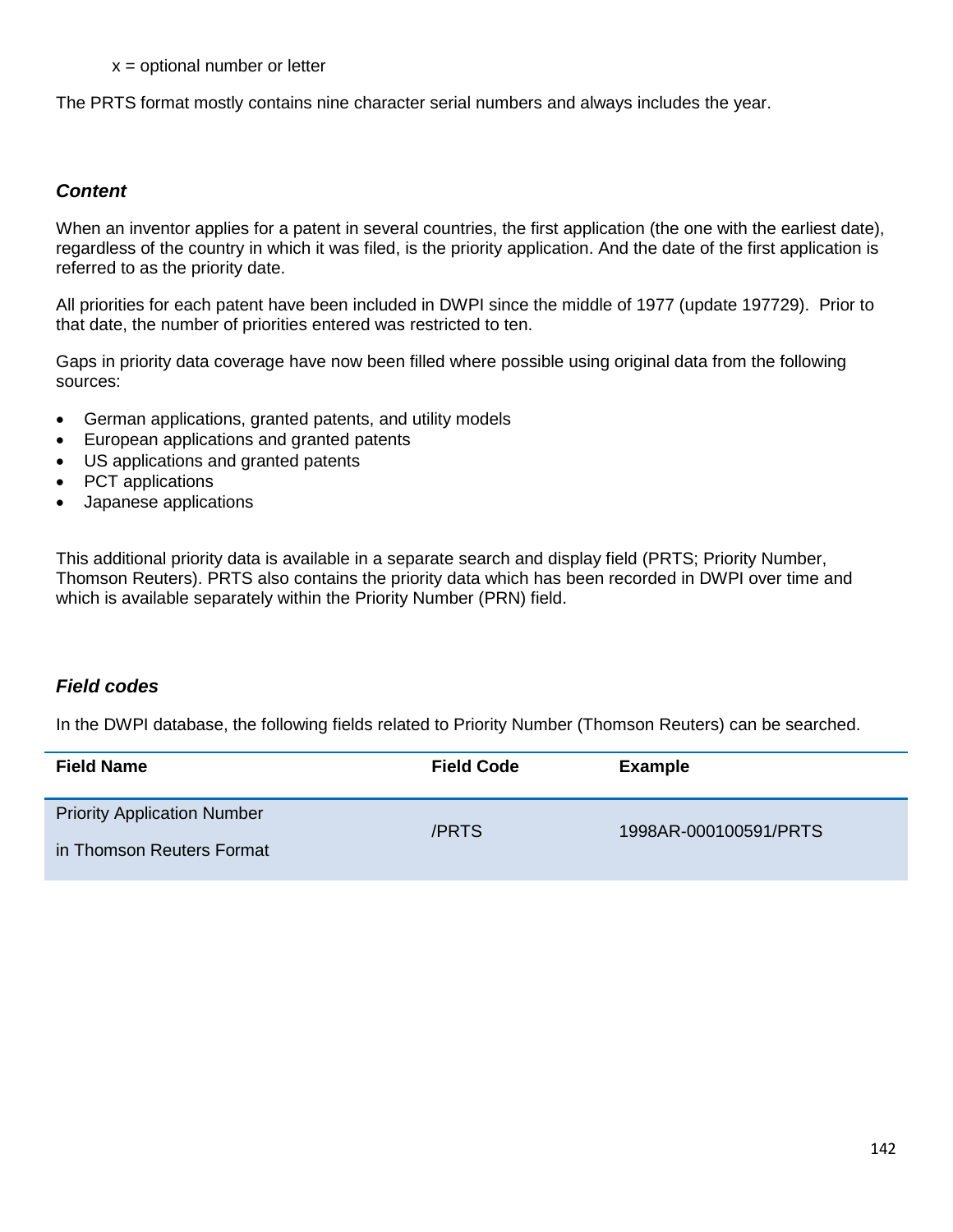x = optional number or letter

The PRTS format mostly contains nine character serial numbers and always includes the year.

### *Content*

When an inventor applies for a patent in several countries, the first application (the one with the earliest date), regardless of the country in which it was filed, is the priority application. And the date of the first application is referred to as the priority date.

All priorities for each patent have been included in DWPI since the middle of 1977 (update 197729). Prior to that date, the number of priorities entered was restricted to ten.

Gaps in priority data coverage have now been filled where possible using original data from the following sources:

- German applications, granted patents, and utility models
- European applications and granted patents
- US applications and granted patents
- PCT applications
- Japanese applications

This additional priority data is available in a separate search and display field (PRTS; Priority Number, Thomson Reuters). PRTS also contains the priority data which has been recorded in DWPI over time and which is available separately within the Priority Number (PRN) field.

### *Field codes*

In the DWPI database, the following fields related to Priority Number (Thomson Reuters) can be searched.

| Field Name | Field Code | Example |
|---|---|---|
| Priority Application Number in Thomson Reuters Format | /PRTS | 1998AR-000100591/PRTS |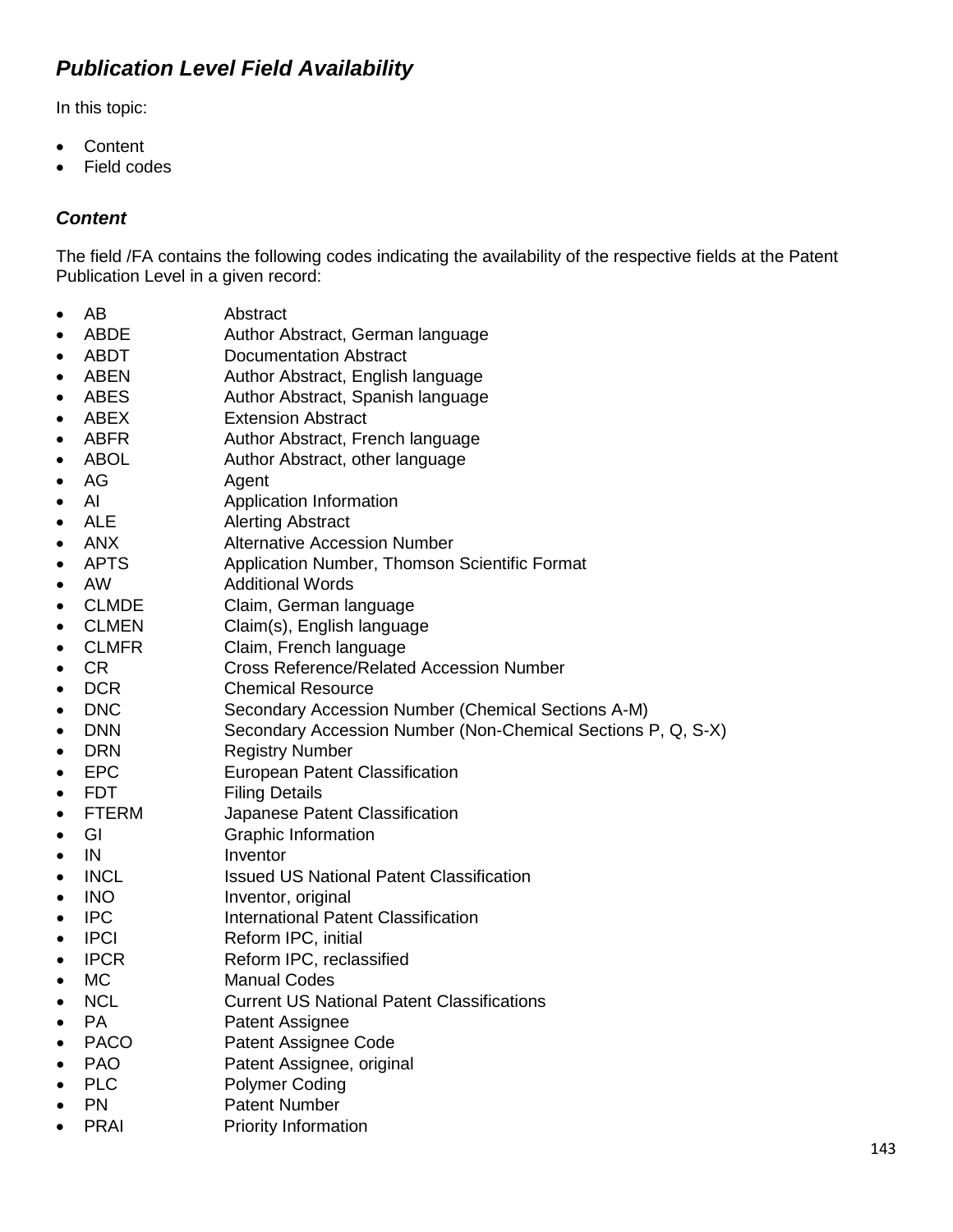## *Publication Level Field Availability*

In this topic:

- Content
- Field codes

### *Content*

The field /FA contains the following codes indicating the availability of the respective fields at the Patent Publication Level in a given record:

- AB Abstract
- ABDE Author Abstract, German language
- ABDT Documentation Abstract
- ABEN Author Abstract, English language
- ABES Author Abstract, Spanish language
- ABEX Extension Abstract
- ABFR Author Abstract, French language
- ABOL Author Abstract, other language
- AG Agent
- AI Application Information
- ALE Alerting Abstract
- ANX Alternative Accession Number
- APTS Application Number, Thomson Scientific Format
- AW Additional Words
- CLMDE Claim, German language
- CLMEN Claim(s), English language
- CLMFR Claim, French language
- CR Cross Reference/Related Accession Number
- DCR Chemical Resource
- DNC Secondary Accession Number (Chemical Sections A-M)
- DNN Secondary Accession Number (Non-Chemical Sections P, Q, S-X)
- DRN Registry Number
- EPC European Patent Classification
- FDT Filing Details
- FTERM Japanese Patent Classification
- GI Graphic Information
- IN Inventor
- INCL Issued US National Patent Classification
- INO Inventor, original
- IPC International Patent Classification
- IPCI Reform IPC, initial
- IPCR Reform IPC, reclassified
- MC Manual Codes
- NCL Current US National Patent Classifications
- PA Patent Assignee
- PACO Patent Assignee Code
- PAO Patent Assignee, original
- PLC Polymer Coding
- PN Patent Number
- PRAI Priority Information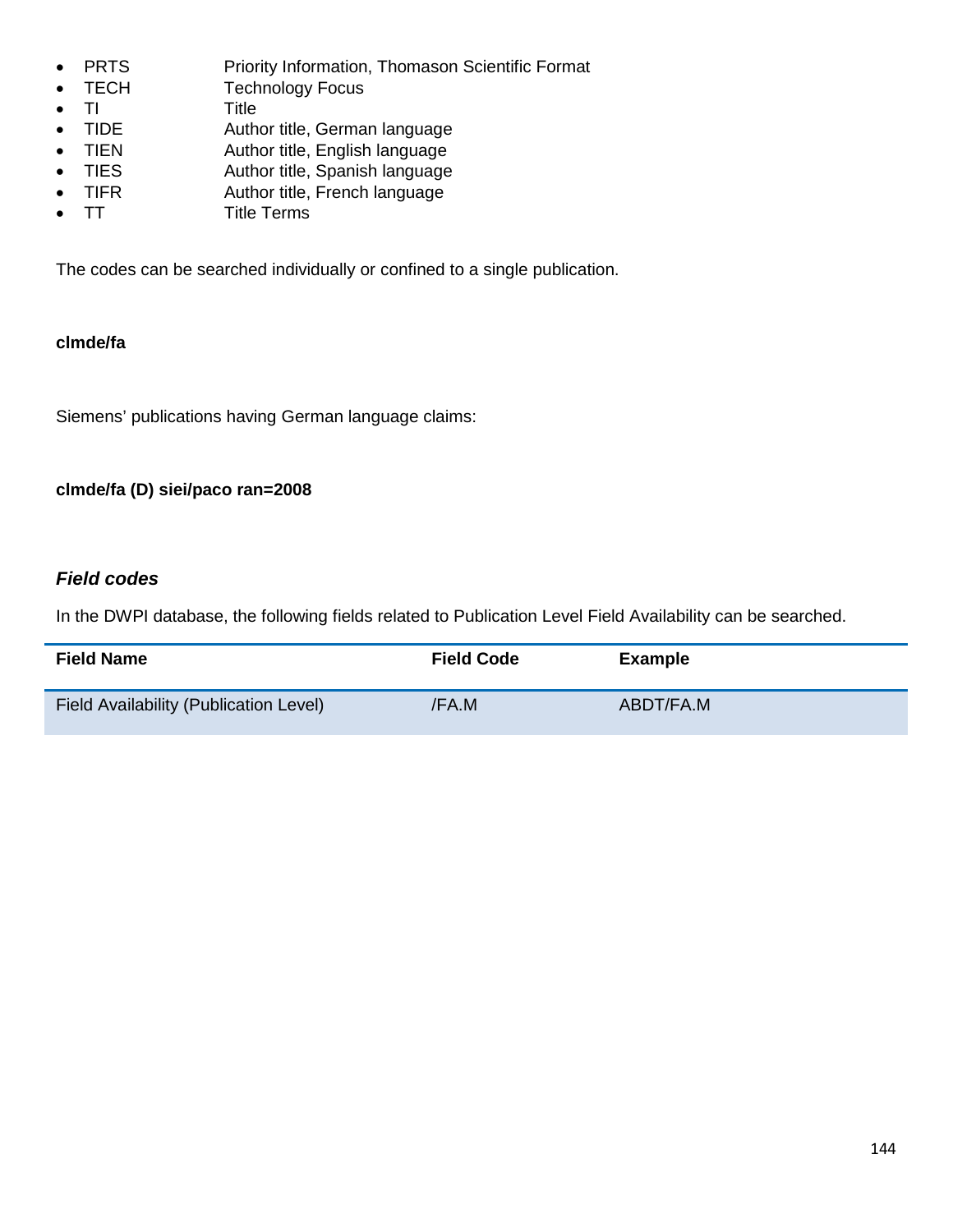- PRTS Priority Information, Thomason Scientific Format
- TECH Technology Focus
- TI Title
- TIDE Author title, German language
- TIEN Author title, English language
- TIES Author title, Spanish language
- TIFR Author title, French language
- TT Title Terms

The codes can be searched individually or confined to a single publication.

**clmde/fa**

Siemens' publications having German language claims:

**clmde/fa (D) siei/paco ran=2008**

### *Field codes*

In the DWPI database, the following fields related to Publication Level Field Availability can be searched.

| Field Name | Field Code | Example |
|---|---|---|
| Field Availability (Publication Level) | /FA.M | ABDT/FA.M |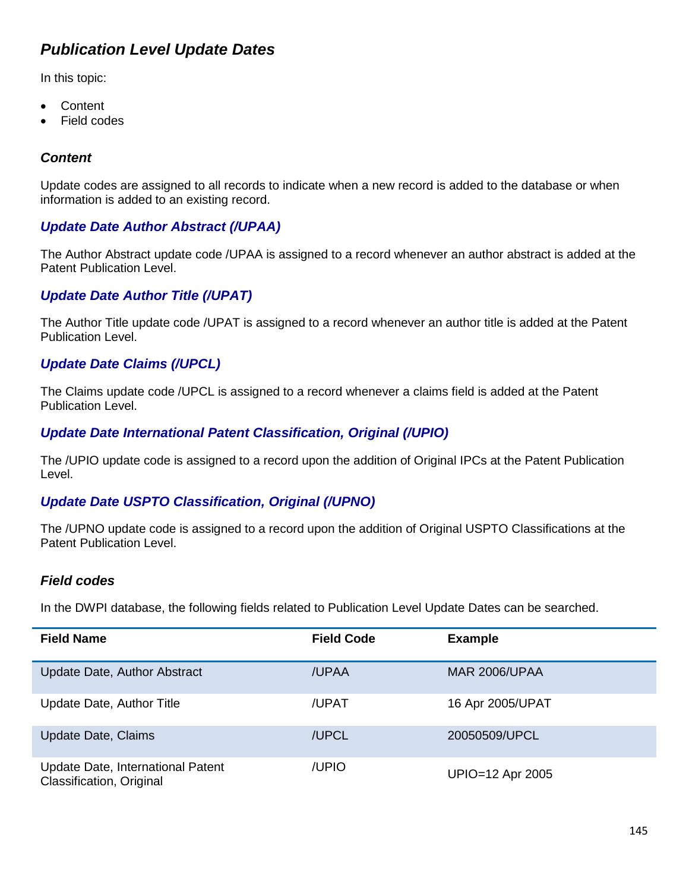## *Publication Level Update Dates*

In this topic:

- Content
- Field codes

### *Content*

Update codes are assigned to all records to indicate when a new record is added to the database or when information is added to an existing record.

#### *Update Date Author Abstract (/UPAA)*

The Author Abstract update code /UPAA is assigned to a record whenever an author abstract is added at the Patent Publication Level.

#### *Update Date Author Title (/UPAT)*

The Author Title update code /UPAT is assigned to a record whenever an author title is added at the Patent Publication Level.

#### *Update Date Claims (/UPCL)*

The Claims update code /UPCL is assigned to a record whenever a claims field is added at the Patent Publication Level.

#### *Update Date International Patent Classification, Original (/UPIO)*

The /UPIO update code is assigned to a record upon the addition of Original IPCs at the Patent Publication Level.

#### *Update Date USPTO Classification, Original (/UPNO)*

The /UPNO update code is assigned to a record upon the addition of Original USPTO Classifications at the Patent Publication Level.

### *Field codes*

In the DWPI database, the following fields related to Publication Level Update Dates can be searched.

| Field Name | Field Code | Example |
|---|---|---|
| Update Date, Author Abstract | /UPAA | MAR 2006/UPAA |
| Update Date, Author Title | /UPAT | 16 Apr 2005/UPAT |
| Update Date, Claims | /UPCL | 20050509/UPCL |
| Update Date, International Patent Classification, Original | /UPIO | UPIO=12 Apr 2005 |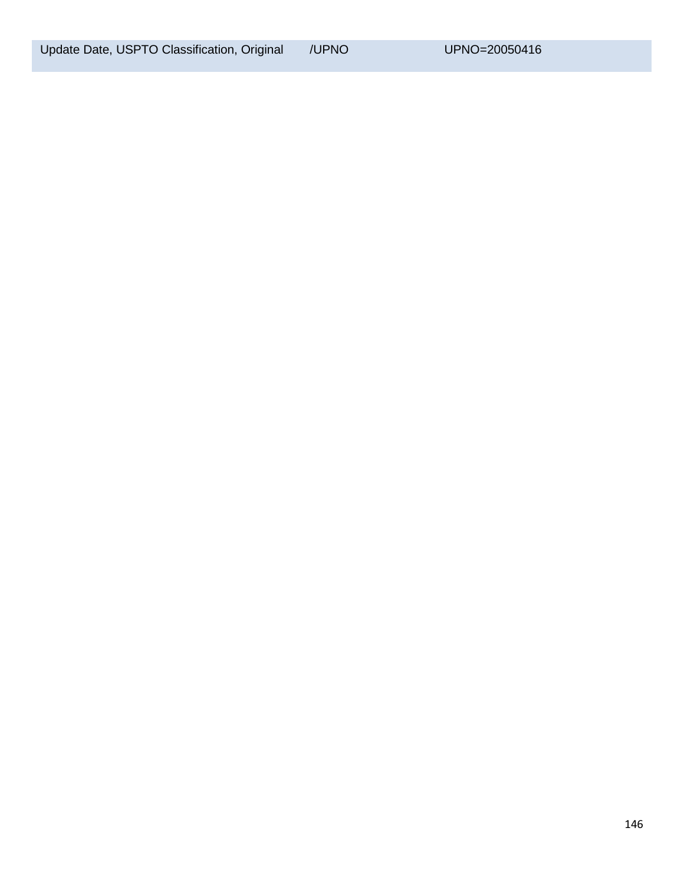| | | |
|---|---|---|
| Update Date, USPTO Classification, Original | /UPNO | UPNO=20050416 |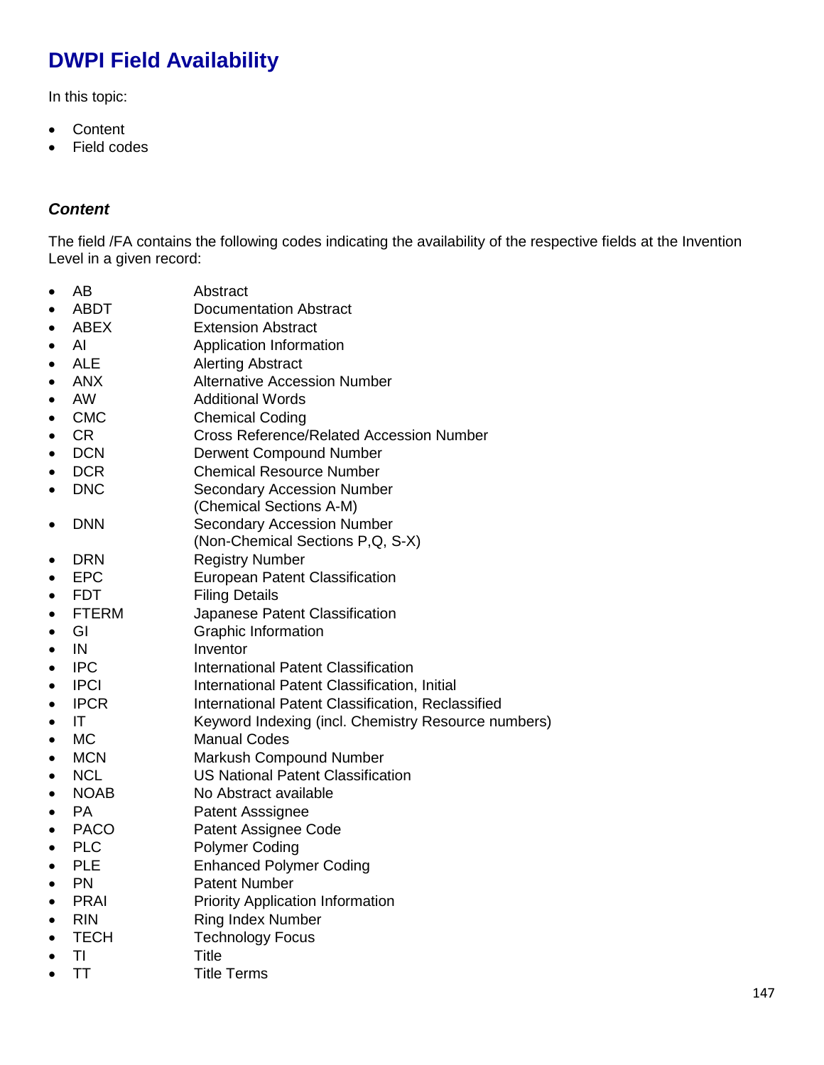# DWPI Field Availability

In this topic:

- Content
- Field codes

### *Content*

The field /FA contains the following codes indicating the availability of the respective fields at the Invention Level in a given record:

- AB Abstract
- ABDT Documentation Abstract
- ABEX Extension Abstract
- AI Application Information
- ALE Alerting Abstract
- ANX Alternative Accession Number
- AW Additional Words
- CMC Chemical Coding
- CR Cross Reference/Related Accession Number
- DCN Derwent Compound Number
- DCR Chemical Resource Number
- DNC Secondary Accession Number (Chemical Sections A-M)
- DNN Secondary Accession Number (Non-Chemical Sections P,Q, S-X)
- DRN Registry Number
- EPC European Patent Classification
- FDT Filing Details
- FTERM Japanese Patent Classification
- GI Graphic Information
- IN Inventor
- IPC International Patent Classification
- IPCI International Patent Classification, Initial
- IPCR International Patent Classification, Reclassified
- IT Keyword Indexing (incl. Chemistry Resource numbers)
- MC Manual Codes
- MCN Markush Compound Number
- NCL US National Patent Classification
- NOAB No Abstract available
- PA Patent Asssignee
- PACO Patent Assignee Code
- PLC Polymer Coding
- PLE Enhanced Polymer Coding
- PN Patent Number
- PRAI Priority Application Information
- RIN Ring Index Number
- TECH Technology Focus
- TI Title
- TT Title Terms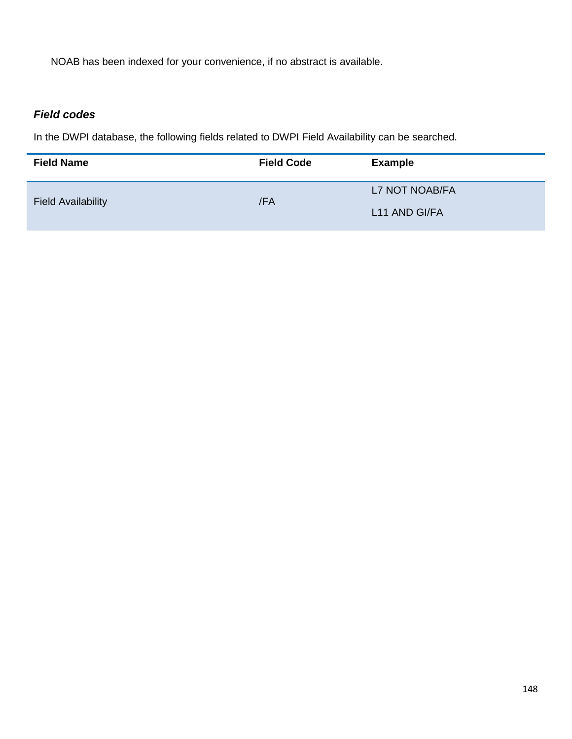NOAB has been indexed for your convenience, if no abstract is available.

### *Field codes*

In the DWPI database, the following fields related to DWPI Field Availability can be searched.

| Field Name | Field Code | Example |
| --- | --- | --- |
| Field Availability | /FA | L7 NOT NOAB/FA<br>L11 AND GI/FA |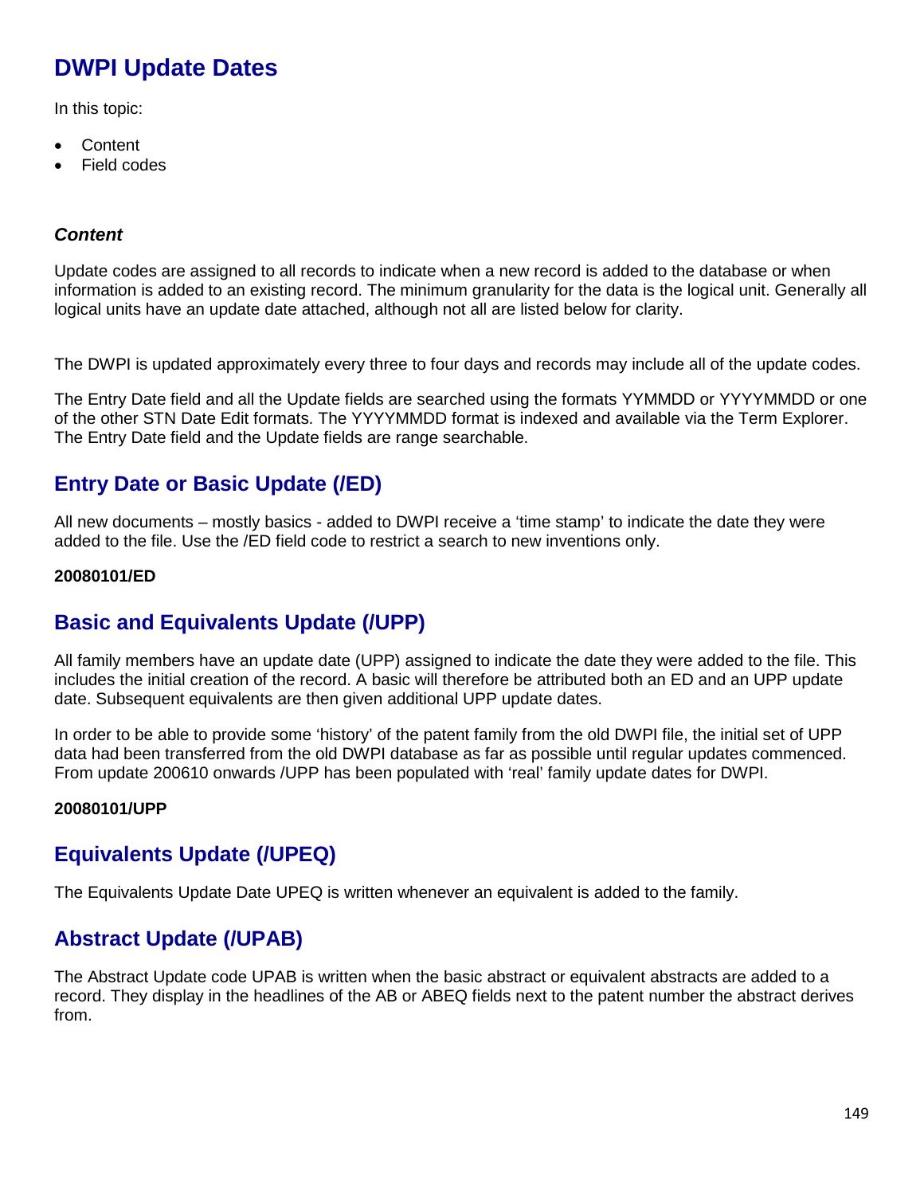# DWPI Update Dates

In this topic:

- Content
- Field codes

### *Content*

Update codes are assigned to all records to indicate when a new record is added to the database or when information is added to an existing record. The minimum granularity for the data is the logical unit. Generally all logical units have an update date attached, although not all are listed below for clarity.

The DWPI is updated approximately every three to four days and records may include all of the update codes.

The Entry Date field and all the Update fields are searched using the formats YYMMDD or YYYYMMDD or one of the other STN Date Edit formats. The YYYYMMDD format is indexed and available via the Term Explorer. The Entry Date field and the Update fields are range searchable.

## Entry Date or Basic Update (/ED)

All new documents – mostly basics - added to DWPI receive a 'time stamp' to indicate the date they were added to the file. Use the /ED field code to restrict a search to new inventions only.

**20080101/ED**

## Basic and Equivalents Update (/UPP)

All family members have an update date (UPP) assigned to indicate the date they were added to the file. This includes the initial creation of the record. A basic will therefore be attributed both an ED and an UPP update date. Subsequent equivalents are then given additional UPP update dates.

In order to be able to provide some 'history' of the patent family from the old DWPI file, the initial set of UPP data had been transferred from the old DWPI database as far as possible until regular updates commenced. From update 200610 onwards /UPP has been populated with 'real' family update dates for DWPI.

**20080101/UPP**

## Equivalents Update (/UPEQ)

The Equivalents Update Date UPEQ is written whenever an equivalent is added to the family.

## Abstract Update (/UPAB)

The Abstract Update code UPAB is written when the basic abstract or equivalent abstracts are added to a record. They display in the headlines of the AB or ABEQ fields next to the patent number the abstract derives from.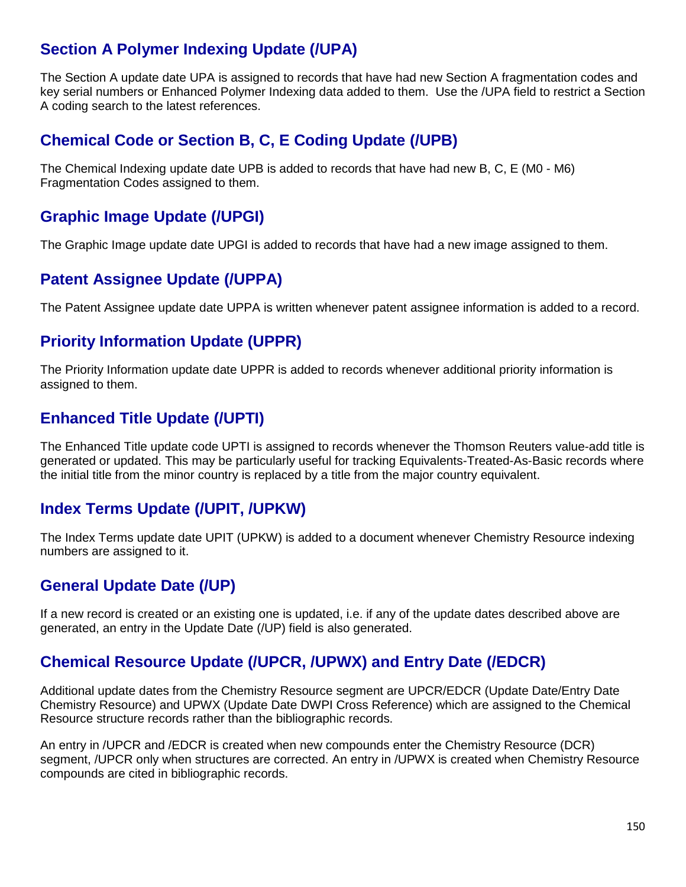## Section A Polymer Indexing Update (/UPA)

The Section A update date UPA is assigned to records that have had new Section A fragmentation codes and key serial numbers or Enhanced Polymer Indexing data added to them. Use the /UPA field to restrict a Section A coding search to the latest references.

## Chemical Code or Section B, C, E Coding Update (/UPB)

The Chemical Indexing update date UPB is added to records that have had new B, C, E (M0 - M6) Fragmentation Codes assigned to them.

## Graphic Image Update (/UPGI)

The Graphic Image update date UPGI is added to records that have had a new image assigned to them.

## Patent Assignee Update (/UPPA)

The Patent Assignee update date UPPA is written whenever patent assignee information is added to a record.

## Priority Information Update (UPPR)

The Priority Information update date UPPR is added to records whenever additional priority information is assigned to them.

## Enhanced Title Update (/UPTI)

The Enhanced Title update code UPTI is assigned to records whenever the Thomson Reuters value-add title is generated or updated. This may be particularly useful for tracking Equivalents-Treated-As-Basic records where the initial title from the minor country is replaced by a title from the major country equivalent.

## Index Terms Update (/UPIT, /UPKW)

The Index Terms update date UPIT (UPKW) is added to a document whenever Chemistry Resource indexing numbers are assigned to it.

## General Update Date (/UP)

If a new record is created or an existing one is updated, i.e. if any of the update dates described above are generated, an entry in the Update Date (/UP) field is also generated.

## Chemical Resource Update (/UPCR, /UPWX) and Entry Date (/EDCR)

Additional update dates from the Chemistry Resource segment are UPCR/EDCR (Update Date/Entry Date Chemistry Resource) and UPWX (Update Date DWPI Cross Reference) which are assigned to the Chemical Resource structure records rather than the bibliographic records.

An entry in /UPCR and /EDCR is created when new compounds enter the Chemistry Resource (DCR) segment, /UPCR only when structures are corrected. An entry in /UPWX is created when Chemistry Resource compounds are cited in bibliographic records.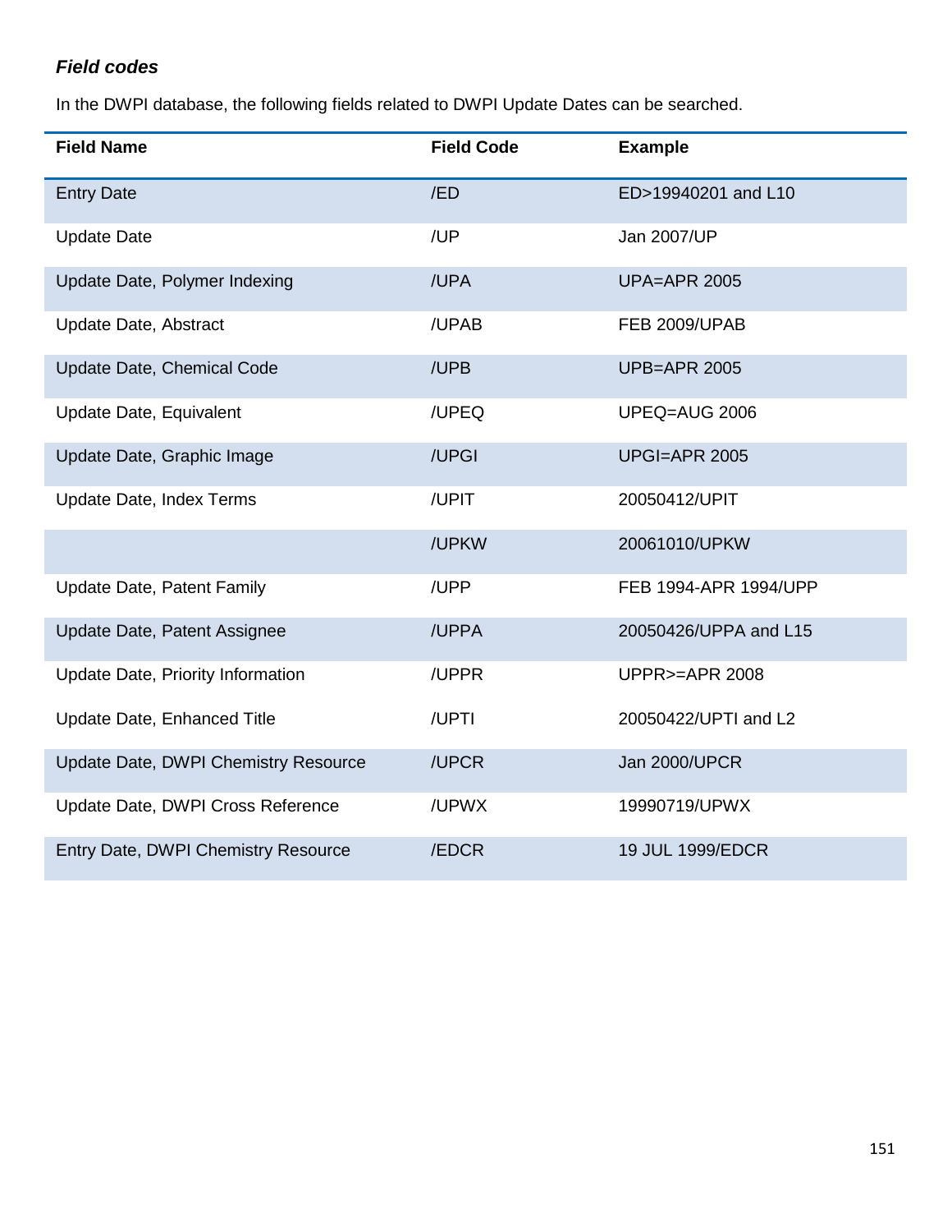***Field codes***

In the DWPI database, the following fields related to DWPI Update Dates can be searched.

| Field Name | Field Code | Example |
|---|---|---|
| Entry Date | /ED | ED>19940201 and L10 |
| Update Date | /UP | Jan 2007/UP |
| Update Date, Polymer Indexing | /UPA | UPA=APR 2005 |
| Update Date, Abstract | /UPAB | FEB 2009/UPAB |
| Update Date, Chemical Code | /UPB | UPB=APR 2005 |
| Update Date, Equivalent | /UPEQ | UPEQ=AUG 2006 |
| Update Date, Graphic Image | /UPGI | UPGI=APR 2005 |
| Update Date, Index Terms | /UPIT | 20050412/UPIT |
| | /UPKW | 20061010/UPKW |
| Update Date, Patent Family | /UPP | FEB 1994-APR 1994/UPP |
| Update Date, Patent Assignee | /UPPA | 20050426/UPPA and L15 |
| Update Date, Priority Information | /UPPR | UPPR>=APR 2008 |
| Update Date, Enhanced Title | /UPTI | 20050422/UPTI and L2 |
| Update Date, DWPI Chemistry Resource | /UPCR | Jan 2000/UPCR |
| Update Date, DWPI Cross Reference | /UPWX | 19990719/UPWX |
| Entry Date, DWPI Chemistry Resource | /EDCR | 19 JUL 1999/EDCR |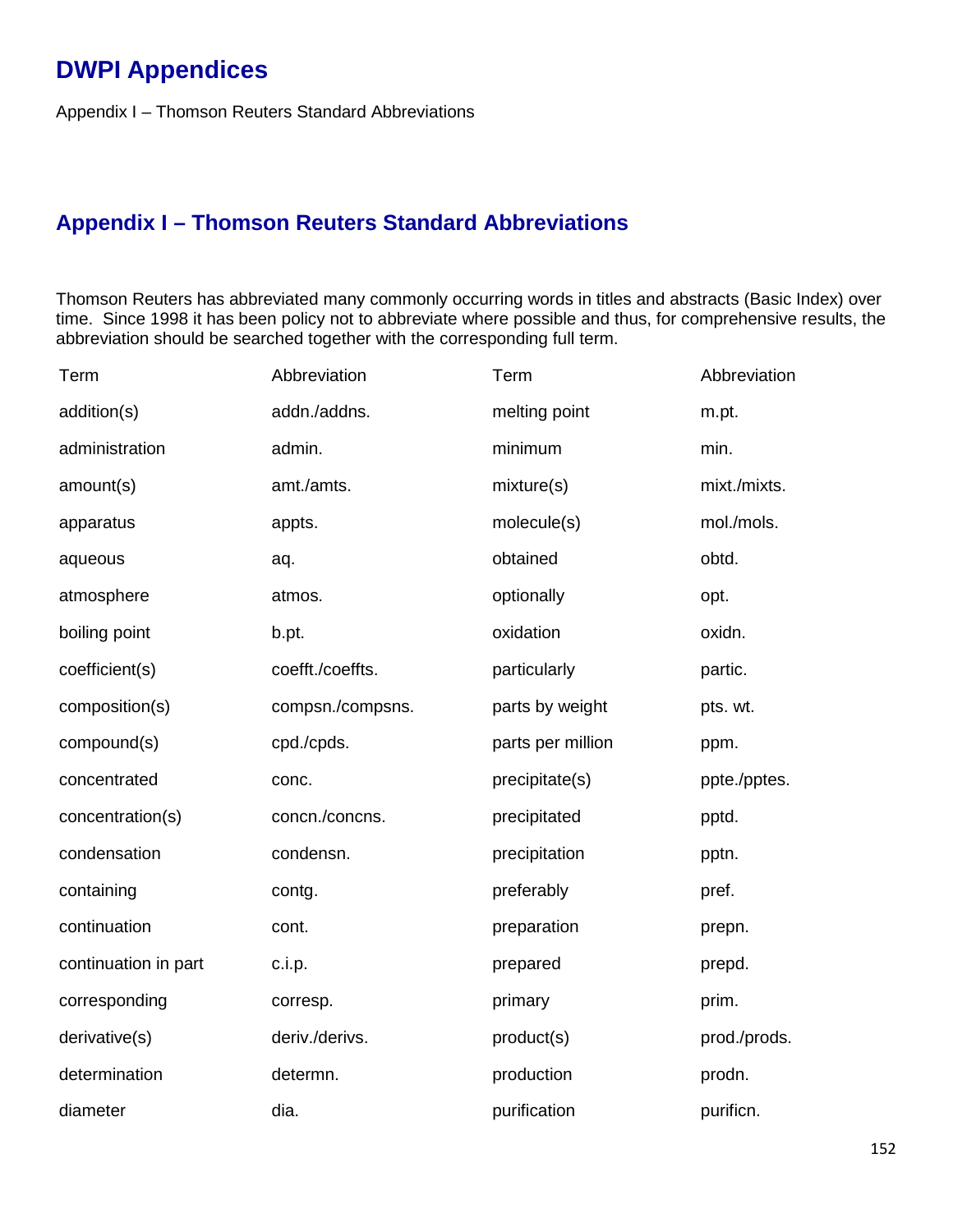# DWPI Appendices

Appendix I – Thomson Reuters Standard Abbreviations

## Appendix I – Thomson Reuters Standard Abbreviations

Thomson Reuters has abbreviated many commonly occurring words in titles and abstracts (Basic Index) over time. Since 1998 it has been policy not to abbreviate where possible and thus, for comprehensive results, the abbreviation should be searched together with the corresponding full term.

| Term | Abbreviation | Term | Abbreviation |
|---|---|---|---|
| addition(s) | addn./addns. | melting point | m.pt. |
| administration | admin. | minimum | min. |
| amount(s) | amt./amts. | mixture(s) | mixt./mixts. |
| apparatus | appts. | molecule(s) | mol./mols. |
| aqueous | aq. | obtained | obtd. |
| atmosphere | atmos. | optionally | opt. |
| boiling point | b.pt. | oxidation | oxidn. |
| coefficient(s) | coefft./coeffts. | particularly | partic. |
| composition(s) | compsn./compsns. | parts by weight | pts. wt. |
| compound(s) | cpd./cpds. | parts per million | ppm. |
| concentrated | conc. | precipitate(s) | ppte./pptes. |
| concentration(s) | concn./concns. | precipitated | pptd. |
| condensation | condensn. | precipitation | pptn. |
| containing | contg. | preferably | pref. |
| continuation | cont. | preparation | prepn. |
| continuation in part | c.i.p. | prepared | prepd. |
| corresponding | corresp. | primary | prim. |
| derivative(s) | deriv./derivs. | product(s) | prod./prods. |
| determination | determn. | production | prodn. |
| diameter | dia. | purification | purificn. |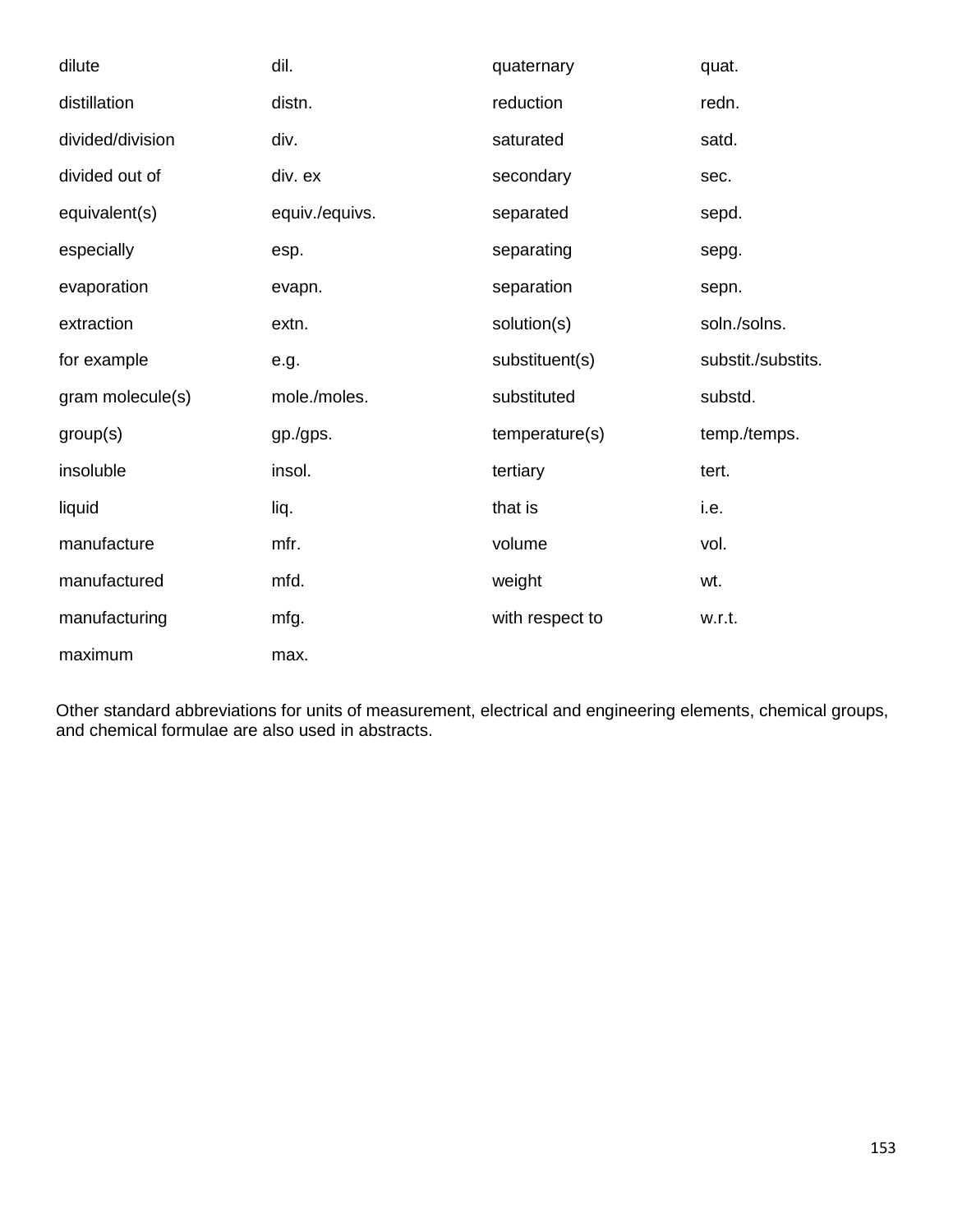| | | | |
|---|---|---|---|
| dilute | dil. | quaternary | quat. |
| distillation | distn. | reduction | redn. |
| divided/division | div. | saturated | satd. |
| divided out of | div. ex | secondary | sec. |
| equivalent(s) | equiv./equivs. | separated | sepd. |
| especially | esp. | separating | sepg. |
| evaporation | evapn. | separation | sepn. |
| extraction | extn. | solution(s) | soln./solns. |
| for example | e.g. | substituent(s) | substit./substits. |
| gram molecule(s) | mole./moles. | substituted | substd. |
| group(s) | gp./gps. | temperature(s) | temp./temps. |
| insoluble | insol. | tertiary | tert. |
| liquid | liq. | that is | i.e. |
| manufacture | mfr. | volume | vol. |
| manufactured | mfd. | weight | wt. |
| manufacturing | mfg. | with respect to | w.r.t. |
| maximum | max. | | |

Other standard abbreviations for units of measurement, electrical and engineering elements, chemical groups, and chemical formulae are also used in abstracts.